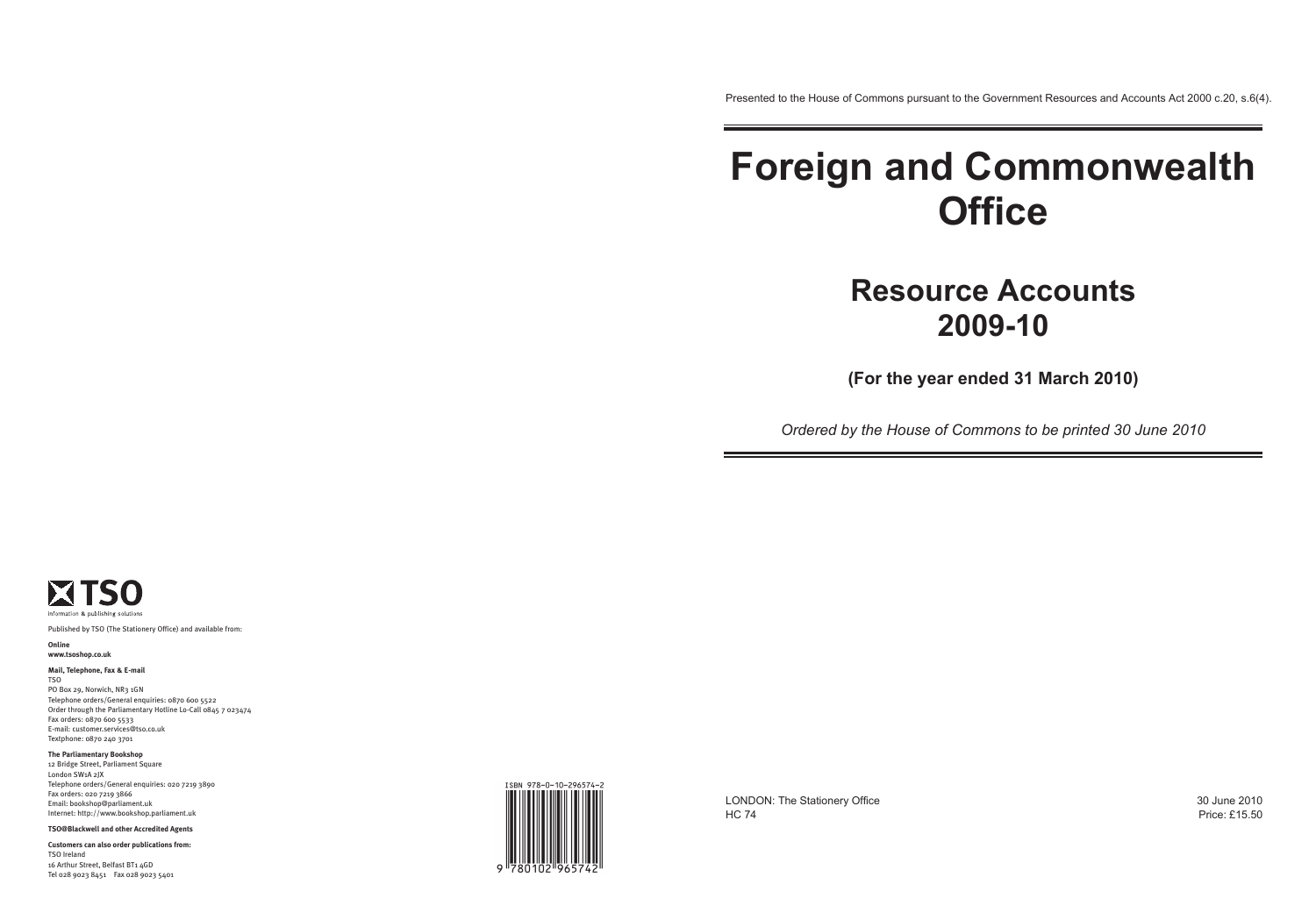Presented to the House of Commons pursuant to the Government Resources and Accounts Act 2000 c.20, s.6(4).

# Foreign and Commonwealth Office

## Resource Accounts 2009-10

**(For the year ended 31 March 2010)**

*Ordered by the House of Commons to be printed 30 June 2010*

LONDON: The Stationery Office
HC 74

30 June 2010
Price: £15.50

TSO
information & publishing solutions

Published by TSO (The Stationery Office) and available from:

**Online**
**www.tsoshop.co.uk**

**Mail, Telephone, Fax & E-mail**
TSO
PO Box 29, Norwich, NR3 1GN
Telephone orders/General enquiries: 0870 600 5522
Order through the Parliamentary Hotline Lo-Call 0845 7 023474
Fax orders: 0870 600 5533
E-mail: customer.services@tso.co.uk
Textphone: 0870 240 3701

**The Parliamentary Bookshop**
12 Bridge Street, Parliament Square
London SW1A 2JX
Telephone orders/General enquiries: 020 7219 3890
Fax orders: 020 7219 3866
Email: bookshop@parliament.uk
Internet: http://www.bookshop.parliament.uk

**TSO@Blackwell and other Accredited Agents**

**Customers can also order publications from:**
TSO Ireland
16 Arthur Street, Belfast BT1 4GD
Tel 028 9023 8451 Fax 028 9023 5401

ISBN 978-0-10-296574-2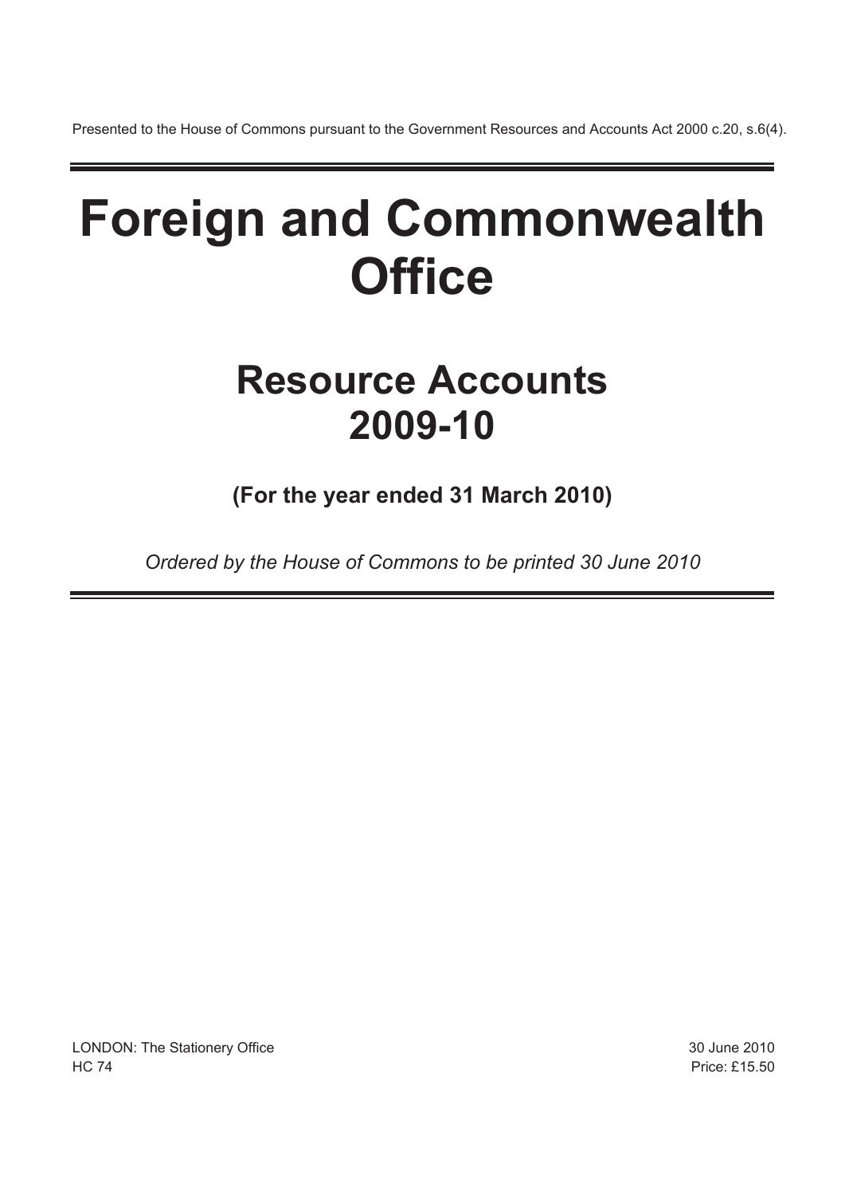Presented to the House of Commons pursuant to the Government Resources and Accounts Act 2000 c.20, s.6(4).

# Foreign and Commonwealth Office

## Resource Accounts 2009-10

**(For the year ended 31 March 2010)**

*Ordered by the House of Commons to be printed 30 June 2010*

LONDON: The Stationery Office
HC 74

30 June 2010
Price: £15.50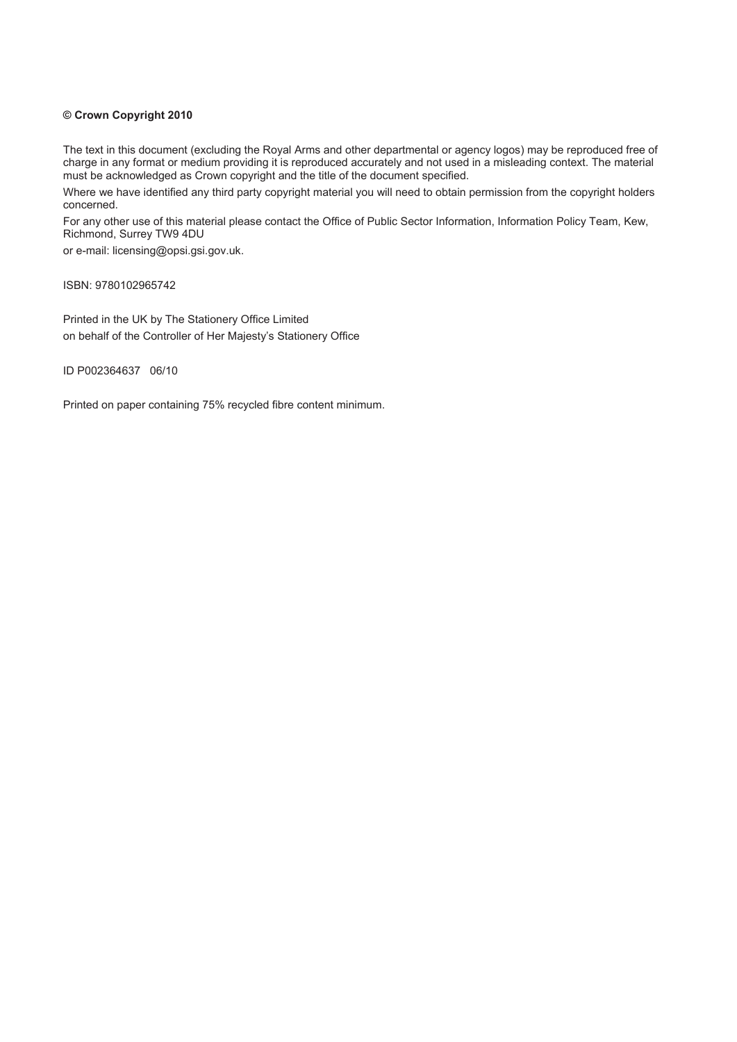**© Crown Copyright 2010**

The text in this document (excluding the Royal Arms and other departmental or agency logos) may be reproduced free of charge in any format or medium providing it is reproduced accurately and not used in a misleading context. The material must be acknowledged as Crown copyright and the title of the document specified.

Where we have identified any third party copyright material you will need to obtain permission from the copyright holders concerned.

For any other use of this material please contact the Office of Public Sector Information, Information Policy Team, Kew, Richmond, Surrey TW9 4DU

or e-mail: licensing@opsi.gsi.gov.uk.

ISBN: 9780102965742

Printed in the UK by The Stationery Office Limited
on behalf of the Controller of Her Majesty's Stationery Office

ID P002364637 06/10

Printed on paper containing 75% recycled fibre content minimum.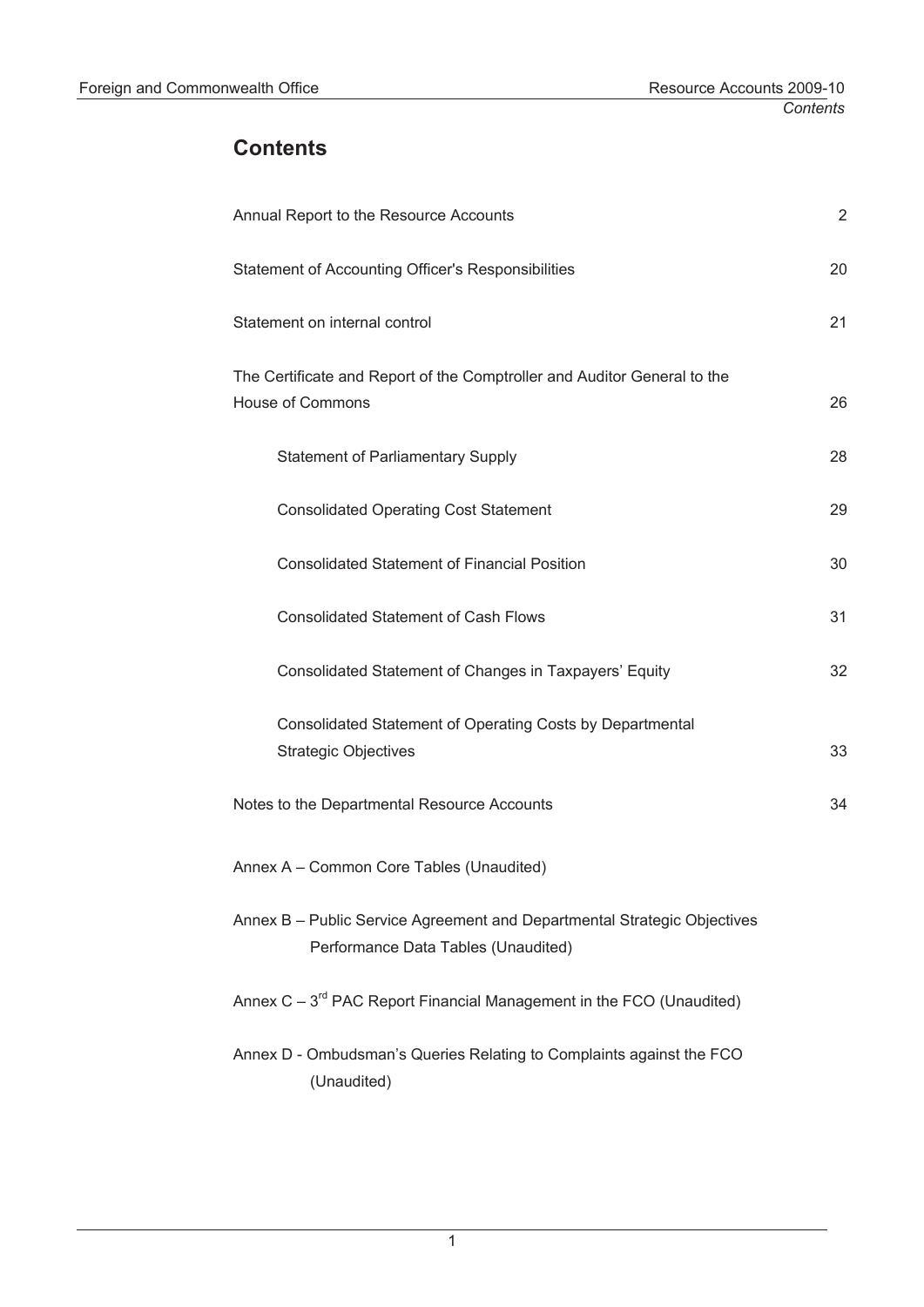## Contents

| | |
|---|---|
| Annual Report to the Resource Accounts | 2 |
| Statement of Accounting Officer's Responsibilities | 20 |
| Statement on internal control | 21 |
| The Certificate and Report of the Comptroller and Auditor General to the House of Commons | 26 |
| Statement of Parliamentary Supply | 28 |
| Consolidated Operating Cost Statement | 29 |
| Consolidated Statement of Financial Position | 30 |
| Consolidated Statement of Cash Flows | 31 |
| Consolidated Statement of Changes in Taxpayers' Equity | 32 |
| Consolidated Statement of Operating Costs by Departmental Strategic Objectives | 33 |
| Notes to the Departmental Resource Accounts | 34 |
| Annex A – Common Core Tables (Unaudited) | |
| Annex B – Public Service Agreement and Departmental Strategic Objectives Performance Data Tables (Unaudited) | |
| Annex C – 3rd PAC Report Financial Management in the FCO (Unaudited) | |
| Annex D - Ombudsman's Queries Relating to Complaints against the FCO (Unaudited) | |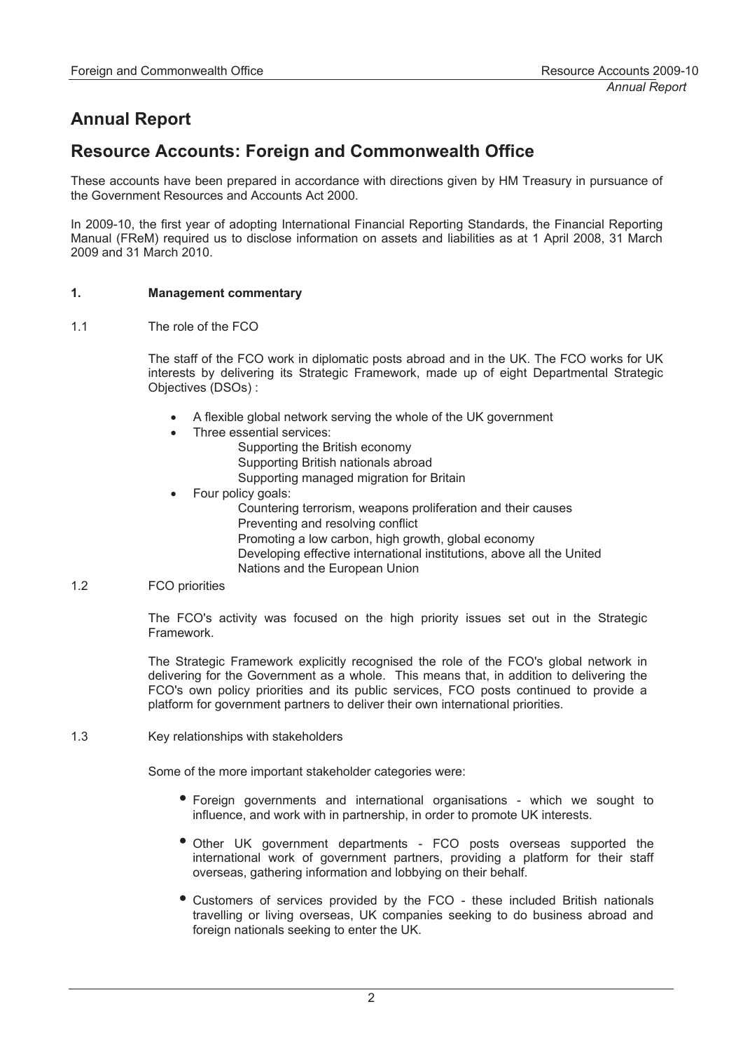# Annual Report

## Resource Accounts: Foreign and Commonwealth Office

These accounts have been prepared in accordance with directions given by HM Treasury in pursuance of the Government Resources and Accounts Act 2000.

In 2009-10, the first year of adopting International Financial Reporting Standards, the Financial Reporting Manual (FReM) required us to disclose information on assets and liabilities as at 1 April 2008, 31 March 2009 and 31 March 2010.

### 1. Management commentary

1.1 The role of the FCO

The staff of the FCO work in diplomatic posts abroad and in the UK. The FCO works for UK interests by delivering its Strategic Framework, made up of eight Departmental Strategic Objectives (DSOs) :

- A flexible global network serving the whole of the UK government
- Three essential services:
  - Supporting the British economy
  - Supporting British nationals abroad
  - Supporting managed migration for Britain
- Four policy goals:
  - Countering terrorism, weapons proliferation and their causes
  - Preventing and resolving conflict
  - Promoting a low carbon, high growth, global economy
  - Developing effective international institutions, above all the United Nations and the European Union

1.2 FCO priorities

The FCO's activity was focused on the high priority issues set out in the Strategic Framework.

The Strategic Framework explicitly recognised the role of the FCO's global network in delivering for the Government as a whole. This means that, in addition to delivering the FCO's own policy priorities and its public services, FCO posts continued to provide a platform for government partners to deliver their own international priorities.

1.3 Key relationships with stakeholders

Some of the more important stakeholder categories were:

- Foreign governments and international organisations - which we sought to influence, and work with in partnership, in order to promote UK interests.
- Other UK government departments - FCO posts overseas supported the international work of government partners, providing a platform for their staff overseas, gathering information and lobbying on their behalf.
- Customers of services provided by the FCO - these included British nationals travelling or living overseas, UK companies seeking to do business abroad and foreign nationals seeking to enter the UK.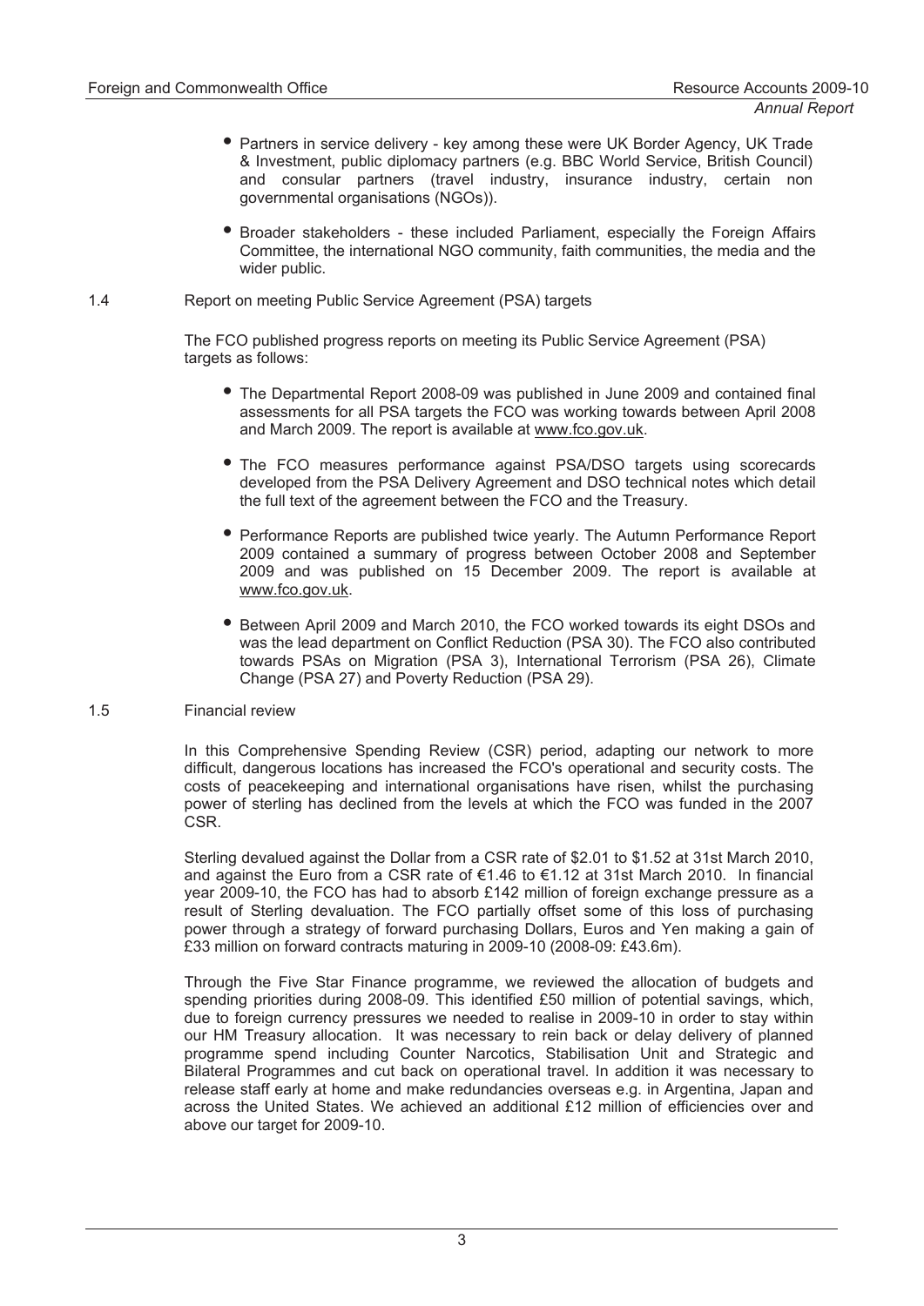- Partners in service delivery - key among these were UK Border Agency, UK Trade & Investment, public diplomacy partners (e.g. BBC World Service, British Council) and consular partners (travel industry, insurance industry, certain non governmental organisations (NGOs)).

- Broader stakeholders - these included Parliament, especially the Foreign Affairs Committee, the international NGO community, faith communities, the media and the wider public.

## 1.4 Report on meeting Public Service Agreement (PSA) targets

The FCO published progress reports on meeting its Public Service Agreement (PSA) targets as follows:

- The Departmental Report 2008-09 was published in June 2009 and contained final assessments for all PSA targets the FCO was working towards between April 2008 and March 2009. The report is available at www.fco.gov.uk.

- The FCO measures performance against PSA/DSO targets using scorecards developed from the PSA Delivery Agreement and DSO technical notes which detail the full text of the agreement between the FCO and the Treasury.

- Performance Reports are published twice yearly. The Autumn Performance Report 2009 contained a summary of progress between October 2008 and September 2009 and was published on 15 December 2009. The report is available at www.fco.gov.uk.

- Between April 2009 and March 2010, the FCO worked towards its eight DSOs and was the lead department on Conflict Reduction (PSA 30). The FCO also contributed towards PSAs on Migration (PSA 3), International Terrorism (PSA 26), Climate Change (PSA 27) and Poverty Reduction (PSA 29).

## 1.5 Financial review

In this Comprehensive Spending Review (CSR) period, adapting our network to more difficult, dangerous locations has increased the FCO's operational and security costs. The costs of peacekeeping and international organisations have risen, whilst the purchasing power of sterling has declined from the levels at which the FCO was funded in the 2007 CSR.

Sterling devalued against the Dollar from a CSR rate of \$2.01 to \$1.52 at 31st March 2010, and against the Euro from a CSR rate of €1.46 to €1.12 at 31st March 2010. In financial year 2009-10, the FCO has had to absorb £142 million of foreign exchange pressure as a result of Sterling devaluation. The FCO partially offset some of this loss of purchasing power through a strategy of forward purchasing Dollars, Euros and Yen making a gain of £33 million on forward contracts maturing in 2009-10 (2008-09: £43.6m).

Through the Five Star Finance programme, we reviewed the allocation of budgets and spending priorities during 2008-09. This identified £50 million of potential savings, which, due to foreign currency pressures we needed to realise in 2009-10 in order to stay within our HM Treasury allocation. It was necessary to rein back or delay delivery of planned programme spend including Counter Narcotics, Stabilisation Unit and Strategic and Bilateral Programmes and cut back on operational travel. In addition it was necessary to release staff early at home and make redundancies overseas e.g. in Argentina, Japan and across the United States. We achieved an additional £12 million of efficiencies over and above our target for 2009-10.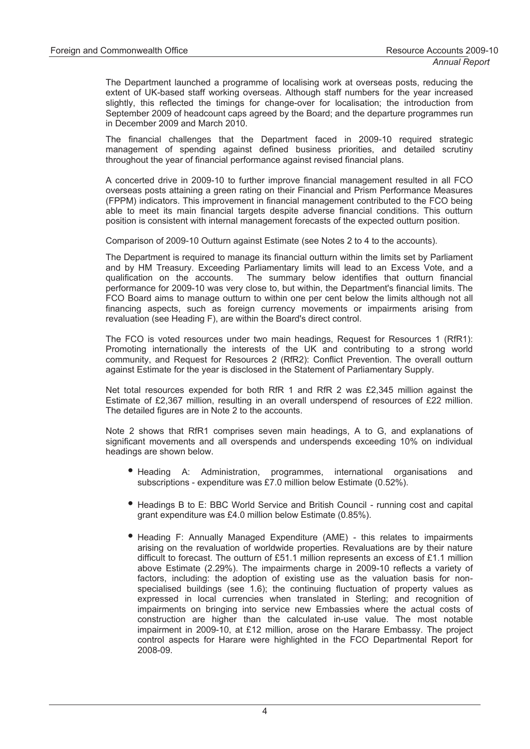The Department launched a programme of localising work at overseas posts, reducing the extent of UK-based staff working overseas. Although staff numbers for the year increased slightly, this reflected the timings for change-over for localisation; the introduction from September 2009 of headcount caps agreed by the Board; and the departure programmes run in December 2009 and March 2010.

The financial challenges that the Department faced in 2009-10 required strategic management of spending against defined business priorities, and detailed scrutiny throughout the year of financial performance against revised financial plans.

A concerted drive in 2009-10 to further improve financial management resulted in all FCO overseas posts attaining a green rating on their Financial and Prism Performance Measures (FPPM) indicators. This improvement in financial management contributed to the FCO being able to meet its main financial targets despite adverse financial conditions. This outturn position is consistent with internal management forecasts of the expected outturn position.

Comparison of 2009-10 Outturn against Estimate (see Notes 2 to 4 to the accounts).

The Department is required to manage its financial outturn within the limits set by Parliament and by HM Treasury. Exceeding Parliamentary limits will lead to an Excess Vote, and a qualification on the accounts. The summary below identifies that outturn financial performance for 2009-10 was very close to, but within, the Department's financial limits. The FCO Board aims to manage outturn to within one per cent below the limits although not all financing aspects, such as foreign currency movements or impairments arising from revaluation (see Heading F), are within the Board's direct control.

The FCO is voted resources under two main headings, Request for Resources 1 (RfR1): Promoting internationally the interests of the UK and contributing to a strong world community, and Request for Resources 2 (RfR2): Conflict Prevention. The overall outturn against Estimate for the year is disclosed in the Statement of Parliamentary Supply.

Net total resources expended for both RfR 1 and RfR 2 was £2,345 million against the Estimate of £2,367 million, resulting in an overall underspend of resources of £22 million. The detailed figures are in Note 2 to the accounts.

Note 2 shows that RfR1 comprises seven main headings, A to G, and explanations of significant movements and all overspends and underspends exceeding 10% on individual headings are shown below.

- Heading A: Administration, programmes, international organisations and subscriptions - expenditure was £7.0 million below Estimate (0.52%).

- Headings B to E: BBC World Service and British Council - running cost and capital grant expenditure was £4.0 million below Estimate (0.85%).

- Heading F: Annually Managed Expenditure (AME) - this relates to impairments arising on the revaluation of worldwide properties. Revaluations are by their nature difficult to forecast. The outturn of £51.1 million represents an excess of £1.1 million above Estimate (2.29%). The impairments charge in 2009-10 reflects a variety of factors, including: the adoption of existing use as the valuation basis for non-specialised buildings (see 1.6); the continuing fluctuation of property values as expressed in local currencies when translated in Sterling; and recognition of impairments on bringing into service new Embassies where the actual costs of construction are higher than the calculated in-use value. The most notable impairment in 2009-10, at £12 million, arose on the Harare Embassy. The project control aspects for Harare were highlighted in the FCO Departmental Report for 2008-09.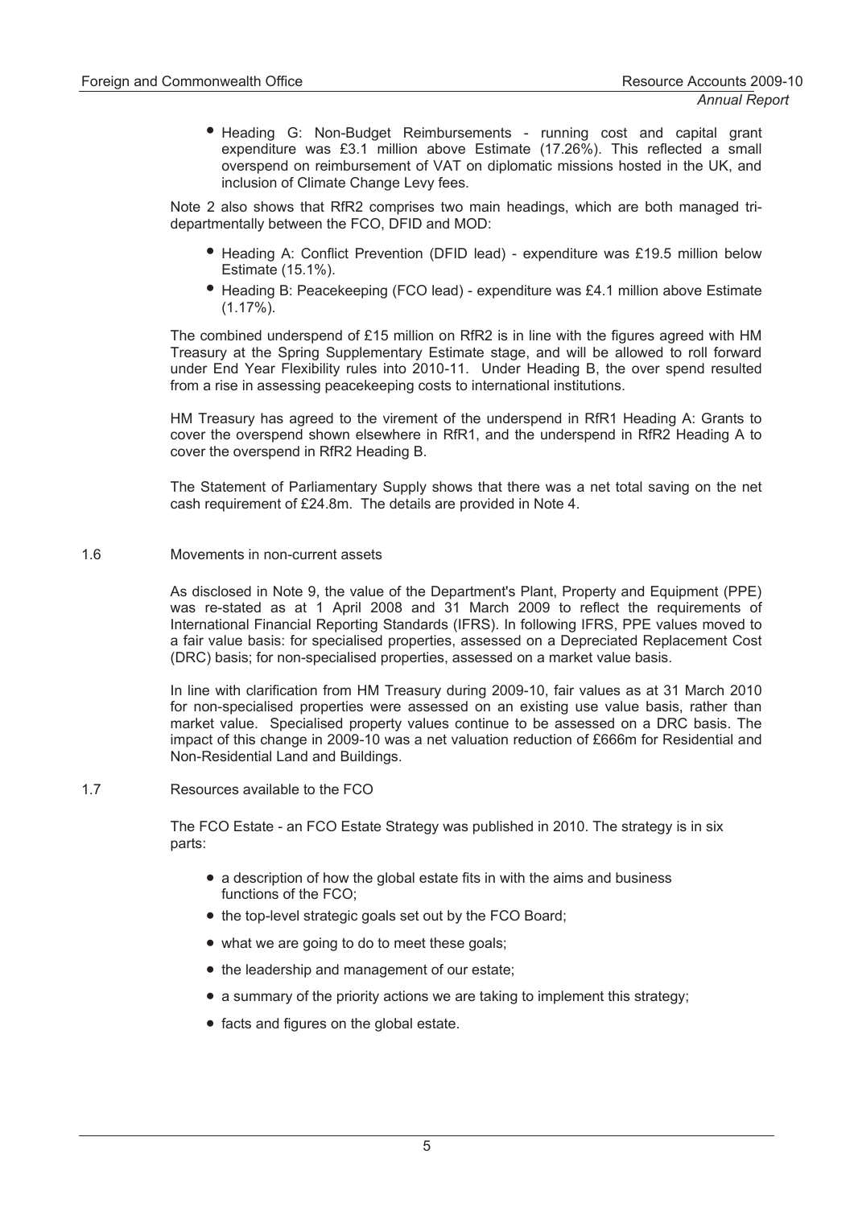- Heading G: Non-Budget Reimbursements - running cost and capital grant expenditure was £3.1 million above Estimate (17.26%). This reflected a small overspend on reimbursement of VAT on diplomatic missions hosted in the UK, and inclusion of Climate Change Levy fees.

Note 2 also shows that RfR2 comprises two main headings, which are both managed tri-departmentally between the FCO, DFID and MOD:

- Heading A: Conflict Prevention (DFID lead) - expenditure was £19.5 million below Estimate (15.1%).
- Heading B: Peacekeeping (FCO lead) - expenditure was £4.1 million above Estimate (1.17%).

The combined underspend of £15 million on RfR2 is in line with the figures agreed with HM Treasury at the Spring Supplementary Estimate stage, and will be allowed to roll forward under End Year Flexibility rules into 2010-11. Under Heading B, the over spend resulted from a rise in assessing peacekeeping costs to international institutions.

HM Treasury has agreed to the virement of the underspend in RfR1 Heading A: Grants to cover the overspend shown elsewhere in RfR1, and the underspend in RfR2 Heading A to cover the overspend in RfR2 Heading B.

The Statement of Parliamentary Supply shows that there was a net total saving on the net cash requirement of £24.8m. The details are provided in Note 4.

## 1.6 Movements in non-current assets

As disclosed in Note 9, the value of the Department's Plant, Property and Equipment (PPE) was re-stated as at 1 April 2008 and 31 March 2009 to reflect the requirements of International Financial Reporting Standards (IFRS). In following IFRS, PPE values moved to a fair value basis: for specialised properties, assessed on a Depreciated Replacement Cost (DRC) basis; for non-specialised properties, assessed on a market value basis.

In line with clarification from HM Treasury during 2009-10, fair values as at 31 March 2010 for non-specialised properties were assessed on an existing use value basis, rather than market value. Specialised property values continue to be assessed on a DRC basis. The impact of this change in 2009-10 was a net valuation reduction of £666m for Residential and Non-Residential Land and Buildings.

## 1.7 Resources available to the FCO

The FCO Estate - an FCO Estate Strategy was published in 2010. The strategy is in six parts:

- a description of how the global estate fits in with the aims and business functions of the FCO;
- the top-level strategic goals set out by the FCO Board;
- what we are going to do to meet these goals;
- the leadership and management of our estate;
- a summary of the priority actions we are taking to implement this strategy;
- facts and figures on the global estate.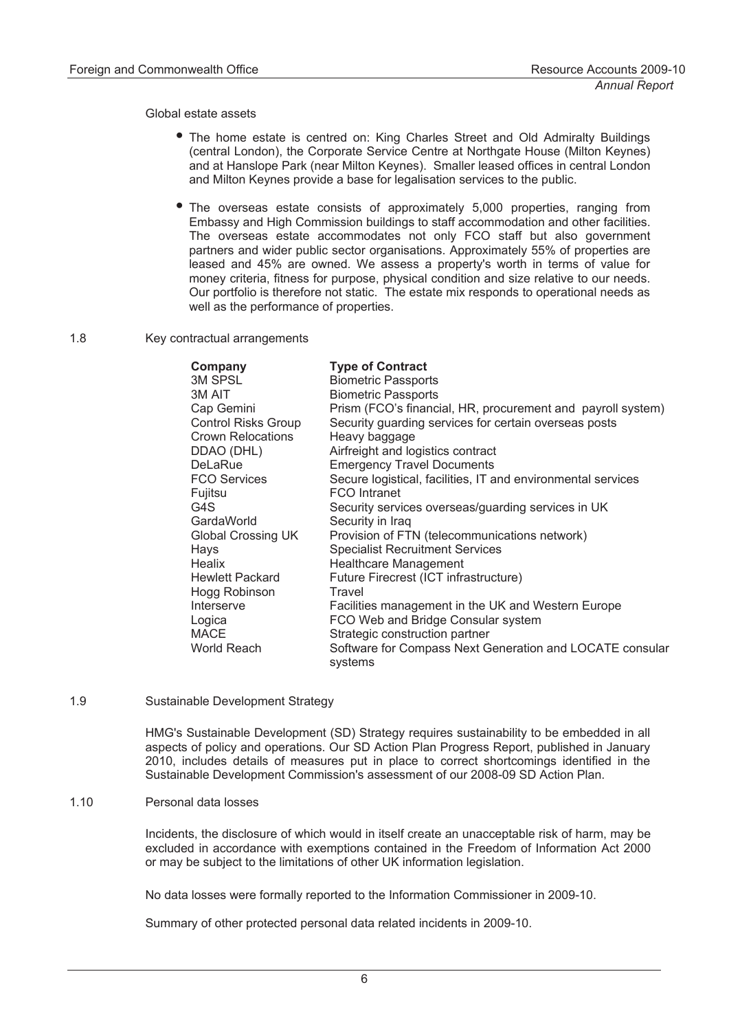Global estate assets

- The home estate is centred on: King Charles Street and Old Admiralty Buildings (central London), the Corporate Service Centre at Northgate House (Milton Keynes) and at Hanslope Park (near Milton Keynes). Smaller leased offices in central London and Milton Keynes provide a base for legalisation services to the public.

- The overseas estate consists of approximately 5,000 properties, ranging from Embassy and High Commission buildings to staff accommodation and other facilities. The overseas estate accommodates not only FCO staff but also government partners and wider public sector organisations. Approximately 55% of properties are leased and 45% are owned. We assess a property's worth in terms of value for money criteria, fitness for purpose, physical condition and size relative to our needs. Our portfolio is therefore not static. The estate mix responds to operational needs as well as the performance of properties.

1.8 Key contractual arrangements

| Company | Type of Contract |
|---|---|
| 3M SPSL | Biometric Passports |
| 3M AIT | Biometric Passports |
| Cap Gemini | Prism (FCO's financial, HR, procurement and payroll system) |
| Control Risks Group | Security guarding services for certain overseas posts |
| Crown Relocations | Heavy baggage |
| DDAO (DHL) | Airfreight and logistics contract |
| DeLaRue | Emergency Travel Documents |
| FCO Services | Secure logistical, facilities, IT and environmental services |
| Fujitsu | FCO Intranet |
| G4S | Security services overseas/guarding services in UK |
| GardaWorld | Security in Iraq |
| Global Crossing UK | Provision of FTN (telecommunications network) |
| Hays | Specialist Recruitment Services |
| Healix | Healthcare Management |
| Hewlett Packard | Future Firecrest (ICT infrastructure) |
| Hogg Robinson | Travel |
| Interserve | Facilities management in the UK and Western Europe |
| Logica | FCO Web and Bridge Consular system |
| MACE | Strategic construction partner |
| World Reach | Software for Compass Next Generation and LOCATE consular systems |

1.9 Sustainable Development Strategy

HMG's Sustainable Development (SD) Strategy requires sustainability to be embedded in all aspects of policy and operations. Our SD Action Plan Progress Report, published in January 2010, includes details of measures put in place to correct shortcomings identified in the Sustainable Development Commission's assessment of our 2008-09 SD Action Plan.

1.10 Personal data losses

Incidents, the disclosure of which would in itself create an unacceptable risk of harm, may be excluded in accordance with exemptions contained in the Freedom of Information Act 2000 or may be subject to the limitations of other UK information legislation.

No data losses were formally reported to the Information Commissioner in 2009-10.

Summary of other protected personal data related incidents in 2009-10.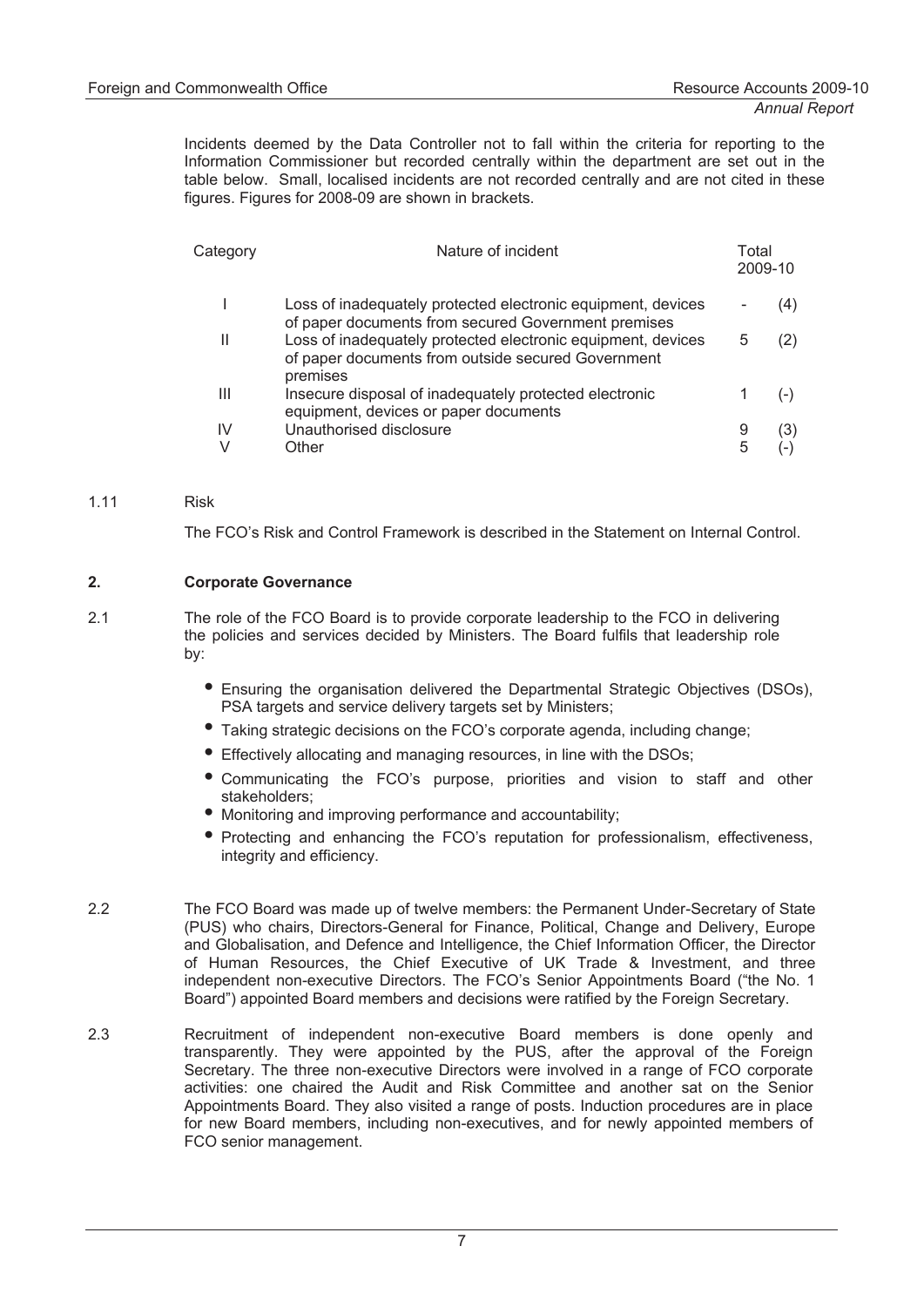Incidents deemed by the Data Controller not to fall within the criteria for reporting to the Information Commissioner but recorded centrally within the department are set out in the table below. Small, localised incidents are not recorded centrally and are not cited in these figures. Figures for 2008-09 are shown in brackets.

| Category | Nature of incident | Total 2009-10 | |
|---|---|---|---|
| I | Loss of inadequately protected electronic equipment, devices of paper documents from secured Government premises | - | (4) |
| II | Loss of inadequately protected electronic equipment, devices of paper documents from outside secured Government premises | 5 | (2) |
| III | Insecure disposal of inadequately protected electronic equipment, devices or paper documents | 1 | (-) |
| IV | Unauthorised disclosure | 9 | (3) |
| V | Other | 5 | (-) |

1.11 Risk

The FCO's Risk and Control Framework is described in the Statement on Internal Control.

## 2. Corporate Governance

2.1 The role of the FCO Board is to provide corporate leadership to the FCO in delivering the policies and services decided by Ministers. The Board fulfils that leadership role by:

- Ensuring the organisation delivered the Departmental Strategic Objectives (DSOs), PSA targets and service delivery targets set by Ministers;
- Taking strategic decisions on the FCO's corporate agenda, including change;
- Effectively allocating and managing resources, in line with the DSOs;
- Communicating the FCO's purpose, priorities and vision to staff and other stakeholders;
- Monitoring and improving performance and accountability;
- Protecting and enhancing the FCO's reputation for professionalism, effectiveness, integrity and efficiency.

2.2 The FCO Board was made up of twelve members: the Permanent Under-Secretary of State (PUS) who chairs, Directors-General for Finance, Political, Change and Delivery, Europe and Globalisation, and Defence and Intelligence, the Chief Information Officer, the Director of Human Resources, the Chief Executive of UK Trade & Investment, and three independent non-executive Directors. The FCO's Senior Appointments Board ("the No. 1 Board") appointed Board members and decisions were ratified by the Foreign Secretary.

2.3 Recruitment of independent non-executive Board members is done openly and transparently. They were appointed by the PUS, after the approval of the Foreign Secretary. The three non-executive Directors were involved in a range of FCO corporate activities: one chaired the Audit and Risk Committee and another sat on the Senior Appointments Board. They also visited a range of posts. Induction procedures are in place for new Board members, including non-executives, and for newly appointed members of FCO senior management.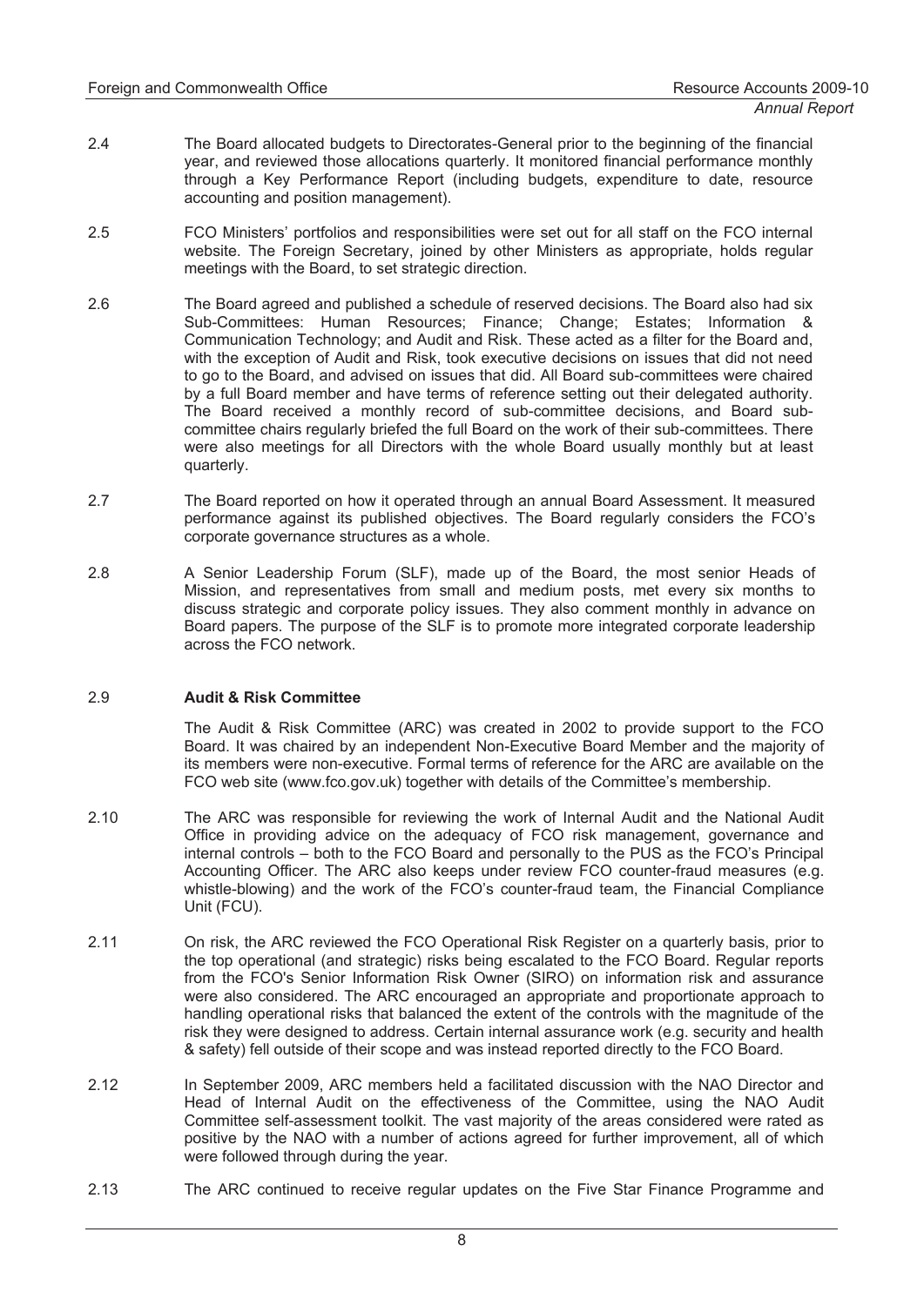2.4 The Board allocated budgets to Directorates-General prior to the beginning of the financial year, and reviewed those allocations quarterly. It monitored financial performance monthly through a Key Performance Report (including budgets, expenditure to date, resource accounting and position management).

2.5 FCO Ministers' portfolios and responsibilities were set out for all staff on the FCO internal website. The Foreign Secretary, joined by other Ministers as appropriate, holds regular meetings with the Board, to set strategic direction.

2.6 The Board agreed and published a schedule of reserved decisions. The Board also had six Sub-Committees: Human Resources; Finance; Change; Estates; Information & Communication Technology; and Audit and Risk. These acted as a filter for the Board and, with the exception of Audit and Risk, took executive decisions on issues that did not need to go to the Board, and advised on issues that did. All Board sub-committees were chaired by a full Board member and have terms of reference setting out their delegated authority. The Board received a monthly record of sub-committee decisions, and Board sub-committee chairs regularly briefed the full Board on the work of their sub-committees. There were also meetings for all Directors with the whole Board usually monthly but at least quarterly.

2.7 The Board reported on how it operated through an annual Board Assessment. It measured performance against its published objectives. The Board regularly considers the FCO's corporate governance structures as a whole.

2.8 A Senior Leadership Forum (SLF), made up of the Board, the most senior Heads of Mission, and representatives from small and medium posts, met every six months to discuss strategic and corporate policy issues. They also comment monthly in advance on Board papers. The purpose of the SLF is to promote more integrated corporate leadership across the FCO network.

### 2.9 Audit & Risk Committee

The Audit & Risk Committee (ARC) was created in 2002 to provide support to the FCO Board. It was chaired by an independent Non-Executive Board Member and the majority of its members were non-executive. Formal terms of reference for the ARC are available on the FCO web site (www.fco.gov.uk) together with details of the Committee's membership.

2.10 The ARC was responsible for reviewing the work of Internal Audit and the National Audit Office in providing advice on the adequacy of FCO risk management, governance and internal controls – both to the FCO Board and personally to the PUS as the FCO's Principal Accounting Officer. The ARC also keeps under review FCO counter-fraud measures (e.g. whistle-blowing) and the work of the FCO's counter-fraud team, the Financial Compliance Unit (FCU).

2.11 On risk, the ARC reviewed the FCO Operational Risk Register on a quarterly basis, prior to the top operational (and strategic) risks being escalated to the FCO Board. Regular reports from the FCO's Senior Information Risk Owner (SIRO) on information risk and assurance were also considered. The ARC encouraged an appropriate and proportionate approach to handling operational risks that balanced the extent of the controls with the magnitude of the risk they were designed to address. Certain internal assurance work (e.g. security and health & safety) fell outside of their scope and was instead reported directly to the FCO Board.

2.12 In September 2009, ARC members held a facilitated discussion with the NAO Director and Head of Internal Audit on the effectiveness of the Committee, using the NAO Audit Committee self-assessment toolkit. The vast majority of the areas considered were rated as positive by the NAO with a number of actions agreed for further improvement, all of which were followed through during the year.

2.13 The ARC continued to receive regular updates on the Five Star Finance Programme and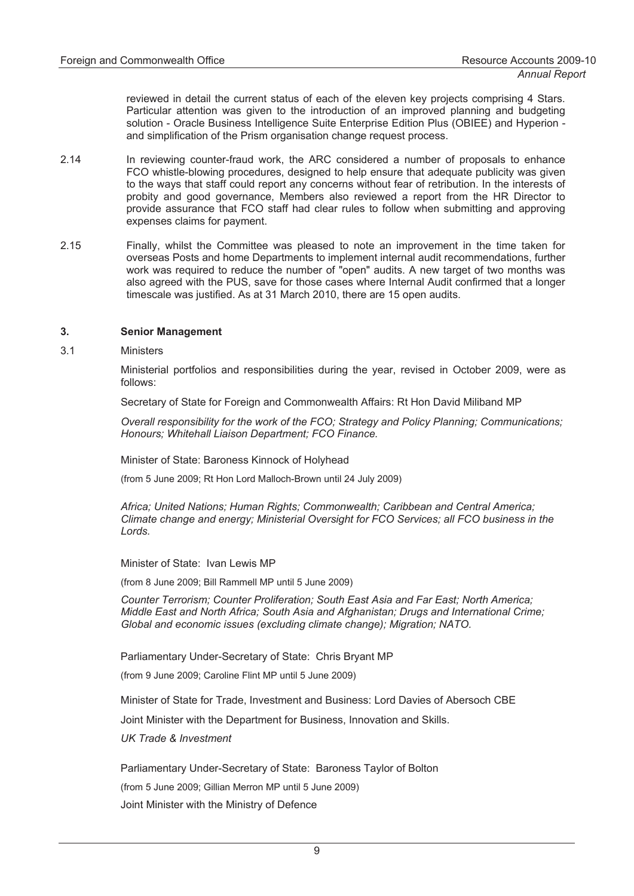reviewed in detail the current status of each of the eleven key projects comprising 4 Stars. Particular attention was given to the introduction of an improved planning and budgeting solution - Oracle Business Intelligence Suite Enterprise Edition Plus (OBIEE) and Hyperion - and simplification of the Prism organisation change request process.

2.14 In reviewing counter-fraud work, the ARC considered a number of proposals to enhance FCO whistle-blowing procedures, designed to help ensure that adequate publicity was given to the ways that staff could report any concerns without fear of retribution. In the interests of probity and good governance, Members also reviewed a report from the HR Director to provide assurance that FCO staff had clear rules to follow when submitting and approving expenses claims for payment.

2.15 Finally, whilst the Committee was pleased to note an improvement in the time taken for overseas Posts and home Departments to implement internal audit recommendations, further work was required to reduce the number of "open" audits. A new target of two months was also agreed with the PUS, save for those cases where Internal Audit confirmed that a longer timescale was justified. As at 31 March 2010, there are 15 open audits.

## 3. Senior Management

### 3.1 Ministers

Ministerial portfolios and responsibilities during the year, revised in October 2009, were as follows:

Secretary of State for Foreign and Commonwealth Affairs: Rt Hon David Miliband MP

*Overall responsibility for the work of the FCO; Strategy and Policy Planning; Communications; Honours; Whitehall Liaison Department; FCO Finance.*

Minister of State: Baroness Kinnock of Holyhead

(from 5 June 2009; Rt Hon Lord Malloch-Brown until 24 July 2009)

*Africa; United Nations; Human Rights; Commonwealth; Caribbean and Central America; Climate change and energy; Ministerial Oversight for FCO Services; all FCO business in the Lords.*

Minister of State: Ivan Lewis MP

(from 8 June 2009; Bill Rammell MP until 5 June 2009)

*Counter Terrorism; Counter Proliferation; South East Asia and Far East; North America; Middle East and North Africa; South Asia and Afghanistan; Drugs and International Crime; Global and economic issues (excluding climate change); Migration; NATO.*

Parliamentary Under-Secretary of State: Chris Bryant MP

(from 9 June 2009; Caroline Flint MP until 5 June 2009)

Minister of State for Trade, Investment and Business: Lord Davies of Abersoch CBE

Joint Minister with the Department for Business, Innovation and Skills.

*UK Trade & Investment*

Parliamentary Under-Secretary of State: Baroness Taylor of Bolton

(from 5 June 2009; Gillian Merron MP until 5 June 2009)

Joint Minister with the Ministry of Defence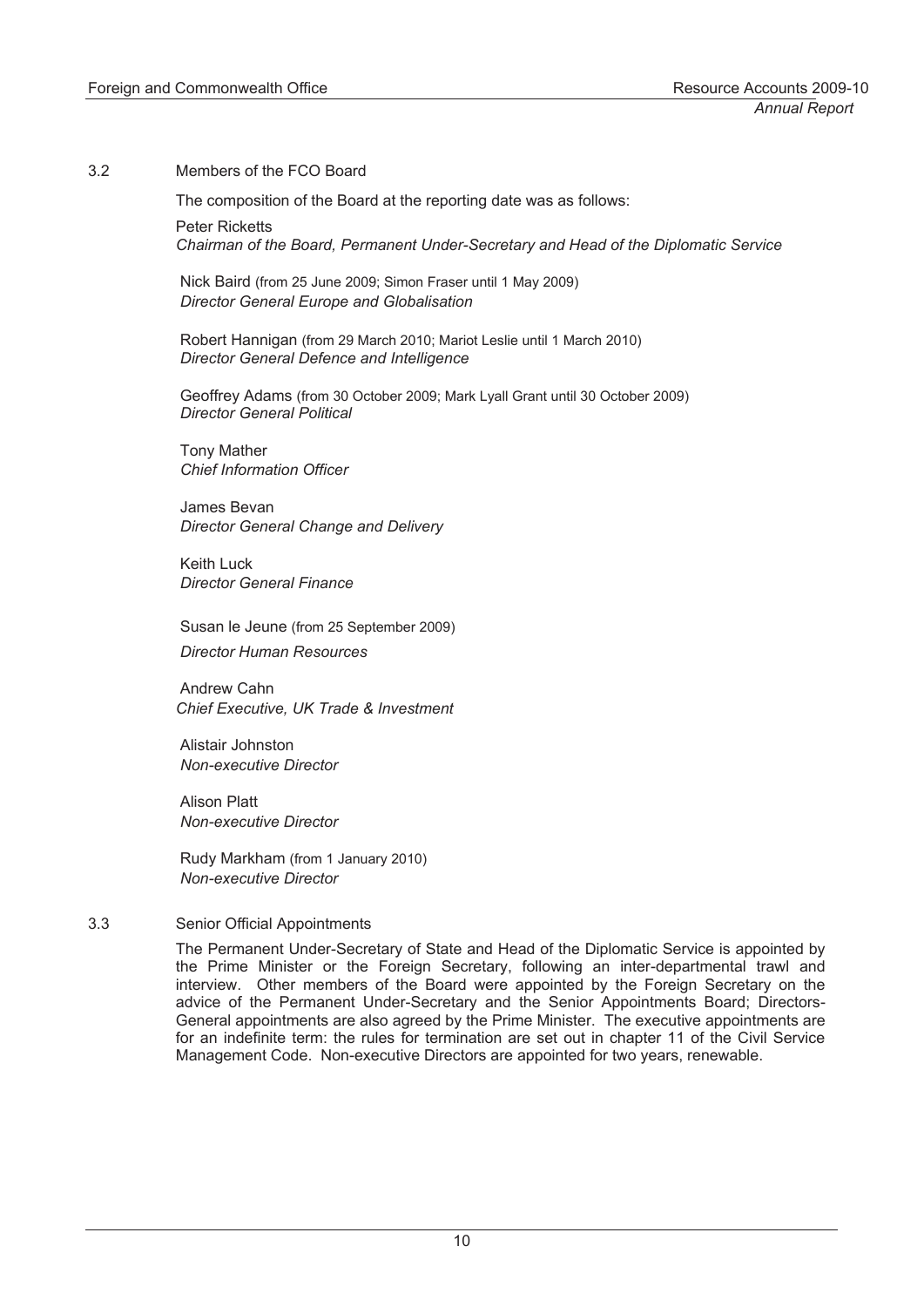## 3.2 Members of the FCO Board

The composition of the Board at the reporting date was as follows:

Peter Ricketts
*Chairman of the Board, Permanent Under-Secretary and Head of the Diplomatic Service*

Nick Baird (from 25 June 2009; Simon Fraser until 1 May 2009)
*Director General Europe and Globalisation*

Robert Hannigan (from 29 March 2010; Mariot Leslie until 1 March 2010)
*Director General Defence and Intelligence*

Geoffrey Adams (from 30 October 2009; Mark Lyall Grant until 30 October 2009)
*Director General Political*

Tony Mather
*Chief Information Officer*

James Bevan
*Director General Change and Delivery*

Keith Luck
*Director General Finance*

Susan le Jeune (from 25 September 2009)
*Director Human Resources*

Andrew Cahn
*Chief Executive, UK Trade & Investment*

Alistair Johnston
*Non-executive Director*

Alison Platt
*Non-executive Director*

Rudy Markham (from 1 January 2010)
*Non-executive Director*

## 3.3 Senior Official Appointments

The Permanent Under-Secretary of State and Head of the Diplomatic Service is appointed by the Prime Minister or the Foreign Secretary, following an inter-departmental trawl and interview. Other members of the Board were appointed by the Foreign Secretary on the advice of the Permanent Under-Secretary and the Senior Appointments Board; Directors-General appointments are also agreed by the Prime Minister. The executive appointments are for an indefinite term: the rules for termination are set out in chapter 11 of the Civil Service Management Code. Non-executive Directors are appointed for two years, renewable.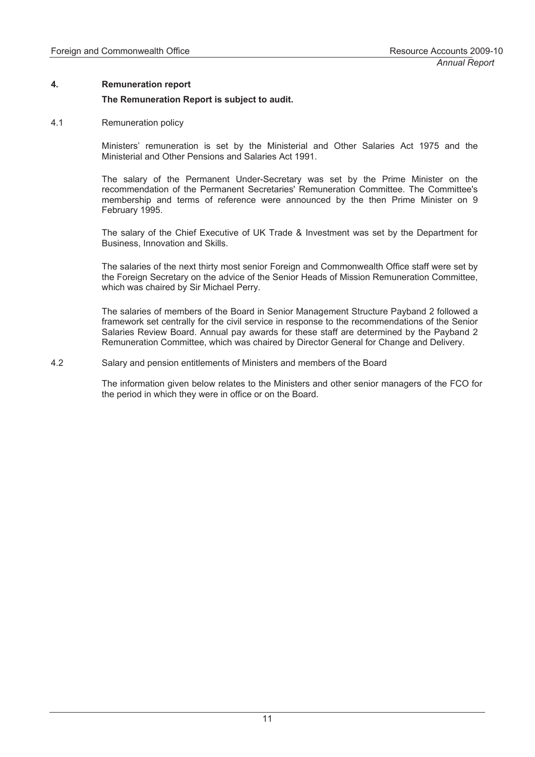## 4. Remuneration report

**The Remuneration Report is subject to audit.**

### 4.1 Remuneration policy

Ministers' remuneration is set by the Ministerial and Other Salaries Act 1975 and the Ministerial and Other Pensions and Salaries Act 1991.

The salary of the Permanent Under-Secretary was set by the Prime Minister on the recommendation of the Permanent Secretaries' Remuneration Committee. The Committee's membership and terms of reference were announced by the then Prime Minister on 9 February 1995.

The salary of the Chief Executive of UK Trade & Investment was set by the Department for Business, Innovation and Skills.

The salaries of the next thirty most senior Foreign and Commonwealth Office staff were set by the Foreign Secretary on the advice of the Senior Heads of Mission Remuneration Committee, which was chaired by Sir Michael Perry.

The salaries of members of the Board in Senior Management Structure Payband 2 followed a framework set centrally for the civil service in response to the recommendations of the Senior Salaries Review Board. Annual pay awards for these staff are determined by the Payband 2 Remuneration Committee, which was chaired by Director General for Change and Delivery.

### 4.2 Salary and pension entitlements of Ministers and members of the Board

The information given below relates to the Ministers and other senior managers of the FCO for the period in which they were in office or on the Board.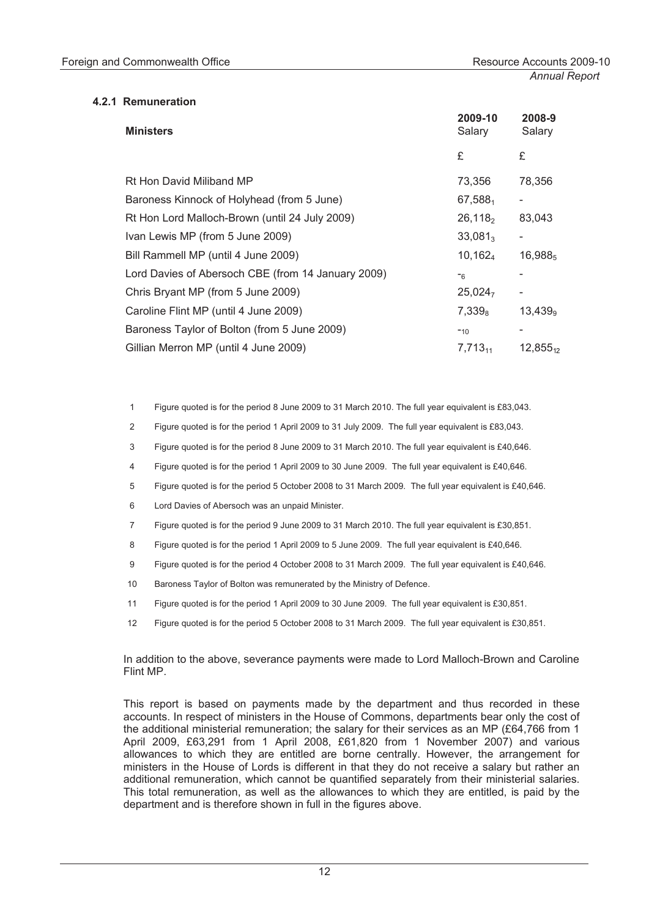#### 4.2.1 Remuneration

| Ministers | 2009-10 Salary | 2008-9 Salary |
| --- | --- | --- |
| | £ | £ |
| Rt Hon David Miliband MP | 73,356 | 78,356 |
| Baroness Kinnock of Holyhead (from 5 June) | 67,588[1] | - |
| Rt Hon Lord Malloch-Brown (until 24 July 2009) | 26,118[2] | 83,043 |
| Ivan Lewis MP (from 5 June 2009) | 33,081[3] | - |
| Bill Rammell MP (until 4 June 2009) | 10,162[4] | 16,988[5] |
| Lord Davies of Abersoch CBE (from 14 January 2009) | -[6] | - |
| Chris Bryant MP (from 5 June 2009) | 25,024[7] | - |
| Caroline Flint MP (until 4 June 2009) | 7,339[8] | 13,439[9] |
| Baroness Taylor of Bolton (from 5 June 2009) | -[10] | - |
| Gillian Merron MP (until 4 June 2009) | 7,713[11] | 12,855[12] |

1. Figure quoted is for the period 8 June 2009 to 31 March 2010. The full year equivalent is £83,043.
2. Figure quoted is for the period 1 April 2009 to 31 July 2009. The full year equivalent is £83,043.
3. Figure quoted is for the period 8 June 2009 to 31 March 2010. The full year equivalent is £40,646.
4. Figure quoted is for the period 1 April 2009 to 30 June 2009. The full year equivalent is £40,646.
5. Figure quoted is for the period 5 October 2008 to 31 March 2009. The full year equivalent is £40,646.
6. Lord Davies of Abersoch was an unpaid Minister.
7. Figure quoted is for the period 9 June 2009 to 31 March 2010. The full year equivalent is £30,851.
8. Figure quoted is for the period 1 April 2009 to 5 June 2009. The full year equivalent is £40,646.
9. Figure quoted is for the period 4 October 2008 to 31 March 2009. The full year equivalent is £40,646.
10. Baroness Taylor of Bolton was remunerated by the Ministry of Defence.
11. Figure quoted is for the period 1 April 2009 to 30 June 2009. The full year equivalent is £30,851.
12. Figure quoted is for the period 5 October 2008 to 31 March 2009. The full year equivalent is £30,851.

In addition to the above, severance payments were made to Lord Malloch-Brown and Caroline Flint MP.

This report is based on payments made by the department and thus recorded in these accounts. In respect of ministers in the House of Commons, departments bear only the cost of the additional ministerial remuneration; the salary for their services as an MP (£64,766 from 1 April 2009, £63,291 from 1 April 2008, £61,820 from 1 November 2007) and various allowances to which they are entitled are borne centrally. However, the arrangement for ministers in the House of Lords is different in that they do not receive a salary but rather an additional remuneration, which cannot be quantified separately from their ministerial salaries. This total remuneration, as well as the allowances to which they are entitled, is paid by the department and is therefore shown in full in the figures above.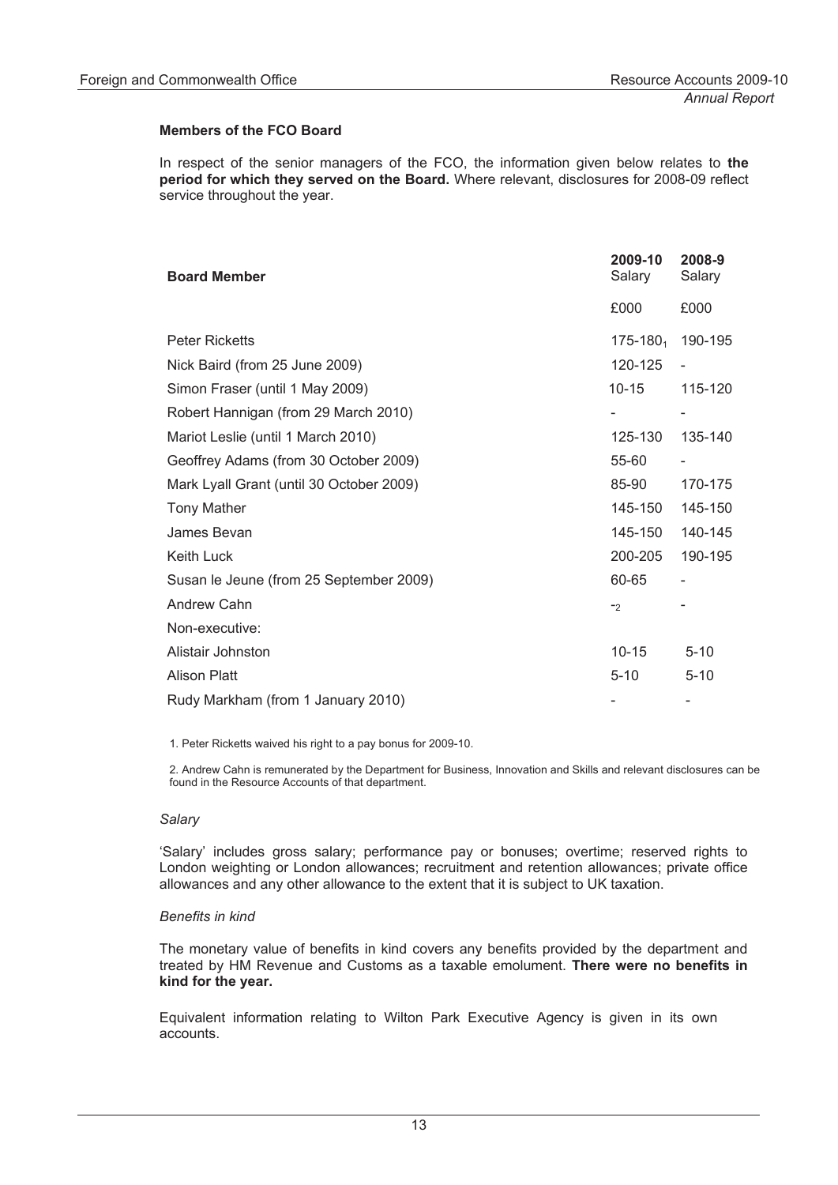**Members of the FCO Board**

In respect of the senior managers of the FCO, the information given below relates to **the period for which they served on the Board.** Where relevant, disclosures for 2008-09 reflect service throughout the year.

| **Board Member** | **2009-10** Salary | **2008-9** Salary |
|---|---|---|
| | £000 | £000 |
| Peter Ricketts | 175-180[1] | 190-195 |
| Nick Baird (from 25 June 2009) | 120-125 | - |
| Simon Fraser (until 1 May 2009) | 10-15 | 115-120 |
| Robert Hannigan (from 29 March 2010) | - | - |
| Mariot Leslie (until 1 March 2010) | 125-130 | 135-140 |
| Geoffrey Adams (from 30 October 2009) | 55-60 | - |
| Mark Lyall Grant (until 30 October 2009) | 85-90 | 170-175 |
| Tony Mather | 145-150 | 145-150 |
| James Bevan | 145-150 | 140-145 |
| Keith Luck | 200-205 | 190-195 |
| Susan le Jeune (from 25 September 2009) | 60-65 | - |
| Andrew Cahn | -[2] | - |
| Non-executive: | | |
| Alistair Johnston | 10-15 | 5-10 |
| Alison Platt | 5-10 | 5-10 |
| Rudy Markham (from 1 January 2010) | - | - |

1. Peter Ricketts waived his right to a pay bonus for 2009-10.

2. Andrew Cahn is remunerated by the Department for Business, Innovation and Skills and relevant disclosures can be found in the Resource Accounts of that department.

*Salary*

'Salary' includes gross salary; performance pay or bonuses; overtime; reserved rights to London weighting or London allowances; recruitment and retention allowances; private office allowances and any other allowance to the extent that it is subject to UK taxation.

*Benefits in kind*

The monetary value of benefits in kind covers any benefits provided by the department and treated by HM Revenue and Customs as a taxable emolument. **There were no benefits in kind for the year.**

Equivalent information relating to Wilton Park Executive Agency is given in its own accounts.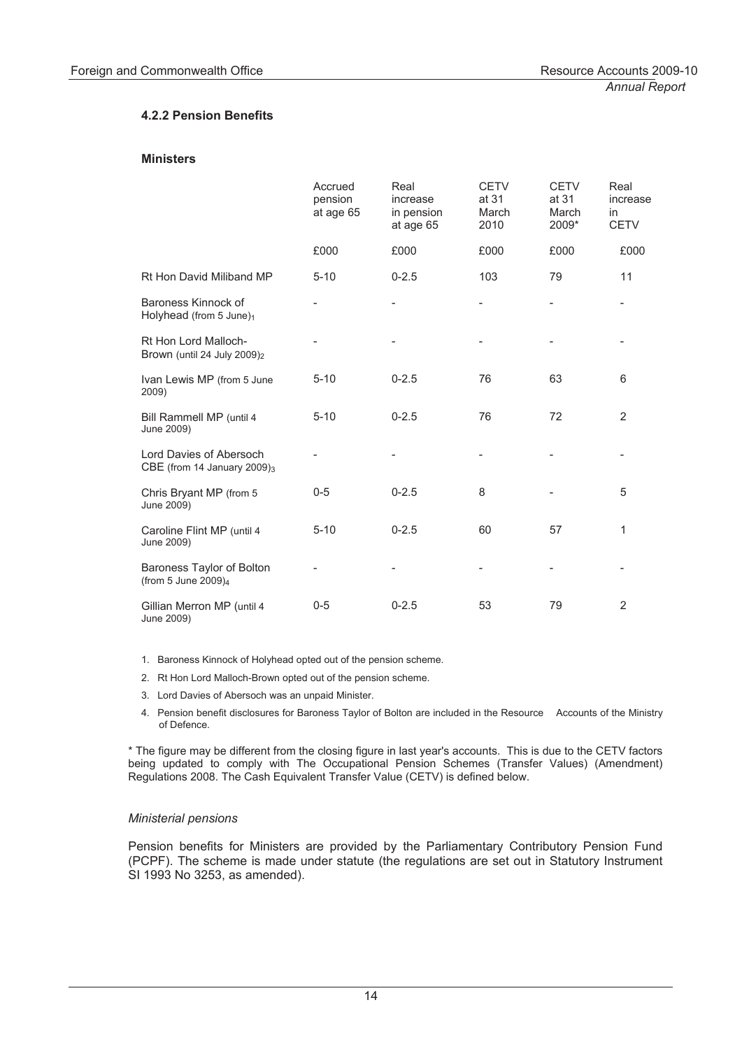#### 4.2.2 Pension Benefits

**Ministers**

| | Accrued pension at age 65 | Real increase in pension at age 65 | CETV at 31 March 2010 | CETV at 31 March 2009* | Real increase in CETV |
|---|---|---|---|---|---|
| | £000 | £000 | £000 | £000 | £000 |
| Rt Hon David Miliband MP | 5-10 | 0-2.5 | 103 | 79 | 11 |
| Baroness Kinnock of Holyhead (from 5 June)[1] | - | - | - | - | - |
| Rt Hon Lord Malloch-Brown (until 24 July 2009)[2] | - | - | - | - | - |
| Ivan Lewis MP (from 5 June 2009) | 5-10 | 0-2.5 | 76 | 63 | 6 |
| Bill Rammell MP (until 4 June 2009) | 5-10 | 0-2.5 | 76 | 72 | 2 |
| Lord Davies of Abersoch CBE (from 14 January 2009)[3] | - | - | - | - | - |
| Chris Bryant MP (from 5 June 2009) | 0-5 | 0-2.5 | 8 | - | 5 |
| Caroline Flint MP (until 4 June 2009) | 5-10 | 0-2.5 | 60 | 57 | 1 |
| Baroness Taylor of Bolton (from 5 June 2009)[4] | - | - | - | - | - |
| Gillian Merron MP (until 4 June 2009) | 0-5 | 0-2.5 | 53 | 79 | 2 |

1. Baroness Kinnock of Holyhead opted out of the pension scheme.
2. Rt Hon Lord Malloch-Brown opted out of the pension scheme.
3. Lord Davies of Abersoch was an unpaid Minister.
4. Pension benefit disclosures for Baroness Taylor of Bolton are included in the Resource Accounts of the Ministry of Defence.

* The figure may be different from the closing figure in last year's accounts. This is due to the CETV factors being updated to comply with The Occupational Pension Schemes (Transfer Values) (Amendment) Regulations 2008. The Cash Equivalent Transfer Value (CETV) is defined below.

*Ministerial pensions*

Pension benefits for Ministers are provided by the Parliamentary Contributory Pension Fund (PCPF). The scheme is made under statute (the regulations are set out in Statutory Instrument SI 1993 No 3253, as amended).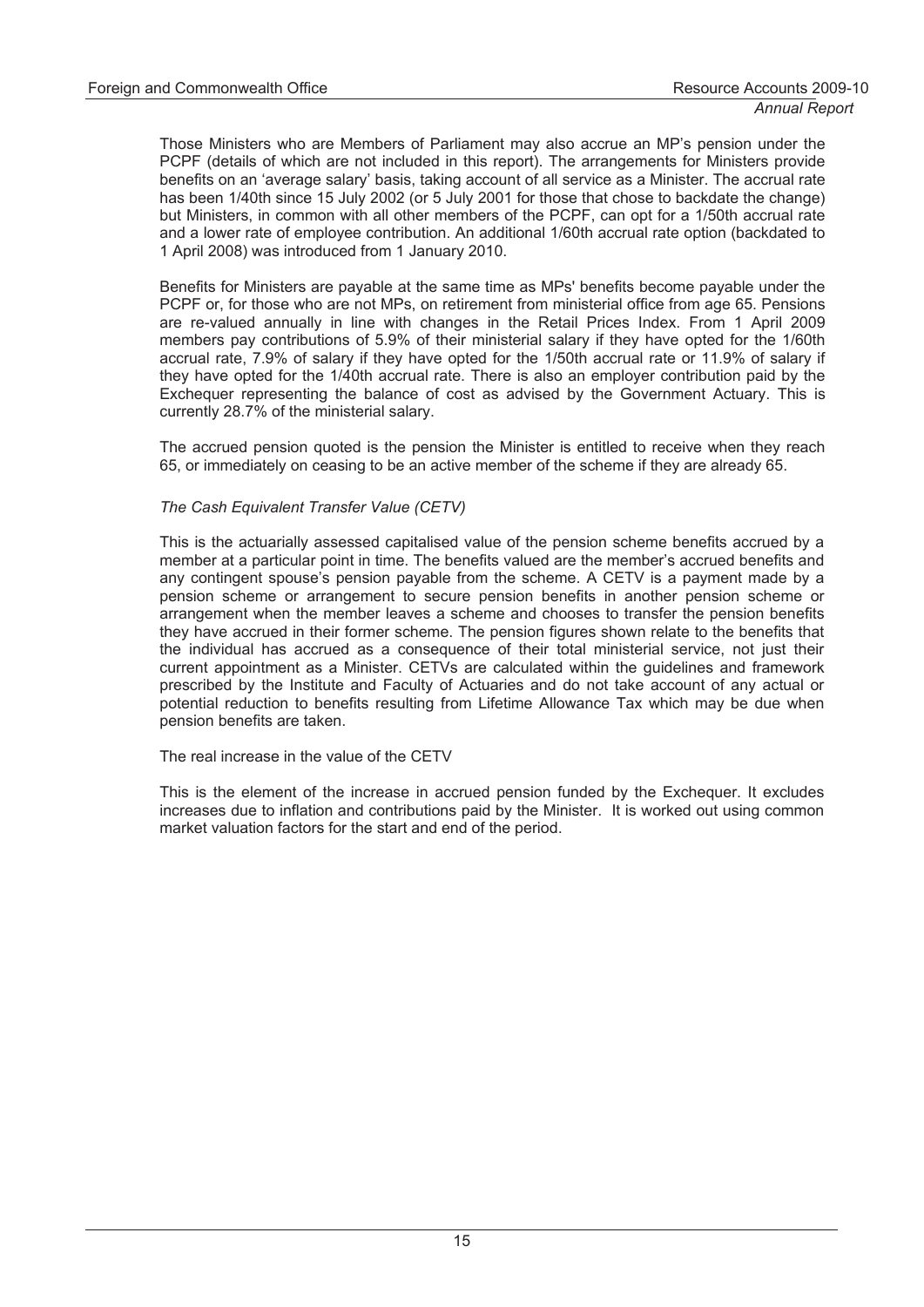Those Ministers who are Members of Parliament may also accrue an MP's pension under the PCPF (details of which are not included in this report). The arrangements for Ministers provide benefits on an 'average salary' basis, taking account of all service as a Minister. The accrual rate has been 1/40th since 15 July 2002 (or 5 July 2001 for those that chose to backdate the change) but Ministers, in common with all other members of the PCPF, can opt for a 1/50th accrual rate and a lower rate of employee contribution. An additional 1/60th accrual rate option (backdated to 1 April 2008) was introduced from 1 January 2010.

Benefits for Ministers are payable at the same time as MPs' benefits become payable under the PCPF or, for those who are not MPs, on retirement from ministerial office from age 65. Pensions are re-valued annually in line with changes in the Retail Prices Index. From 1 April 2009 members pay contributions of 5.9% of their ministerial salary if they have opted for the 1/60th accrual rate, 7.9% of salary if they have opted for the 1/50th accrual rate or 11.9% of salary if they have opted for the 1/40th accrual rate. There is also an employer contribution paid by the Exchequer representing the balance of cost as advised by the Government Actuary. This is currently 28.7% of the ministerial salary.

The accrued pension quoted is the pension the Minister is entitled to receive when they reach 65, or immediately on ceasing to be an active member of the scheme if they are already 65.

*The Cash Equivalent Transfer Value (CETV)*

This is the actuarially assessed capitalised value of the pension scheme benefits accrued by a member at a particular point in time. The benefits valued are the member's accrued benefits and any contingent spouse's pension payable from the scheme. A CETV is a payment made by a pension scheme or arrangement to secure pension benefits in another pension scheme or arrangement when the member leaves a scheme and chooses to transfer the pension benefits they have accrued in their former scheme. The pension figures shown relate to the benefits that the individual has accrued as a consequence of their total ministerial service, not just their current appointment as a Minister. CETVs are calculated within the guidelines and framework prescribed by the Institute and Faculty of Actuaries and do not take account of any actual or potential reduction to benefits resulting from Lifetime Allowance Tax which may be due when pension benefits are taken.

The real increase in the value of the CETV

This is the element of the increase in accrued pension funded by the Exchequer. It excludes increases due to inflation and contributions paid by the Minister. It is worked out using common market valuation factors for the start and end of the period.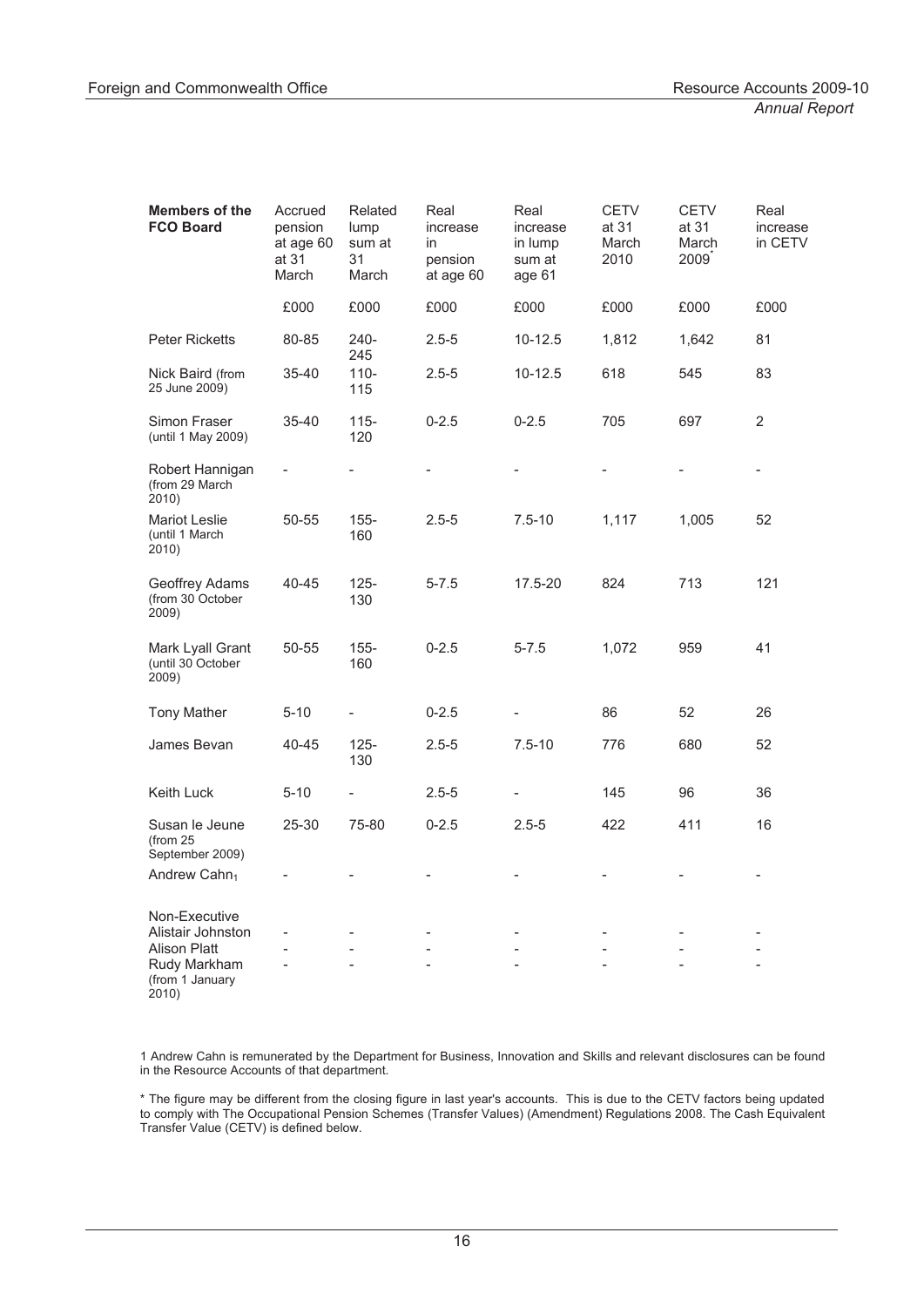| Members of the FCO Board | Accrued pension at age 60 at 31 March | Related lump sum at 31 March | Real increase in pension at age 60 | Real increase in lump sum at age 61 | CETV at 31 March 2010 | CETV at 31 March 2009* | Real increase in CETV |
|---|---|---|---|---|---|---|---|
| | £000 | £000 | £000 | £000 | £000 | £000 | £000 |
| Peter Ricketts | 80-85 | 240-245 | 2.5-5 | 10-12.5 | 1,812 | 1,642 | 81 |
| Nick Baird (from 25 June 2009) | 35-40 | 110-115 | 2.5-5 | 10-12.5 | 618 | 545 | 83 |
| Simon Fraser (until 1 May 2009) | 35-40 | 115-120 | 0-2.5 | 0-2.5 | 705 | 697 | 2 |
| Robert Hannigan (from 29 March 2010) | - | - | - | - | - | - | - |
| Mariot Leslie (until 1 March 2010) | 50-55 | 155-160 | 2.5-5 | 7.5-10 | 1,117 | 1,005 | 52 |
| Geoffrey Adams (from 30 October 2009) | 40-45 | 125-130 | 5-7.5 | 17.5-20 | 824 | 713 | 121 |
| Mark Lyall Grant (until 30 October 2009) | 50-55 | 155-160 | 0-2.5 | 5-7.5 | 1,072 | 959 | 41 |
| Tony Mather | 5-10 | - | 0-2.5 | - | 86 | 52 | 26 |
| James Bevan | 40-45 | 125-130 | 2.5-5 | 7.5-10 | 776 | 680 | 52 |
| Keith Luck | 5-10 | - | 2.5-5 | - | 145 | 96 | 36 |
| Susan le Jeune (from 25 September 2009) | 25-30 | 75-80 | 0-2.5 | 2.5-5 | 422 | 411 | 16 |
| Andrew Cahn[1] | - | - | - | - | - | - | - |
| Non-Executive | | | | | | | |
| Alistair Johnston | - | - | - | - | - | - | - |
| Alison Platt | - | - | - | - | - | - | - |
| Rudy Markham (from 1 January 2010) | - | - | - | - | - | - | - |

1 Andrew Cahn is remunerated by the Department for Business, Innovation and Skills and relevant disclosures can be found in the Resource Accounts of that department.

\* The figure may be different from the closing figure in last year's accounts. This is due to the CETV factors being updated to comply with The Occupational Pension Schemes (Transfer Values) (Amendment) Regulations 2008. The Cash Equivalent Transfer Value (CETV) is defined below.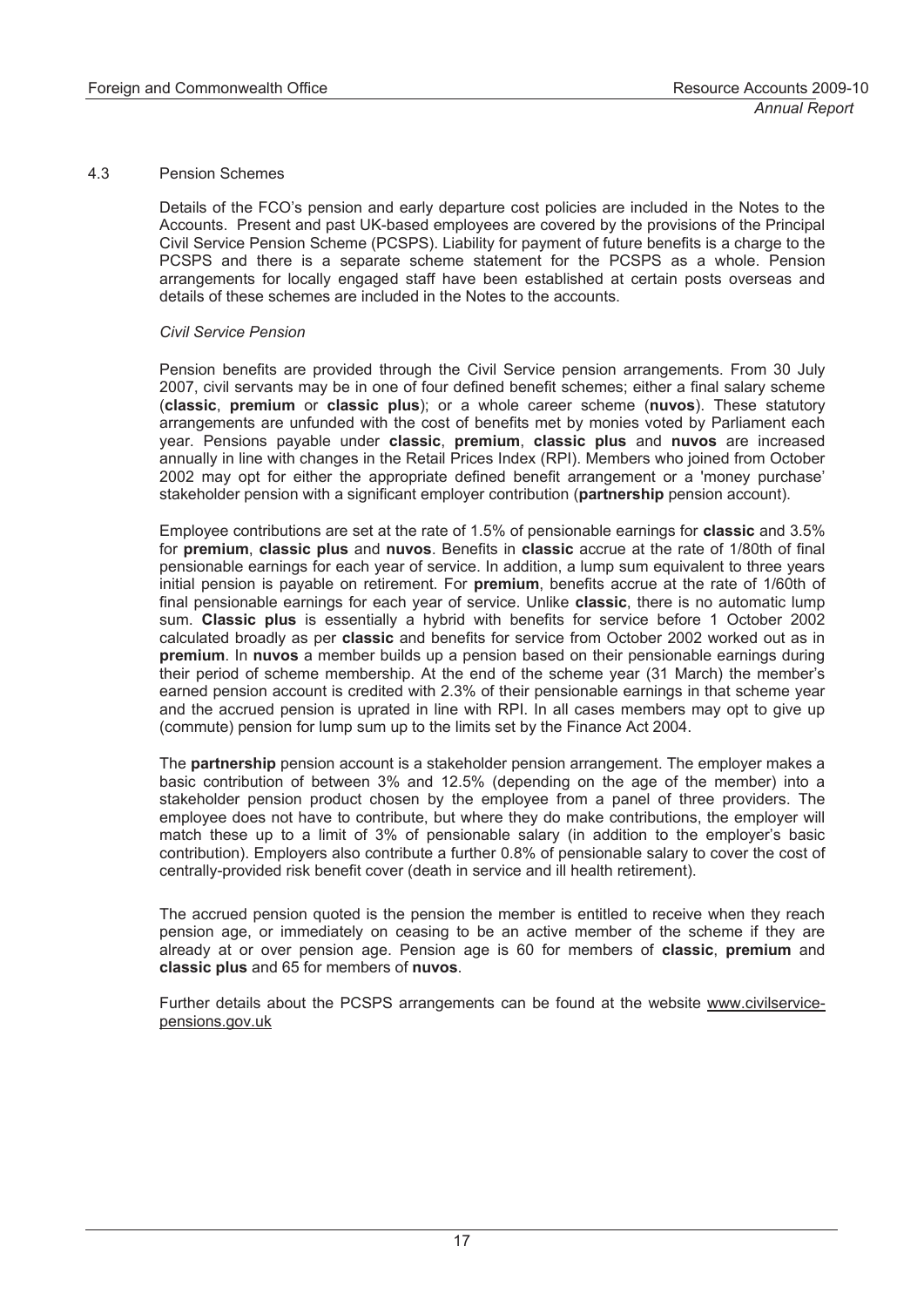## 4.3 Pension Schemes

Details of the FCO's pension and early departure cost policies are included in the Notes to the Accounts. Present and past UK-based employees are covered by the provisions of the Principal Civil Service Pension Scheme (PCSPS). Liability for payment of future benefits is a charge to the PCSPS and there is a separate scheme statement for the PCSPS as a whole. Pension arrangements for locally engaged staff have been established at certain posts overseas and details of these schemes are included in the Notes to the accounts.

*Civil Service Pension*

Pension benefits are provided through the Civil Service pension arrangements. From 30 July 2007, civil servants may be in one of four defined benefit schemes; either a final salary scheme (**classic**, **premium** or **classic plus**); or a whole career scheme (**nuvos**). These statutory arrangements are unfunded with the cost of benefits met by monies voted by Parliament each year. Pensions payable under **classic**, **premium**, **classic plus** and **nuvos** are increased annually in line with changes in the Retail Prices Index (RPI). Members who joined from October 2002 may opt for either the appropriate defined benefit arrangement or a 'money purchase' stakeholder pension with a significant employer contribution (**partnership** pension account).

Employee contributions are set at the rate of 1.5% of pensionable earnings for **classic** and 3.5% for **premium**, **classic plus** and **nuvos**. Benefits in **classic** accrue at the rate of 1/80th of final pensionable earnings for each year of service. In addition, a lump sum equivalent to three years initial pension is payable on retirement. For **premium**, benefits accrue at the rate of 1/60th of final pensionable earnings for each year of service. Unlike **classic**, there is no automatic lump sum. **Classic plus** is essentially a hybrid with benefits for service before 1 October 2002 calculated broadly as per **classic** and benefits for service from October 2002 worked out as in **premium**. In **nuvos** a member builds up a pension based on their pensionable earnings during their period of scheme membership. At the end of the scheme year (31 March) the member's earned pension account is credited with 2.3% of their pensionable earnings in that scheme year and the accrued pension is uprated in line with RPI. In all cases members may opt to give up (commute) pension for lump sum up to the limits set by the Finance Act 2004.

The **partnership** pension account is a stakeholder pension arrangement. The employer makes a basic contribution of between 3% and 12.5% (depending on the age of the member) into a stakeholder pension product chosen by the employee from a panel of three providers. The employee does not have to contribute, but where they do make contributions, the employer will match these up to a limit of 3% of pensionable salary (in addition to the employer's basic contribution). Employers also contribute a further 0.8% of pensionable salary to cover the cost of centrally-provided risk benefit cover (death in service and ill health retirement).

The accrued pension quoted is the pension the member is entitled to receive when they reach pension age, or immediately on ceasing to be an active member of the scheme if they are already at or over pension age. Pension age is 60 for members of **classic**, **premium** and **classic plus** and 65 for members of **nuvos**.

Further details about the PCSPS arrangements can be found at the website www.civilservice-pensions.gov.uk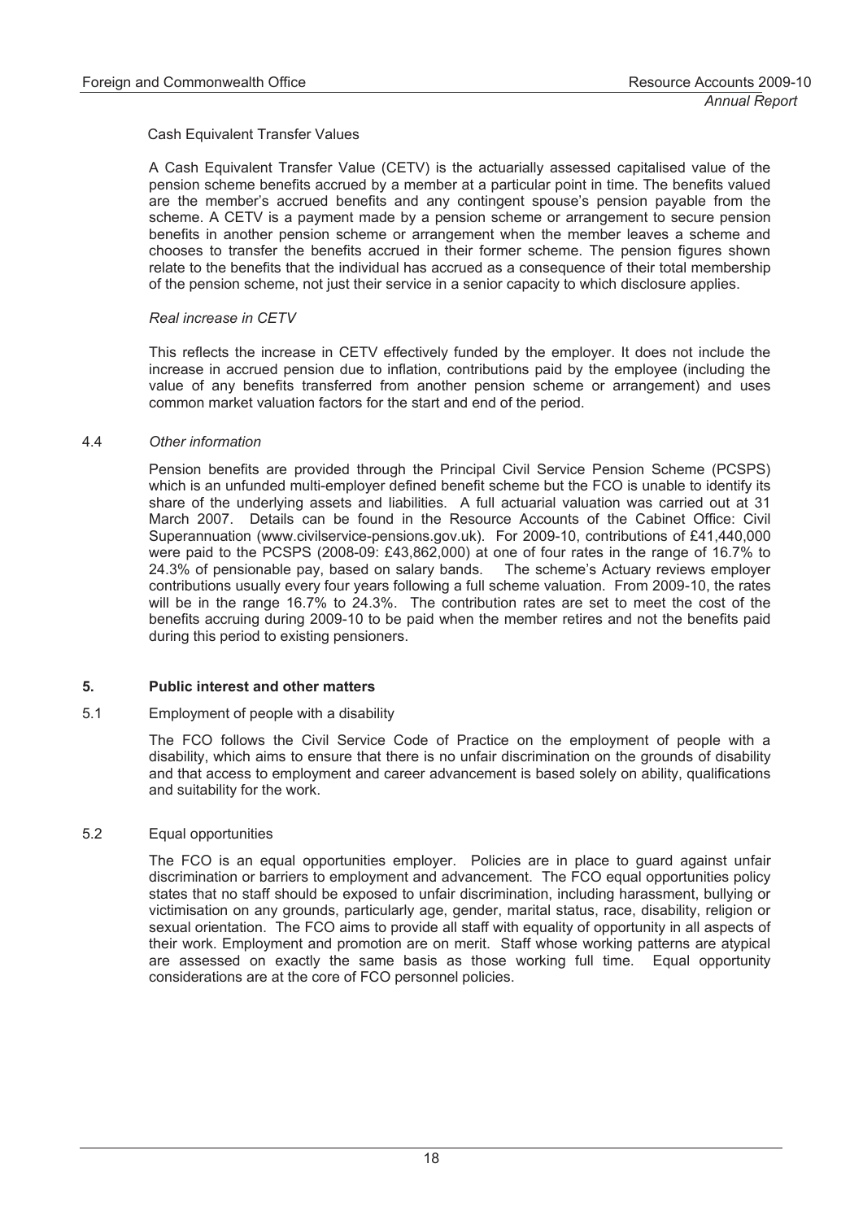Cash Equivalent Transfer Values

A Cash Equivalent Transfer Value (CETV) is the actuarially assessed capitalised value of the pension scheme benefits accrued by a member at a particular point in time. The benefits valued are the member's accrued benefits and any contingent spouse's pension payable from the scheme. A CETV is a payment made by a pension scheme or arrangement to secure pension benefits in another pension scheme or arrangement when the member leaves a scheme and chooses to transfer the benefits accrued in their former scheme. The pension figures shown relate to the benefits that the individual has accrued as a consequence of their total membership of the pension scheme, not just their service in a senior capacity to which disclosure applies.

*Real increase in CETV*

This reflects the increase in CETV effectively funded by the employer. It does not include the increase in accrued pension due to inflation, contributions paid by the employee (including the value of any benefits transferred from another pension scheme or arrangement) and uses common market valuation factors for the start and end of the period.

4.4 *Other information*

Pension benefits are provided through the Principal Civil Service Pension Scheme (PCSPS) which is an unfunded multi-employer defined benefit scheme but the FCO is unable to identify its share of the underlying assets and liabilities. A full actuarial valuation was carried out at 31 March 2007. Details can be found in the Resource Accounts of the Cabinet Office: Civil Superannuation (www.civilservice-pensions.gov.uk). For 2009-10, contributions of £41,440,000 were paid to the PCSPS (2008-09: £43,862,000) at one of four rates in the range of 16.7% to 24.3% of pensionable pay, based on salary bands. The scheme's Actuary reviews employer contributions usually every four years following a full scheme valuation. From 2009-10, the rates will be in the range 16.7% to 24.3%. The contribution rates are set to meet the cost of the benefits accruing during 2009-10 to be paid when the member retires and not the benefits paid during this period to existing pensioners.

## 5. Public interest and other matters

5.1 Employment of people with a disability

The FCO follows the Civil Service Code of Practice on the employment of people with a disability, which aims to ensure that there is no unfair discrimination on the grounds of disability and that access to employment and career advancement is based solely on ability, qualifications and suitability for the work.

5.2 Equal opportunities

The FCO is an equal opportunities employer. Policies are in place to guard against unfair discrimination or barriers to employment and advancement. The FCO equal opportunities policy states that no staff should be exposed to unfair discrimination, including harassment, bullying or victimisation on any grounds, particularly age, gender, marital status, race, disability, religion or sexual orientation. The FCO aims to provide all staff with equality of opportunity in all aspects of their work. Employment and promotion are on merit. Staff whose working patterns are atypical are assessed on exactly the same basis as those working full time. Equal opportunity considerations are at the core of FCO personnel policies.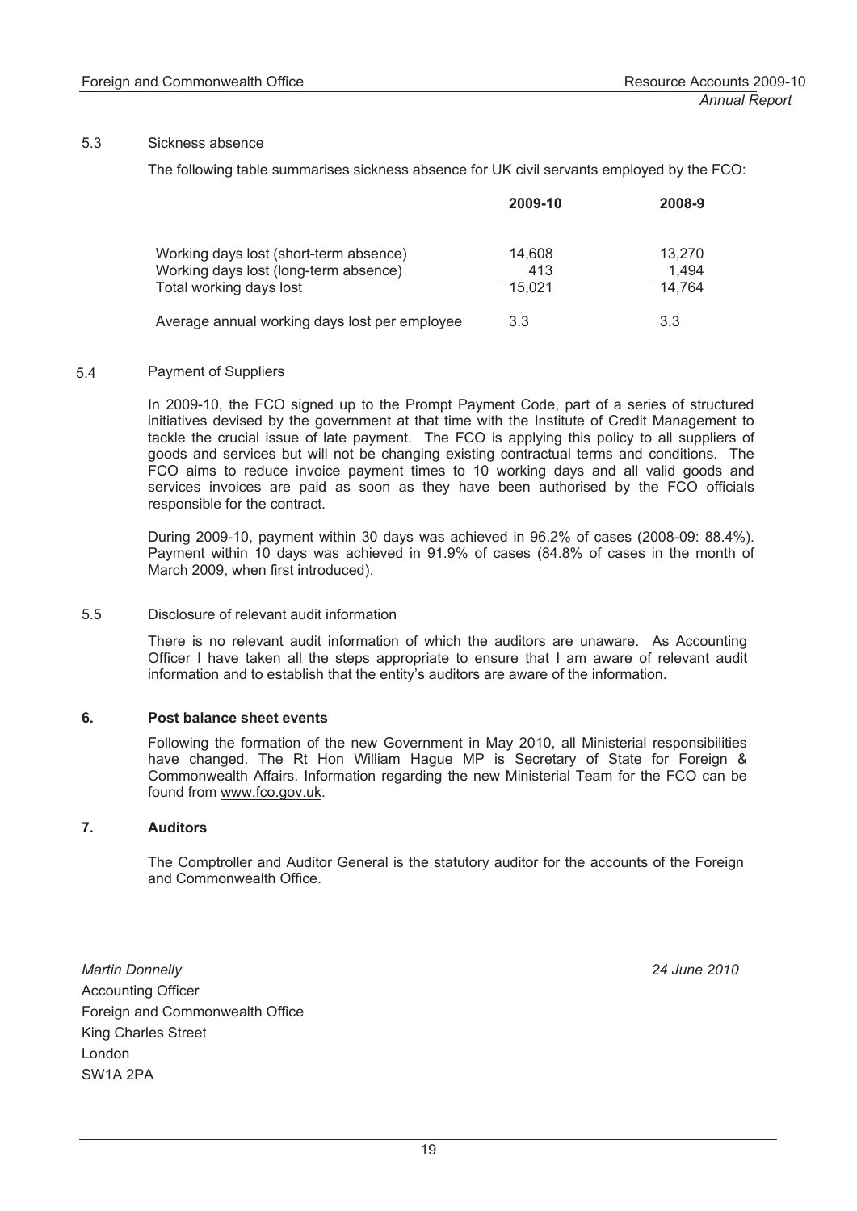5.3 Sickness absence

The following table summarises sickness absence for UK civil servants employed by the FCO:

| | 2009-10 | 2008-9 |
|---|---|---|
| Working days lost (short-term absence) | 14,608 | 13,270 |
| Working days lost (long-term absence) | 413 | 1,494 |
| Total working days lost | 15,021 | 14,764 |
| Average annual working days lost per employee | 3.3 | 3.3 |

5.4 Payment of Suppliers

In 2009-10, the FCO signed up to the Prompt Payment Code, part of a series of structured initiatives devised by the government at that time with the Institute of Credit Management to tackle the crucial issue of late payment. The FCO is applying this policy to all suppliers of goods and services but will not be changing existing contractual terms and conditions. The FCO aims to reduce invoice payment times to 10 working days and all valid goods and services invoices are paid as soon as they have been authorised by the FCO officials responsible for the contract.

During 2009-10, payment within 30 days was achieved in 96.2% of cases (2008-09: 88.4%). Payment within 10 days was achieved in 91.9% of cases (84.8% of cases in the month of March 2009, when first introduced).

5.5 Disclosure of relevant audit information

There is no relevant audit information of which the auditors are unaware. As Accounting Officer I have taken all the steps appropriate to ensure that I am aware of relevant audit information and to establish that the entity's auditors are aware of the information.

## 6. Post balance sheet events

Following the formation of the new Government in May 2010, all Ministerial responsibilities have changed. The Rt Hon William Hague MP is Secretary of State for Foreign & Commonwealth Affairs. Information regarding the new Ministerial Team for the FCO can be found from www.fco.gov.uk.

## 7. Auditors

The Comptroller and Auditor General is the statutory auditor for the accounts of the Foreign and Commonwealth Office.

*Martin Donnelly* *24 June 2010*

Accounting Officer
Foreign and Commonwealth Office
King Charles Street
London
SW1A 2PA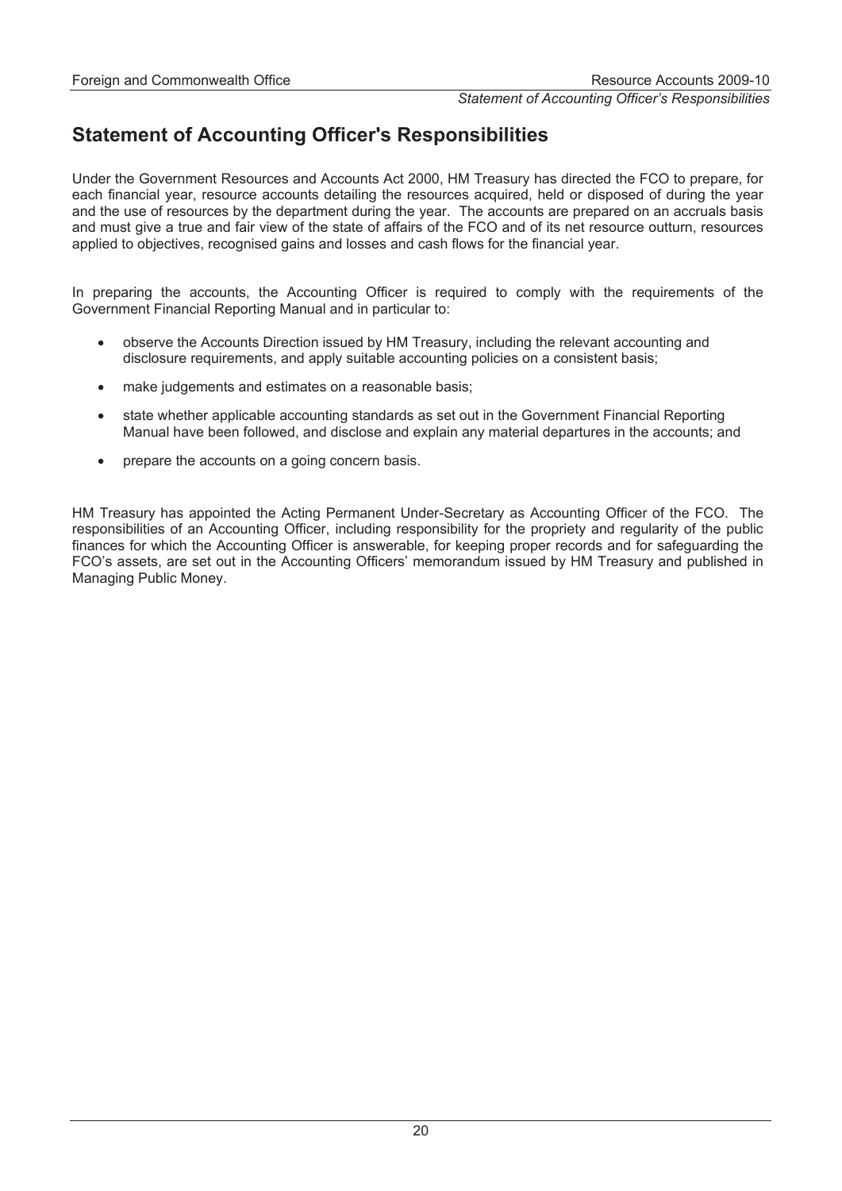## Statement of Accounting Officer's Responsibilities

Under the Government Resources and Accounts Act 2000, HM Treasury has directed the FCO to prepare, for each financial year, resource accounts detailing the resources acquired, held or disposed of during the year and the use of resources by the department during the year. The accounts are prepared on an accruals basis and must give a true and fair view of the state of affairs of the FCO and of its net resource outturn, resources applied to objectives, recognised gains and losses and cash flows for the financial year.

In preparing the accounts, the Accounting Officer is required to comply with the requirements of the Government Financial Reporting Manual and in particular to:

- observe the Accounts Direction issued by HM Treasury, including the relevant accounting and disclosure requirements, and apply suitable accounting policies on a consistent basis;
- make judgements and estimates on a reasonable basis;
- state whether applicable accounting standards as set out in the Government Financial Reporting Manual have been followed, and disclose and explain any material departures in the accounts; and
- prepare the accounts on a going concern basis.

HM Treasury has appointed the Acting Permanent Under-Secretary as Accounting Officer of the FCO. The responsibilities of an Accounting Officer, including responsibility for the propriety and regularity of the public finances for which the Accounting Officer is answerable, for keeping proper records and for safeguarding the FCO's assets, are set out in the Accounting Officers' memorandum issued by HM Treasury and published in Managing Public Money.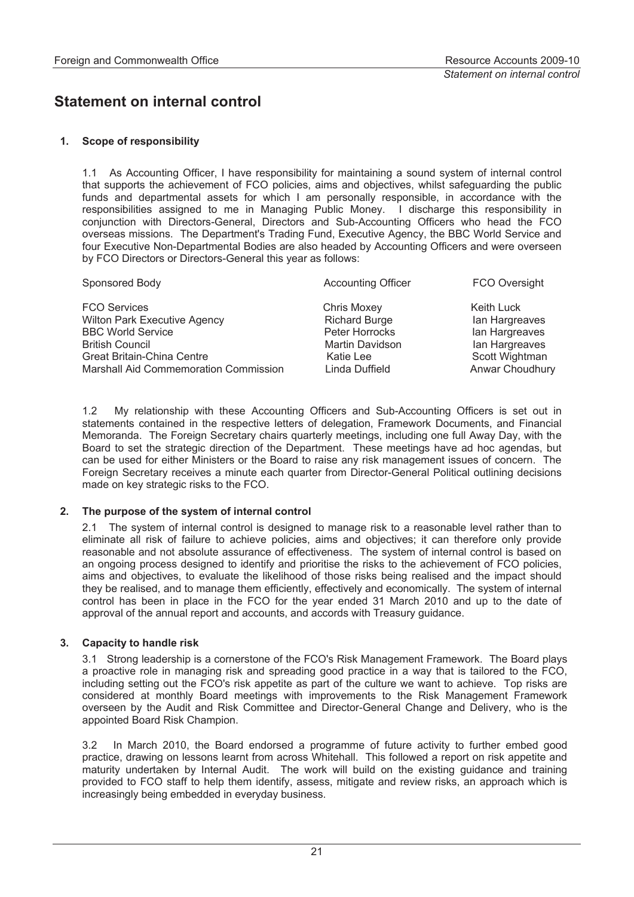# Statement on internal control

### 1. Scope of responsibility

1.1 As Accounting Officer, I have responsibility for maintaining a sound system of internal control that supports the achievement of FCO policies, aims and objectives, whilst safeguarding the public funds and departmental assets for which I am personally responsible, in accordance with the responsibilities assigned to me in Managing Public Money. I discharge this responsibility in conjunction with Directors-General, Directors and Sub-Accounting Officers who head the FCO overseas missions. The Department's Trading Fund, Executive Agency, the BBC World Service and four Executive Non-Departmental Bodies are also headed by Accounting Officers and were overseen by FCO Directors or Directors-General this year as follows:

| Sponsored Body | Accounting Officer | FCO Oversight |
|---|---|---|
| FCO Services | Chris Moxey | Keith Luck |
| Wilton Park Executive Agency | Richard Burge | Ian Hargreaves |
| BBC World Service | Peter Horrocks | Ian Hargreaves |
| British Council | Martin Davidson | Ian Hargreaves |
| Great Britain-China Centre | Katie Lee | Scott Wightman |
| Marshall Aid Commemoration Commission | Linda Duffield | Anwar Choudhury |

1.2 My relationship with these Accounting Officers and Sub-Accounting Officers is set out in statements contained in the respective letters of delegation, Framework Documents, and Financial Memoranda. The Foreign Secretary chairs quarterly meetings, including one full Away Day, with the Board to set the strategic direction of the Department. These meetings have ad hoc agendas, but can be used for either Ministers or the Board to raise any risk management issues of concern. The Foreign Secretary receives a minute each quarter from Director-General Political outlining decisions made on key strategic risks to the FCO.

### 2. The purpose of the system of internal control

2.1 The system of internal control is designed to manage risk to a reasonable level rather than to eliminate all risk of failure to achieve policies, aims and objectives; it can therefore only provide reasonable and not absolute assurance of effectiveness. The system of internal control is based on an ongoing process designed to identify and prioritise the risks to the achievement of FCO policies, aims and objectives, to evaluate the likelihood of those risks being realised and the impact should they be realised, and to manage them efficiently, effectively and economically. The system of internal control has been in place in the FCO for the year ended 31 March 2010 and up to the date of approval of the annual report and accounts, and accords with Treasury guidance.

### 3. Capacity to handle risk

3.1 Strong leadership is a cornerstone of the FCO's Risk Management Framework. The Board plays a proactive role in managing risk and spreading good practice in a way that is tailored to the FCO, including setting out the FCO's risk appetite as part of the culture we want to achieve. Top risks are considered at monthly Board meetings with improvements to the Risk Management Framework overseen by the Audit and Risk Committee and Director-General Change and Delivery, who is the appointed Board Risk Champion.

3.2 In March 2010, the Board endorsed a programme of future activity to further embed good practice, drawing on lessons learnt from across Whitehall. This followed a report on risk appetite and maturity undertaken by Internal Audit. The work will build on the existing guidance and training provided to FCO staff to help them identify, assess, mitigate and review risks, an approach which is increasingly being embedded in everyday business.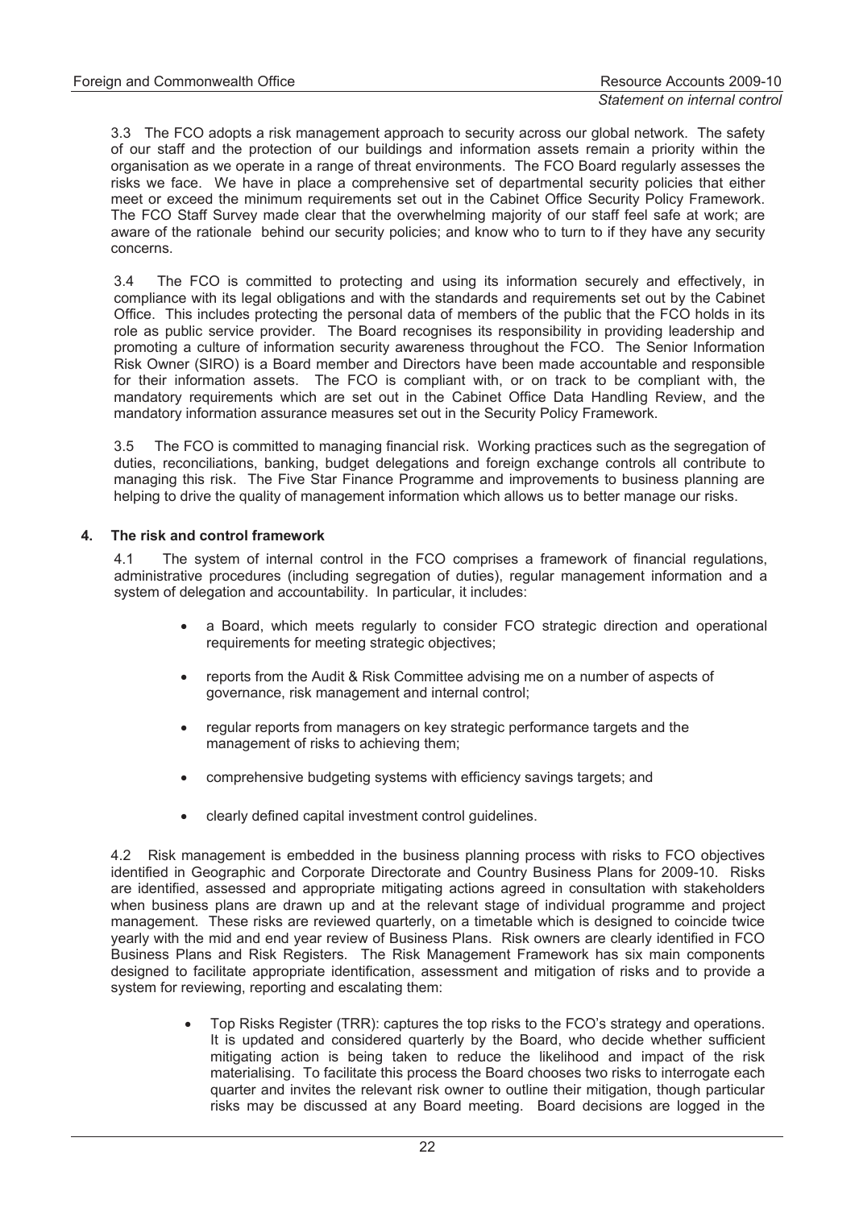3.3 The FCO adopts a risk management approach to security across our global network. The safety of our staff and the protection of our buildings and information assets remain a priority within the organisation as we operate in a range of threat environments. The FCO Board regularly assesses the risks we face. We have in place a comprehensive set of departmental security policies that either meet or exceed the minimum requirements set out in the Cabinet Office Security Policy Framework. The FCO Staff Survey made clear that the overwhelming majority of our staff feel safe at work; are aware of the rationale behind our security policies; and know who to turn to if they have any security concerns.

3.4 The FCO is committed to protecting and using its information securely and effectively, in compliance with its legal obligations and with the standards and requirements set out by the Cabinet Office. This includes protecting the personal data of members of the public that the FCO holds in its role as public service provider. The Board recognises its responsibility in providing leadership and promoting a culture of information security awareness throughout the FCO. The Senior Information Risk Owner (SIRO) is a Board member and Directors have been made accountable and responsible for their information assets. The FCO is compliant with, or on track to be compliant with, the mandatory requirements which are set out in the Cabinet Office Data Handling Review, and the mandatory information assurance measures set out in the Security Policy Framework.

3.5 The FCO is committed to managing financial risk. Working practices such as the segregation of duties, reconciliations, banking, budget delegations and foreign exchange controls all contribute to managing this risk. The Five Star Finance Programme and improvements to business planning are helping to drive the quality of management information which allows us to better manage our risks.

## 4. The risk and control framework

4.1 The system of internal control in the FCO comprises a framework of financial regulations, administrative procedures (including segregation of duties), regular management information and a system of delegation and accountability. In particular, it includes:

- a Board, which meets regularly to consider FCO strategic direction and operational requirements for meeting strategic objectives;
- reports from the Audit & Risk Committee advising me on a number of aspects of governance, risk management and internal control;
- regular reports from managers on key strategic performance targets and the management of risks to achieving them;
- comprehensive budgeting systems with efficiency savings targets; and
- clearly defined capital investment control guidelines.

4.2 Risk management is embedded in the business planning process with risks to FCO objectives identified in Geographic and Corporate Directorate and Country Business Plans for 2009-10. Risks are identified, assessed and appropriate mitigating actions agreed in consultation with stakeholders when business plans are drawn up and at the relevant stage of individual programme and project management. These risks are reviewed quarterly, on a timetable which is designed to coincide twice yearly with the mid and end year review of Business Plans. Risk owners are clearly identified in FCO Business Plans and Risk Registers. The Risk Management Framework has six main components designed to facilitate appropriate identification, assessment and mitigation of risks and to provide a system for reviewing, reporting and escalating them:

- Top Risks Register (TRR): captures the top risks to the FCO's strategy and operations. It is updated and considered quarterly by the Board, who decide whether sufficient mitigating action is being taken to reduce the likelihood and impact of the risk materialising. To facilitate this process the Board chooses two risks to interrogate each quarter and invites the relevant risk owner to outline their mitigation, though particular risks may be discussed at any Board meeting. Board decisions are logged in the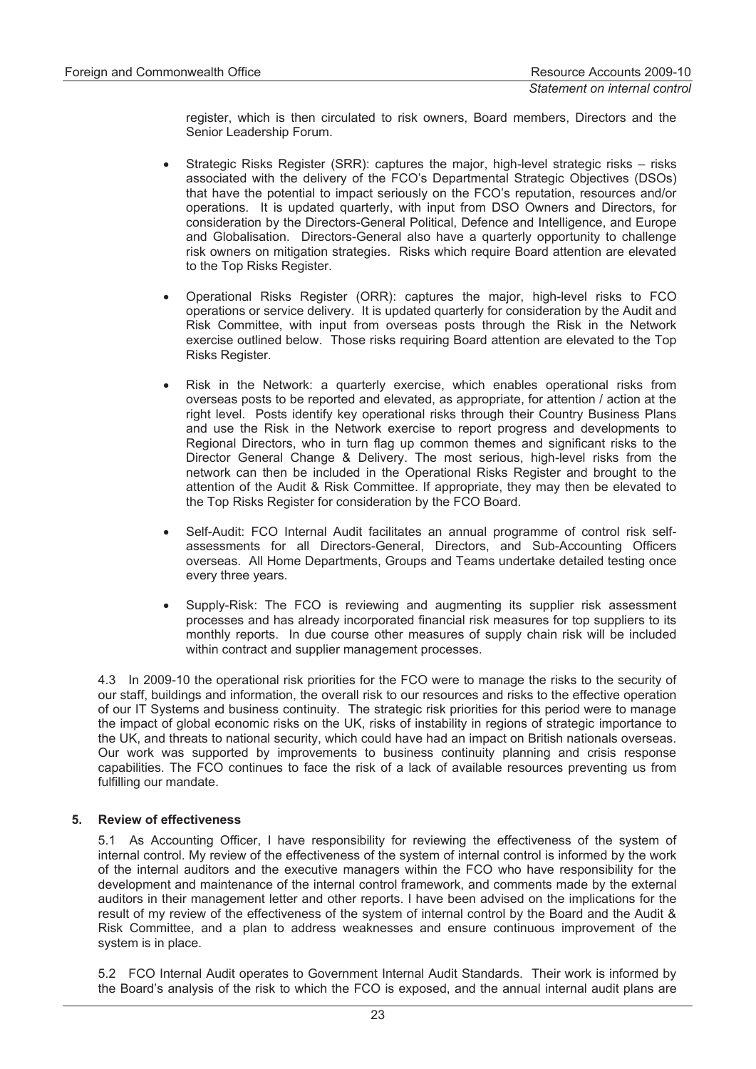register, which is then circulated to risk owners, Board members, Directors and the Senior Leadership Forum.

- Strategic Risks Register (SRR): captures the major, high-level strategic risks – risks associated with the delivery of the FCO's Departmental Strategic Objectives (DSOs) that have the potential to impact seriously on the FCO's reputation, resources and/or operations. It is updated quarterly, with input from DSO Owners and Directors, for consideration by the Directors-General Political, Defence and Intelligence, and Europe and Globalisation. Directors-General also have a quarterly opportunity to challenge risk owners on mitigation strategies. Risks which require Board attention are elevated to the Top Risks Register.

- Operational Risks Register (ORR): captures the major, high-level risks to FCO operations or service delivery. It is updated quarterly for consideration by the Audit and Risk Committee, with input from overseas posts through the Risk in the Network exercise outlined below. Those risks requiring Board attention are elevated to the Top Risks Register.

- Risk in the Network: a quarterly exercise, which enables operational risks from overseas posts to be reported and elevated, as appropriate, for attention / action at the right level. Posts identify key operational risks through their Country Business Plans and use the Risk in the Network exercise to report progress and developments to Regional Directors, who in turn flag up common themes and significant risks to the Director General Change & Delivery. The most serious, high-level risks from the network can then be included in the Operational Risks Register and brought to the attention of the Audit & Risk Committee. If appropriate, they may then be elevated to the Top Risks Register for consideration by the FCO Board.

- Self-Audit: FCO Internal Audit facilitates an annual programme of control risk self-assessments for all Directors-General, Directors, and Sub-Accounting Officers overseas. All Home Departments, Groups and Teams undertake detailed testing once every three years.

- Supply-Risk: The FCO is reviewing and augmenting its supplier risk assessment processes and has already incorporated financial risk measures for top suppliers to its monthly reports. In due course other measures of supply chain risk will be included within contract and supplier management processes.

4.3 In 2009-10 the operational risk priorities for the FCO were to manage the risks to the security of our staff, buildings and information, the overall risk to our resources and risks to the effective operation of our IT Systems and business continuity. The strategic risk priorities for this period were to manage the impact of global economic risks on the UK, risks of instability in regions of strategic importance to the UK, and threats to national security, which could have had an impact on British nationals overseas. Our work was supported by improvements to business continuity planning and crisis response capabilities. The FCO continues to face the risk of a lack of available resources preventing us from fulfilling our mandate.

## 5. Review of effectiveness

5.1 As Accounting Officer, I have responsibility for reviewing the effectiveness of the system of internal control. My review of the effectiveness of the system of internal control is informed by the work of the internal auditors and the executive managers within the FCO who have responsibility for the development and maintenance of the internal control framework, and comments made by the external auditors in their management letter and other reports. I have been advised on the implications for the result of my review of the effectiveness of the system of internal control by the Board and the Audit & Risk Committee, and a plan to address weaknesses and ensure continuous improvement of the system is in place.

5.2 FCO Internal Audit operates to Government Internal Audit Standards. Their work is informed by the Board's analysis of the risk to which the FCO is exposed, and the annual internal audit plans are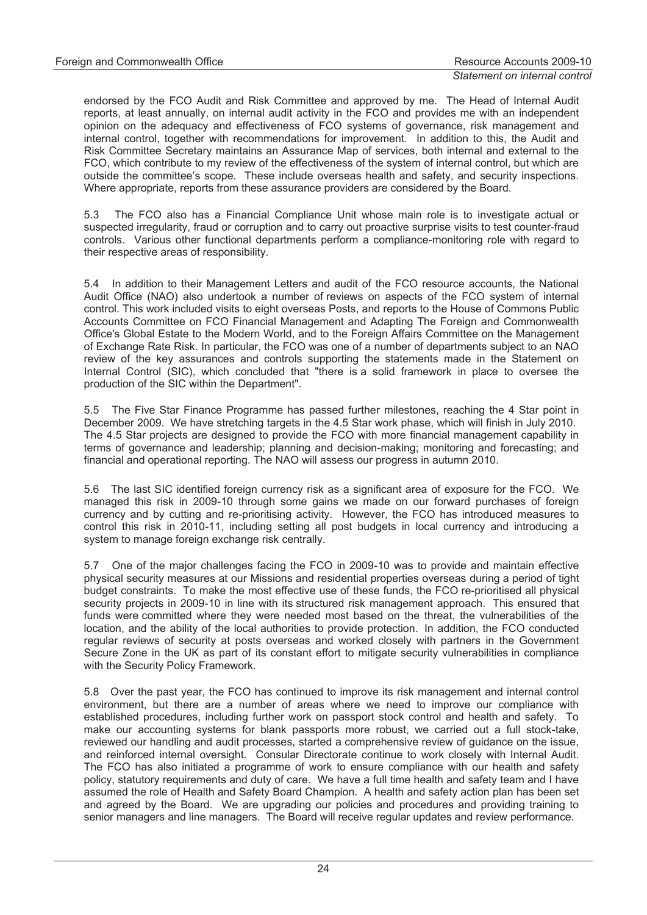endorsed by the FCO Audit and Risk Committee and approved by me. The Head of Internal Audit reports, at least annually, on internal audit activity in the FCO and provides me with an independent opinion on the adequacy and effectiveness of FCO systems of governance, risk management and internal control, together with recommendations for improvement. In addition to this, the Audit and Risk Committee Secretary maintains an Assurance Map of services, both internal and external to the FCO, which contribute to my review of the effectiveness of the system of internal control, but which are outside the committee's scope. These include overseas health and safety, and security inspections. Where appropriate, reports from these assurance providers are considered by the Board.

5.3 The FCO also has a Financial Compliance Unit whose main role is to investigate actual or suspected irregularity, fraud or corruption and to carry out proactive surprise visits to test counter-fraud controls. Various other functional departments perform a compliance-monitoring role with regard to their respective areas of responsibility.

5.4 In addition to their Management Letters and audit of the FCO resource accounts, the National Audit Office (NAO) also undertook a number of reviews on aspects of the FCO system of internal control. This work included visits to eight overseas Posts, and reports to the House of Commons Public Accounts Committee on FCO Financial Management and Adapting The Foreign and Commonwealth Office's Global Estate to the Modern World, and to the Foreign Affairs Committee on the Management of Exchange Rate Risk. In particular, the FCO was one of a number of departments subject to an NAO review of the key assurances and controls supporting the statements made in the Statement on Internal Control (SIC), which concluded that "there is a solid framework in place to oversee the production of the SIC within the Department".

5.5 The Five Star Finance Programme has passed further milestones, reaching the 4 Star point in December 2009. We have stretching targets in the 4.5 Star work phase, which will finish in July 2010. The 4.5 Star projects are designed to provide the FCO with more financial management capability in terms of governance and leadership; planning and decision-making; monitoring and forecasting; and financial and operational reporting. The NAO will assess our progress in autumn 2010.

5.6 The last SIC identified foreign currency risk as a significant area of exposure for the FCO. We managed this risk in 2009-10 through some gains we made on our forward purchases of foreign currency and by cutting and re-prioritising activity. However, the FCO has introduced measures to control this risk in 2010-11, including setting all post budgets in local currency and introducing a system to manage foreign exchange risk centrally.

5.7 One of the major challenges facing the FCO in 2009-10 was to provide and maintain effective physical security measures at our Missions and residential properties overseas during a period of tight budget constraints. To make the most effective use of these funds, the FCO re-prioritised all physical security projects in 2009-10 in line with its structured risk management approach. This ensured that funds were committed where they were needed most based on the threat, the vulnerabilities of the location, and the ability of the local authorities to provide protection. In addition, the FCO conducted regular reviews of security at posts overseas and worked closely with partners in the Government Secure Zone in the UK as part of its constant effort to mitigate security vulnerabilities in compliance with the Security Policy Framework.

5.8 Over the past year, the FCO has continued to improve its risk management and internal control environment, but there are a number of areas where we need to improve our compliance with established procedures, including further work on passport stock control and health and safety. To make our accounting systems for blank passports more robust, we carried out a full stock-take, reviewed our handling and audit processes, started a comprehensive review of guidance on the issue, and reinforced internal oversight. Consular Directorate continue to work closely with Internal Audit. The FCO has also initiated a programme of work to ensure compliance with our health and safety policy, statutory requirements and duty of care. We have a full time health and safety team and I have assumed the role of Health and Safety Board Champion. A health and safety action plan has been set and agreed by the Board. We are upgrading our policies and procedures and providing training to senior managers and line managers. The Board will receive regular updates and review performance.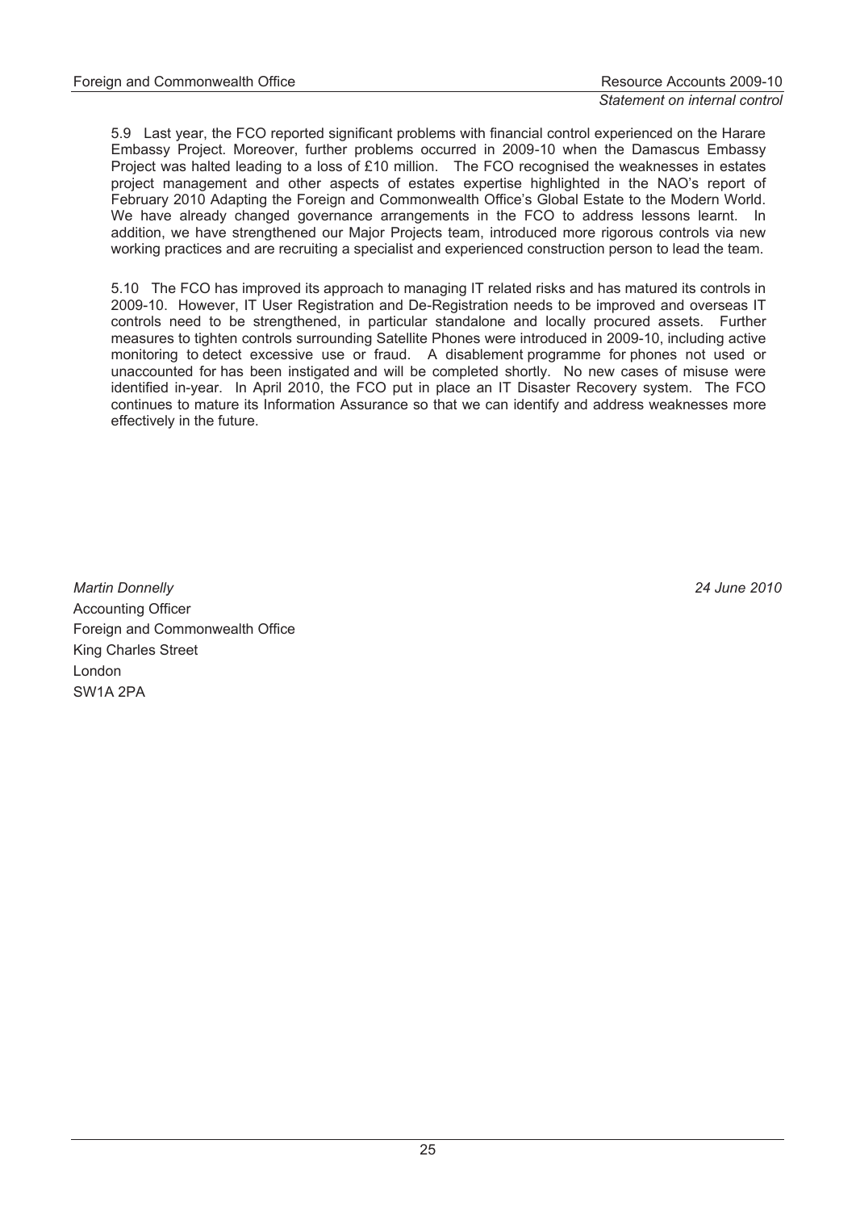5.9 Last year, the FCO reported significant problems with financial control experienced on the Harare Embassy Project. Moreover, further problems occurred in 2009-10 when the Damascus Embassy Project was halted leading to a loss of £10 million. The FCO recognised the weaknesses in estates project management and other aspects of estates expertise highlighted in the NAO's report of February 2010 Adapting the Foreign and Commonwealth Office's Global Estate to the Modern World. We have already changed governance arrangements in the FCO to address lessons learnt. In addition, we have strengthened our Major Projects team, introduced more rigorous controls via new working practices and are recruiting a specialist and experienced construction person to lead the team.

5.10 The FCO has improved its approach to managing IT related risks and has matured its controls in 2009-10. However, IT User Registration and De-Registration needs to be improved and overseas IT controls need to be strengthened, in particular standalone and locally procured assets. Further measures to tighten controls surrounding Satellite Phones were introduced in 2009-10, including active monitoring to detect excessive use or fraud. A disablement programme for phones not used or unaccounted for has been instigated and will be completed shortly. No new cases of misuse were identified in-year. In April 2010, the FCO put in place an IT Disaster Recovery system. The FCO continues to mature its Information Assurance so that we can identify and address weaknesses more effectively in the future.

*Martin Donnelly* *24 June 2010*

Accounting Officer
Foreign and Commonwealth Office
King Charles Street
London
SW1A 2PA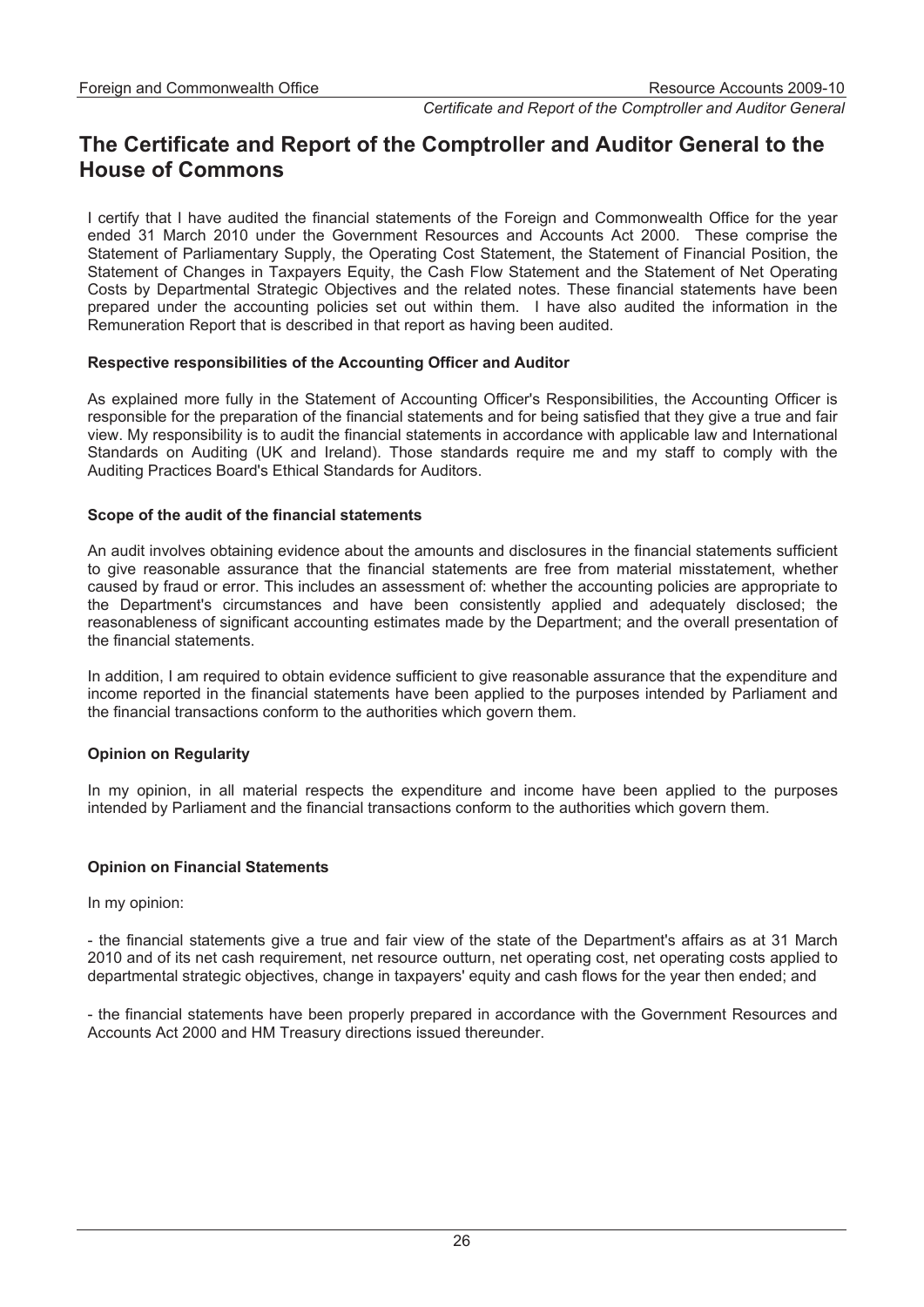# The Certificate and Report of the Comptroller and Auditor General to the House of Commons

I certify that I have audited the financial statements of the Foreign and Commonwealth Office for the year ended 31 March 2010 under the Government Resources and Accounts Act 2000. These comprise the Statement of Parliamentary Supply, the Operating Cost Statement, the Statement of Financial Position, the Statement of Changes in Taxpayers Equity, the Cash Flow Statement and the Statement of Net Operating Costs by Departmental Strategic Objectives and the related notes. These financial statements have been prepared under the accounting policies set out within them. I have also audited the information in the Remuneration Report that is described in that report as having been audited.

**Respective responsibilities of the Accounting Officer and Auditor**

As explained more fully in the Statement of Accounting Officer's Responsibilities, the Accounting Officer is responsible for the preparation of the financial statements and for being satisfied that they give a true and fair view. My responsibility is to audit the financial statements in accordance with applicable law and International Standards on Auditing (UK and Ireland). Those standards require me and my staff to comply with the Auditing Practices Board's Ethical Standards for Auditors.

**Scope of the audit of the financial statements**

An audit involves obtaining evidence about the amounts and disclosures in the financial statements sufficient to give reasonable assurance that the financial statements are free from material misstatement, whether caused by fraud or error. This includes an assessment of: whether the accounting policies are appropriate to the Department's circumstances and have been consistently applied and adequately disclosed; the reasonableness of significant accounting estimates made by the Department; and the overall presentation of the financial statements.

In addition, I am required to obtain evidence sufficient to give reasonable assurance that the expenditure and income reported in the financial statements have been applied to the purposes intended by Parliament and the financial transactions conform to the authorities which govern them.

**Opinion on Regularity**

In my opinion, in all material respects the expenditure and income have been applied to the purposes intended by Parliament and the financial transactions conform to the authorities which govern them.

**Opinion on Financial Statements**

In my opinion:

- the financial statements give a true and fair view of the state of the Department's affairs as at 31 March 2010 and of its net cash requirement, net resource outturn, net operating cost, net operating costs applied to departmental strategic objectives, change in taxpayers' equity and cash flows for the year then ended; and

- the financial statements have been properly prepared in accordance with the Government Resources and Accounts Act 2000 and HM Treasury directions issued thereunder.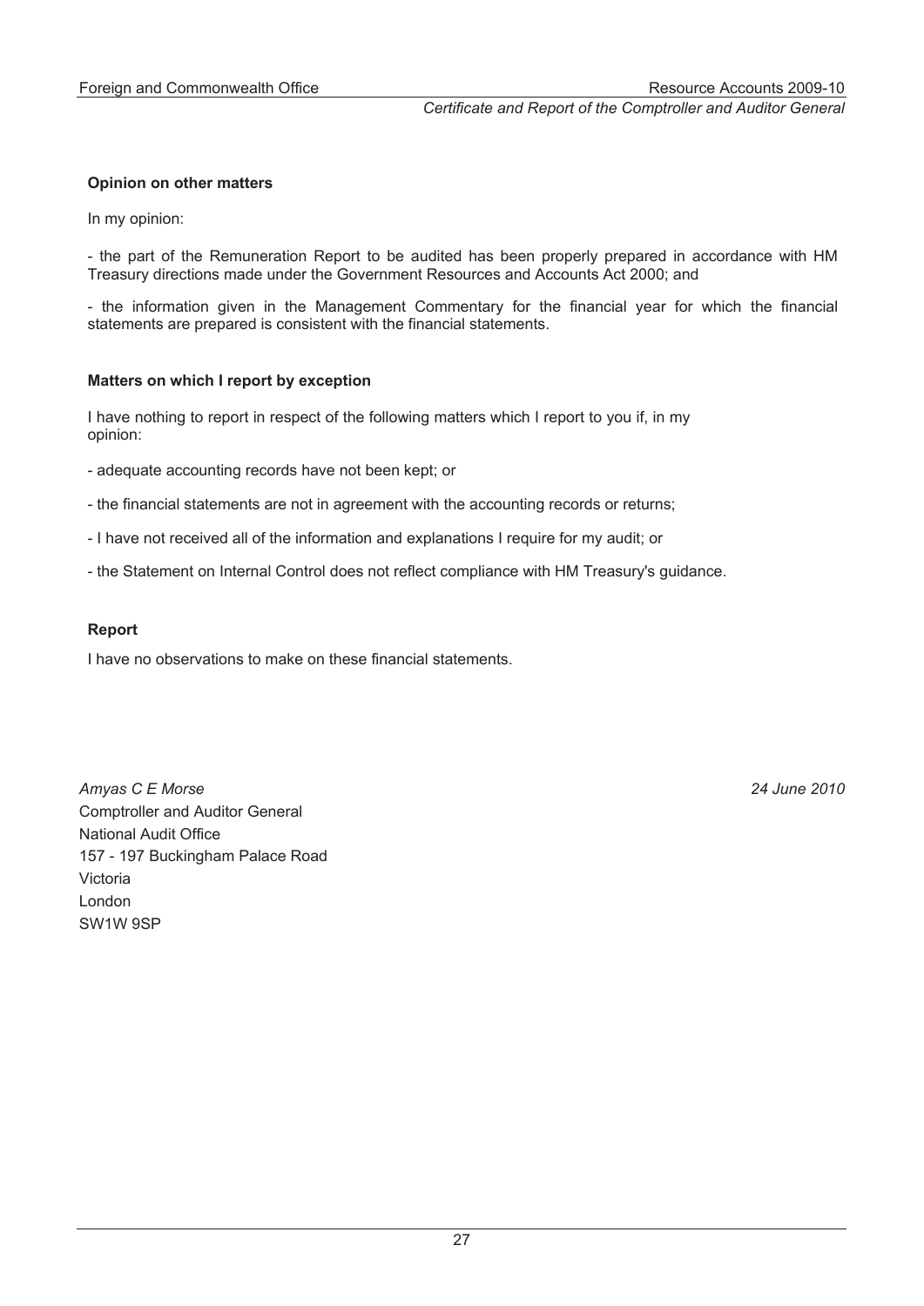**Opinion on other matters**

In my opinion:

- the part of the Remuneration Report to be audited has been properly prepared in accordance with HM Treasury directions made under the Government Resources and Accounts Act 2000; and

- the information given in the Management Commentary for the financial year for which the financial statements are prepared is consistent with the financial statements.

**Matters on which I report by exception**

I have nothing to report in respect of the following matters which I report to you if, in my opinion:

- adequate accounting records have not been kept; or

- the financial statements are not in agreement with the accounting records or returns;

- I have not received all of the information and explanations I require for my audit; or

- the Statement on Internal Control does not reflect compliance with HM Treasury's guidance.

**Report**

I have no observations to make on these financial statements.

*Amyas C E Morse* *24 June 2010*

Comptroller and Auditor General
National Audit Office
157 - 197 Buckingham Palace Road
Victoria
London
SW1W 9SP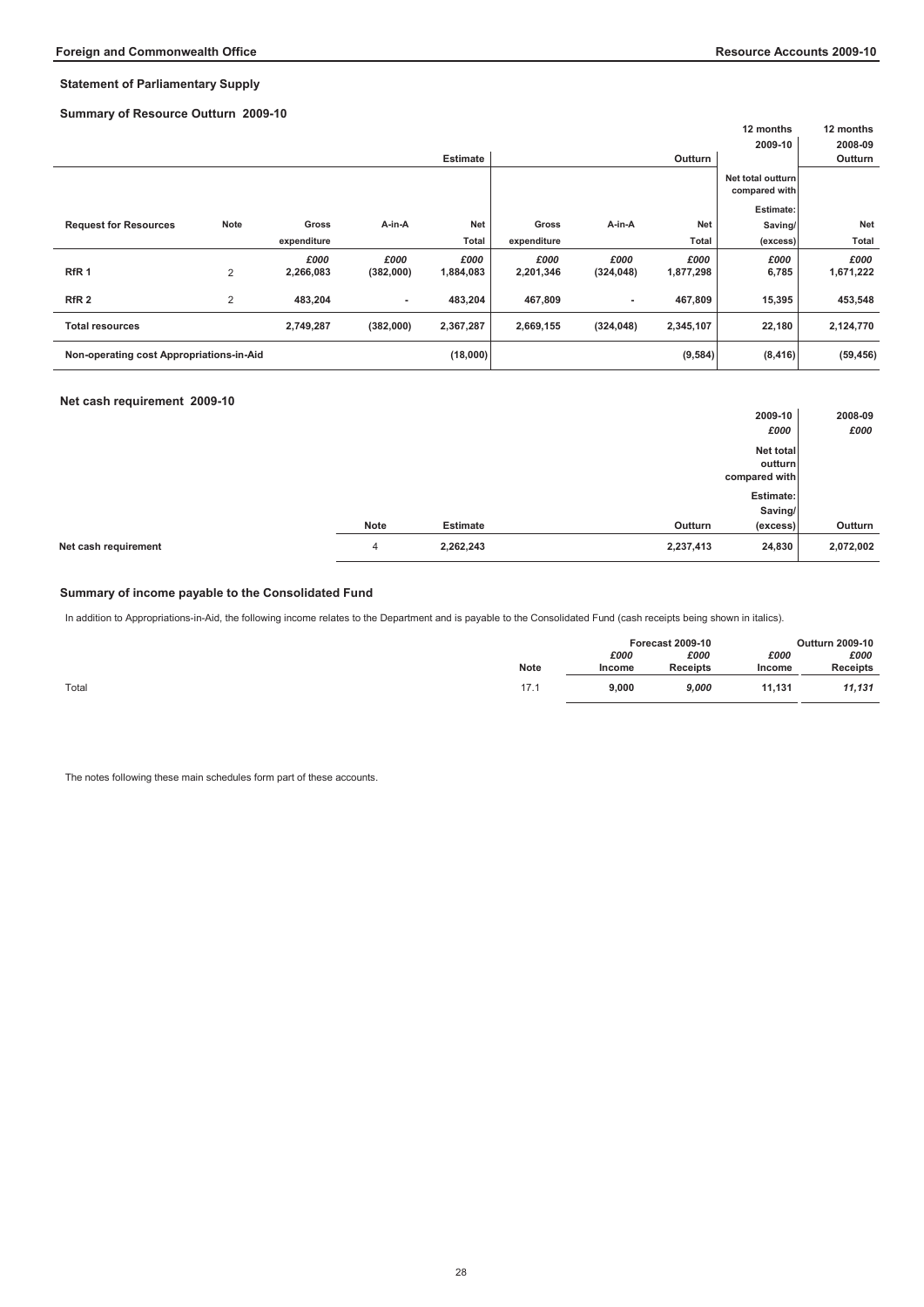## Statement of Parliamentary Supply

### Summary of Resource Outturn 2009-10

| | | | | | | | | 12 months 2009-10 | 12 months 2008-09 |
|---|---|---|---|---|---|---|---|---|---|
| | | | | Estimate | | | Outturn | | Outturn |
| | | | | | | | | Net total outturn compared with Estimate: | |
| Request for Resources | Note | Gross expenditure | A-in-A | Net Total | Gross expenditure | A-in-A | Net Total | Saving/ (excess) | Net Total |
| | | £000 | £000 | £000 | £000 | £000 | £000 | £000 | £000 |
| RfR 1 | 2 | 2,266,083 | (382,000) | 1,884,083 | 2,201,346 | (324,048) | 1,877,298 | 6,785 | 1,671,222 |
| RfR 2 | 2 | 483,204 | - | 483,204 | 467,809 | - | 467,809 | 15,395 | 453,548 |
| Total resources | | 2,749,287 | (382,000) | 2,367,287 | 2,669,155 | (324,048) | 2,345,107 | 22,180 | 2,124,770 |
| Non-operating cost Appropriations-in-Aid | | | | (18,000) | | | (9,584) | (8,416) | (59,456) |

### Net cash requirement 2009-10

| | | | | 2009-10 | 2008-09 |
|---|---|---|---|---|---|
| | | | | £000 | £000 |
| | | | | Net total outturn compared with Estimate: | |
| | Note | Estimate | Outturn | Saving/ (excess) | Outturn |
| Net cash requirement | 4 | 2,262,243 | 2,237,413 | 24,830 | 2,072,002 |

### Summary of income payable to the Consolidated Fund

In addition to Appropriations-in-Aid, the following income relates to the Department and is payable to the Consolidated Fund (cash receipts being shown in italics).

| | | Forecast 2009-10 | | Outturn 2009-10 | |
|---|---|---|---|---|---|
| | | £000 | £000 | £000 | £000 |
| | Note | Income | Receipts | Income | Receipts |
| Total | 17.1 | 9,000 | *9,000* | 11,131 | *11,131* |

The notes following these main schedules form part of these accounts.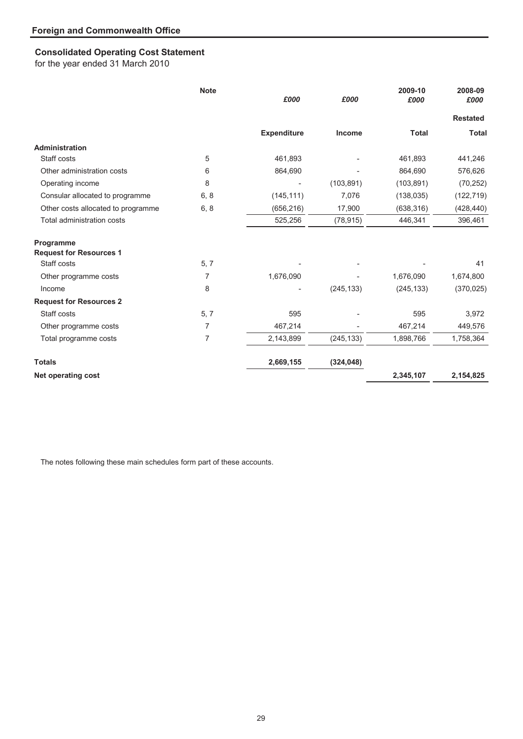## Foreign and Commonwealth Office

### Consolidated Operating Cost Statement

for the year ended 31 March 2010

| | Note | £000 | £000 | 2009-10 £000 | 2008-09 £000 |
|---|---|---|---|---|---|
| | | | | | Restated |
| | | Expenditure | Income | Total | Total |
| **Administration** | | | | | |
| Staff costs | 5 | 461,893 | - | 461,893 | 441,246 |
| Other administration costs | 6 | 864,690 | - | 864,690 | 576,626 |
| Operating income | 8 | - | (103,891) | (103,891) | (70,252) |
| Consular allocated to programme | 6, 8 | (145,111) | 7,076 | (138,035) | (122,719) |
| Other costs allocated to programme | 6, 8 | (656,216) | 17,900 | (638,316) | (428,440) |
| Total administration costs | | 525,256 | (78,915) | 446,341 | 396,461 |
| **Programme** | | | | | |
| **Request for Resources 1** | | | | | |
| Staff costs | 5, 7 | - | - | - | 41 |
| Other programme costs | 7 | 1,676,090 | - | 1,676,090 | 1,674,800 |
| Income | 8 | - | (245,133) | (245,133) | (370,025) |
| **Request for Resources 2** | | | | | |
| Staff costs | 5, 7 | 595 | - | 595 | 3,972 |
| Other programme costs | 7 | 467,214 | - | 467,214 | 449,576 |
| Total programme costs | 7 | 2,143,899 | (245,133) | 1,898,766 | 1,758,364 |
| **Totals** | | **2,669,155** | **(324,048)** | | |
| **Net operating cost** | | | | **2,345,107** | **2,154,825** |

The notes following these main schedules form part of these accounts.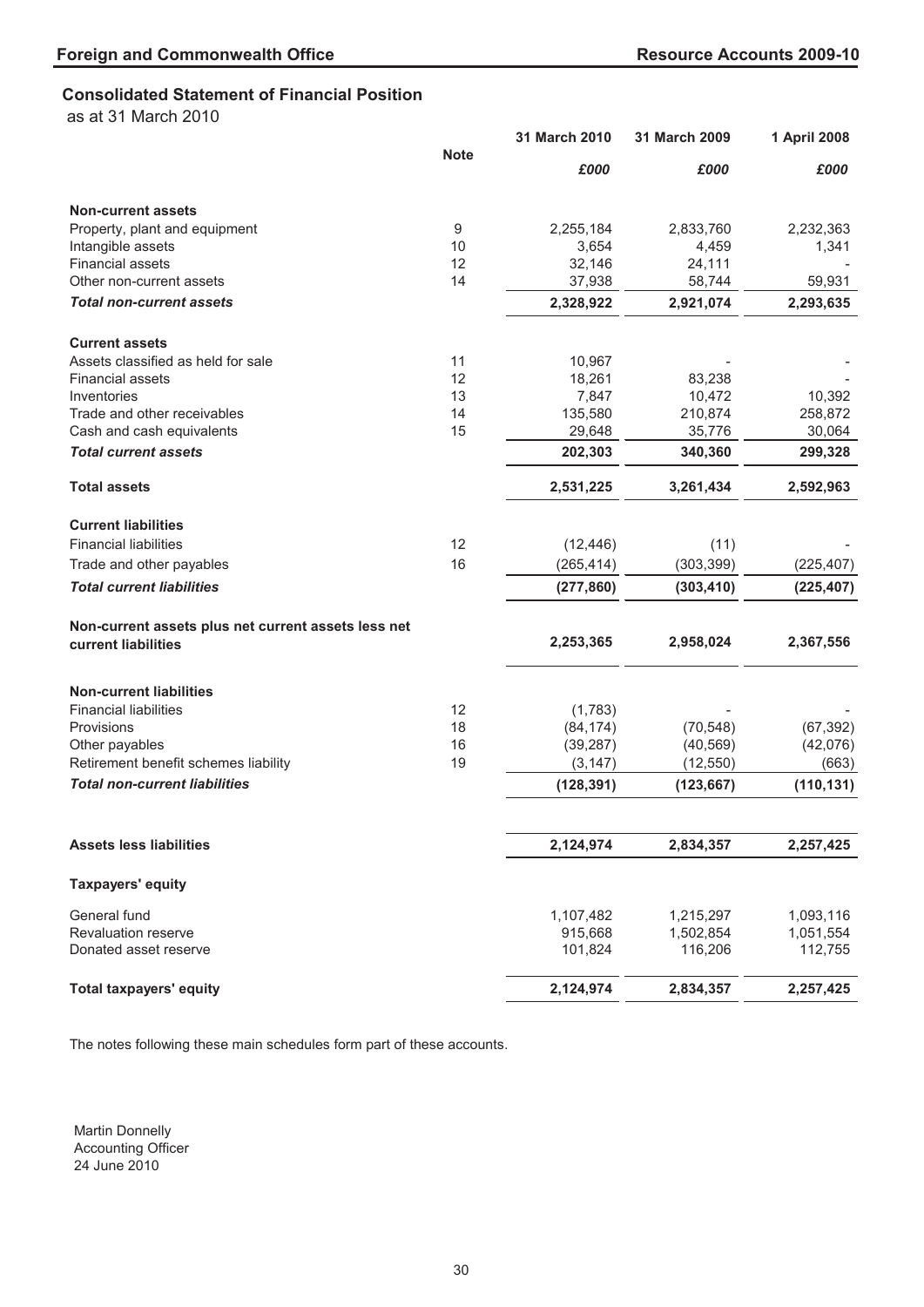## Consolidated Statement of Financial Position

as at 31 March 2010

| | Note | 31 March 2010 | 31 March 2009 | 1 April 2008 |
|---|---|---|---|---|
| | | *£000* | *£000* | *£000* |
| **Non-current assets** | | | | |
| Property, plant and equipment | 9 | 2,255,184 | 2,833,760 | 2,232,363 |
| Intangible assets | 10 | 3,654 | 4,459 | 1,341 |
| Financial assets | 12 | 32,146 | 24,111 | - |
| Other non-current assets | 14 | 37,938 | 58,744 | 59,931 |
| ***Total non-current assets*** | | **2,328,922** | **2,921,074** | **2,293,635** |
| **Current assets** | | | | |
| Assets classified as held for sale | 11 | 10,967 | - | - |
| Financial assets | 12 | 18,261 | 83,238 | - |
| Inventories | 13 | 7,847 | 10,472 | 10,392 |
| Trade and other receivables | 14 | 135,580 | 210,874 | 258,872 |
| Cash and cash equivalents | 15 | 29,648 | 35,776 | 30,064 |
| ***Total current assets*** | | **202,303** | **340,360** | **299,328** |
| **Total assets** | | **2,531,225** | **3,261,434** | **2,592,963** |
| **Current liabilities** | | | | |
| Financial liabilities | 12 | (12,446) | (11) | - |
| Trade and other payables | 16 | (265,414) | (303,399) | (225,407) |
| ***Total current liabilities*** | | **(277,860)** | **(303,410)** | **(225,407)** |
| **Non-current assets plus net current assets less net current liabilities** | | **2,253,365** | **2,958,024** | **2,367,556** |
| **Non-current liabilities** | | | | |
| Financial liabilities | 12 | (1,783) | - | - |
| Provisions | 18 | (84,174) | (70,548) | (67,392) |
| Other payables | 16 | (39,287) | (40,569) | (42,076) |
| Retirement benefit schemes liability | 19 | (3,147) | (12,550) | (663) |
| ***Total non-current liabilities*** | | **(128,391)** | **(123,667)** | **(110,131)** |
| **Assets less liabilities** | | **2,124,974** | **2,834,357** | **2,257,425** |
| **Taxpayers' equity** | | | | |
| General fund | | 1,107,482 | 1,215,297 | 1,093,116 |
| Revaluation reserve | | 915,668 | 1,502,854 | 1,051,554 |
| Donated asset reserve | | 101,824 | 116,206 | 112,755 |
| **Total taxpayers' equity** | | **2,124,974** | **2,834,357** | **2,257,425** |

The notes following these main schedules form part of these accounts.

Martin Donnelly
Accounting Officer
24 June 2010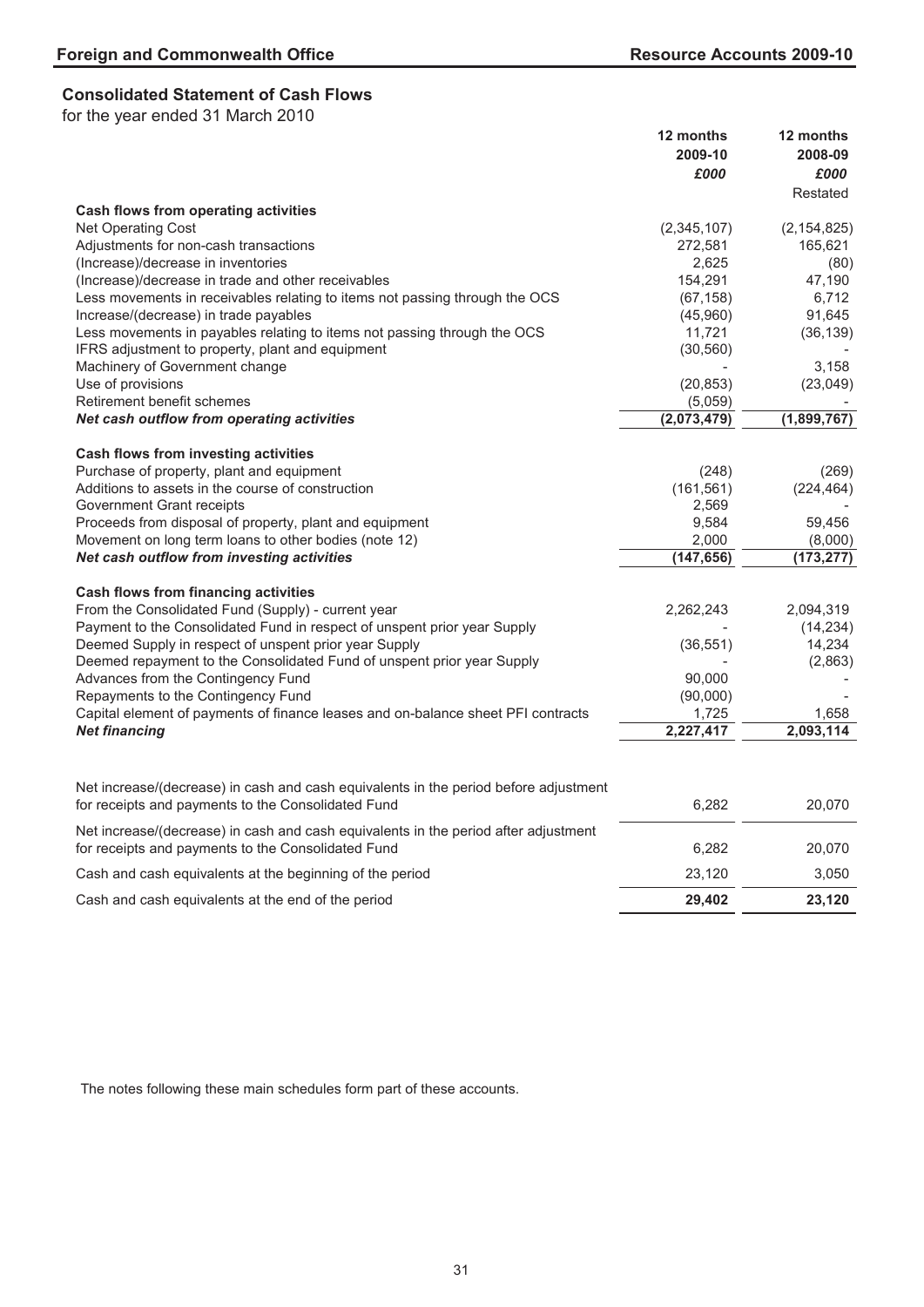## Consolidated Statement of Cash Flows

for the year ended 31 March 2010

| | 12 months 2009-10 £000 | 12 months 2008-09 £000 Restated |
|---|---|---|
| **Cash flows from operating activities** | | |
| Net Operating Cost | (2,345,107) | (2,154,825) |
| Adjustments for non-cash transactions | 272,581 | 165,621 |
| (Increase)/decrease in inventories | 2,625 | (80) |
| (Increase)/decrease in trade and other receivables | 154,291 | 47,190 |
| Less movements in receivables relating to items not passing through the OCS | (67,158) | 6,712 |
| Increase/(decrease) in trade payables | (45,960) | 91,645 |
| Less movements in payables relating to items not passing through the OCS | 11,721 | (36,139) |
| IFRS adjustment to property, plant and equipment | (30,560) | - |
| Machinery of Government change | - | 3,158 |
| Use of provisions | (20,853) | (23,049) |
| Retirement benefit schemes | (5,059) | - |
| ***Net cash outflow from operating activities*** | **(2,073,479)** | **(1,899,767)** |
| **Cash flows from investing activities** | | |
| Purchase of property, plant and equipment | (248) | (269) |
| Additions to assets in the course of construction | (161,561) | (224,464) |
| Government Grant receipts | 2,569 | - |
| Proceeds from disposal of property, plant and equipment | 9,584 | 59,456 |
| Movement on long term loans to other bodies (note 12) | 2,000 | (8,000) |
| ***Net cash outflow from investing activities*** | **(147,656)** | **(173,277)** |
| **Cash flows from financing activities** | | |
| From the Consolidated Fund (Supply) - current year | 2,262,243 | 2,094,319 |
| Payment to the Consolidated Fund in respect of unspent prior year Supply | - | (14,234) |
| Deemed Supply in respect of unspent prior year Supply | (36,551) | 14,234 |
| Deemed repayment to the Consolidated Fund of unspent prior year Supply | - | (2,863) |
| Advances from the Contingency Fund | 90,000 | - |
| Repayments to the Contingency Fund | (90,000) | - |
| Capital element of payments of finance leases and on-balance sheet PFI contracts | 1,725 | 1,658 |
| ***Net financing*** | **2,227,417** | **2,093,114** |
| Net increase/(decrease) in cash and cash equivalents in the period before adjustment for receipts and payments to the Consolidated Fund | 6,282 | 20,070 |
| Net increase/(decrease) in cash and cash equivalents in the period after adjustment for receipts and payments to the Consolidated Fund | 6,282 | 20,070 |
| Cash and cash equivalents at the beginning of the period | 23,120 | 3,050 |
| Cash and cash equivalents at the end of the period | **29,402** | **23,120** |

The notes following these main schedules form part of these accounts.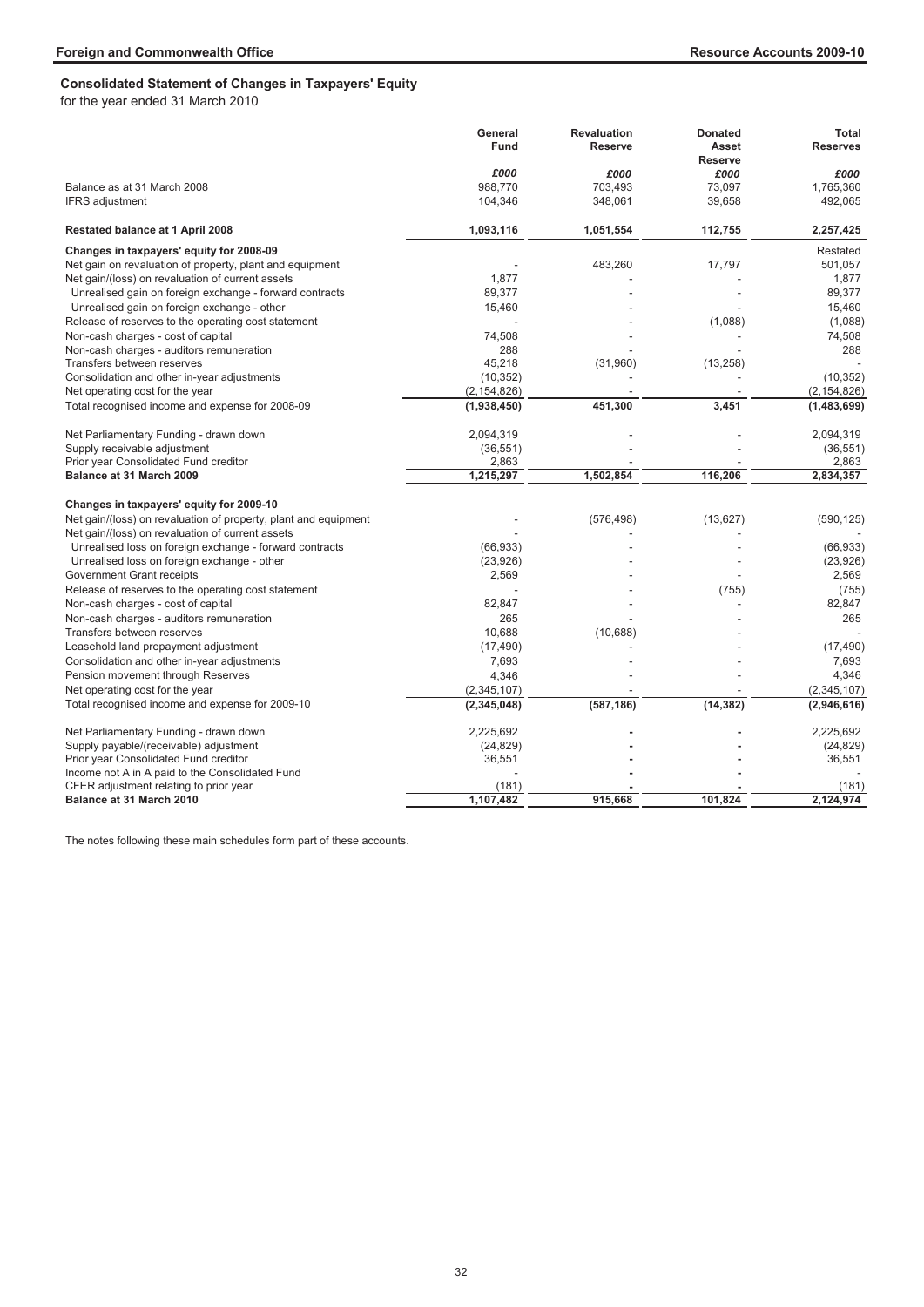## Consolidated Statement of Changes in Taxpayers' Equity

for the year ended 31 March 2010

| | General Fund | Revaluation Reserve | Donated Asset Reserve | Total Reserves |
|---|---|---|---|---|
| | *£000* | *£000* | *£000* | *£000* |
| Balance as at 31 March 2008 | 988,770 | 703,493 | 73,097 | 1,765,360 |
| IFRS adjustment | 104,346 | 348,061 | 39,658 | 492,065 |
| **Restated balance at 1 April 2008** | **1,093,116** | **1,051,554** | **112,755** | **2,257,425** |
| **Changes in taxpayers' equity for 2008-09** | | | | Restated |
| Net gain on revaluation of property, plant and equipment | - | 483,260 | 17,797 | 501,057 |
| Net gain/(loss) on revaluation of current assets | 1,877 | - | - | 1,877 |
| Unrealised gain on foreign exchange - forward contracts | 89,377 | - | - | 89,377 |
| Unrealised gain on foreign exchange - other | 15,460 | - | - | 15,460 |
| Release of reserves to the operating cost statement | - | - | (1,088) | (1,088) |
| Non-cash charges - cost of capital | 74,508 | - | - | 74,508 |
| Non-cash charges - auditors remuneration | 288 | - | - | 288 |
| Transfers between reserves | 45,218 | (31,960) | (13,258) | - |
| Consolidation and other in-year adjustments | (10,352) | - | - | (10,352) |
| Net operating cost for the year | (2,154,826) | - | - | (2,154,826) |
| Total recognised income and expense for 2008-09 | **(1,938,450)** | **451,300** | **3,451** | **(1,483,699)** |
| Net Parliamentary Funding - drawn down | 2,094,319 | - | - | 2,094,319 |
| Supply receivable adjustment | (36,551) | - | - | (36,551) |
| Prior year Consolidated Fund creditor | 2,863 | - | - | 2,863 |
| **Balance at 31 March 2009** | **1,215,297** | **1,502,854** | **116,206** | **2,834,357** |
| **Changes in taxpayers' equity for 2009-10** | | | | |
| Net gain/(loss) on revaluation of property, plant and equipment | - | (576,498) | (13,627) | (590,125) |
| Net gain/(loss) on revaluation of current assets | - | - | - | - |
| Unrealised loss on foreign exchange - forward contracts | (66,933) | - | - | (66,933) |
| Unrealised loss on foreign exchange - other | (23,926) | - | - | (23,926) |
| Government Grant receipts | 2,569 | - | - | 2,569 |
| Release of reserves to the operating cost statement | - | - | (755) | (755) |
| Non-cash charges - cost of capital | 82,847 | - | - | 82,847 |
| Non-cash charges - auditors remuneration | 265 | - | - | 265 |
| Transfers between reserves | 10,688 | (10,688) | - | - |
| Leasehold land prepayment adjustment | (17,490) | - | - | (17,490) |
| Consolidation and other in-year adjustments | 7,693 | - | - | 7,693 |
| Pension movement through Reserves | 4,346 | - | - | 4,346 |
| Net operating cost for the year | (2,345,107) | - | - | (2,345,107) |
| Total recognised income and expense for 2009-10 | **(2,345,048)** | **(587,186)** | **(14,382)** | **(2,946,616)** |
| Net Parliamentary Funding - drawn down | 2,225,692 | **-** | **-** | 2,225,692 |
| Supply payable/(receivable) adjustment | (24,829) | **-** | **-** | (24,829) |
| Prior year Consolidated Fund creditor | 36,551 | **-** | **-** | 36,551 |
| Income not A in A paid to the Consolidated Fund | - | **-** | **-** | - |
| CFER adjustment relating to prior year | (181) | **-** | **-** | (181) |
| **Balance at 31 March 2010** | **1,107,482** | **915,668** | **101,824** | **2,124,974** |

The notes following these main schedules form part of these accounts.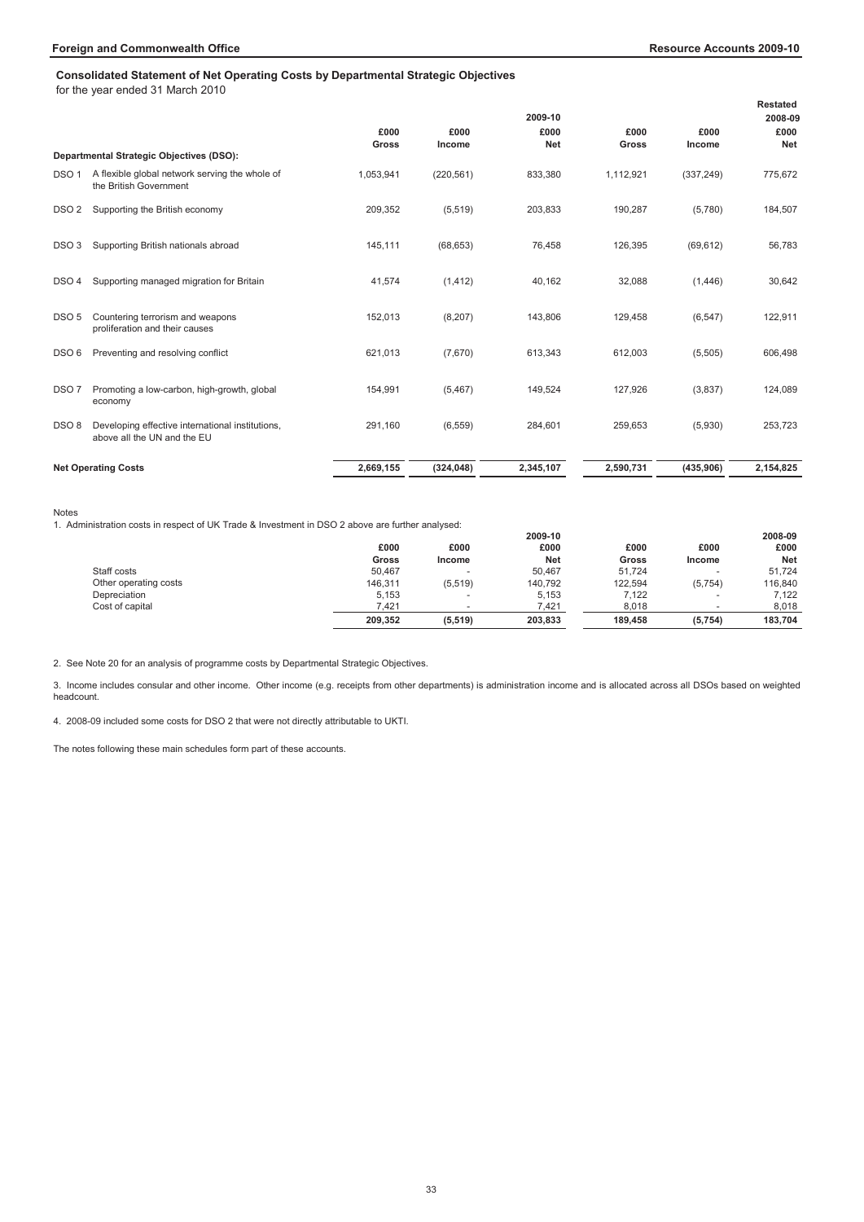## Consolidated Statement of Net Operating Costs by Departmental Strategic Objectives

for the year ended 31 March 2010

| | | | | 2009-10 | | | Restated 2008-09 |
|---|---|---|---|---|---|---|---|
| | | £000 | £000 | £000 | £000 | £000 | £000 |
| | | Gross | Income | Net | Gross | Income | Net |
| **Departmental Strategic Objectives (DSO):** | | | | | | | |
| DSO 1 | A flexible global network serving the whole of the British Government | 1,053,941 | (220,561) | 833,380 | 1,112,921 | (337,249) | 775,672 |
| DSO 2 | Supporting the British economy | 209,352 | (5,519) | 203,833 | 190,287 | (5,780) | 184,507 |
| DSO 3 | Supporting British nationals abroad | 145,111 | (68,653) | 76,458 | 126,395 | (69,612) | 56,783 |
| DSO 4 | Supporting managed migration for Britain | 41,574 | (1,412) | 40,162 | 32,088 | (1,446) | 30,642 |
| DSO 5 | Countering terrorism and weapons proliferation and their causes | 152,013 | (8,207) | 143,806 | 129,458 | (6,547) | 122,911 |
| DSO 6 | Preventing and resolving conflict | 621,013 | (7,670) | 613,343 | 612,003 | (5,505) | 606,498 |
| DSO 7 | Promoting a low-carbon, high-growth, global economy | 154,991 | (5,467) | 149,524 | 127,926 | (3,837) | 124,089 |
| DSO 8 | Developing effective international institutions, above all the UN and the EU | 291,160 | (6,559) | 284,601 | 259,653 | (5,930) | 253,723 |
| **Net Operating Costs** | | **2,669,155** | **(324,048)** | **2,345,107** | **2,590,731** | **(435,906)** | **2,154,825** |

Notes

1. Administration costs in respect of UK Trade & Investment in DSO 2 above are further analysed:

| | | | 2009-10 | | | 2008-09 |
|---|---|---|---|---|---|---|
| | £000 | £000 | £000 | £000 | £000 | £000 |
| | Gross | Income | Net | Gross | Income | Net |
| Staff costs | 50,467 | - | 50,467 | 51,724 | - | 51,724 |
| Other operating costs | 146,311 | (5,519) | 140,792 | 122,594 | (5,754) | 116,840 |
| Depreciation | 5,153 | - | 5,153 | 7,122 | - | 7,122 |
| Cost of capital | 7,421 | - | 7,421 | 8,018 | - | 8,018 |
| | **209,352** | **(5,519)** | **203,833** | **189,458** | **(5,754)** | **183,704** |

2. See Note 20 for an analysis of programme costs by Departmental Strategic Objectives.

3. Income includes consular and other income. Other income (e.g. receipts from other departments) is administration income and is allocated across all DSOs based on weighted headcount.

4. 2008-09 included some costs for DSO 2 that were not directly attributable to UKTI.

The notes following these main schedules form part of these accounts.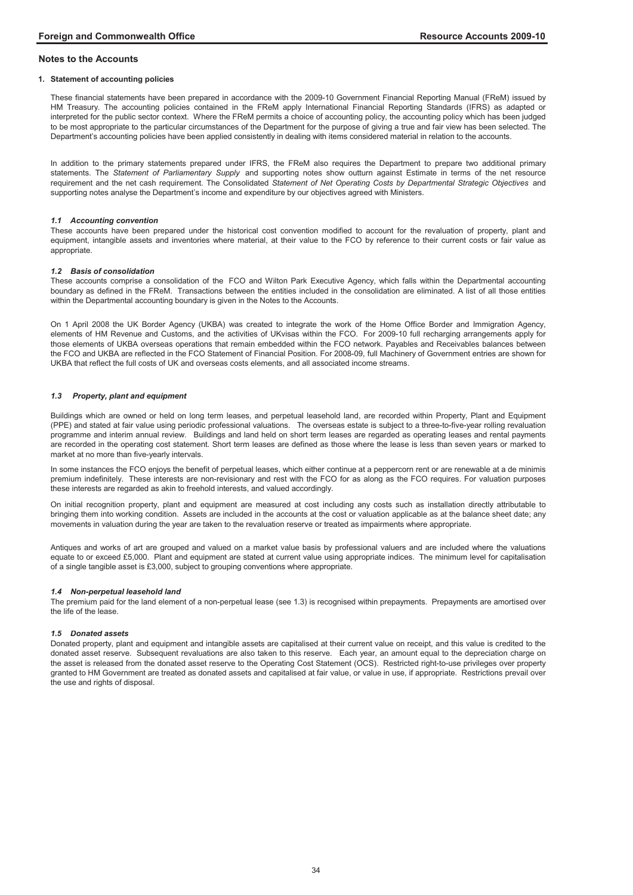## Notes to the Accounts

### 1. Statement of accounting policies

These financial statements have been prepared in accordance with the 2009-10 Government Financial Reporting Manual (FReM) issued by HM Treasury. The accounting policies contained in the FReM apply International Financial Reporting Standards (IFRS) as adapted or interpreted for the public sector context. Where the FReM permits a choice of accounting policy, the accounting policy which has been judged to be most appropriate to the particular circumstances of the Department for the purpose of giving a true and fair view has been selected. The Department's accounting policies have been applied consistently in dealing with items considered material in relation to the accounts.

In addition to the primary statements prepared under IFRS, the FReM also requires the Department to prepare two additional primary statements. The *Statement of Parliamentary Supply* and supporting notes show outturn against Estimate in terms of the net resource requirement and the net cash requirement. The Consolidated *Statement of Net Operating Costs by Departmental Strategic Objectives* and supporting notes analyse the Department's income and expenditure by our objectives agreed with Ministers.

#### *1.1 Accounting convention*

These accounts have been prepared under the historical cost convention modified to account for the revaluation of property, plant and equipment, intangible assets and inventories where material, at their value to the FCO by reference to their current costs or fair value as appropriate.

#### *1.2 Basis of consolidation*

These accounts comprise a consolidation of the FCO and Wilton Park Executive Agency, which falls within the Departmental accounting boundary as defined in the FReM. Transactions between the entities included in the consolidation are eliminated. A list of all those entities within the Departmental accounting boundary is given in the Notes to the Accounts.

On 1 April 2008 the UK Border Agency (UKBA) was created to integrate the work of the Home Office Border and Immigration Agency, elements of HM Revenue and Customs, and the activities of UKvisas within the FCO. For 2009-10 full recharging arrangements apply for those elements of UKBA overseas operations that remain embedded within the FCO network. Payables and Receivables balances between the FCO and UKBA are reflected in the FCO Statement of Financial Position. For 2008-09, full Machinery of Government entries are shown for UKBA that reflect the full costs of UK and overseas costs elements, and all associated income streams.

#### *1.3 Property, plant and equipment*

Buildings which are owned or held on long term leases, and perpetual leasehold land, are recorded within Property, Plant and Equipment (PPE) and stated at fair value using periodic professional valuations. The overseas estate is subject to a three-to-five-year rolling revaluation programme and interim annual review. Buildings and land held on short term leases are regarded as operating leases and rental payments are recorded in the operating cost statement. Short term leases are defined as those where the lease is less than seven years or marked to market at no more than five-yearly intervals.

In some instances the FCO enjoys the benefit of perpetual leases, which either continue at a peppercorn rent or are renewable at a de minimis premium indefinitely. These interests are non-revisionary and rest with the FCO for as along as the FCO requires. For valuation purposes these interests are regarded as akin to freehold interests, and valued accordingly.

On initial recognition property, plant and equipment are measured at cost including any costs such as installation directly attributable to bringing them into working condition. Assets are included in the accounts at the cost or valuation applicable as at the balance sheet date; any movements in valuation during the year are taken to the revaluation reserve or treated as impairments where appropriate.

Antiques and works of art are grouped and valued on a market value basis by professional valuers and are included where the valuations equate to or exceed £5,000. Plant and equipment are stated at current value using appropriate indices. The minimum level for capitalisation of a single tangible asset is £3,000, subject to grouping conventions where appropriate.

#### *1.4 Non-perpetual leasehold land*

The premium paid for the land element of a non-perpetual lease (see 1.3) is recognised within prepayments. Prepayments are amortised over the life of the lease.

#### *1.5 Donated assets*

Donated property, plant and equipment and intangible assets are capitalised at their current value on receipt, and this value is credited to the donated asset reserve. Subsequent revaluations are also taken to this reserve. Each year, an amount equal to the depreciation charge on the asset is released from the donated asset reserve to the Operating Cost Statement (OCS). Restricted right-to-use privileges over property granted to HM Government are treated as donated assets and capitalised at fair value, or value in use, if appropriate. Restrictions prevail over the use and rights of disposal.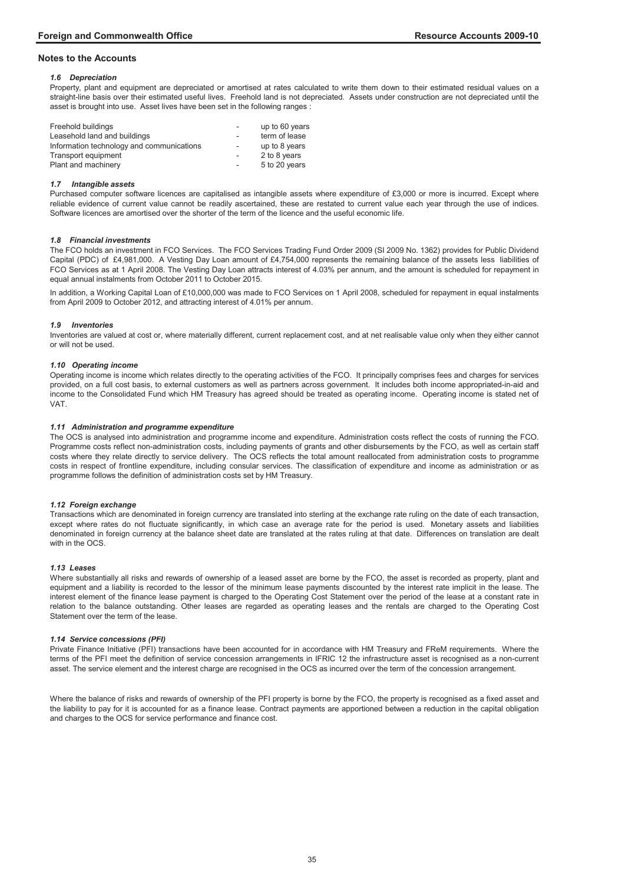## Notes to the Accounts

### *1.6 Depreciation*

Property, plant and equipment are depreciated or amortised at rates calculated to write them down to their estimated residual values on a straight-line basis over their estimated useful lives. Freehold land is not depreciated. Assets under construction are not depreciated until the asset is brought into use. Asset lives have been set in the following ranges :

| | | |
|---|---|---|
| Freehold buildings | - | up to 60 years |
| Leasehold land and buildings | - | term of lease |
| Information technology and communications | - | up to 8 years |
| Transport equipment | - | 2 to 8 years |
| Plant and machinery | - | 5 to 20 years |

### *1.7 Intangible assets*

Purchased computer software licences are capitalised as intangible assets where expenditure of £3,000 or more is incurred. Except where reliable evidence of current value cannot be readily ascertained, these are restated to current value each year through the use of indices. Software licences are amortised over the shorter of the term of the licence and the useful economic life.

### *1.8 Financial investments*

The FCO holds an investment in FCO Services. The FCO Services Trading Fund Order 2009 (SI 2009 No. 1362) provides for Public Dividend Capital (PDC) of £4,981,000. A Vesting Day Loan amount of £4,754,000 represents the remaining balance of the assets less liabilities of FCO Services as at 1 April 2008. The Vesting Day Loan attracts interest of 4.03% per annum, and the amount is scheduled for repayment in equal annual instalments from October 2011 to October 2015.

In addition, a Working Capital Loan of £10,000,000 was made to FCO Services on 1 April 2008, scheduled for repayment in equal instalments from April 2009 to October 2012, and attracting interest of 4.01% per annum.

### *1.9 Inventories*

Inventories are valued at cost or, where materially different, current replacement cost, and at net realisable value only when they either cannot or will not be used.

### *1.10 Operating income*

Operating income is income which relates directly to the operating activities of the FCO. It principally comprises fees and charges for services provided, on a full cost basis, to external customers as well as partners across government. It includes both income appropriated-in-aid and income to the Consolidated Fund which HM Treasury has agreed should be treated as operating income. Operating income is stated net of VAT.

### *1.11 Administration and programme expenditure*

The OCS is analysed into administration and programme income and expenditure. Administration costs reflect the costs of running the FCO. Programme costs reflect non-administration costs, including payments of grants and other disbursements by the FCO, as well as certain staff costs where they relate directly to service delivery. The OCS reflects the total amount reallocated from administration costs to programme costs in respect of frontline expenditure, including consular services. The classification of expenditure and income as administration or as programme follows the definition of administration costs set by HM Treasury.

### *1.12 Foreign exchange*

Transactions which are denominated in foreign currency are translated into sterling at the exchange rate ruling on the date of each transaction, except where rates do not fluctuate significantly, in which case an average rate for the period is used. Monetary assets and liabilities denominated in foreign currency at the balance sheet date are translated at the rates ruling at that date. Differences on translation are dealt with in the OCS.

### *1.13 Leases*

Where substantially all risks and rewards of ownership of a leased asset are borne by the FCO, the asset is recorded as property, plant and equipment and a liability is recorded to the lessor of the minimum lease payments discounted by the interest rate implicit in the lease. The interest element of the finance lease payment is charged to the Operating Cost Statement over the period of the lease at a constant rate in relation to the balance outstanding. Other leases are regarded as operating leases and the rentals are charged to the Operating Cost Statement over the term of the lease.

### *1.14 Service concessions (PFI)*

Private Finance Initiative (PFI) transactions have been accounted for in accordance with HM Treasury and FReM requirements. Where the terms of the PFI meet the definition of service concession arrangements in IFRIC 12 the infrastructure asset is recognised as a non-current asset. The service element and the interest charge are recognised in the OCS as incurred over the term of the concession arrangement.

Where the balance of risks and rewards of ownership of the PFI property is borne by the FCO, the property is recognised as a fixed asset and the liability to pay for it is accounted for as a finance lease. Contract payments are apportioned between a reduction in the capital obligation and charges to the OCS for service performance and finance cost.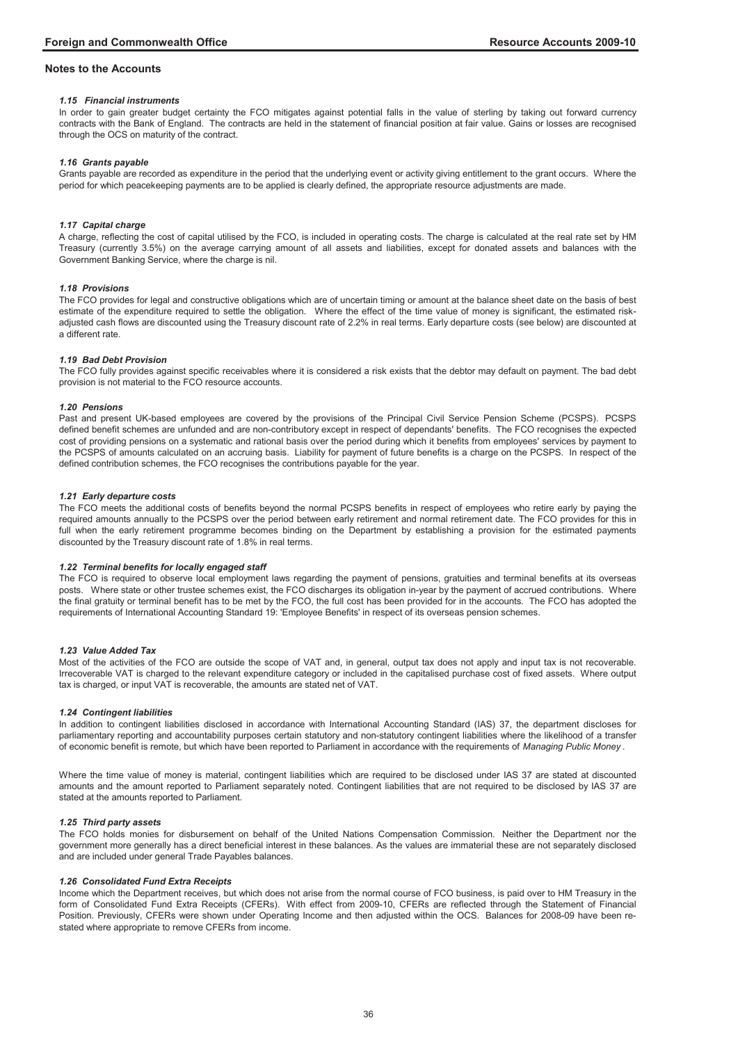## Notes to the Accounts

### *1.15 Financial instruments*

In order to gain greater budget certainty the FCO mitigates against potential falls in the value of sterling by taking out forward currency contracts with the Bank of England. The contracts are held in the statement of financial position at fair value. Gains or losses are recognised through the OCS on maturity of the contract.

### *1.16 Grants payable*

Grants payable are recorded as expenditure in the period that the underlying event or activity giving entitlement to the grant occurs. Where the period for which peacekeeping payments are to be applied is clearly defined, the appropriate resource adjustments are made.

### *1.17 Capital charge*

A charge, reflecting the cost of capital utilised by the FCO, is included in operating costs. The charge is calculated at the real rate set by HM Treasury (currently 3.5%) on the average carrying amount of all assets and liabilities, except for donated assets and balances with the Government Banking Service, where the charge is nil.

### *1.18 Provisions*

The FCO provides for legal and constructive obligations which are of uncertain timing or amount at the balance sheet date on the basis of best estimate of the expenditure required to settle the obligation. Where the effect of the time value of money is significant, the estimated risk-adjusted cash flows are discounted using the Treasury discount rate of 2.2% in real terms. Early departure costs (see below) are discounted at a different rate.

### *1.19 Bad Debt Provision*

The FCO fully provides against specific receivables where it is considered a risk exists that the debtor may default on payment. The bad debt provision is not material to the FCO resource accounts.

### *1.20 Pensions*

Past and present UK-based employees are covered by the provisions of the Principal Civil Service Pension Scheme (PCSPS). PCSPS defined benefit schemes are unfunded and are non-contributory except in respect of dependants' benefits. The FCO recognises the expected cost of providing pensions on a systematic and rational basis over the period during which it benefits from employees' services by payment to the PCSPS of amounts calculated on an accruing basis. Liability for payment of future benefits is a charge on the PCSPS. In respect of the defined contribution schemes, the FCO recognises the contributions payable for the year.

### *1.21 Early departure costs*

The FCO meets the additional costs of benefits beyond the normal PCSPS benefits in respect of employees who retire early by paying the required amounts annually to the PCSPS over the period between early retirement and normal retirement date. The FCO provides for this in full when the early retirement programme becomes binding on the Department by establishing a provision for the estimated payments discounted by the Treasury discount rate of 1.8% in real terms.

### *1.22 Terminal benefits for locally engaged staff*

The FCO is required to observe local employment laws regarding the payment of pensions, gratuities and terminal benefits at its overseas posts. Where state or other trustee schemes exist, the FCO discharges its obligation in-year by the payment of accrued contributions. Where the final gratuity or terminal benefit has to be met by the FCO, the full cost has been provided for in the accounts. The FCO has adopted the requirements of International Accounting Standard 19: 'Employee Benefits' in respect of its overseas pension schemes.

### *1.23 Value Added Tax*

Most of the activities of the FCO are outside the scope of VAT and, in general, output tax does not apply and input tax is not recoverable. Irrecoverable VAT is charged to the relevant expenditure category or included in the capitalised purchase cost of fixed assets. Where output tax is charged, or input VAT is recoverable, the amounts are stated net of VAT.

### *1.24 Contingent liabilities*

In addition to contingent liabilities disclosed in accordance with International Accounting Standard (IAS) 37, the department discloses for parliamentary reporting and accountability purposes certain statutory and non-statutory contingent liabilities where the likelihood of a transfer of economic benefit is remote, but which have been reported to Parliament in accordance with the requirements of *Managing Public Money* .

Where the time value of money is material, contingent liabilities which are required to be disclosed under IAS 37 are stated at discounted amounts and the amount reported to Parliament separately noted. Contingent liabilities that are not required to be disclosed by IAS 37 are stated at the amounts reported to Parliament.

### *1.25 Third party assets*

The FCO holds monies for disbursement on behalf of the United Nations Compensation Commission. Neither the Department nor the government more generally has a direct beneficial interest in these balances. As the values are immaterial these are not separately disclosed and are included under general Trade Payables balances.

### *1.26 Consolidated Fund Extra Receipts*

Income which the Department receives, but which does not arise from the normal course of FCO business, is paid over to HM Treasury in the form of Consolidated Fund Extra Receipts (CFERs). With effect from 2009-10, CFERs are reflected through the Statement of Financial Position. Previously, CFERs were shown under Operating Income and then adjusted within the OCS. Balances for 2008-09 have been re-stated where appropriate to remove CFERs from income.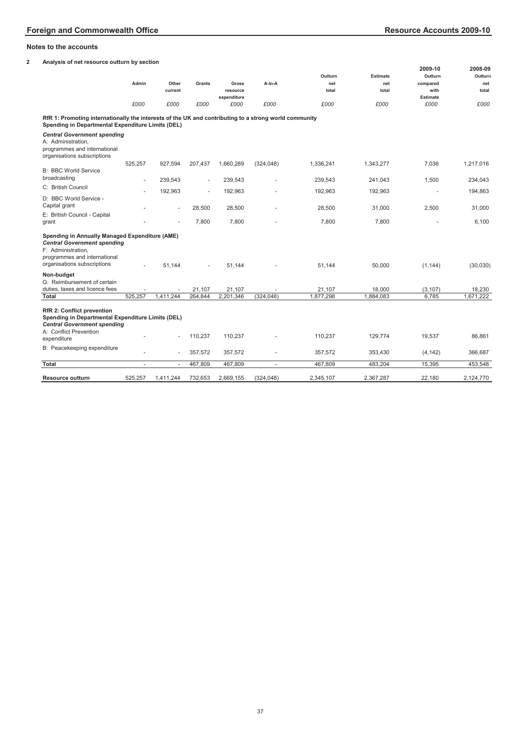## Notes to the accounts

### 2 Analysis of net resource outturn by section

| | Admin | Other current | Grants | Gross resource expenditure | A-in-A | Outturn net total | Estimate net total | 2009-10 Outturn compared with Estimate | 2008-09 Outturn net total |
|---|---|---|---|---|---|---|---|---|---|
| | £000 | £000 | £000 | £000 | £000 | £000 | £000 | £000 | £000 |
| **RfR 1: Promoting internationally the interests of the UK and contributing to a strong world community** | | | | | | | | | |
| **Spending in Departmental Expenditure Limits (DEL)** | | | | | | | | | |
| ***Central Government spending*** | | | | | | | | | |
| A: Administration, programmes and international organisations subscriptions | 525,257 | 927,594 | 207,437 | 1,660,289 | (324,048) | 1,336,241 | 1,343,277 | 7,036 | 1,217,016 |
| B: BBC World Service broadcasting | - | 239,543 | - | 239,543 | - | 239,543 | 241,043 | 1,500 | 234,043 |
| C: British Council | - | 192,963 | - | 192,963 | - | 192,963 | 192,963 | - | 194,863 |
| D: BBC World Service - Capital grant | - | - | 28,500 | 28,500 | - | 28,500 | 31,000 | 2,500 | 31,000 |
| E: British Council - Capital grant | - | - | 7,800 | 7,800 | - | 7,800 | 7,800 | - | 6,100 |
| **Spending in Annually Managed Expenditure (AME)** | | | | | | | | | |
| ***Central Government spending*** | | | | | | | | | |
| F: Administration, programmes and international organisations subscriptions | - | 51,144 | - | 51,144 | - | 51,144 | 50,000 | (1,144) | (30,030) |
| **Non-budget** | | | | | | | | | |
| G: Reimbursement of certain duties, taxes and licence fees | - | - | 21,107 | 21,107 | - | 21,107 | 18,000 | (3,107) | 18,230 |
| **Total** | 525,257 | 1,411,244 | 264,844 | 2,201,346 | (324,048) | 1,877,298 | 1,884,083 | 6,785 | 1,671,222 |
| **RfR 2: Conflict prevention** | | | | | | | | | |
| **Spending in Departmental Expenditure Limits (DEL)** | | | | | | | | | |
| ***Central Government spending*** | | | | | | | | | |
| A: Conflict Prevention expenditure | - | - | 110,237 | 110,237 | - | 110,237 | 129,774 | 19,537 | 86,861 |
| B: Peacekeeping expenditure | - | - | 357,572 | 357,572 | - | 357,572 | 353,430 | (4,142) | 366,687 |
| **Total** | - | - | 467,809 | 467,809 | - | 467,809 | 483,204 | 15,395 | 453,548 |
| **Resource outturn** | 525,257 | 1,411,244 | 732,653 | 2,669,155 | (324,048) | 2,345,107 | 2,367,287 | 22,180 | 2,124,770 |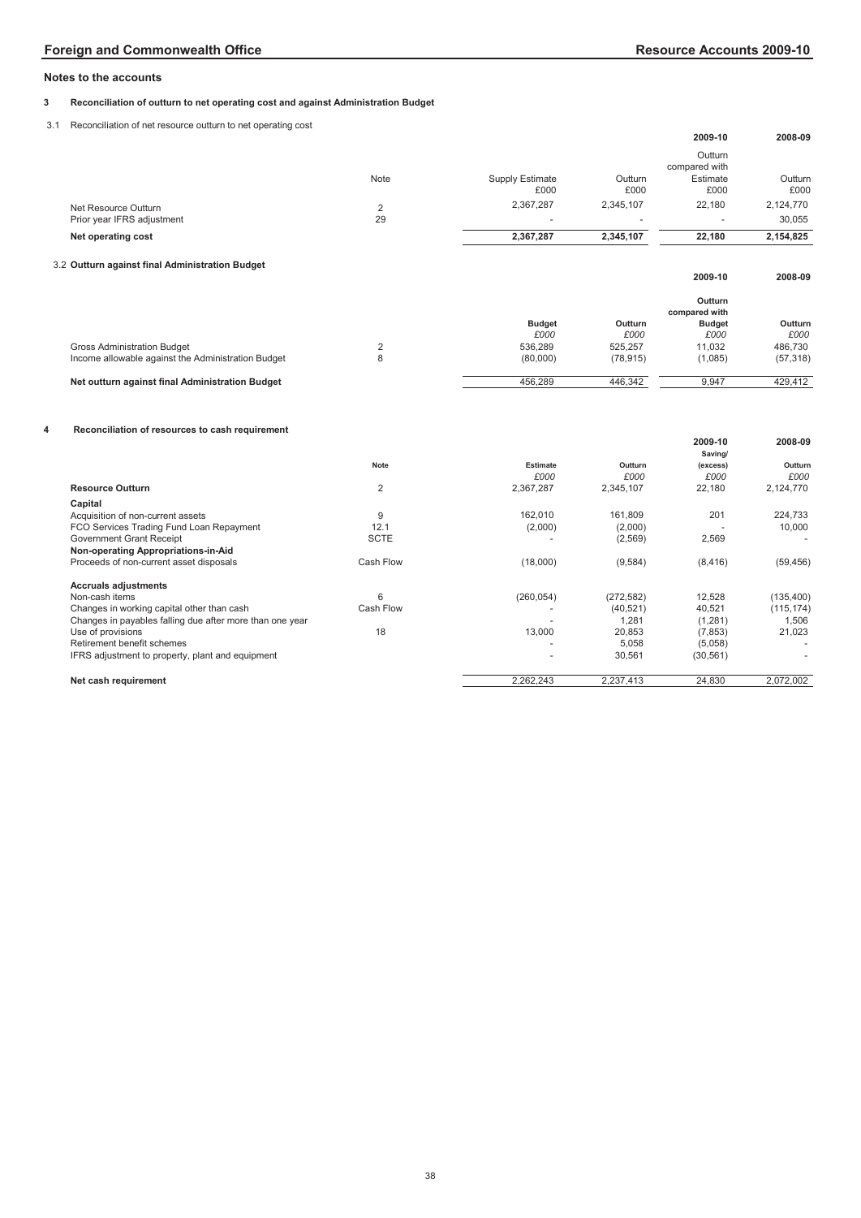## Notes to the accounts

### 3 Reconciliation of outturn to net operating cost and against Administration Budget

3.1 Reconciliation of net resource outturn to net operating cost

| | | 2009-10 | | | 2008-09 |
|---|---|---|---|---|---|
| | Note | Supply Estimate £000 | Outturn £000 | Outturn compared with Estimate £000 | Outturn £000 |
| Net Resource Outturn | 2 | 2,367,287 | 2,345,107 | 22,180 | 2,124,770 |
| Prior year IFRS adjustment | 29 | - | - | - | 30,055 |
| **Net operating cost** | | **2,367,287** | **2,345,107** | **22,180** | **2,154,825** |

3.2 **Outturn against final Administration Budget**

| | | 2009-10 | | | 2008-09 |
|---|---|---|---|---|---|
| | | **Budget** *£000* | **Outturn** *£000* | **Outturn compared with Budget** *£000* | **Outturn** *£000* |
| Gross Administration Budget | 2 | 536,289 | 525,257 | 11,032 | 486,730 |
| Income allowable against the Administration Budget | 8 | (80,000) | (78,915) | (1,085) | (57,318) |
| **Net outturn against final Administration Budget** | | 456,289 | 446,342 | 9,947 | 429,412 |

### 4 Reconciliation of resources to cash requirement

| | | 2009-10 | | | 2008-09 |
|---|---|---|---|---|---|
| | **Note** | **Estimate** *£000* | **Outturn** *£000* | **Saving/ (excess)** *£000* | **Outturn** *£000* |
| **Resource Outturn** | 2 | 2,367,287 | 2,345,107 | 22,180 | 2,124,770 |
| **Capital** | | | | | |
| Acquisition of non-current assets | 9 | 162,010 | 161,809 | 201 | 224,733 |
| FCO Services Trading Fund Loan Repayment | 12.1 | (2,000) | (2,000) | - | 10,000 |
| Government Grant Receipt | SCTE | - | (2,569) | 2,569 | - |
| **Non-operating Appropriations-in-Aid** | | | | | |
| Proceeds of non-current asset disposals | Cash Flow | (18,000) | (9,584) | (8,416) | (59,456) |
| **Accruals adjustments** | | | | | |
| Non-cash items | 6 | (260,054) | (272,582) | 12,528 | (135,400) |
| Changes in working capital other than cash | Cash Flow | - | (40,521) | 40,521 | (115,174) |
| Changes in payables falling due after more than one year | | - | 1,281 | (1,281) | 1,506 |
| Use of provisions | 18 | 13,000 | 20,853 | (7,853) | 21,023 |
| Retirement benefit schemes | | - | 5,058 | (5,058) | - |
| IFRS adjustment to property, plant and equipment | | - | 30,561 | (30,561) | - |
| **Net cash requirement** | | 2,262,243 | 2,237,413 | 24,830 | 2,072,002 |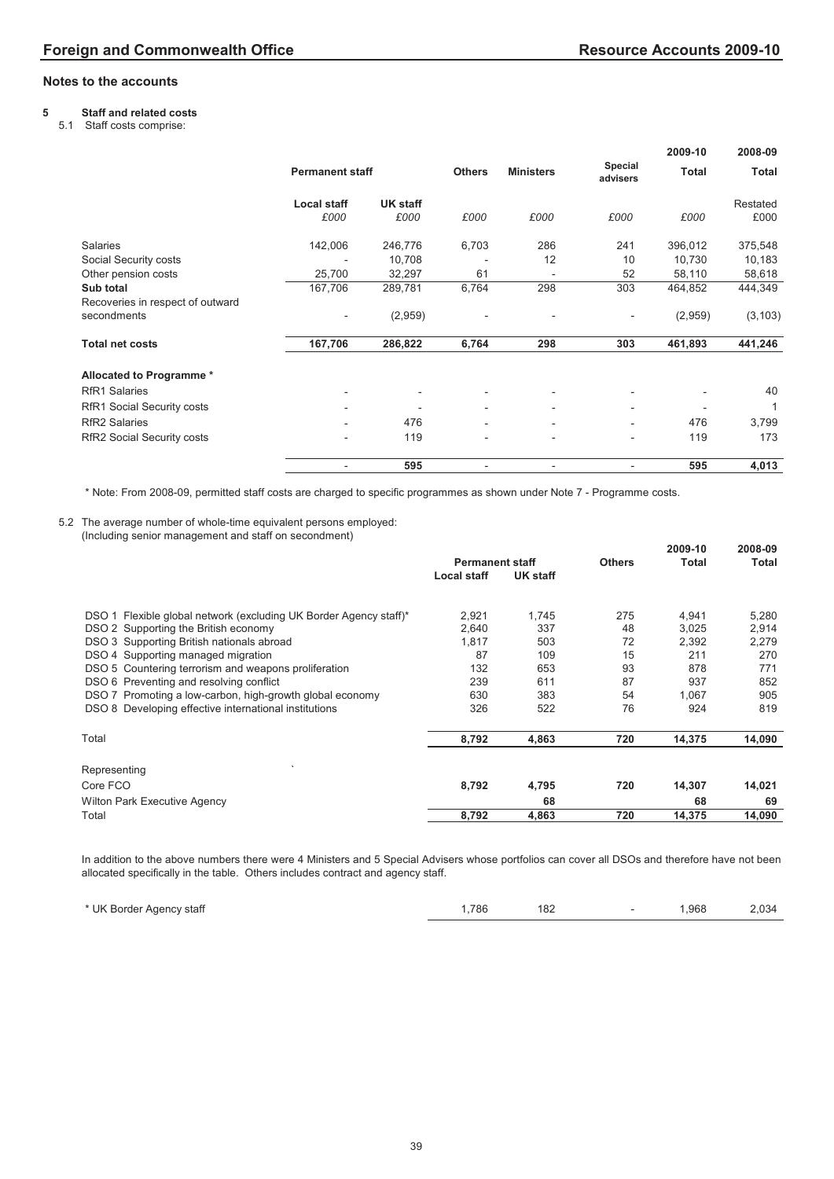## Notes to the accounts

### 5 Staff and related costs

5.1 Staff costs comprise:

| | Permanent staff | | Others | Ministers | Special advisers | 2009-10 Total | 2008-09 Total |
|---|---|---|---|---|---|---|---|
| | Local staff | UK staff | | | | | Restated |
| | £000 | £000 | £000 | £000 | £000 | £000 | £000 |
| Salaries | 142,006 | 246,776 | 6,703 | 286 | 241 | 396,012 | 375,548 |
| Social Security costs | - | 10,708 | - | 12 | 10 | 10,730 | 10,183 |
| Other pension costs | 25,700 | 32,297 | 61 | - | 52 | 58,110 | 58,618 |
| **Sub total** | 167,706 | 289,781 | 6,764 | 298 | 303 | 464,852 | 444,349 |
| Recoveries in respect of outward secondments | - | (2,959) | - | - | - | (2,959) | (3,103) |
| **Total net costs** | 167,706 | 286,822 | 6,764 | 298 | 303 | 461,893 | 441,246 |
| **Allocated to Programme \*** | | | | | | | |
| RfR1 Salaries | - | - | - | - | - | - | 40 |
| RfR1 Social Security costs | - | - | - | - | - | - | 1 |
| RfR2 Salaries | - | 476 | - | - | - | 476 | 3,799 |
| RfR2 Social Security costs | - | 119 | - | - | - | 119 | 173 |
| | - | 595 | - | - | - | 595 | 4,013 |

\* Note: From 2008-09, permitted staff costs are charged to specific programmes as shown under Note 7 - Programme costs.

5.2 The average number of whole-time equivalent persons employed:
(Including senior management and staff on secondment)

| | Permanent staff | | Others | 2009-10 Total | 2008-09 Total |
|---|---|---|---|---|---|
| | Local staff | UK staff | | | |
| DSO 1 Flexible global network (excluding UK Border Agency staff)* | 2,921 | 1,745 | 275 | 4,941 | 5,280 |
| DSO 2 Supporting the British economy | 2,640 | 337 | 48 | 3,025 | 2,914 |
| DSO 3 Supporting British nationals abroad | 1,817 | 503 | 72 | 2,392 | 2,279 |
| DSO 4 Supporting managed migration | 87 | 109 | 15 | 211 | 270 |
| DSO 5 Countering terrorism and weapons proliferation | 132 | 653 | 93 | 878 | 771 |
| DSO 6 Preventing and resolving conflict | 239 | 611 | 87 | 937 | 852 |
| DSO 7 Promoting a low-carbon, high-growth global economy | 630 | 383 | 54 | 1,067 | 905 |
| DSO 8 Developing effective international institutions | 326 | 522 | 76 | 924 | 819 |
| Total | 8,792 | 4,863 | 720 | 14,375 | 14,090 |
| Representing | | | | | |
| Core FCO | 8,792 | 4,795 | 720 | 14,307 | 14,021 |
| Wilton Park Executive Agency | | 68 | | 68 | 69 |
| Total | 8,792 | 4,863 | 720 | 14,375 | 14,090 |

In addition to the above numbers there were 4 Ministers and 5 Special Advisers whose portfolios can cover all DSOs and therefore have not been allocated specifically in the table. Others includes contract and agency staff.

| | | | | | |
|---|---|---|---|---|---|
| \* UK Border Agency staff | 1,786 | 182 | - | 1,968 | 2,034 |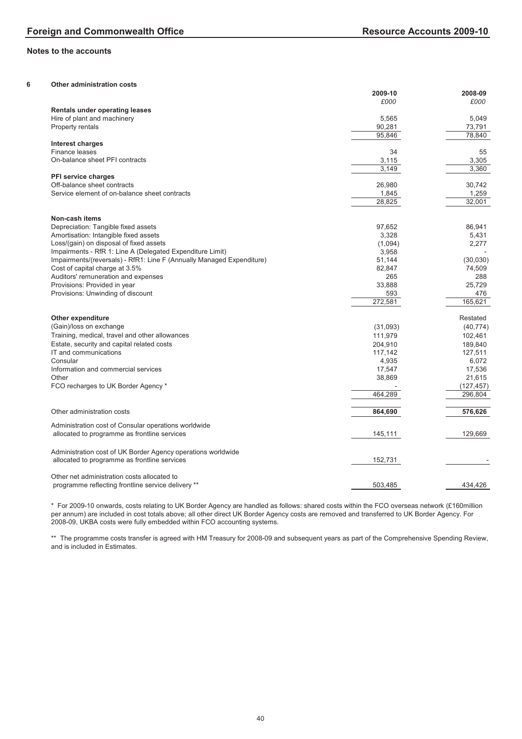## Notes to the accounts

### 6 Other administration costs

| | 2009-10 | 2008-09 |
|---|---|---|
| | *£000* | *£000* |
| **Rentals under operating leases** | | |
| Hire of plant and machinery | 5,565 | 5,049 |
| Property rentals | 90,281 | 73,791 |
| | 95,846 | 78,840 |
| **Interest charges** | | |
| Finance leases | 34 | 55 |
| On-balance sheet PFI contracts | 3,115 | 3,305 |
| | 3,149 | 3,360 |
| **PFI service charges** | | |
| Off-balance sheet contracts | 26,980 | 30,742 |
| Service element of on-balance sheet contracts | 1,845 | 1,259 |
| | 28,825 | 32,001 |
| **Non-cash items** | | |
| Depreciation: Tangible fixed assets | 97,652 | 86,941 |
| Amortisation: Intangible fixed assets | 3,328 | 5,431 |
| Loss/(gain) on disposal of fixed assets | (1,094) | 2,277 |
| Impairments - RfR 1: Line A (Delegated Expenditure Limit) | 3,958 | - |
| Impairments/(reversals) - RfR1: Line F (Annually Managed Expenditure) | 51,144 | (30,030) |
| Cost of capital charge at 3.5% | 82,847 | 74,509 |
| Auditors' remuneration and expenses | 265 | 288 |
| Provisions: Provided in year | 33,888 | 25,729 |
| Provisions: Unwinding of discount | 593 | 476 |
| | 272,581 | 165,621 |
| **Other expenditure** | | Restated |
| (Gain)/loss on exchange | (31,093) | (40,774) |
| Training, medical, travel and other allowances | 111,979 | 102,461 |
| Estate, security and capital related costs | 204,910 | 189,840 |
| IT and communications | 117,142 | 127,511 |
| Consular | 4,935 | 6,072 |
| Information and commercial services | 17,547 | 17,536 |
| Other | 38,869 | 21,615 |
| FCO recharges to UK Border Agency * | - | (127,457) |
| | 464,289 | 296,804 |
| Other administration costs | **864,690** | **576,626** |
| Administration cost of Consular operations worldwide allocated to programme as frontline services | 145,111 | 129,669 |
| Administration cost of UK Border Agency operations worldwide allocated to programme as frontline services | 152,731 | - |
| Other net administration costs allocated to programme reflecting frontline service delivery ** | 503,485 | 434,426 |

\* For 2009-10 onwards, costs relating to UK Border Agency are handled as follows: shared costs within the FCO overseas network (£160million per annum) are included in cost totals above; all other direct UK Border Agency costs are removed and transferred to UK Border Agency. For 2008-09, UKBA costs were fully embedded within FCO accounting systems.

\*\* The programme costs transfer is agreed with HM Treasury for 2008-09 and subsequent years as part of the Comprehensive Spending Review, and is included in Estimates.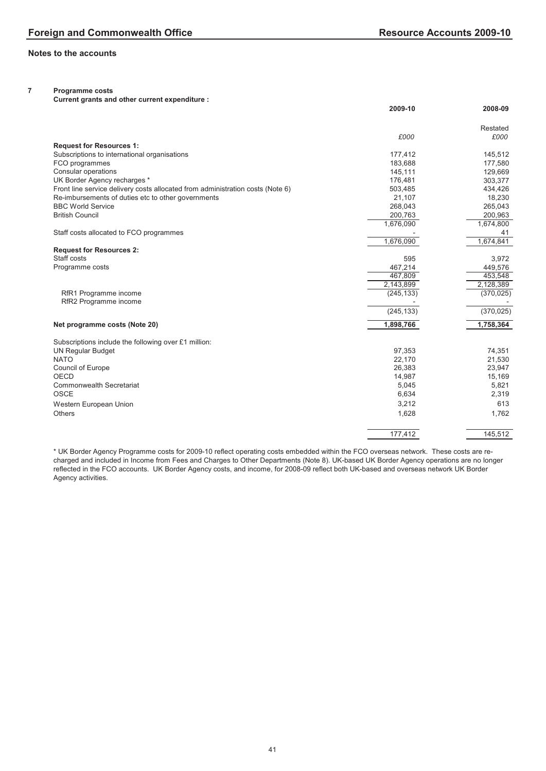## Notes to the accounts

### 7 Programme costs

**Current grants and other current expenditure :**

| | 2009-10 | 2008-09 |
|---|---|---|
| | | Restated |
| | *£000* | *£000* |
| **Request for Resources 1:** | | |
| Subscriptions to international organisations | 177,412 | 145,512 |
| FCO programmes | 183,688 | 177,580 |
| Consular operations | 145,111 | 129,669 |
| UK Border Agency recharges * | 176,481 | 303,377 |
| Front line service delivery costs allocated from administration costs (Note 6) | 503,485 | 434,426 |
| Re-imbursements of duties etc to other governments | 21,107 | 18,230 |
| BBC World Service | 268,043 | 265,043 |
| British Council | 200,763 | 200,963 |
| | 1,676,090 | 1,674,800 |
| Staff costs allocated to FCO programmes | - | 41 |
| | 1,676,090 | 1,674,841 |
| **Request for Resources 2:** | | |
| Staff costs | 595 | 3,972 |
| Programme costs | 467,214 | 449,576 |
| | 467,809 | 453,548 |
| | 2,143,899 | 2,128,389 |
| RfR1 Programme income | (245,133) | (370,025) |
| RfR2 Programme income | - | - |
| | (245,133) | (370,025) |
| **Net programme costs (Note 20)** | **1,898,766** | **1,758,364** |
| Subscriptions include the following over £1 million: | | |
| UN Regular Budget | 97,353 | 74,351 |
| NATO | 22,170 | 21,530 |
| Council of Europe | 26,383 | 23,947 |
| OECD | 14,987 | 15,169 |
| Commonwealth Secretariat | 5,045 | 5,821 |
| OSCE | 6,634 | 2,319 |
| Western European Union | 3,212 | 613 |
| Others | 1,628 | 1,762 |
| | 177,412 | 145,512 |

* UK Border Agency Programme costs for 2009-10 reflect operating costs embedded within the FCO overseas network. These costs are re-charged and included in Income from Fees and Charges to Other Departments (Note 8). UK-based UK Border Agency operations are no longer reflected in the FCO accounts. UK Border Agency costs, and income, for 2008-09 reflect both UK-based and overseas network UK Border Agency activities.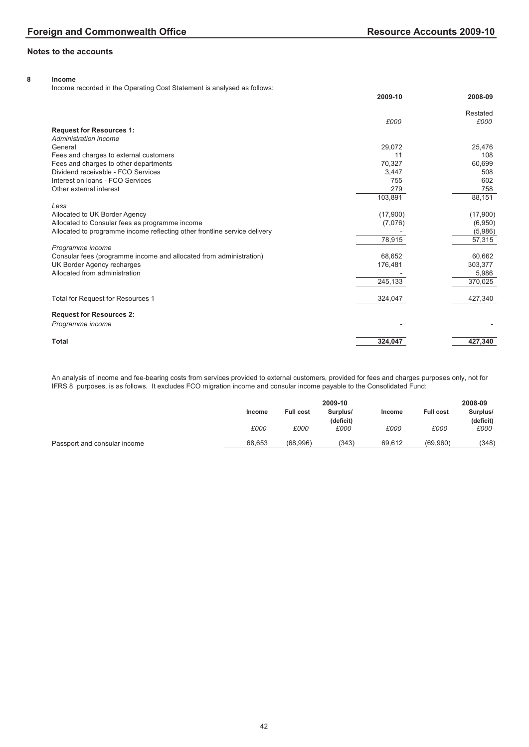## Notes to the accounts

### 8 Income

Income recorded in the Operating Cost Statement is analysed as follows:

| | 2009-10 | 2008-09 |
|---|---|---|
| | | Restated |
| | *£000* | *£000* |
| **Request for Resources 1:** | | |
| *Administration income* | | |
| General | 29,072 | 25,476 |
| Fees and charges to external customers | 11 | 108 |
| Fees and charges to other departments | 70,327 | 60,699 |
| Dividend receivable - FCO Services | 3,447 | 508 |
| Interest on loans - FCO Services | 755 | 602 |
| Other external interest | 279 | 758 |
| | 103,891 | 88,151 |
| *Less* | | |
| Allocated to UK Border Agency | (17,900) | (17,900) |
| Allocated to Consular fees as programme income | (7,076) | (6,950) |
| Allocated to programme income reflecting other frontline service delivery | - | (5,986) |
| | 78,915 | 57,315 |
| *Programme income* | | |
| Consular fees (programme income and allocated from administration) | 68,652 | 60,662 |
| UK Border Agency recharges | 176,481 | 303,377 |
| Allocated from administration | - | 5,986 |
| | 245,133 | 370,025 |
| Total for Request for Resources 1 | 324,047 | 427,340 |
| **Request for Resources 2:** | | |
| *Programme income* | - | - |
| **Total** | **324,047** | **427,340** |

An analysis of income and fee-bearing costs from services provided to external customers, provided for fees and charges purposes only, not for IFRS 8 purposes, is as follows. It excludes FCO migration income and consular income payable to the Consolidated Fund:

| | 2009-10 | | | 2008-09 | | |
|---|---|---|---|---|---|---|
| | Income | Full cost | Surplus/ (deficit) | Income | Full cost | Surplus/ (deficit) |
| | *£000* | *£000* | *£000* | *£000* | *£000* | *£000* |
| Passport and consular income | 68,653 | (68,996) | (343) | 69,612 | (69,960) | (348) |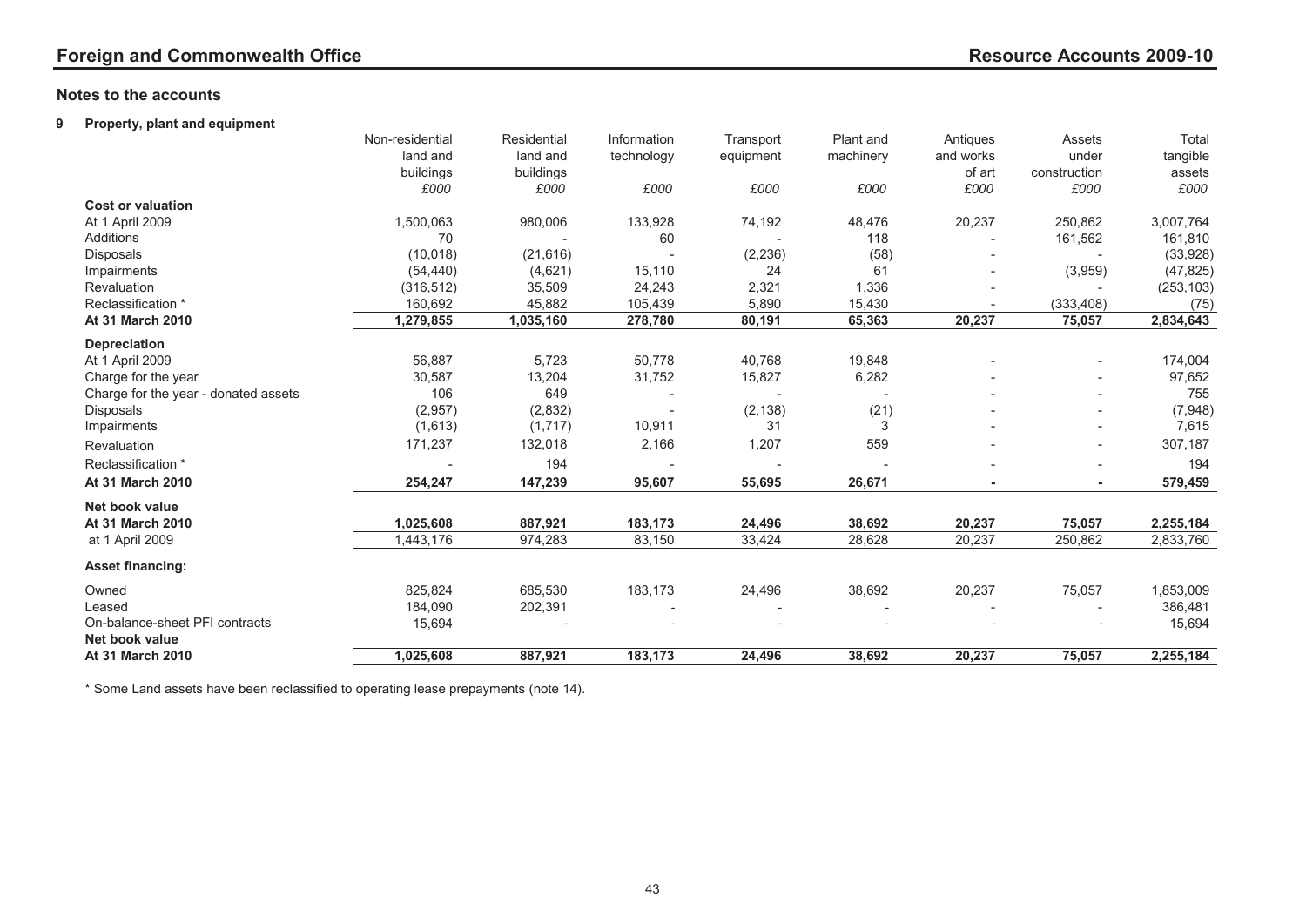## Notes to the accounts

### 9 Property, plant and equipment

| | Non-residential land and buildings | Residential land and buildings | Information technology | Transport equipment | Plant and machinery | Antiques and works of art | Assets under construction | Total tangible assets |
|---|---|---|---|---|---|---|---|---|
| | £000 | £000 | £000 | £000 | £000 | £000 | £000 | £000 |
| **Cost or valuation** | | | | | | | | |
| At 1 April 2009 | 1,500,063 | 980,006 | 133,928 | 74,192 | 48,476 | 20,237 | 250,862 | 3,007,764 |
| Additions | 70 | - | 60 | - | 118 | - | 161,562 | 161,810 |
| Disposals | (10,018) | (21,616) | - | (2,236) | (58) | - | - | (33,928) |
| Impairments | (54,440) | (4,621) | 15,110 | 24 | 61 | - | (3,959) | (47,825) |
| Revaluation | (316,512) | 35,509 | 24,243 | 2,321 | 1,336 | - | - | (253,103) |
| Reclassification * | 160,692 | 45,882 | 105,439 | 5,890 | 15,430 | - | (333,408) | (75) |
| **At 31 March 2010** | **1,279,855** | **1,035,160** | **278,780** | **80,191** | **65,363** | **20,237** | **75,057** | **2,834,643** |
| **Depreciation** | | | | | | | | |
| At 1 April 2009 | 56,887 | 5,723 | 50,778 | 40,768 | 19,848 | - | - | 174,004 |
| Charge for the year | 30,587 | 13,204 | 31,752 | 15,827 | 6,282 | - | - | 97,652 |
| Charge for the year - donated assets | 106 | 649 | - | - | - | - | - | 755 |
| Disposals | (2,957) | (2,832) | - | (2,138) | (21) | - | - | (7,948) |
| Impairments | (1,613) | (1,717) | 10,911 | 31 | 3 | - | - | 7,615 |
| Revaluation | 171,237 | 132,018 | 2,166 | 1,207 | 559 | - | - | 307,187 |
| Reclassification * | - | 194 | - | - | - | - | - | 194 |
| **At 31 March 2010** | **254,247** | **147,239** | **95,607** | **55,695** | **26,671** | **-** | **-** | **579,459** |
| **Net book value** | | | | | | | | |
| **At 31 March 2010** | **1,025,608** | **887,921** | **183,173** | **24,496** | **38,692** | **20,237** | **75,057** | **2,255,184** |
| at 1 April 2009 | 1,443,176 | 974,283 | 83,150 | 33,424 | 28,628 | 20,237 | 250,862 | 2,833,760 |
| **Asset financing:** | | | | | | | | |
| Owned | 825,824 | 685,530 | 183,173 | 24,496 | 38,692 | 20,237 | 75,057 | 1,853,009 |
| Leased | 184,090 | 202,391 | - | - | - | - | - | 386,481 |
| On-balance-sheet PFI contracts | 15,694 | - | - | - | - | - | - | 15,694 |
| **Net book value** | | | | | | | | |
| **At 31 March 2010** | **1,025,608** | **887,921** | **183,173** | **24,496** | **38,692** | **20,237** | **75,057** | **2,255,184** |

* Some Land assets have been reclassified to operating lease prepayments (note 14).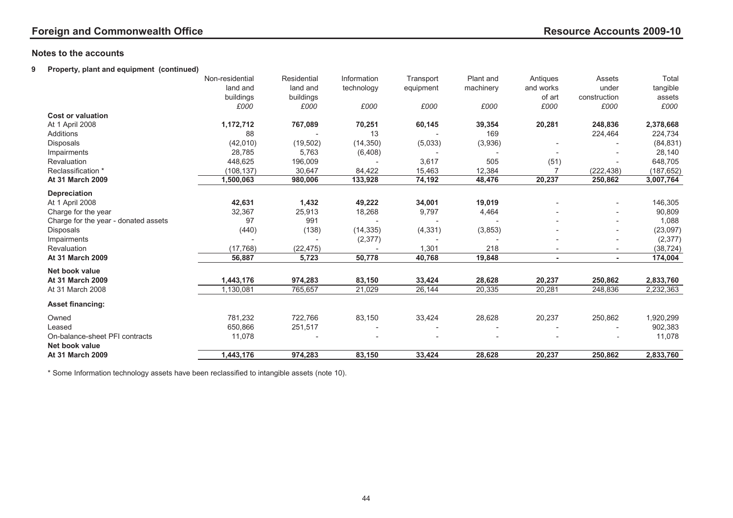## Notes to the accounts

### 9 Property, plant and equipment (continued)

| | Non-residential land and buildings | Residential land and buildings | Information technology | Transport equipment | Plant and machinery | Antiques and works of art | Assets under construction | Total tangible assets |
|---|---|---|---|---|---|---|---|---|
| | *£000* | *£000* | *£000* | *£000* | *£000* | *£000* | *£000* | *£000* |
| **Cost or valuation** | | | | | | | | |
| At 1 April 2008 | **1,172,712** | **767,089** | **70,251** | **60,145** | **39,354** | **20,281** | **248,836** | **2,378,668** |
| Additions | 88 | - | 13 | - | 169 | | 224,464 | 224,734 |
| Disposals | (42,010) | (19,502) | (14,350) | (5,033) | (3,936) | - | - | (84,831) |
| Impairments | 28,785 | 5,763 | (6,408) | - | - | - | - | 28,140 |
| Revaluation | 448,625 | 196,009 | - | 3,617 | 505 | (51) | - | 648,705 |
| Reclassification * | (108,137) | 30,647 | 84,422 | 15,463 | 12,384 | 7 | (222,438) | (187,652) |
| **At 31 March 2009** | **1,500,063** | **980,006** | **133,928** | **74,192** | **48,476** | **20,237** | **250,862** | **3,007,764** |
| **Depreciation** | | | | | | | | |
| At 1 April 2008 | **42,631** | **1,432** | **49,222** | **34,001** | **19,019** | - | - | 146,305 |
| Charge for the year | 32,367 | 25,913 | 18,268 | 9,797 | 4,464 | - | - | 90,809 |
| Charge for the year - donated assets | 97 | 991 | - | - | - | - | - | 1,088 |
| Disposals | (440) | (138) | (14,335) | (4,331) | (3,853) | - | - | (23,097) |
| Impairments | - | - | (2,377) | - | - | - | - | (2,377) |
| Revaluation | (17,768) | (22,475) | - | 1,301 | 218 | - | - | (38,724) |
| **At 31 March 2009** | **56,887** | **5,723** | **50,778** | **40,768** | **19,848** | **-** | **-** | **174,004** |
| **Net book value** | | | | | | | | |
| **At 31 March 2009** | **1,443,176** | **974,283** | **83,150** | **33,424** | **28,628** | **20,237** | **250,862** | **2,833,760** |
| At 31 March 2008 | 1,130,081 | 765,657 | 21,029 | 26,144 | 20,335 | 20,281 | 248,836 | 2,232,363 |
| **Asset financing:** | | | | | | | | |
| Owned | 781,232 | 722,766 | 83,150 | 33,424 | 28,628 | 20,237 | 250,862 | 1,920,299 |
| Leased | 650,866 | 251,517 | - | - | - | - | - | 902,383 |
| On-balance-sheet PFI contracts | 11,078 | - | - | - | - | - | - | 11,078 |
| **Net book value** | | | | | | | | |
| **At 31 March 2009** | **1,443,176** | **974,283** | **83,150** | **33,424** | **28,628** | **20,237** | **250,862** | **2,833,760** |

\* Some Information technology assets have been reclassified to intangible assets (note 10).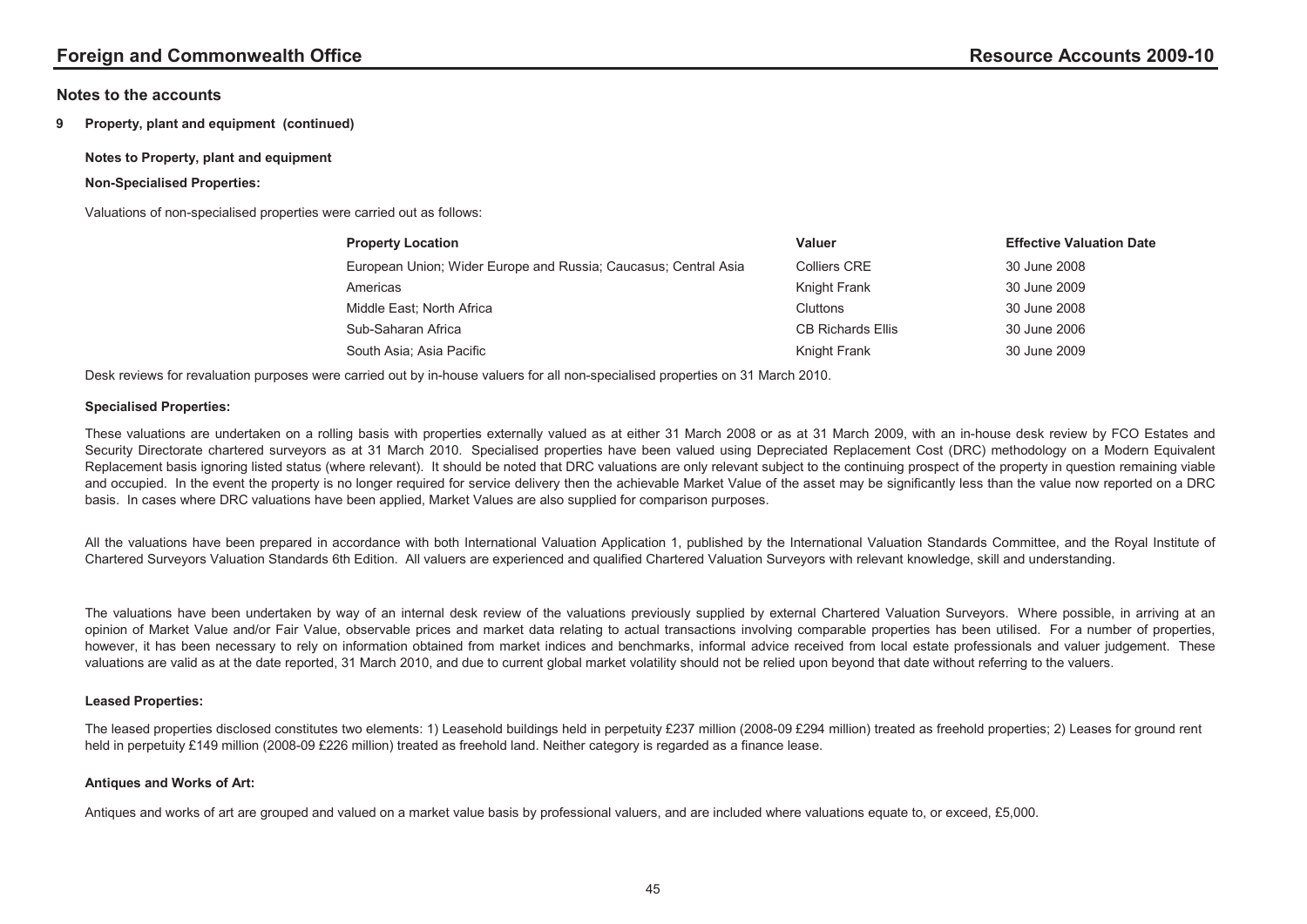## Notes to the accounts

### 9 Property, plant and equipment (continued)

**Notes to Property, plant and equipment**

**Non-Specialised Properties:**

Valuations of non-specialised properties were carried out as follows:

| Property Location | Valuer | Effective Valuation Date |
|---|---|---|
| European Union; Wider Europe and Russia; Caucasus; Central Asia | Colliers CRE | 30 June 2008 |
| Americas | Knight Frank | 30 June 2009 |
| Middle East; North Africa | Cluttons | 30 June 2008 |
| Sub-Saharan Africa | CB Richards Ellis | 30 June 2006 |
| South Asia; Asia Pacific | Knight Frank | 30 June 2009 |

Desk reviews for revaluation purposes were carried out by in-house valuers for all non-specialised properties on 31 March 2010.

**Specialised Properties:**

These valuations are undertaken on a rolling basis with properties externally valued as at either 31 March 2008 or as at 31 March 2009, with an in-house desk review by FCO Estates and Security Directorate chartered surveyors as at 31 March 2010. Specialised properties have been valued using Depreciated Replacement Cost (DRC) methodology on a Modern Equivalent Replacement basis ignoring listed status (where relevant). It should be noted that DRC valuations are only relevant subject to the continuing prospect of the property in question remaining viable and occupied. In the event the property is no longer required for service delivery then the achievable Market Value of the asset may be significantly less than the value now reported on a DRC basis. In cases where DRC valuations have been applied, Market Values are also supplied for comparison purposes.

All the valuations have been prepared in accordance with both International Valuation Application 1, published by the International Valuation Standards Committee, and the Royal Institute of Chartered Surveyors Valuation Standards 6th Edition. All valuers are experienced and qualified Chartered Valuation Surveyors with relevant knowledge, skill and understanding.

The valuations have been undertaken by way of an internal desk review of the valuations previously supplied by external Chartered Valuation Surveyors. Where possible, in arriving at an opinion of Market Value and/or Fair Value, observable prices and market data relating to actual transactions involving comparable properties has been utilised. For a number of properties, however, it has been necessary to rely on information obtained from market indices and benchmarks, informal advice received from local estate professionals and valuer judgement. These valuations are valid as at the date reported, 31 March 2010, and due to current global market volatility should not be relied upon beyond that date without referring to the valuers.

**Leased Properties:**

The leased properties disclosed constitutes two elements: 1) Leasehold buildings held in perpetuity £237 million (2008-09 £294 million) treated as freehold properties; 2) Leases for ground rent held in perpetuity £149 million (2008-09 £226 million) treated as freehold land. Neither category is regarded as a finance lease.

**Antiques and Works of Art:**

Antiques and works of art are grouped and valued on a market value basis by professional valuers, and are included where valuations equate to, or exceed, £5,000.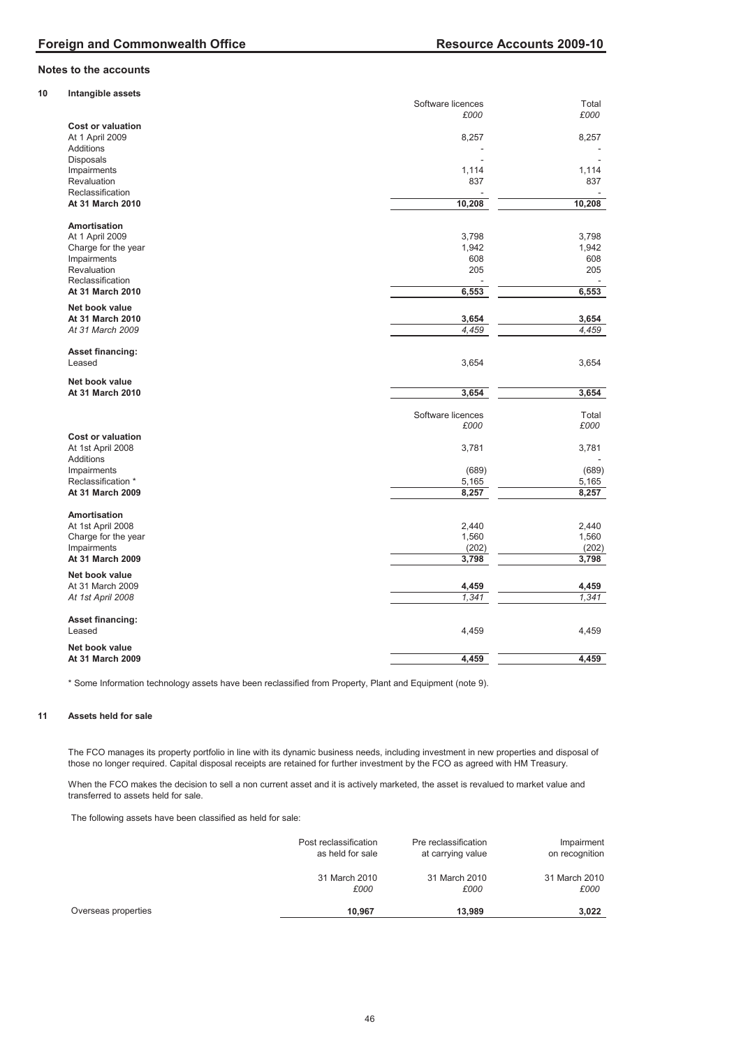## Notes to the accounts

### 10 Intangible assets

| | Software licences £000 | Total £000 |
|---|---|---|
| **Cost or valuation** | | |
| At 1 April 2009 | 8,257 | 8,257 |
| Additions | - | - |
| Disposals | - | - |
| Impairments | 1,114 | 1,114 |
| Revaluation | 837 | 837 |
| Reclassification | - | - |
| **At 31 March 2010** | **10,208** | **10,208** |
| **Amortisation** | | |
| At 1 April 2009 | 3,798 | 3,798 |
| Charge for the year | 1,942 | 1,942 |
| Impairments | 608 | 608 |
| Revaluation | 205 | 205 |
| Reclassification | - | - |
| **At 31 March 2010** | **6,553** | **6,553** |
| **Net book value** | | |
| **At 31 March 2010** | **3,654** | **3,654** |
| *At 31 March 2009* | *4,459* | *4,459* |
| **Asset financing:** | | |
| Leased | 3,654 | 3,654 |
| **Net book value** | | |
| **At 31 March 2010** | **3,654** | **3,654** |

| | Software licences £000 | Total £000 |
|---|---|---|
| **Cost or valuation** | | |
| At 1st April 2008 | 3,781 | 3,781 |
| Additions | | - |
| Impairments | (689) | (689) |
| Reclassification * | 5,165 | 5,165 |
| **At 31 March 2009** | **8,257** | **8,257** |
| **Amortisation** | | |
| At 1st April 2008 | 2,440 | 2,440 |
| Charge for the year | 1,560 | 1,560 |
| Impairments | (202) | (202) |
| **At 31 March 2009** | **3,798** | **3,798** |
| **Net book value** | | |
| At 31 March 2009 | **4,459** | **4,459** |
| *At 1st April 2008* | *1,341* | *1,341* |
| **Asset financing:** | | |
| Leased | 4,459 | 4,459 |
| **Net book value** | | |
| **At 31 March 2009** | **4,459** | **4,459** |

\* Some Information technology assets have been reclassified from Property, Plant and Equipment (note 9).

### 11 Assets held for sale

The FCO manages its property portfolio in line with its dynamic business needs, including investment in new properties and disposal of those no longer required. Capital disposal receipts are retained for further investment by the FCO as agreed with HM Treasury.

When the FCO makes the decision to sell a non current asset and it is actively marketed, the asset is revalued to market value and transferred to assets held for sale.

The following assets have been classified as held for sale:

| | Post reclassification as held for sale 31 March 2010 £000 | Pre reclassification at carrying value 31 March 2010 £000 | Impairment on recognition 31 March 2010 £000 |
|---|---|---|---|
| Overseas properties | **10,967** | **13,989** | **3,022** |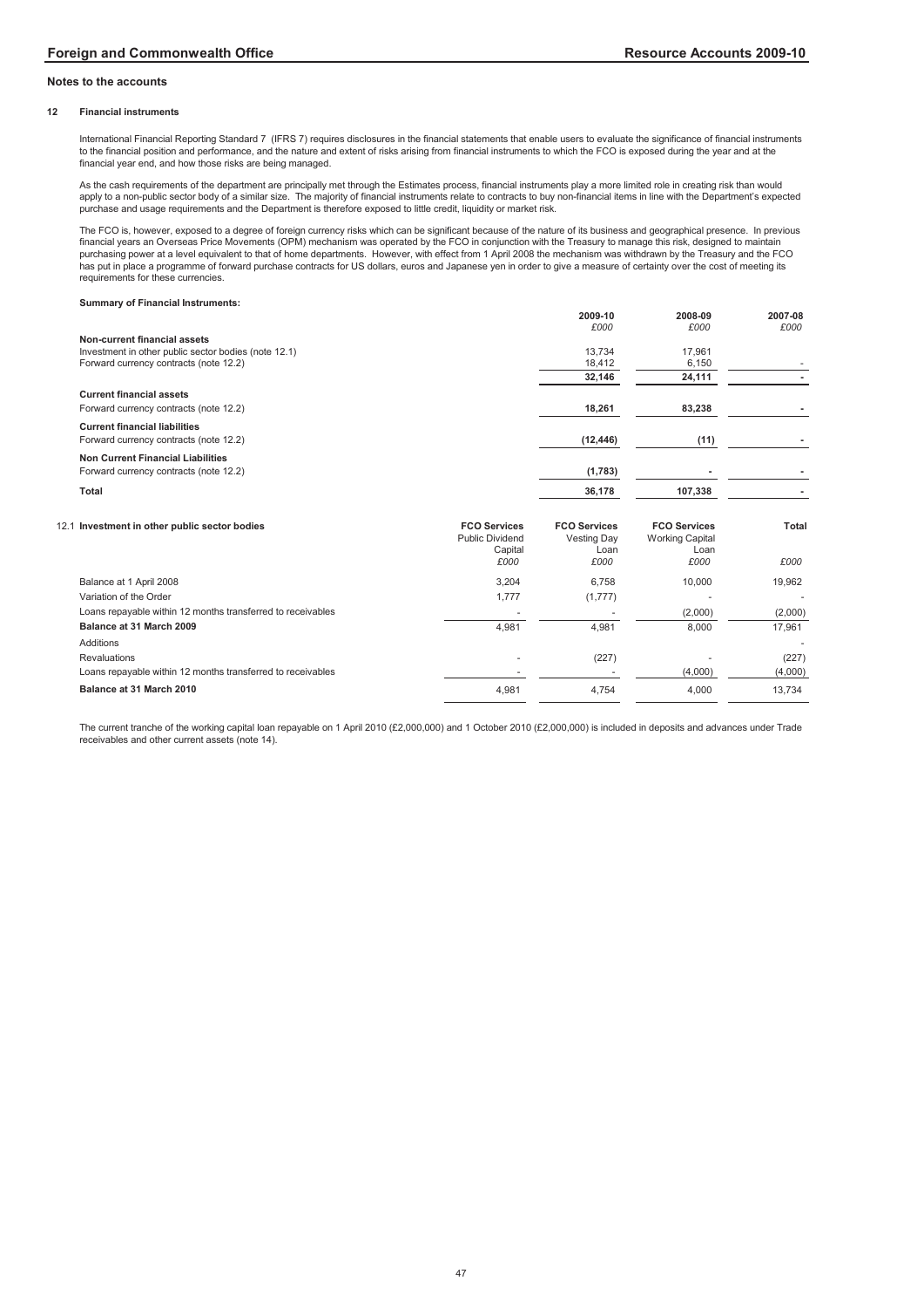## Notes to the accounts

### 12 Financial instruments

International Financial Reporting Standard 7 (IFRS 7) requires disclosures in the financial statements that enable users to evaluate the significance of financial instruments to the financial position and performance, and the nature and extent of risks arising from financial instruments to which the FCO is exposed during the year and at the financial year end, and how those risks are being managed.

As the cash requirements of the department are principally met through the Estimates process, financial instruments play a more limited role in creating risk than would apply to a non-public sector body of a similar size. The majority of financial instruments relate to contracts to buy non-financial items in line with the Department's expected purchase and usage requirements and the Department is therefore exposed to little credit, liquidity or market risk.

The FCO is, however, exposed to a degree of foreign currency risks which can be significant because of the nature of its business and geographical presence. In previous financial years an Overseas Price Movements (OPM) mechanism was operated by the FCO in conjunction with the Treasury to manage this risk, designed to maintain purchasing power at a level equivalent to that of home departments. However, with effect from 1 April 2008 the mechanism was withdrawn by the Treasury and the FCO has put in place a programme of forward purchase contracts for US dollars, euros and Japanese yen in order to give a measure of certainty over the cost of meeting its requirements for these currencies.

**Summary of Financial Instruments:**

| | 2009-10 | 2008-09 | 2007-08 |
|---|---|---|---|
| | *£000* | *£000* | *£000* |
| **Non-current financial assets** | | | |
| Investment in other public sector bodies (note 12.1) | 13,734 | 17,961 | |
| Forward currency contracts (note 12.2) | 18,412 | 6,150 | - |
| | **32,146** | **24,111** | **-** |
| **Current financial assets** | | | |
| Forward currency contracts (note 12.2) | **18,261** | **83,238** | **-** |
| **Current financial liabilities** | | | |
| Forward currency contracts (note 12.2) | **(12,446)** | **(11)** | **-** |
| **Non Current Financial Liabilities** | | | |
| Forward currency contracts (note 12.2) | **(1,783)** | **-** | **-** |
| **Total** | **36,178** | **107,338** | **-** |

#### 12.1 Investment in other public sector bodies

| | FCO Services Public Dividend Capital | FCO Services Vesting Day Loan | FCO Services Working Capital Loan | Total |
|---|---|---|---|---|
| | *£000* | *£000* | *£000* | *£000* |
| Balance at 1 April 2008 | 3,204 | 6,758 | 10,000 | 19,962 |
| Variation of the Order | 1,777 | (1,777) | - | - |
| Loans repayable within 12 months transferred to receivables | - | - | (2,000) | (2,000) |
| **Balance at 31 March 2009** | 4,981 | 4,981 | 8,000 | 17,961 |
| Additions | | | | - |
| Revaluations | - | (227) | - | (227) |
| Loans repayable within 12 months transferred to receivables | - | - | (4,000) | (4,000) |
| **Balance at 31 March 2010** | 4,981 | 4,754 | 4,000 | 13,734 |

The current tranche of the working capital loan repayable on 1 April 2010 (£2,000,000) and 1 October 2010 (£2,000,000) is included in deposits and advances under Trade receivables and other current assets (note 14).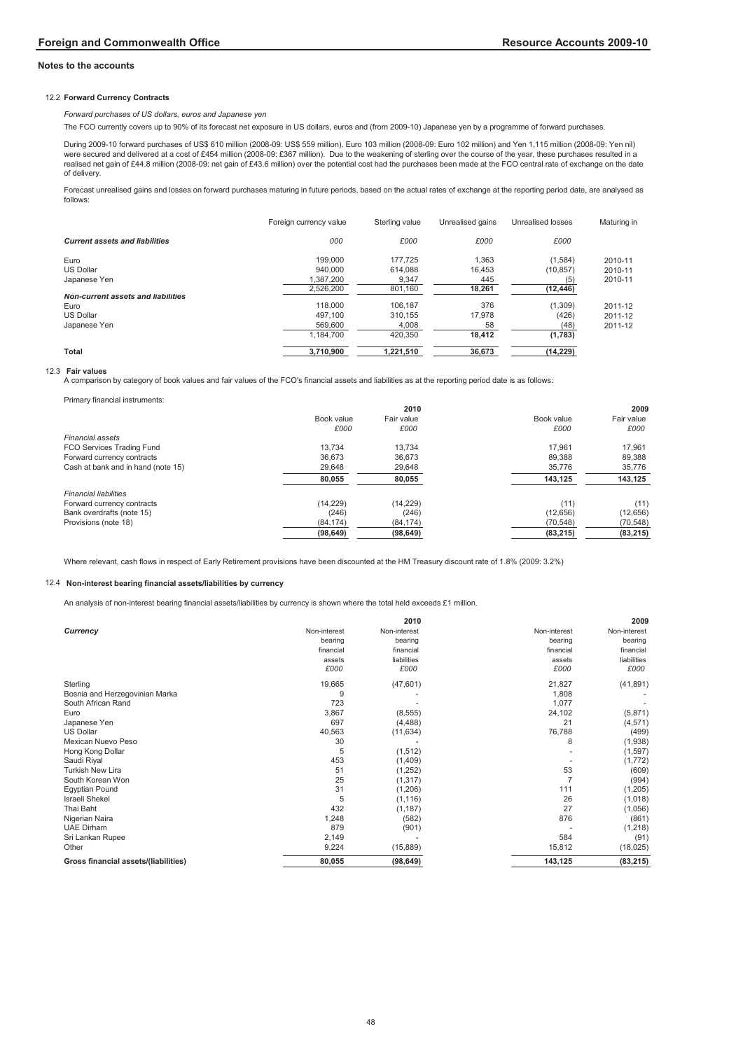## Notes to the accounts

### 12.2 Forward Currency Contracts

*Forward purchases of US dollars, euros and Japanese yen*

The FCO currently covers up to 90% of its forecast net exposure in US dollars, euros and (from 2009-10) Japanese yen by a programme of forward purchases.

During 2009-10 forward purchases of US$ 610 million (2008-09: US$ 559 million), Euro 103 million (2008-09: Euro 102 million) and Yen 1,115 million (2008-09: Yen nil) were secured and delivered at a cost of £454 million (2008-09: £367 million). Due to the weakening of sterling over the course of the year, these purchases resulted in a realised net gain of £44.8 million (2008-09: net gain of £43.6 million) over the potential cost had the purchases been made at the FCO central rate of exchange on the date of delivery.

Forecast unrealised gains and losses on forward purchases maturing in future periods, based on the actual rates of exchange at the reporting period date, are analysed as follows:

| | Foreign currency value | Sterling value | Unrealised gains | Unrealised losses | Maturing in |
|---|---|---|---|---|---|
| ***Current assets and liabilities*** | *000* | *£000* | *£000* | *£000* | |
| Euro | 199,000 | 177,725 | 1,363 | (1,584) | 2010-11 |
| US Dollar | 940,000 | 614,088 | 16,453 | (10,857) | 2010-11 |
| Japanese Yen | 1,387,200 | 9,347 | 445 | (5) | 2010-11 |
| | 2,526,200 | 801,160 | **18,261** | **(12,446)** | |
| ***Non-current assets and liabilities*** | | | | | |
| Euro | 118,000 | 106,187 | 376 | (1,309) | 2011-12 |
| US Dollar | 497,100 | 310,155 | 17,978 | (426) | 2011-12 |
| Japanese Yen | 569,600 | 4,008 | 58 | (48) | 2011-12 |
| | 1,184,700 | 420,350 | **18,412** | **(1,783)** | |
| **Total** | **3,710,900** | **1,221,510** | **36,673** | **(14,229)** | |

### 12.3 Fair values

A comparison by category of book values and fair values of the FCO's financial assets and liabilities as at the reporting period date is as follows:

Primary financial instruments:

| | 2010 Book value | 2010 Fair value | 2009 Book value | 2009 Fair value |
|---|---|---|---|---|
| | *£000* | *£000* | *£000* | *£000* |
| *Financial assets* | | | | |
| FCO Services Trading Fund | 13,734 | 13,734 | 17,961 | 17,961 |
| Forward currency contracts | 36,673 | 36,673 | 89,388 | 89,388 |
| Cash at bank and in hand (note 15) | 29,648 | 29,648 | 35,776 | 35,776 |
| | **80,055** | **80,055** | **143,125** | **143,125** |
| *Financial liabilities* | | | | |
| Forward currency contracts | (14,229) | (14,229) | (11) | (11) |
| Bank overdrafts (note 15) | (246) | (246) | (12,656) | (12,656) |
| Provisions (note 18) | (84,174) | (84,174) | (70,548) | (70,548) |
| | **(98,649)** | **(98,649)** | **(83,215)** | **(83,215)** |

Where relevant, cash flows in respect of Early Retirement provisions have been discounted at the HM Treasury discount rate of 1.8% (2009: 3.2%)

### 12.4 Non-interest bearing financial assets/liabilities by currency

An analysis of non-interest bearing financial assets/liabilities by currency is shown where the total held exceeds £1 million.

| ***Currency*** | 2010 Non-interest bearing financial assets | 2010 Non-interest bearing financial liabilities | 2009 Non-interest bearing financial assets | 2009 Non-interest bearing financial liabilities |
|---|---|---|---|---|
| | *£000* | *£000* | *£000* | *£000* |
| Sterling | 19,665 | (47,601) | 21,827 | (41,891) |
| Bosnia and Herzegovinian Marka | 9 | - | 1,808 | - |
| South African Rand | 723 | - | 1,077 | - |
| Euro | 3,867 | (8,555) | 24,102 | (5,871) |
| Japanese Yen | 697 | (4,488) | 21 | (4,571) |
| US Dollar | 40,563 | (11,634) | 76,788 | (499) |
| Mexican Nuevo Peso | 30 | - | 8 | (1,938) |
| Hong Kong Dollar | 5 | (1,512) | - | (1,597) |
| Saudi Riyal | 453 | (1,409) | - | (1,772) |
| Turkish New Lira | 51 | (1,252) | 53 | (609) |
| South Korean Won | 25 | (1,317) | 7 | (994) |
| Egyptian Pound | 31 | (1,206) | 111 | (1,205) |
| Israeli Shekel | 5 | (1,116) | 26 | (1,018) |
| Thai Baht | 432 | (1,187) | 27 | (1,056) |
| Nigerian Naira | 1,248 | (582) | 876 | (861) |
| UAE Dirham | 879 | (901) | - | (1,218) |
| Sri Lankan Rupee | 2,149 | - | 584 | (91) |
| Other | 9,224 | (15,889) | 15,812 | (18,025) |
| **Gross financial assets/(liabilities)** | **80,055** | **(98,649)** | **143,125** | **(83,215)** |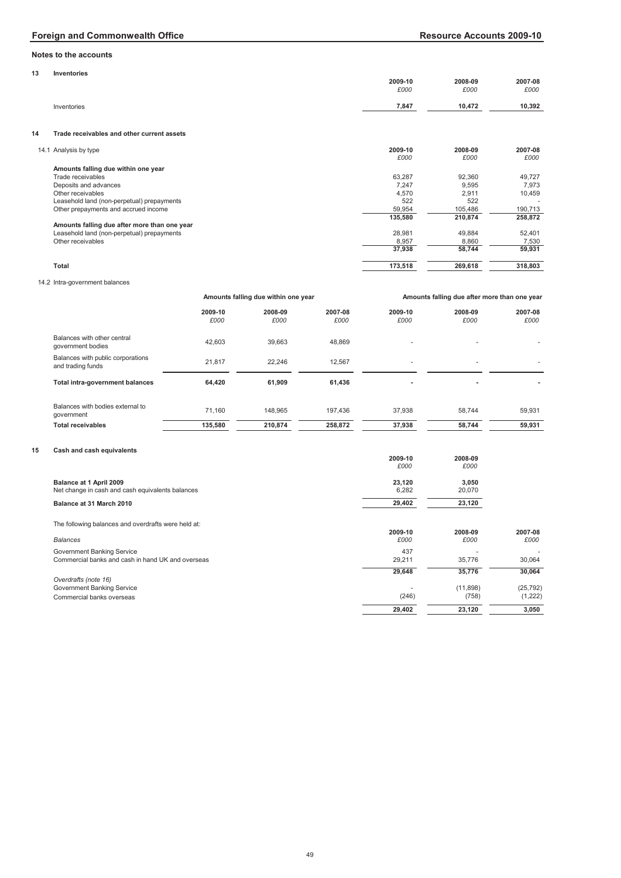## Notes to the accounts

### 13 Inventories

| | 2009-10 | 2008-09 | 2007-08 |
|---|---|---|---|
| | *£000* | *£000* | *£000* |
| Inventories | **7,847** | **10,472** | **10,392** |

### 14 Trade receivables and other current assets

14.1 Analysis by type

| | 2009-10 | 2008-09 | 2007-08 |
|---|---|---|---|
| | *£000* | *£000* | *£000* |
| **Amounts falling due within one year** | | | |
| Trade receivables | 63,287 | 92,360 | 49,727 |
| Deposits and advances | 7,247 | 9,595 | 7,973 |
| Other receivables | 4,570 | 2,911 | 10,459 |
| Leasehold land (non-perpetual) prepayments | 522 | 522 | - |
| Other prepayments and accrued income | 59,954 | 105,486 | 190,713 |
| | **135,580** | **210,874** | **258,872** |
| **Amounts falling due after more than one year** | | | |
| Leasehold land (non-perpetual) prepayments | 28,981 | 49,884 | 52,401 |
| Other receivables | 8,957 | 8,860 | 7,530 |
| | **37,938** | **58,744** | **59,931** |
| **Total** | **173,518** | **269,618** | **318,803** |

14.2 Intra-government balances

| | Amounts falling due within one year | | | Amounts falling due after more than one year | | |
|---|---|---|---|---|---|---|
| | 2009-10 | 2008-09 | 2007-08 | 2009-10 | 2008-09 | 2007-08 |
| | *£000* | *£000* | *£000* | *£000* | *£000* | *£000* |
| Balances with other central government bodies | 42,603 | 39,663 | 48,869 | - | - | - |
| Balances with public corporations and trading funds | 21,817 | 22,246 | 12,567 | - | - | - |
| **Total intra-government balances** | **64,420** | **61,909** | **61,436** | **-** | **-** | **-** |
| Balances with bodies external to government | 71,160 | 148,965 | 197,436 | 37,938 | 58,744 | 59,931 |
| **Total receivables** | **135,580** | **210,874** | **258,872** | **37,938** | **58,744** | **59,931** |

### 15 Cash and cash equivalents

| | 2009-10 | 2008-09 |
|---|---|---|
| | *£000* | *£000* |
| **Balance at 1 April 2009** | **23,120** | **3,050** |
| Net change in cash and cash equivalents balances | 6,282 | 20,070 |
| **Balance at 31 March 2010** | **29,402** | **23,120** |

The following balances and overdrafts were held at:

| | 2009-10 | 2008-09 | 2007-08 |
|---|---|---|---|
| *Balances* | *£000* | *£000* | *£000* |
| Government Banking Service | 437 | - | - |
| Commercial banks and cash in hand UK and overseas | 29,211 | 35,776 | 30,064 |
| | **29,648** | **35,776** | **30,064** |
| *Overdrafts (note 16)* | | | |
| Government Banking Service | - | (11,898) | (25,792) |
| Commercial banks overseas | (246) | (758) | (1,222) |
| | **29,402** | **23,120** | **3,050** |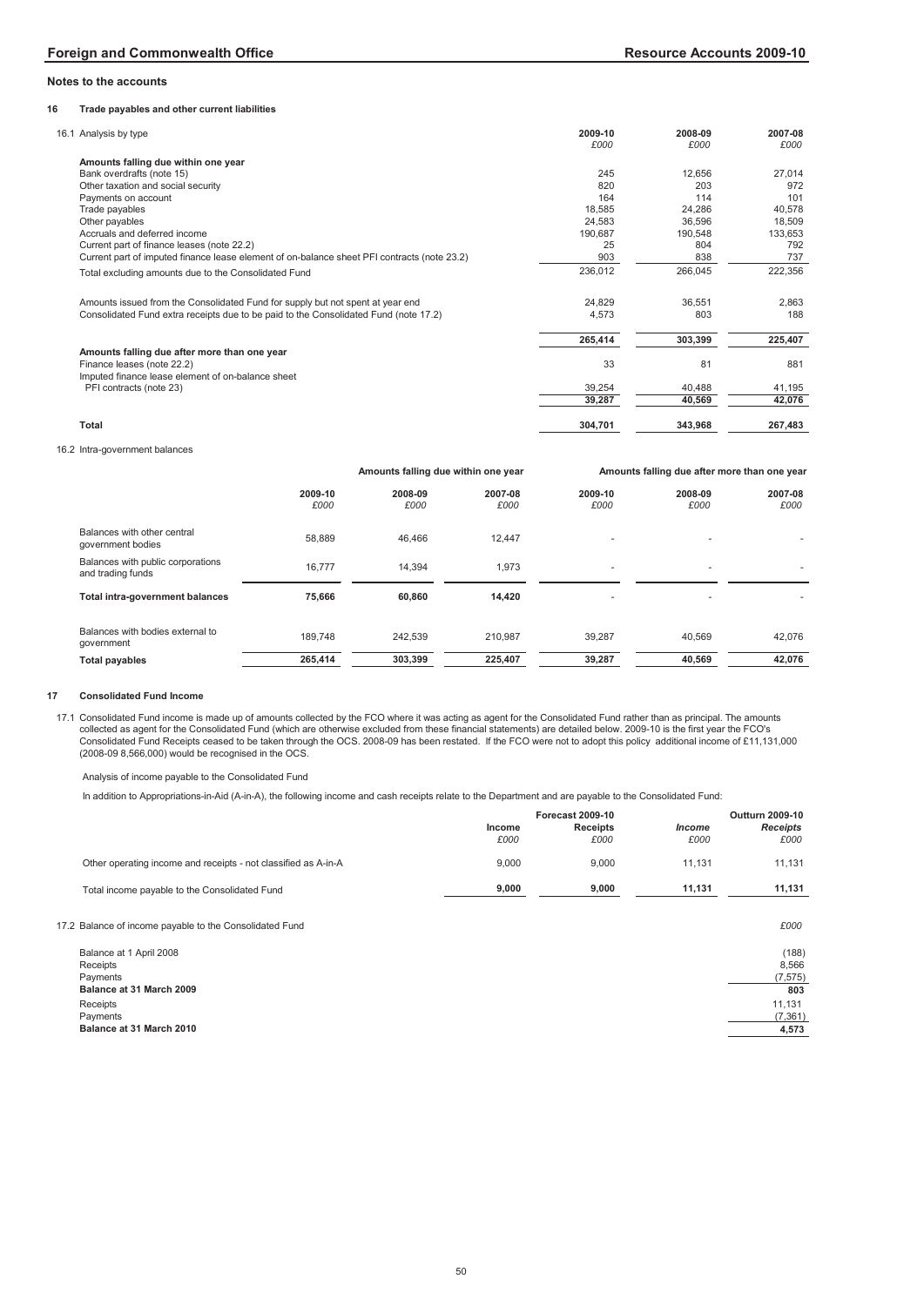## Notes to the accounts

### 16 Trade payables and other current liabilities

16.1 Analysis by type

| | 2009-10 £000 | 2008-09 £000 | 2007-08 £000 |
|---|---|---|---|
| **Amounts falling due within one year** | | | |
| Bank overdrafts (note 15) | 245 | 12,656 | 27,014 |
| Other taxation and social security | 820 | 203 | 972 |
| Payments on account | 164 | 114 | 101 |
| Trade payables | 18,585 | 24,286 | 40,578 |
| Other payables | 24,583 | 36,596 | 18,509 |
| Accruals and deferred income | 190,687 | 190,548 | 133,653 |
| Current part of finance leases (note 22.2) | 25 | 804 | 792 |
| Current part of imputed finance lease element of on-balance sheet PFI contracts (note 23.2) | 903 | 838 | 737 |
| Total excluding amounts due to the Consolidated Fund | 236,012 | 266,045 | 222,356 |
| Amounts issued from the Consolidated Fund for supply but not spent at year end | 24,829 | 36,551 | 2,863 |
| Consolidated Fund extra receipts due to be paid to the Consolidated Fund (note 17.2) | 4,573 | 803 | 188 |
| | **265,414** | **303,399** | **225,407** |
| **Amounts falling due after more than one year** | | | |
| Finance leases (note 22.2) | 33 | 81 | 881 |
| Imputed finance lease element of on-balance sheet PFI contracts (note 23) | 39,254 | 40,488 | 41,195 |
| | **39,287** | **40,569** | **42,076** |
| **Total** | **304,701** | **343,968** | **267,483** |

16.2 Intra-government balances

| | Amounts falling due within one year | | | Amounts falling due after more than one year | | |
|---|---|---|---|---|---|---|
| | 2009-10 £000 | 2008-09 £000 | 2007-08 £000 | 2009-10 £000 | 2008-09 £000 | 2007-08 £000 |
| Balances with other central government bodies | 58,889 | 46,466 | 12,447 | - | - | - |
| Balances with public corporations and trading funds | 16,777 | 14,394 | 1,973 | - | - | - |
| **Total intra-government balances** | **75,666** | **60,860** | **14,420** | - | - | - |
| Balances with bodies external to government | 189,748 | 242,539 | 210,987 | 39,287 | 40,569 | 42,076 |
| **Total payables** | **265,414** | **303,399** | **225,407** | **39,287** | **40,569** | **42,076** |

### 17 Consolidated Fund Income

17.1 Consolidated Fund income is made up of amounts collected by the FCO where it was acting as agent for the Consolidated Fund rather than as principal. The amounts collected as agent for the Consolidated Fund (which are otherwise excluded from these financial statements) are detailed below. 2009-10 is the first year the FCO's Consolidated Fund Receipts ceased to be taken through the OCS. 2008-09 has been restated. If the FCO were not to adopt this policy additional income of £11,131,000 (2008-09 8,566,000) would be recognised in the OCS.

Analysis of income payable to the Consolidated Fund

In addition to Appropriations-in-Aid (A-in-A), the following income and cash receipts relate to the Department and are payable to the Consolidated Fund:

| | Forecast 2009-10 | | Outturn 2009-10 | |
|---|---|---|---|---|
| | Income £000 | Receipts £000 | *Income £000* | *Receipts £000* |
| Other operating income and receipts - not classified as A-in-A | 9,000 | 9,000 | 11,131 | 11,131 |
| Total income payable to the Consolidated Fund | 9,000 | 9,000 | 11,131 | 11,131 |

17.2 Balance of income payable to the Consolidated Fund

| | *£000* |
|---|---|
| Balance at 1 April 2008 | (188) |
| Receipts | 8,566 |
| Payments | (7,575) |
| **Balance at 31 March 2009** | **803** |
| Receipts | 11,131 |
| Payments | (7,361) |
| **Balance at 31 March 2010** | **4,573** |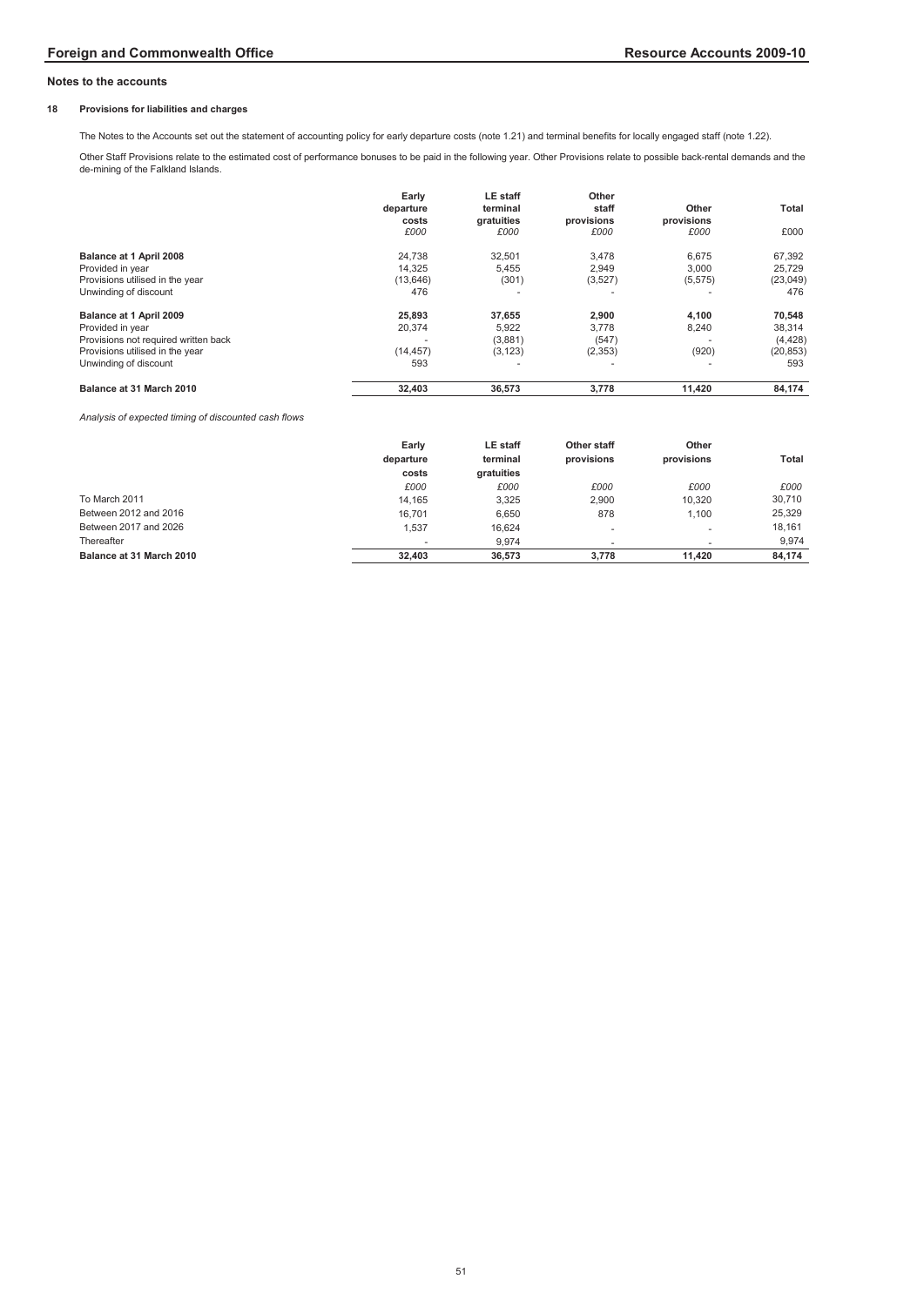## Notes to the accounts

### 18 Provisions for liabilities and charges

The Notes to the Accounts set out the statement of accounting policy for early departure costs (note 1.21) and terminal benefits for locally engaged staff (note 1.22).

Other Staff Provisions relate to the estimated cost of performance bonuses to be paid in the following year. Other Provisions relate to possible back-rental demands and the de-mining of the Falkland Islands.

| | Early departure costs | LE staff terminal gratuities | Other staff provisions | Other provisions | Total |
|---|---|---|---|---|---|
| | *£000* | *£000* | *£000* | *£000* | £000 |
| **Balance at 1 April 2008** | 24,738 | 32,501 | 3,478 | 6,675 | 67,392 |
| Provided in year | 14,325 | 5,455 | 2,949 | 3,000 | 25,729 |
| Provisions utilised in the year | (13,646) | (301) | (3,527) | (5,575) | (23,049) |
| Unwinding of discount | 476 | - | - | - | 476 |
| **Balance at 1 April 2009** | **25,893** | **37,655** | **2,900** | **4,100** | **70,548** |
| Provided in year | 20,374 | 5,922 | 3,778 | 8,240 | 38,314 |
| Provisions not required written back | - | (3,881) | (547) | - | (4,428) |
| Provisions utilised in the year | (14,457) | (3,123) | (2,353) | (920) | (20,853) |
| Unwinding of discount | 593 | - | - | - | 593 |
| **Balance at 31 March 2010** | **32,403** | **36,573** | **3,778** | **11,420** | **84,174** |

*Analysis of expected timing of discounted cash flows*

| | Early departure costs | LE staff terminal gratuities | Other staff provisions | Other provisions | Total |
|---|---|---|---|---|---|
| | *£000* | *£000* | *£000* | *£000* | *£000* |
| To March 2011 | 14,165 | 3,325 | 2,900 | 10,320 | 30,710 |
| Between 2012 and 2016 | 16,701 | 6,650 | 878 | 1,100 | 25,329 |
| Between 2017 and 2026 | 1,537 | 16,624 | - | - | 18,161 |
| Thereafter | - | 9,974 | - | - | 9,974 |
| **Balance at 31 March 2010** | **32,403** | **36,573** | **3,778** | **11,420** | **84,174** |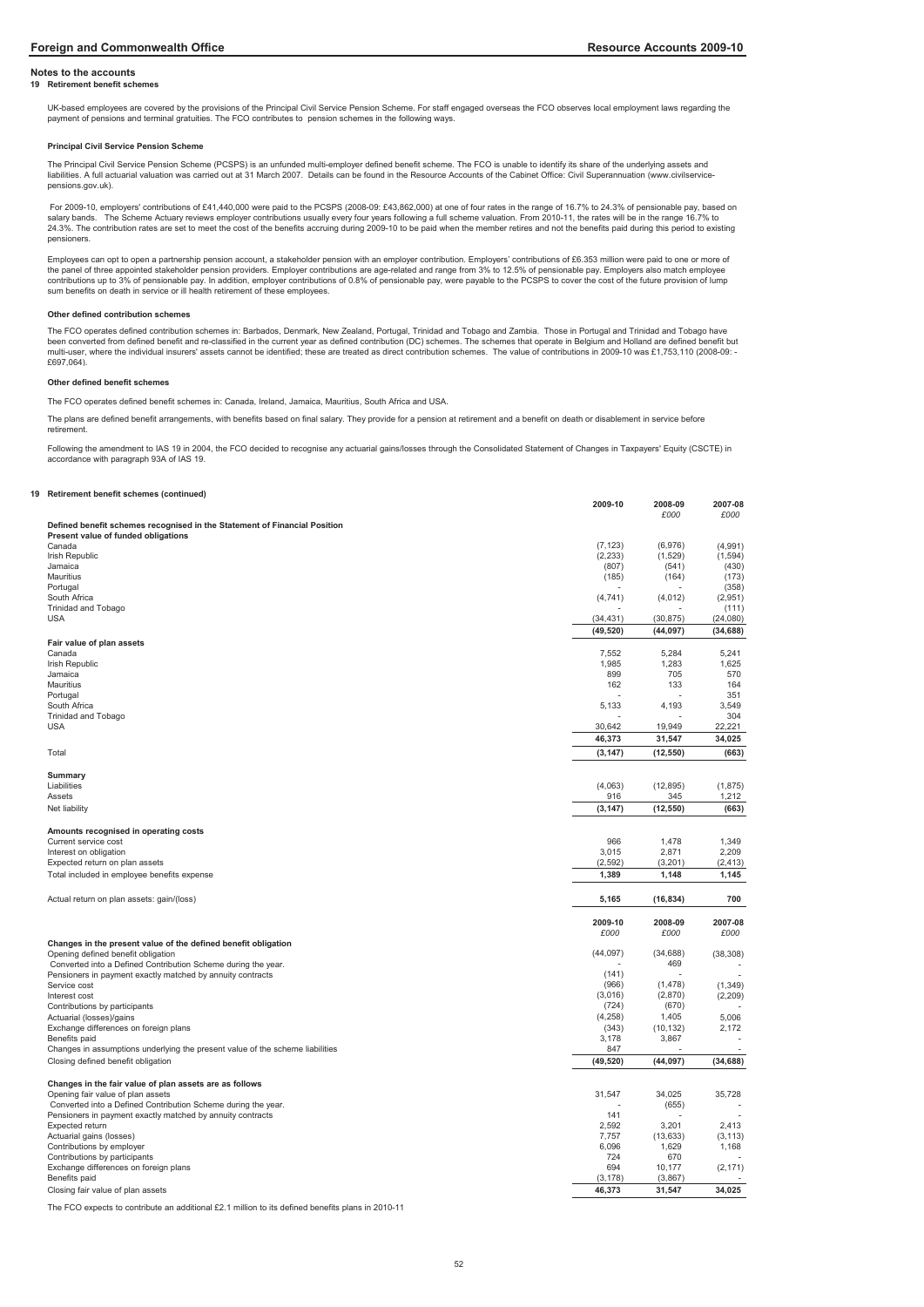## Notes to the accounts

### 19 Retirement benefit schemes

UK-based employees are covered by the provisions of the Principal Civil Service Pension Scheme. For staff engaged overseas the FCO observes local employment laws regarding the payment of pensions and terminal gratuities. The FCO contributes to pension schemes in the following ways.

**Principal Civil Service Pension Scheme**

The Principal Civil Service Pension Scheme (PCSPS) is an unfunded multi-employer defined benefit scheme. The FCO is unable to identify its share of the underlying assets and liabilities. A full actuarial valuation was carried out at 31 March 2007. Details can be found in the Resource Accounts of the Cabinet Office: Civil Superannuation (www.civilservice-pensions.gov.uk).

For 2009-10, employers' contributions of £41,440,000 were paid to the PCSPS (2008-09: £43,862,000) at one of four rates in the range of 16.7% to 24.3% of pensionable pay, based on salary bands. The Scheme Actuary reviews employer contributions usually every four years following a full scheme valuation. From 2010-11, the rates will be in the range 16.7% to 24.3%. The contribution rates are set to meet the cost of the benefits accruing during 2009-10 to be paid when the member retires and not the benefits paid during this period to existing pensioners.

Employees can opt to open a partnership pension account, a stakeholder pension with an employer contribution. Employers' contributions of £6.353 million were paid to one or more of the panel of three appointed stakeholder pension providers. Employer contributions are age-related and range from 3% to 12.5% of pensionable pay. Employers also match employee contributions up to 3% of pensionable pay. In addition, employer contributions of 0.8% of pensionable pay, were payable to the PCSPS to cover the cost of the future provision of lump sum benefits on death in service or ill health retirement of these employees.

**Other defined contribution schemes**

The FCO operates defined contribution schemes in: Barbados, Denmark, New Zealand, Portugal, Trinidad and Tobago and Zambia. Those in Portugal and Trinidad and Tobago have been converted from defined benefit and re-classified in the current year as defined contribution (DC) schemes. The schemes that operate in Belgium and Holland are defined benefit but multi-user, where the individual insurers' assets cannot be identified; these are treated as direct contribution schemes. The value of contributions in 2009-10 was £1,753,110 (2008-09: - £697,064).

**Other defined benefit schemes**

The FCO operates defined benefit schemes in: Canada, Ireland, Jamaica, Mauritius, South Africa and USA.

The plans are defined benefit arrangements, with benefits based on final salary. They provide for a pension at retirement and a benefit on death or disablement in service before retirement.

Following the amendment to IAS 19 in 2004, the FCO decided to recognise any actuarial gains/losses through the Consolidated Statement of Changes in Taxpayers' Equity (CSCTE) in accordance with paragraph 93A of IAS 19.

### 19 Retirement benefit schemes (continued)

| | 2009-10 | 2008-09 | 2007-08 |
|---|---|---|---|
| | | £000 | £000 |
| **Defined benefit schemes recognised in the Statement of Financial Position** | | | |
| **Present value of funded obligations** | | | |
| Canada | (7,123) | (6,976) | (4,991) |
| Irish Republic | (2,233) | (1,529) | (1,594) |
| Jamaica | (807) | (541) | (430) |
| Mauritius | (185) | (164) | (173) |
| Portugal | - | - | (358) |
| South Africa | (4,741) | (4,012) | (2,951) |
| Trinidad and Tobago | - | - | (111) |
| USA | (34,431) | (30,875) | (24,080) |
| | **(49,520)** | **(44,097)** | **(34,688)** |
| **Fair value of plan assets** | | | |
| Canada | 7,552 | 5,284 | 5,241 |
| Irish Republic | 1,985 | 1,283 | 1,625 |
| Jamaica | 899 | 705 | 570 |
| Mauritius | 162 | 133 | 164 |
| Portugal | - | - | 351 |
| South Africa | 5,133 | 4,193 | 3,549 |
| Trinidad and Tobago | - | - | 304 |
| USA | 30,642 | 19,949 | 22,221 |
| | **46,373** | **31,547** | **34,025** |
| Total | **(3,147)** | **(12,550)** | **(663)** |
| **Summary** | | | |
| Liabilities | (4,063) | (12,895) | (1,875) |
| Assets | 916 | 345 | 1,212 |
| Net liability | **(3,147)** | **(12,550)** | **(663)** |
| **Amounts recognised in operating costs** | | | |
| Current service cost | 966 | 1,478 | 1,349 |
| Interest on obligation | 3,015 | 2,871 | 2,209 |
| Expected return on plan assets | (2,592) | (3,201) | (2,413) |
| Total included in employee benefits expense | **1,389** | **1,148** | **1,145** |
| Actual return on plan assets: gain/(loss) | **5,165** | **(16,834)** | **700** |

| | 2009-10 | 2008-09 | 2007-08 |
|---|---|---|---|
| | £000 | £000 | £000 |
| **Changes in the present value of the defined benefit obligation** | | | |
| Opening defined benefit obligation | (44,097) | (34,688) | (38,308) |
| Converted into a Defined Contribution Scheme during the year. | - | 469 | - |
| Pensioners in payment exactly matched by annuity contracts | (141) | - | - |
| Service cost | (966) | (1,478) | (1,349) |
| Interest cost | (3,016) | (2,870) | (2,209) |
| Contributions by participants | (724) | (670) | - |
| Actuarial (losses)/gains | (4,258) | 1,405 | 5,006 |
| Exchange differences on foreign plans | (343) | (10,132) | 2,172 |
| Benefits paid | 3,178 | 3,867 | - |
| Changes in assumptions underlying the present value of the scheme liabilities | 847 | - | - |
| Closing defined benefit obligation | **(49,520)** | **(44,097)** | **(34,688)** |
| **Changes in the fair value of plan assets are as follows** | | | |
| Opening fair value of plan assets | 31,547 | 34,025 | 35,728 |
| Converted into a Defined Contribution Scheme during the year. | - | (655) | - |
| Pensioners in payment exactly matched by annuity contracts | 141 | - | - |
| Expected return | 2,592 | 3,201 | 2,413 |
| Actuarial gains (losses) | 7,757 | (13,633) | (3,113) |
| Contributions by employer | 6,096 | 1,629 | 1,168 |
| Contributions by participants | 724 | 670 | - |
| Exchange differences on foreign plans | 694 | 10,177 | (2,171) |
| Benefits paid | (3,178) | (3,867) | - |
| Closing fair value of plan assets | **46,373** | **31,547** | **34,025** |

The FCO expects to contribute an additional £2.1 million to its defined benefits plans in 2010-11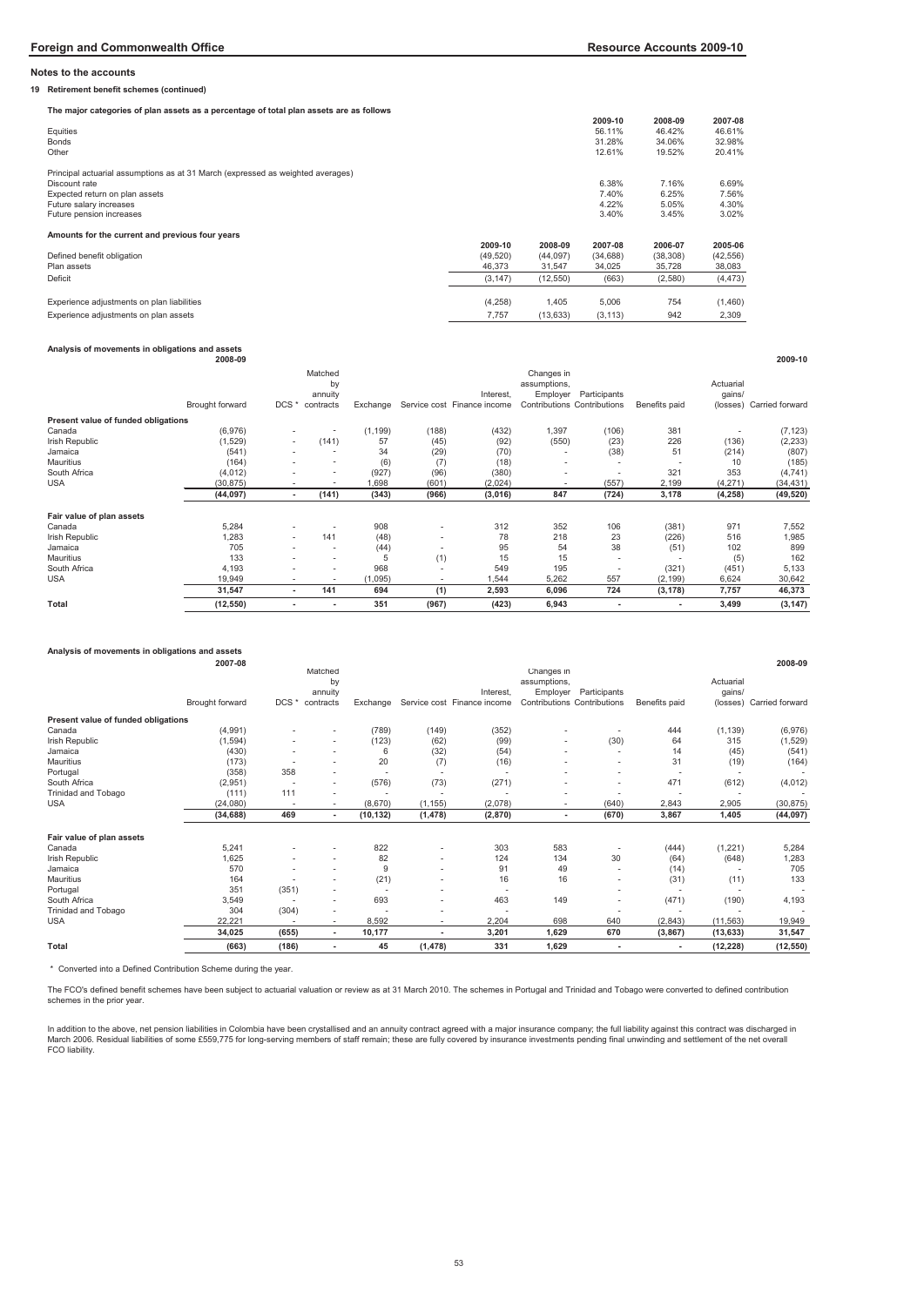## Notes to the accounts

### 19 Retirement benefit schemes (continued)

**The major categories of plan assets as a percentage of total plan assets are as follows**

| | 2009-10 | 2008-09 | 2007-08 |
|---|---|---|---|
| Equities | 56.11% | 46.42% | 46.61% |
| Bonds | 31.28% | 34.06% | 32.98% |
| Other | 12.61% | 19.52% | 20.41% |

**Principal actuarial assumptions as at 31 March (expressed as weighted averages)**

| | 2009-10 | 2008-09 | 2007-08 |
|---|---|---|---|
| Discount rate | 6.38% | 7.16% | 6.69% |
| Expected return on plan assets | 7.40% | 6.25% | 7.56% |
| Future salary increases | 4.22% | 5.05% | 4.30% |
| Future pension increases | 3.40% | 3.45% | 3.02% |

**Amounts for the current and previous four years**

| | 2009-10 | 2008-09 | 2007-08 | 2006-07 | 2005-06 |
|---|---|---|---|---|---|
| Defined benefit obligation | (49,520) | (44,097) | (34,688) | (38,308) | (42,556) |
| Plan assets | 46,373 | 31,547 | 34,025 | 35,728 | 38,083 |
| Deficit | (3,147) | (12,550) | (663) | (2,580) | (4,473) |
| Experience adjustments on plan liabilities | (4,258) | 1,405 | 5,006 | 754 | (1,460) |
| Experience adjustments on plan assets | 7,757 | (13,633) | (3,113) | 942 | 2,309 |

**Analysis of movements in obligations and assets**

| | 2008-09 | | | | | | | | | | 2009-10 |
|---|---|---|---|---|---|---|---|---|---|---|---|
| | Brought forward | DCS * | Matched by annuity contracts | Exchange | Service cost | Interest, Finance income | Changes in assumptions, Employer Contributions | Participants Contributions | Benefits paid | Actuarial gains/ (losses) | Carried forward |
| **Present value of funded obligations** | | | | | | | | | | | |
| Canada | (6,976) | - | - | (1,199) | (188) | (432) | 1,397 | (106) | 381 | - | (7,123) |
| Irish Republic | (1,529) | - | (141) | 57 | (45) | (92) | (550) | (23) | 226 | (136) | (2,233) |
| Jamaica | (541) | - | - | 34 | (29) | (70) | - | (38) | 51 | (214) | (807) |
| Mauritius | (164) | - | - | (6) | (7) | (18) | - | - | - | 10 | (185) |
| South Africa | (4,012) | - | - | (927) | (96) | (380) | - | - | 321 | 353 | (4,741) |
| USA | (30,875) | - | - | 1,698 | (601) | (2,024) | - | (557) | 2,199 | (4,271) | (34,431) |
| | (44,097) | - | (141) | (343) | (966) | (3,016) | 847 | (724) | 3,178 | (4,258) | (49,520) |
| **Fair value of plan assets** | | | | | | | | | | | |
| Canada | 5,284 | - | - | 908 | - | 312 | 352 | 106 | (381) | 971 | 7,552 |
| Irish Republic | 1,283 | - | 141 | (48) | - | 78 | 218 | 23 | (226) | 516 | 1,985 |
| Jamaica | 705 | - | - | (44) | - | 95 | 54 | 38 | (51) | 102 | 899 |
| Mauritius | 133 | - | - | 5 | (1) | 15 | 15 | - | - | (5) | 162 |
| South Africa | 4,193 | - | - | 968 | - | 549 | 195 | - | (321) | (451) | 5,133 |
| USA | 19,949 | - | - | (1,095) | - | 1,544 | 5,262 | 557 | (2,199) | 6,624 | 30,642 |
| | 31,547 | - | 141 | 694 | (1) | 2,593 | 6,096 | 724 | (3,178) | 7,757 | 46,373 |
| **Total** | (12,550) | - | - | 351 | (967) | (423) | 6,943 | - | - | 3,499 | (3,147) |

**Analysis of movements in obligations and assets**

| | 2007-08 | | | | | | | | | | 2008-09 |
|---|---|---|---|---|---|---|---|---|---|---|---|
| | Brought forward | DCS * | Matched by annuity contracts | Exchange | Service cost | Interest, Finance income | Changes in assumptions, Employer Contributions | Participants Contributions | Benefits paid | Actuarial gains/ (losses) | Carried forward |
| **Present value of funded obligations** | | | | | | | | | | | |
| Canada | (4,991) | - | - | (789) | (149) | (352) | - | - | 444 | (1,139) | (6,976) |
| Irish Republic | (1,594) | - | - | (123) | (62) | (99) | - | (30) | 64 | 315 | (1,529) |
| Jamaica | (430) | - | - | 6 | (32) | (54) | - | - | 14 | (45) | (541) |
| Mauritius | (173) | - | - | 20 | (7) | (16) | - | - | 31 | (19) | (164) |
| Portugal | (358) | 358 | - | - | - | - | - | - | - | - | - |
| South Africa | (2,951) | - | - | (576) | (73) | (271) | - | - | 471 | (612) | (4,012) |
| Trinidad and Tobago | (111) | 111 | - | - | - | - | - | - | - | - | - |
| USA | (24,080) | - | - | (8,670) | (1,155) | (2,078) | - | (640) | 2,843 | 2,905 | (30,875) |
| | (34,688) | 469 | - | (10,132) | (1,478) | (2,870) | - | (670) | 3,867 | 1,405 | (44,097) |
| **Fair value of plan assets** | | | | | | | | | | | |
| Canada | 5,241 | - | - | 822 | - | 303 | 583 | - | (444) | (1,221) | 5,284 |
| Irish Republic | 1,625 | - | - | 82 | - | 124 | 134 | 30 | (64) | (648) | 1,283 |
| Jamaica | 570 | - | - | 9 | - | 91 | 49 | - | (14) | - | 705 |
| Mauritius | 164 | - | - | (21) | - | 16 | 16 | - | (31) | (11) | 133 |
| Portugal | 351 | (351) | - | - | - | - | - | - | - | - | - |
| South Africa | 3,549 | - | - | 693 | - | 463 | 149 | - | (471) | (190) | 4,193 |
| Trinidad and Tobago | 304 | (304) | - | - | - | - | - | - | - | - | - |
| USA | 22,221 | - | - | 8,592 | - | 2,204 | 698 | 640 | (2,843) | (11,563) | 19,949 |
| | 34,025 | (655) | - | 10,177 | - | 3,201 | 1,629 | 670 | (3,867) | (13,633) | 31,547 |
| **Total** | (663) | (186) | - | 45 | (1,478) | 331 | 1,629 | - | - | (12,228) | (12,550) |

\* Converted into a Defined Contribution Scheme during the year.

The FCO's defined benefit schemes have been subject to actuarial valuation or review as at 31 March 2010. The schemes in Portugal and Trinidad and Tobago were converted to defined contribution schemes in the prior year.

In addition to the above, net pension liabilities in Colombia have been crystallised and an annuity contract agreed with a major insurance company; the full liability against this contract was discharged in March 2006. Residual liabilities of some £559,775 for long-serving members of staff remain; these are fully covered by insurance investments pending final unwinding and settlement of the net overall FCO liability.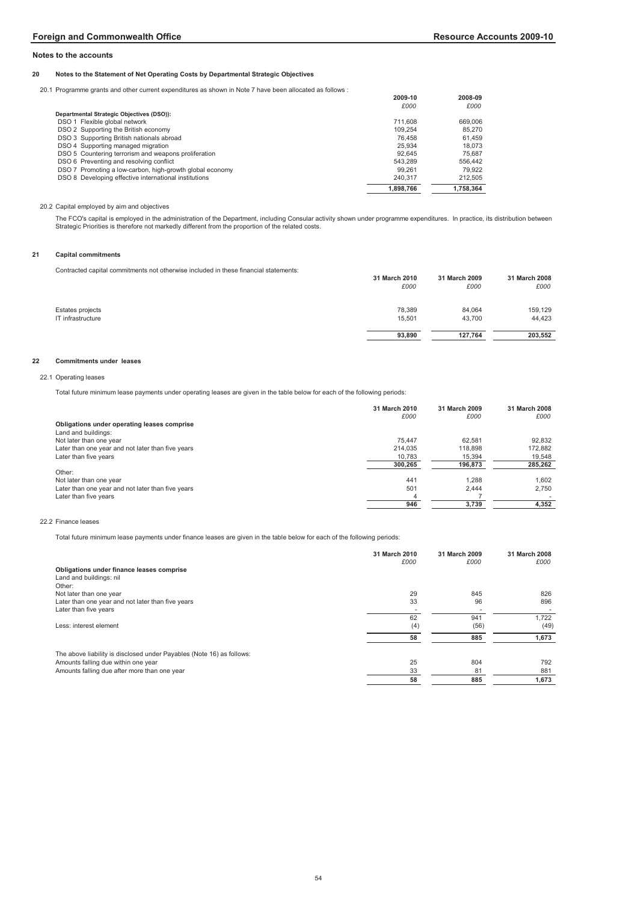## Notes to the accounts

### 20 Notes to the Statement of Net Operating Costs by Departmental Strategic Objectives

20.1 Programme grants and other current expenditures as shown in Note 7 have been allocated as follows :

| | 2009-10 | 2008-09 |
|---|---|---|
| | *£000* | *£000* |
| **Departmental Strategic Objectives (DSO)):** | | |
| DSO 1 Flexible global network | 711,608 | 669,006 |
| DSO 2 Supporting the British economy | 109,254 | 85,270 |
| DSO 3 Supporting British nationals abroad | 76,458 | 61,459 |
| DSO 4 Supporting managed migration | 25,934 | 18,073 |
| DSO 5 Countering terrorism and weapons proliferation | 92,645 | 75,687 |
| DSO 6 Preventing and resolving conflict | 543,289 | 556,442 |
| DSO 7 Promoting a low-carbon, high-growth global economy | 99,261 | 79,922 |
| DSO 8 Developing effective international institutions | 240,317 | 212,505 |
| | 1,898,766 | 1,758,364 |

20.2 Capital employed by aim and objectives

The FCO's capital is employed in the administration of the Department, including Consular activity shown under programme expenditures. In practice, its distribution between Strategic Priorities is therefore not markedly different from the proportion of the related costs.

### 21 Capital commitments

Contracted capital commitments not otherwise included in these financial statements:

| | 31 March 2010 | 31 March 2009 | 31 March 2008 |
|---|---|---|---|
| | *£000* | *£000* | *£000* |
| Estates projects | 78,389 | 84,064 | 159,129 |
| IT infrastructure | 15,501 | 43,700 | 44,423 |
| | 93,890 | 127,764 | 203,552 |

### 22 Commitments under leases

22.1 Operating leases

Total future minimum lease payments under operating leases are given in the table below for each of the following periods:

| | 31 March 2010 | 31 March 2009 | 31 March 2008 |
|---|---|---|---|
| | *£000* | *£000* | *£000* |
| **Obligations under operating leases comprise** | | | |
| Land and buildings: | | | |
| Not later than one year | 75,447 | 62,581 | 92,832 |
| Later than one year and not later than five years | 214,035 | 118,898 | 172,882 |
| Later than five years | 10,783 | 15,394 | 19,548 |
| | 300,265 | 196,873 | 285,262 |
| Other: | | | |
| Not later than one year | 441 | 1,288 | 1,602 |
| Later than one year and not later than five years | 501 | 2,444 | 2,750 |
| Later than five years | 4 | 7 | - |
| | 946 | 3,739 | 4,352 |

22.2 Finance leases

Total future minimum lease payments under finance leases are given in the table below for each of the following periods:

| | 31 March 2010 | 31 March 2009 | 31 March 2008 |
|---|---|---|---|
| | *£000* | *£000* | *£000* |
| **Obligations under finance leases comprise** | | | |
| Land and buildings: nil | | | |
| Other: | | | |
| Not later than one year | 29 | 845 | 826 |
| Later than one year and not later than five years | 33 | 96 | 896 |
| Later than five years | - | - | - |
| | 62 | 941 | 1,722 |
| Less: interest element | (4) | (56) | (49) |
| | 58 | 885 | 1,673 |
| The above liability is disclosed under Payables (Note 16) as follows: | | | |
| Amounts falling due within one year | 25 | 804 | 792 |
| Amounts falling due after more than one year | 33 | 81 | 881 |
| | 58 | 885 | 1,673 |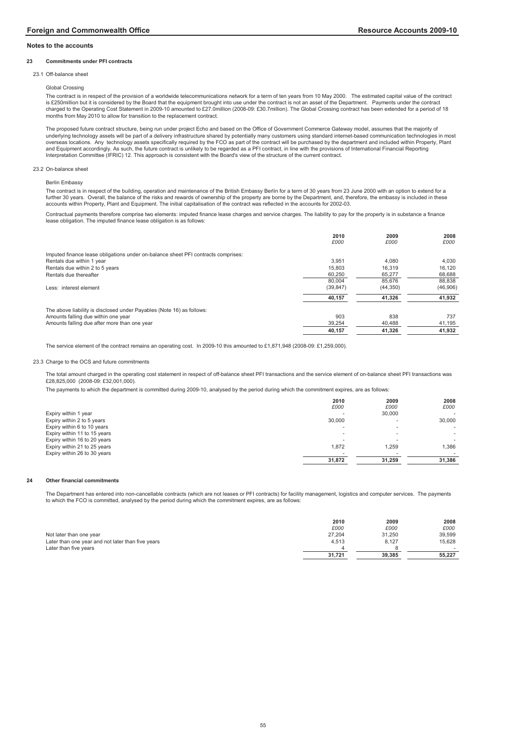## Notes to the accounts

### 23 Commitments under PFI contracts

#### 23.1 Off-balance sheet

Global Crossing

The contract is in respect of the provision of a worldwide telecommunications network for a term of ten years from 10 May 2000. The estimated capital value of the contract is £250million but it is considered by the Board that the equipment brought into use under the contract is not an asset of the Department. Payments under the contract charged to the Operating Cost Statement in 2009-10 amounted to £27.0million (2008-09: £30.7million). The Global Crossing contract has been extended for a period of 18 months from May 2010 to allow for transition to the replacement contract.

The proposed future contract structure, being run under project Echo and based on the Office of Government Commerce Gateway model, assumes that the majority of underlying technology assets will be part of a delivery infrastructure shared by potentially many customers using standard internet-based communication technologies in most overseas locations. Any technology assets specifically required by the FCO as part of the contract will be purchased by the department and included within Property, Plant and Equipment accordingly. As such, the future contract is unlikely to be regarded as a PFI contract, in line with the provisions of International Financial Reporting Interpretation Committee (IFRIC) 12. This approach is consistent with the Board's view of the structure of the current contract.

#### 23.2 On-balance sheet

Berlin Embassy

The contract is in respect of the building, operation and maintenance of the British Embassy Berlin for a term of 30 years from 23 June 2000 with an option to extend for a further 30 years. Overall, the balance of the risks and rewards of ownership of the property are borne by the Department, and, therefore, the embassy is included in these accounts within Property, Plant and Equipment. The initial capitalisation of the contract was reflected in the accounts for 2002-03.

Contractual payments therefore comprise two elements: imputed finance lease charges and service charges. The liability to pay for the property is in substance a finance lease obligation. The imputed finance lease obligation is as follows:

| | 2010 | 2009 | 2008 |
|---|---|---|---|
| | *£000* | *£000* | *£000* |
| Imputed finance lease obligations under on-balance sheet PFI contracts comprises: | | | |
| Rentals due within 1 year | 3,951 | 4,080 | 4,030 |
| Rentals due within 2 to 5 years | 15,803 | 16,319 | 16,120 |
| Rentals due thereafter | 60,250 | 65,277 | 68,688 |
| | 80,004 | 85,676 | 88,838 |
| Less: interest element | (39,847) | (44,350) | (46,906) |
| | **40,157** | **41,326** | **41,932** |
| The above liability is disclosed under Payables (Note 16) as follows: | | | |
| Amounts falling due within one year | 903 | 838 | 737 |
| Amounts falling due after more than one year | 39,254 | 40,488 | 41,195 |
| | **40,157** | **41,326** | **41,932** |

The service element of the contract remains an operating cost. In 2009-10 this amounted to £1,871,948 (2008-09: £1,259,000).

#### 23.3 Charge to the OCS and future commitments

The total amount charged in the operating cost statement in respect of off-balance sheet PFI transactions and the service element of on-balance sheet PFI transactions was £28,825,000 (2008-09: £32,001,000).

The payments to which the department is committed during 2009-10, analysed by the period during which the commitment expires, are as follows:

| | 2010 | 2009 | 2008 |
|---|---|---|---|
| | *£000* | *£000* | *£000* |
| Expiry within 1 year | - | 30,000 | - |
| Expiry within 2 to 5 years | 30,000 | - | 30,000 |
| Expiry within 6 to 10 years | - | - | - |
| Expiry within 11 to 15 years | - | - | - |
| Expiry within 16 to 20 years | - | - | - |
| Expiry within 21 to 25 years | 1,872 | 1,259 | 1,386 |
| Expiry within 26 to 30 years | - | - | - |
| | **31,872** | **31,259** | **31,386** |

### 24 Other financial commitments

The Department has entered into non-cancellable contracts (which are not leases or PFI contracts) for facility management, logistics and computer services. The payments to which the FCO is committed, analysed by the period during which the commitment expires, are as follows:

| | 2010 | 2009 | 2008 |
|---|---|---|---|
| | *£000* | *£000* | *£000* |
| Not later than one year | 27,204 | 31,250 | 39,599 |
| Later than one year and not later than five years | 4,513 | 8,127 | 15,628 |
| Later than five years | 4 | 8 | - |
| | **31,721** | **39,385** | **55,227** |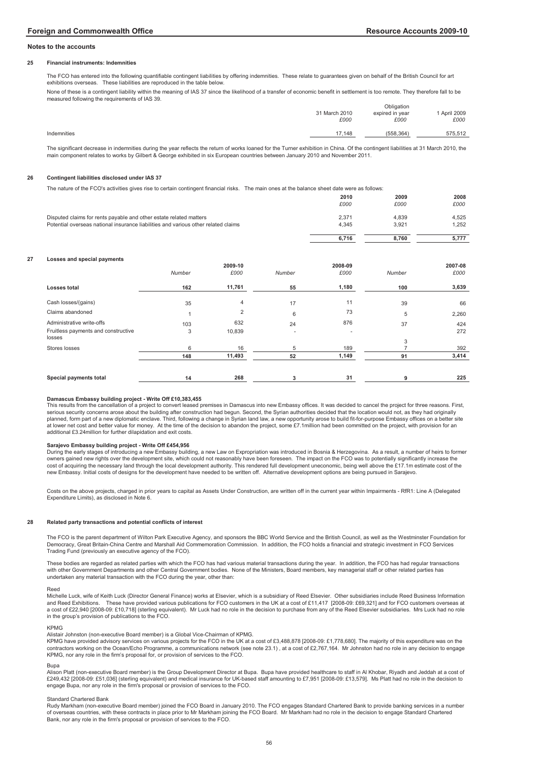## Notes to the accounts

### 25 Financial instruments: Indemnities

The FCO has entered into the following quantifiable contingent liabilities by offering indemnities. These relate to guarantees given on behalf of the British Council for art exhibitions overseas. These liabilities are reproduced in the table below.

None of these is a contingent liability within the meaning of IAS 37 since the likelihood of a transfer of economic benefit in settlement is too remote. They therefore fall to be measured following the requirements of IAS 39.

| | 31 March 2010 | Obligation expired in year | 1 April 2009 |
|---|---|---|---|
| | *£000* | *£000* | *£000* |
| Indemnities | 17,148 | (558,364) | 575,512 |

The significant decrease in indemnities during the year reflects the return of works loaned for the Turner exhibition in China. Of the contingent liabilities at 31 March 2010, the main component relates to works by Gilbert & George exhibited in six European countries between January 2010 and November 2011.

### 26 Contingent liabilities disclosed under IAS 37

The nature of the FCO's activities gives rise to certain contingent financial risks. The main ones at the balance sheet date were as follows:

| | 2010 | 2009 | 2008 |
|---|---|---|---|
| | *£000* | *£000* | *£000* |
| Disputed claims for rents payable and other estate related matters | 2,371 | 4,839 | 4,525 |
| Potential overseas national insurance liabilities and various other related claims | 4,345 | 3,921 | 1,252 |
| | **6,716** | **8,760** | **5,777** |

### 27 Losses and special payments

| | | 2009-10 | | 2008-09 | | 2007-08 |
|---|---|---|---|---|---|---|
| | *Number* | *£000* | *Number* | *£000* | *Number* | *£000* |
| **Losses total** | **162** | **11,761** | **55** | **1,180** | **100** | **3,639** |
| Cash losses/(gains) | 35 | 4 | 17 | 11 | 39 | 66 |
| Claims abandoned | 1 | 2 | 6 | 73 | 5 | 2,260 |
| Administrative write-offs | 103 | 632 | 24 | 876 | 37 | 424 |
| Fruitless payments and constructive losses | 3 | 10,839 | - | - | 3 | 272 |
| Stores losses | 6 | 16 | 5 | 189 | 7 | 392 |
| | **148** | **11,493** | **52** | **1,149** | **91** | **3,414** |
| **Special payments total** | **14** | **268** | **3** | **31** | **9** | **225** |

**Damascus Embassy building project - Write Off £10,383,455**

This results from the cancellation of a project to convert leased premises in Damascus into new Embassy offices. It was decided to cancel the project for three reasons. First, serious security concerns arose about the building after construction had begun. Second, the Syrian authorities decided that the location would not, as they had originally planned, form part of a new diplomatic enclave. Third, following a change in Syrian land law, a new opportunity arose to build fit-for-purpose Embassy offices on a better site at lower net cost and better value for money. At the time of the decision to abandon the project, some £7.1million had been committed on the project, with provision for an additional £3.24million for further dilapidation and exit costs.

**Sarajevo Embassy building project - Write Off £454,956**

During the early stages of introducing a new Embassy building, a new Law on Expropriation was introduced in Bosnia & Herzegovina. As a result, a number of heirs to former owners gained new rights over the development site, which could not reasonably have been foreseen. The impact on the FCO was to potentially significantly increase the cost of acquiring the necessary land through the local development authority. This rendered full development uneconomic, being well above the £17.1m estimate cost of the new Embassy. Initial costs of designs for the development have needed to be written off. Alternative development options are being pursued in Sarajevo.

Costs on the above projects, charged in prior years to capital as Assets Under Construction, are written off in the current year within Impairments - RfR1: Line A (Delegated Expenditure Limits), as disclosed in Note 6.

### 28 Related party transactions and potential conflicts of interest

The FCO is the parent department of Wilton Park Executive Agency, and sponsors the BBC World Service and the British Council, as well as the Westminster Foundation for Democracy, Great Britain-China Centre and Marshall Aid Commemoration Commission. In addition, the FCO holds a financial and strategic investment in FCO Services Trading Fund (previously an executive agency of the FCO).

These bodies are regarded as related parties with which the FCO has had various material transactions during the year. In addition, the FCO has had regular transactions with other Government Departments and other Central Government bodies. None of the Ministers, Board members, key managerial staff or other related parties has undertaken any material transaction with the FCO during the year, other than:

Reed

Michelle Luck, wife of Keith Luck (Director General Finance) works at Elsevier, which is a subsidiary of Reed Elsevier. Other subsidiaries include Reed Business Information and Reed Exhibitions. These have provided various publications for FCO customers in the UK at a cost of £11,417 [2008-09: £69,321] and for FCO customers overseas at a cost of £22,940 [2008-09: £10,718] (sterling equivalent). Mr Luck had no role in the decision to purchase from any of the Reed Elsevier subsidiaries. Mrs Luck had no role in the group's provision of publications to the FCO.

KPMG

Alistair Johnston (non-executive Board member) is a Global Vice-Chairman of KPMG.

KPMG have provided advisory services on various projects for the FCO in the UK at a cost of £3,488,878 [2008-09: £1,778,680]. The majority of this expenditure was on the contractors working on the Ocean/Echo Programme, a communications network (see note 23.1) , at a cost of £2,767,164. Mr Johnston had no role in any decision to engage KPMG, nor any role in the firm's proposal for, or provision of services to the FCO.

Bupa

Alison Platt (non-executive Board member) is the Group Development Director at Bupa. Bupa have provided healthcare to staff in Al Khobar, Riyadh and Jeddah at a cost of £249,432 [2008-09: £51,036] (sterling equivalent) and medical insurance for UK-based staff amounting to £7,951 [2008-09: £13,579]. Ms Platt had no role in the decision to engage Bupa, nor any role in the firm's proposal or provision of services to the FCO.

Standard Chartered Bank

Rudy Markham (non-executive Board member) joined the FCO Board in January 2010. The FCO engages Standard Chartered Bank to provide banking services in a number of overseas countries, with these contracts in place prior to Mr Markham joining the FCO Board. Mr Markham had no role in the decision to engage Standard Chartered Bank, nor any role in the firm's proposal or provision of services to the FCO.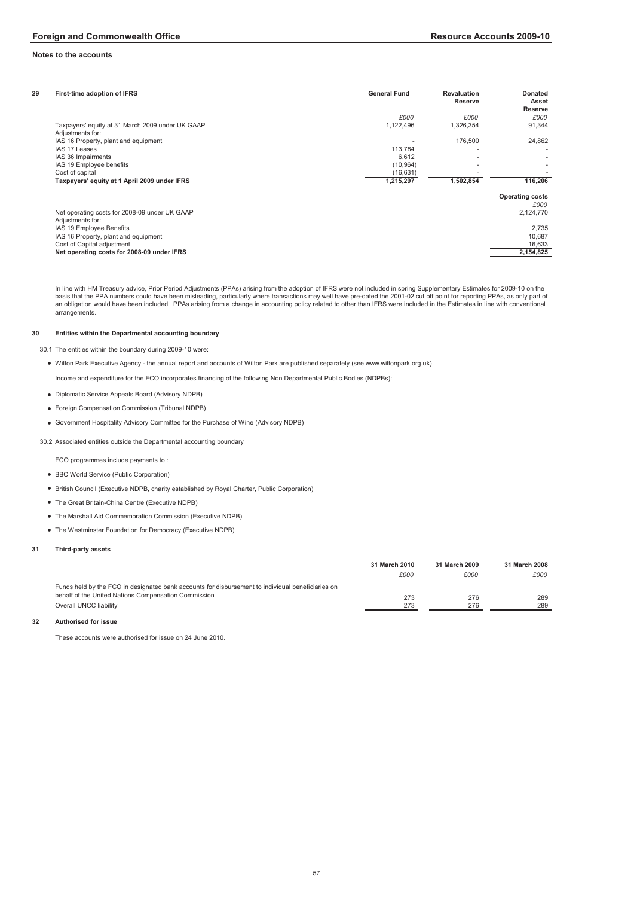## Notes to the accounts

### 29 First-time adoption of IFRS

| | General Fund | Revaluation Reserve | Donated Asset Reserve |
|---|---|---|---|
| | £000 | £000 | £000 |
| Taxpayers' equity at 31 March 2009 under UK GAAP | 1,122,496 | 1,326,354 | 91,344 |
| Adjustments for: | | | |
| IAS 16 Property, plant and equipment | - | 176,500 | 24,862 |
| IAS 17 Leases | 113,784 | - | - |
| IAS 36 Impairments | 6,612 | - | - |
| IAS 19 Employee benefits | (10,964) | - | - |
| Cost of capital | (16,631) | - | - |
| **Taxpayers' equity at 1 April 2009 under IFRS** | **1,215,297** | **1,502,854** | **116,206** |

| | Operating costs |
|---|---|
| | £000 |
| Net operating costs for 2008-09 under UK GAAP | 2,124,770 |
| Adjustments for: | |
| IAS 19 Employee Benefits | 2,735 |
| IAS 16 Property, plant and equipment | 10,687 |
| Cost of Capital adjustment | 16,633 |
| **Net operating costs for 2008-09 under IFRS** | **2,154,825** |

In line with HM Treasury advice, Prior Period Adjustments (PPAs) arising from the adoption of IFRS were not included in spring Supplementary Estimates for 2009-10 on the basis that the PPA numbers could have been misleading, particularly where transactions may well have pre-dated the 2001-02 cut off point for reporting PPAs, as only part of an obligation would have been included. PPAs arising from a change in accounting policy related to other than IFRS were included in the Estimates in line with conventional arrangements.

### 30 Entities within the Departmental accounting boundary

30.1 The entities within the boundary during 2009-10 were:

- Wilton Park Executive Agency - the annual report and accounts of Wilton Park are published separately (see www.wiltonpark.org.uk)

Income and expenditure for the FCO incorporates financing of the following Non Departmental Public Bodies (NDPBs):

- Diplomatic Service Appeals Board (Advisory NDPB)
- Foreign Compensation Commission (Tribunal NDPB)
- Government Hospitality Advisory Committee for the Purchase of Wine (Advisory NDPB)

30.2 Associated entities outside the Departmental accounting boundary

FCO programmes include payments to :

- BBC World Service (Public Corporation)
- British Council (Executive NDPB, charity established by Royal Charter, Public Corporation)
- The Great Britain-China Centre (Executive NDPB)
- The Marshall Aid Commemoration Commission (Executive NDPB)
- The Westminster Foundation for Democracy (Executive NDPB)

### 31 Third-party assets

| | 31 March 2010 | 31 March 2009 | 31 March 2008 |
|---|---|---|---|
| | £000 | £000 | £000 |
| Funds held by the FCO in designated bank accounts for disbursement to individual beneficiaries on behalf of the United Nations Compensation Commission | 273 | 276 | 289 |
| Overall UNCC liability | 273 | 276 | 289 |

### 32 Authorised for issue

These accounts were authorised for issue on 24 June 2010.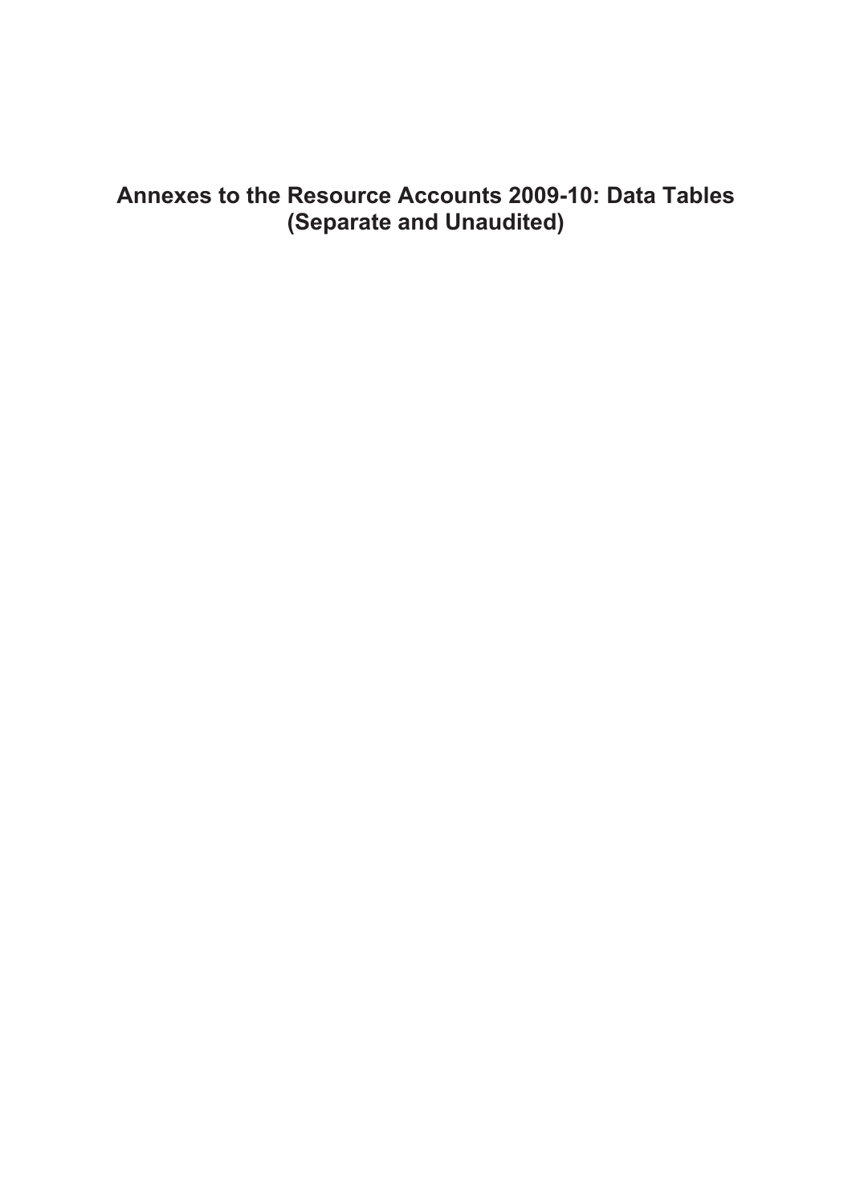# Annexes to the Resource Accounts 2009-10: Data Tables (Separate and Unaudited)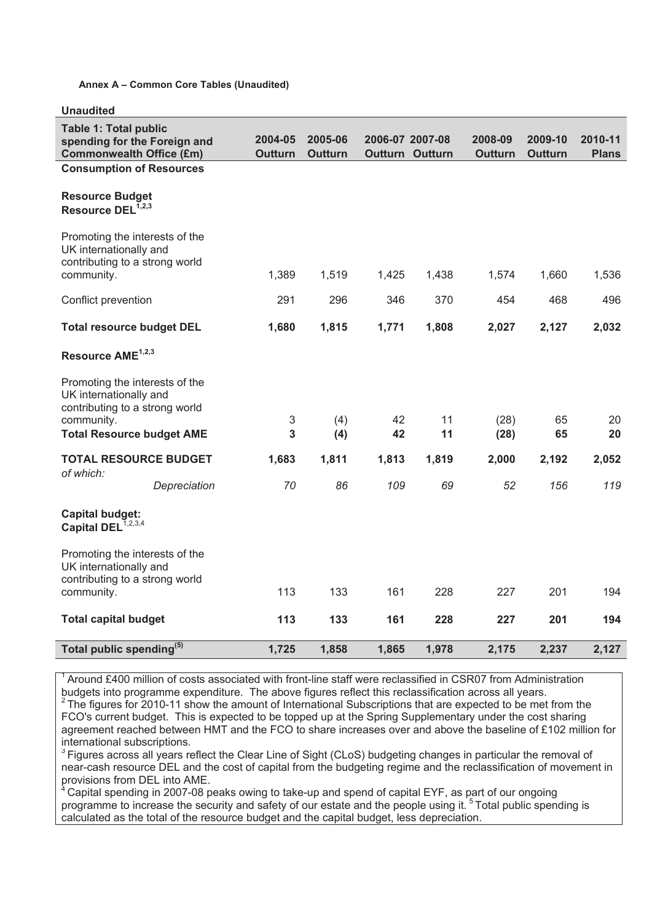**Annex A – Common Core Tables (Unaudited)**

**Unaudited**

| **Table 1: Total public spending for the Foreign and Commonwealth Office (£m)** | **2004-05 Outturn** | **2005-06 Outturn** | **2006-07 Outturn** | **2007-08 Outturn** | **2008-09 Outturn** | **2009-10 Outturn** | **2010-11 Plans** |
|---|---|---|---|---|---|---|---|
| **Consumption of Resources** | | | | | | | |
| **Resource Budget** | | | | | | | |
| **Resource DEL**[1,2,3] | | | | | | | |
| Promoting the interests of the UK internationally and contributing to a strong world community. | 1,389 | 1,519 | 1,425 | 1,438 | 1,574 | 1,660 | 1,536 |
| Conflict prevention | 291 | 296 | 346 | 370 | 454 | 468 | 496 |
| **Total resource budget DEL** | **1,680** | **1,815** | **1,771** | **1,808** | **2,027** | **2,127** | **2,032** |
| **Resource AME**[1,2,3] | | | | | | | |
| Promoting the interests of the UK internationally and contributing to a strong world community. | 3 | (4) | 42 | 11 | (28) | 65 | 20 |
| **Total Resource budget AME** | **3** | **(4)** | **42** | **11** | **(28)** | **65** | **20** |
| **TOTAL RESOURCE BUDGET** | **1,683** | **1,811** | **1,813** | **1,819** | **2,000** | **2,192** | **2,052** |
| *of which: Depreciation* | *70* | *86* | *109* | *69* | *52* | *156* | *119* |
| **Capital budget:** | | | | | | | |
| **Capital DEL**[1,2,3,4] | | | | | | | |
| Promoting the interests of the UK internationally and contributing to a strong world community. | 113 | 133 | 161 | 228 | 227 | 201 | 194 |
| **Total capital budget** | **113** | **133** | **161** | **228** | **227** | **201** | **194** |
| **Total public spending**[(5)] | **1,725** | **1,858** | **1,865** | **1,978** | **2,175** | **2,237** | **2,127** |

[1] Around £400 million of costs associated with front-line staff were reclassified in CSR07 from Administration budgets into programme expenditure. The above figures reflect this reclassification across all years.
[2] The figures for 2010-11 show the amount of International Subscriptions that are expected to be met from the FCO's current budget. This is expected to be topped up at the Spring Supplementary under the cost sharing agreement reached between HMT and the FCO to share increases over and above the baseline of £102 million for international subscriptions.
[3] Figures across all years reflect the Clear Line of Sight (CLoS) budgeting changes in particular the removal of near-cash resource DEL and the cost of capital from the budgeting regime and the reclassification of movement in provisions from DEL into AME.
[4] Capital spending in 2007-08 peaks owing to take-up and spend of capital EYF, as part of our ongoing programme to increase the security and safety of our estate and the people using it. [5] Total public spending is calculated as the total of the resource budget and the capital budget, less depreciation.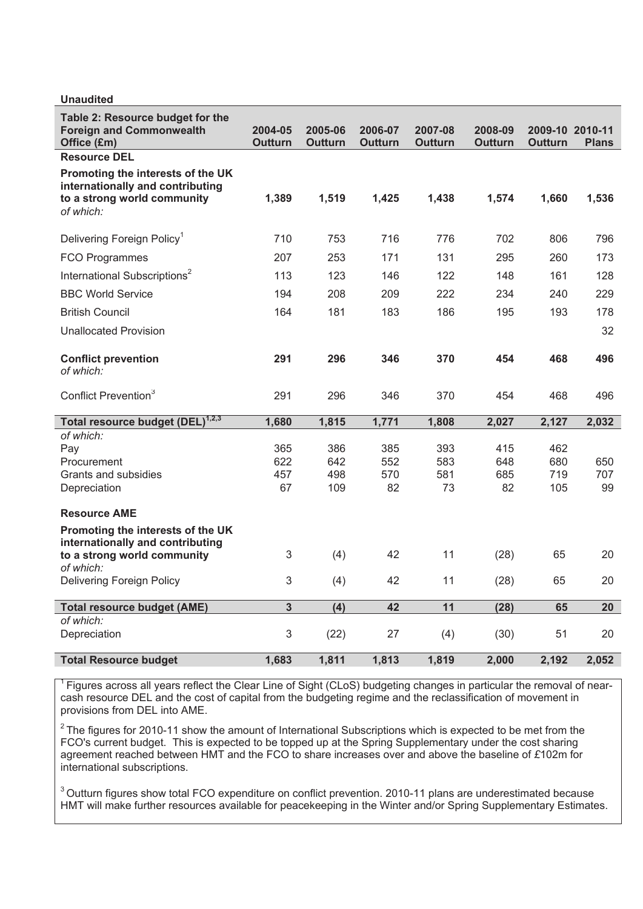**Unaudited**

| Table 2: Resource budget for the Foreign and Commonwealth Office (£m) | 2004-05 Outturn | 2005-06 Outturn | 2006-07 Outturn | 2007-08 Outturn | 2008-09 Outturn | 2009-10 Outturn | 2010-11 Plans |
|---|---|---|---|---|---|---|---|
| **Resource DEL** | | | | | | | |
| **Promoting the interests of the UK internationally and contributing to a strong world community** *of which:* | **1,389** | **1,519** | **1,425** | **1,438** | **1,574** | **1,660** | **1,536** |
| Delivering Foreign Policy[1] | 710 | 753 | 716 | 776 | 702 | 806 | 796 |
| FCO Programmes | 207 | 253 | 171 | 131 | 295 | 260 | 173 |
| International Subscriptions[2] | 113 | 123 | 146 | 122 | 148 | 161 | 128 |
| BBC World Service | 194 | 208 | 209 | 222 | 234 | 240 | 229 |
| British Council | 164 | 181 | 183 | 186 | 195 | 193 | 178 |
| Unallocated Provision | | | | | | | 32 |
| **Conflict prevention** *of which:* | **291** | **296** | **346** | **370** | **454** | **468** | **496** |
| Conflict Prevention[3] | 291 | 296 | 346 | 370 | 454 | 468 | 496 |
| **Total resource budget (DEL)[1,2,3]** | **1,680** | **1,815** | **1,771** | **1,808** | **2,027** | **2,127** | **2,032** |
| *of which:* | | | | | | | |
| Pay | 365 | 386 | 385 | 393 | 415 | 462 | |
| Procurement | 622 | 642 | 552 | 583 | 648 | 680 | 650 |
| Grants and subsidies | 457 | 498 | 570 | 581 | 685 | 719 | 707 |
| Depreciation | 67 | 109 | 82 | 73 | 82 | 105 | 99 |
| **Resource AME** | | | | | | | |
| **Promoting the interests of the UK internationally and contributing to a strong world community** *of which:* | 3 | (4) | 42 | 11 | (28) | 65 | 20 |
| Delivering Foreign Policy | 3 | (4) | 42 | 11 | (28) | 65 | 20 |
| **Total resource budget (AME)** | **3** | **(4)** | **42** | **11** | **(28)** | **65** | **20** |
| *of which:* | | | | | | | |
| Depreciation | 3 | (22) | 27 | (4) | (30) | 51 | 20 |
| **Total Resource budget** | **1,683** | **1,811** | **1,813** | **1,819** | **2,000** | **2,192** | **2,052** |

[1] Figures across all years reflect the Clear Line of Sight (CLoS) budgeting changes in particular the removal of near-cash resource DEL and the cost of capital from the budgeting regime and the reclassification of movement in provisions from DEL into AME.

[2] The figures for 2010-11 show the amount of International Subscriptions which is expected to be met from the FCO's current budget. This is expected to be topped up at the Spring Supplementary under the cost sharing agreement reached between HMT and the FCO to share increases over and above the baseline of £102m for international subscriptions.

[3] Outturn figures show total FCO expenditure on conflict prevention. 2010-11 plans are underestimated because HMT will make further resources available for peacekeeping in the Winter and/or Spring Supplementary Estimates.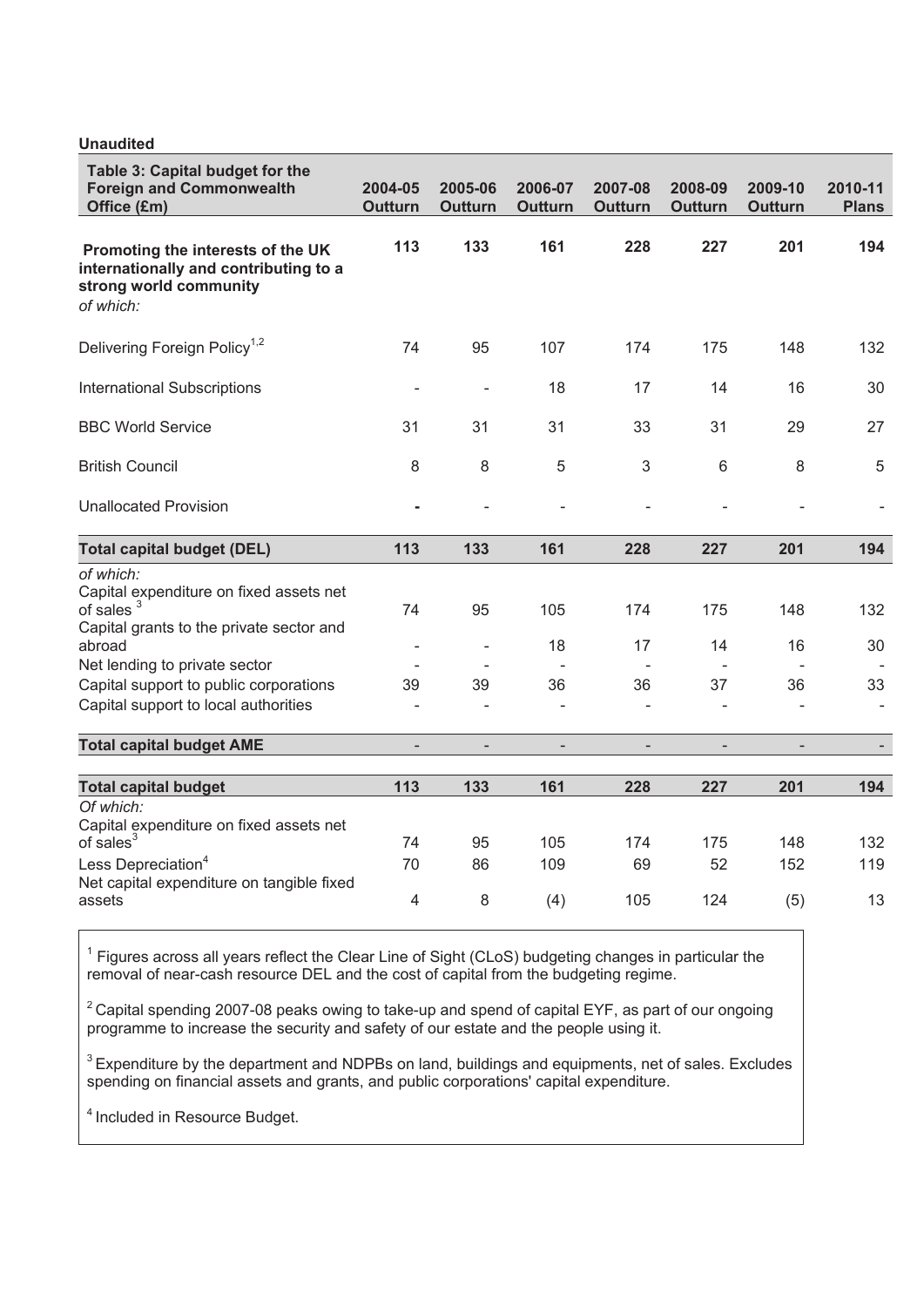**Unaudited**

| Table 3: Capital budget for the Foreign and Commonwealth Office (£m) | 2004-05 Outturn | 2005-06 Outturn | 2006-07 Outturn | 2007-08 Outturn | 2008-09 Outturn | 2009-10 Outturn | 2010-11 Plans |
|---|---|---|---|---|---|---|---|
| **Promoting the interests of the UK internationally and contributing to a strong world community** *of which:* | **113** | **133** | **161** | **228** | **227** | **201** | **194** |
| Delivering Foreign Policy[1,2] | 74 | 95 | 107 | 174 | 175 | 148 | 132 |
| International Subscriptions | - | - | 18 | 17 | 14 | 16 | 30 |
| BBC World Service | 31 | 31 | 31 | 33 | 31 | 29 | 27 |
| British Council | 8 | 8 | 5 | 3 | 6 | 8 | 5 |
| Unallocated Provision | - | - | - | - | - | - | - |
| **Total capital budget (DEL)** | **113** | **133** | **161** | **228** | **227** | **201** | **194** |
| *of which:* | | | | | | | |
| Capital expenditure on fixed assets net of sales [3] | 74 | 95 | 105 | 174 | 175 | 148 | 132 |
| Capital grants to the private sector and abroad | - | - | 18 | 17 | 14 | 16 | 30 |
| Net lending to private sector | - | - | - | - | - | - | - |
| Capital support to public corporations | 39 | 39 | 36 | 36 | 37 | 36 | 33 |
| Capital support to local authorities | - | - | - | - | - | - | - |
| **Total capital budget AME** | - | - | - | - | - | - | - |
| **Total capital budget** | **113** | **133** | **161** | **228** | **227** | **201** | **194** |
| *Of which:* | | | | | | | |
| Capital expenditure on fixed assets net of sales[3] | 74 | 95 | 105 | 174 | 175 | 148 | 132 |
| Less Depreciation[4] | 70 | 86 | 109 | 69 | 52 | 152 | 119 |
| Net capital expenditure on tangible fixed assets | 4 | 8 | (4) | 105 | 124 | (5) | 13 |

[1] Figures across all years reflect the Clear Line of Sight (CLoS) budgeting changes in particular the removal of near-cash resource DEL and the cost of capital from the budgeting regime.

[2] Capital spending 2007-08 peaks owing to take-up and spend of capital EYF, as part of our ongoing programme to increase the security and safety of our estate and the people using it.

[3] Expenditure by the department and NDPBs on land, buildings and equipments, net of sales. Excludes spending on financial assets and grants, and public corporations' capital expenditure.

[4] Included in Resource Budget.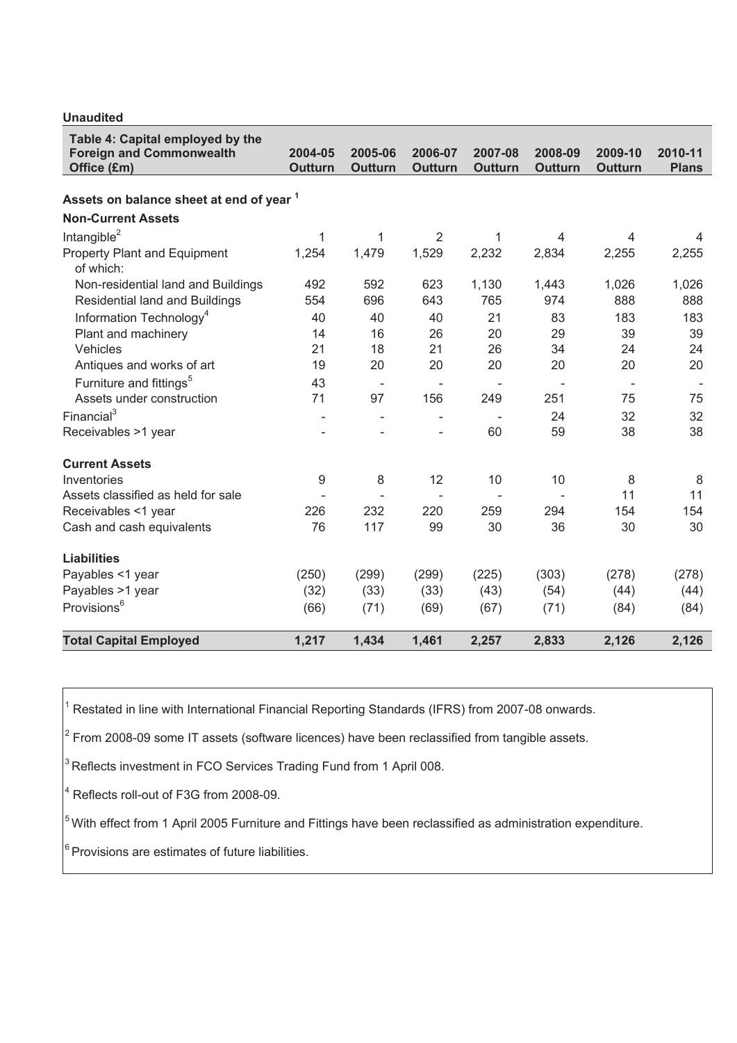**Unaudited**

| Table 4: Capital employed by the Foreign and Commonwealth Office (£m) | 2004-05 Outturn | 2005-06 Outturn | 2006-07 Outturn | 2007-08 Outturn | 2008-09 Outturn | 2009-10 Outturn | 2010-11 Plans |
|---|---|---|---|---|---|---|---|
| **Assets on balance sheet at end of year** [1] | | | | | | | |
| **Non-Current Assets** | | | | | | | |
| Intangible[2] | 1 | 1 | 2 | 1 | 4 | 4 | 4 |
| Property Plant and Equipment of which: | 1,254 | 1,479 | 1,529 | 2,232 | 2,834 | 2,255 | 2,255 |
| Non-residential land and Buildings | 492 | 592 | 623 | 1,130 | 1,443 | 1,026 | 1,026 |
| Residential land and Buildings | 554 | 696 | 643 | 765 | 974 | 888 | 888 |
| Information Technology[4] | 40 | 40 | 40 | 21 | 83 | 183 | 183 |
| Plant and machinery | 14 | 16 | 26 | 20 | 29 | 39 | 39 |
| Vehicles | 21 | 18 | 21 | 26 | 34 | 24 | 24 |
| Antiques and works of art | 19 | 20 | 20 | 20 | 20 | 20 | 20 |
| Furniture and fittings[5] | 43 | - | - | - | - | - | - |
| Assets under construction | 71 | 97 | 156 | 249 | 251 | 75 | 75 |
| Financial[3] | - | - | - | - | 24 | 32 | 32 |
| Receivables >1 year | - | - | - | 60 | 59 | 38 | 38 |
| **Current Assets** | | | | | | | |
| Inventories | 9 | 8 | 12 | 10 | 10 | 8 | 8 |
| Assets classified as held for sale | - | - | - | - | - | 11 | 11 |
| Receivables <1 year | 226 | 232 | 220 | 259 | 294 | 154 | 154 |
| Cash and cash equivalents | 76 | 117 | 99 | 30 | 36 | 30 | 30 |
| **Liabilities** | | | | | | | |
| Payables <1 year | (250) | (299) | (299) | (225) | (303) | (278) | (278) |
| Payables >1 year | (32) | (33) | (33) | (43) | (54) | (44) | (44) |
| Provisions[6] | (66) | (71) | (69) | (67) | (71) | (84) | (84) |
| **Total Capital Employed** | **1,217** | **1,434** | **1,461** | **2,257** | **2,833** | **2,126** | **2,126** |

[1] Restated in line with International Financial Reporting Standards (IFRS) from 2007-08 onwards.

[2] From 2008-09 some IT assets (software licences) have been reclassified from tangible assets.

[3] Reflects investment in FCO Services Trading Fund from 1 April 008.

[4] Reflects roll-out of F3G from 2008-09.

[5] With effect from 1 April 2005 Furniture and Fittings have been reclassified as administration expenditure.

[6] Provisions are estimates of future liabilities.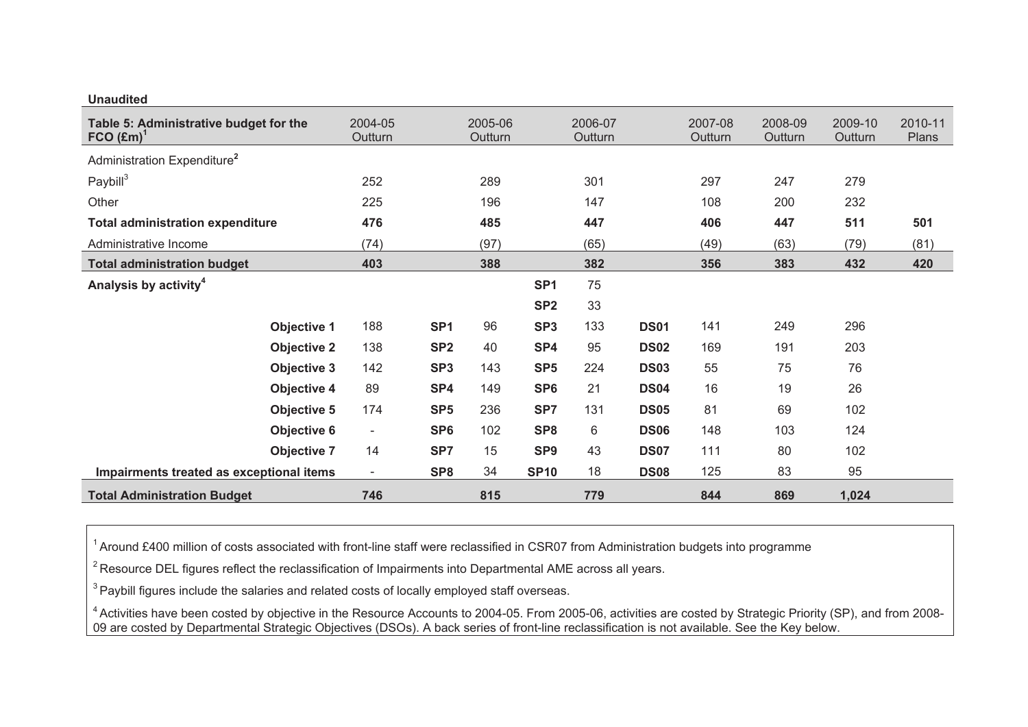**Unaudited**

| Table 5: Administrative budget for the FCO (£m)[1] | | 2004-05 Outturn | | 2005-06 Outturn | | 2006-07 Outturn | | 2007-08 Outturn | 2008-09 Outturn | 2009-10 Outturn | 2010-11 Plans |
|---|---|---|---|---|---|---|---|---|---|---|---|
| Administration Expenditure[2] | | | | | | | | | | | |
| Paybill[3] | | 252 | | 289 | | 301 | | 297 | 247 | 279 | |
| Other | | 225 | | 196 | | 147 | | 108 | 200 | 232 | |
| **Total administration expenditure** | | **476** | | **485** | | **447** | | **406** | **447** | **511** | **501** |
| Administrative Income | | (74) | | (97) | | (65) | | (49) | (63) | (79) | (81) |
| **Total administration budget** | | **403** | | **388** | | **382** | | **356** | **383** | **432** | **420** |
| **Analysis by activity[4]** | | | | | **SP1** | 75 | | | | | |
| | | | | | **SP2** | 33 | | | | | |
| | **Objective 1** | 188 | **SP1** | 96 | **SP3** | 133 | **DS01** | 141 | 249 | 296 | |
| | **Objective 2** | 138 | **SP2** | 40 | **SP4** | 95 | **DS02** | 169 | 191 | 203 | |
| | **Objective 3** | 142 | **SP3** | 143 | **SP5** | 224 | **DS03** | 55 | 75 | 76 | |
| | **Objective 4** | 89 | **SP4** | 149 | **SP6** | 21 | **DS04** | 16 | 19 | 26 | |
| | **Objective 5** | 174 | **SP5** | 236 | **SP7** | 131 | **DS05** | 81 | 69 | 102 | |
| | **Objective 6** | - | **SP6** | 102 | **SP8** | 6 | **DS06** | 148 | 103 | 124 | |
| | **Objective 7** | 14 | **SP7** | 15 | **SP9** | 43 | **DS07** | 111 | 80 | 102 | |
| | **Impairments treated as exceptional items** | - | **SP8** | 34 | **SP10** | 18 | **DS08** | 125 | 83 | 95 | |
| **Total Administration Budget** | | **746** | | **815** | | **779** | | **844** | **869** | **1,024** | |

[1] Around £400 million of costs associated with front-line staff were reclassified in CSR07 from Administration budgets into programme

[2] Resource DEL figures reflect the reclassification of Impairments into Departmental AME across all years.

[3] Paybill figures include the salaries and related costs of locally employed staff overseas.

[4] Activities have been costed by objective in the Resource Accounts to 2004-05. From 2005-06, activities are costed by Strategic Priority (SP), and from 2008-09 are costed by Departmental Strategic Objectives (DSOs). A back series of front-line reclassification is not available. See the Key below.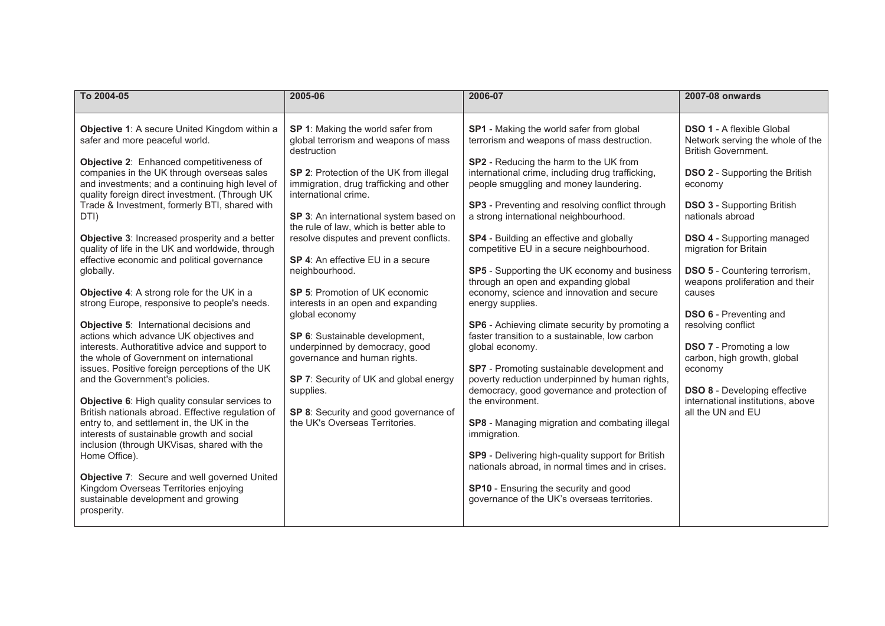| To 2004-05 | 2005-06 | 2006-07 | 2007-08 onwards |
|---|---|---|---|
| **Objective 1**: A secure United Kingdom within a safer and more peaceful world.<br><br>**Objective 2**: Enhanced competitiveness of companies in the UK through overseas sales and investments; and a continuing high level of quality foreign direct investment. (Through UK Trade & Investment, formerly BTI, shared with DTI)<br><br>**Objective 3**: Increased prosperity and a better quality of life in the UK and worldwide, through effective economic and political governance globally.<br><br>**Objective 4**: A strong role for the UK in a strong Europe, responsive to people's needs.<br><br>**Objective 5**: International decisions and actions which advance UK objectives and interests. Authoritative advice and support to the whole of Government on international issues. Positive foreign perceptions of the UK and the Government's policies.<br><br>**Objective 6**: High quality consular services to British nationals abroad. Effective regulation of entry to, and settlement in, the UK in the interests of sustainable growth and social inclusion (through UKVisas, shared with the Home Office).<br><br>**Objective 7**: Secure and well governed United Kingdom Overseas Territories enjoying sustainable development and growing prosperity. | **SP 1**: Making the world safer from global terrorism and weapons of mass destruction<br><br>**SP 2**: Protection of the UK from illegal immigration, drug trafficking and other international crime.<br><br>**SP 3**: An international system based on the rule of law, which is better able to resolve disputes and prevent conflicts.<br><br>**SP 4**: An effective EU in a secure neighbourhood.<br><br>**SP 5**: Promotion of UK economic interests in an open and expanding global economy<br><br>**SP 6**: Sustainable development, underpinned by democracy, good governance and human rights.<br><br>**SP 7**: Security of UK and global energy supplies.<br><br>**SP 8**: Security and good governance of the UK's Overseas Territories. | **SP1** - Making the world safer from global terrorism and weapons of mass destruction.<br><br>**SP2** - Reducing the harm to the UK from international crime, including drug trafficking, people smuggling and money laundering.<br><br>**SP3** - Preventing and resolving conflict through a strong international neighbourhood.<br><br>**SP4** - Building an effective and globally competitive EU in a secure neighbourhood.<br><br>**SP5** - Supporting the UK economy and business through an open and expanding global economy, science and innovation and secure energy supplies.<br><br>**SP6** - Achieving climate security by promoting a faster transition to a sustainable, low carbon global economy.<br><br>**SP7** - Promoting sustainable development and poverty reduction underpinned by human rights, democracy, good governance and protection of the environment.<br><br>**SP8** - Managing migration and combating illegal immigration.<br><br>**SP9** - Delivering high-quality support for British nationals abroad, in normal times and in crises.<br><br>**SP10** - Ensuring the security and good governance of the UK's overseas territories. | **DSO 1** - A flexible Global Network serving the whole of the British Government.<br><br>**DSO 2** - Supporting the British economy<br><br>**DSO 3** - Supporting British nationals abroad<br><br>**DSO 4** - Supporting managed migration for Britain<br><br>**DSO 5** - Countering terrorism, weapons proliferation and their causes<br><br>**DSO 6** - Preventing and resolving conflict<br><br>**DSO 7** - Promoting a low carbon, high growth, global economy<br><br>**DSO 8** - Developing effective international institutions, above all the UN and EU |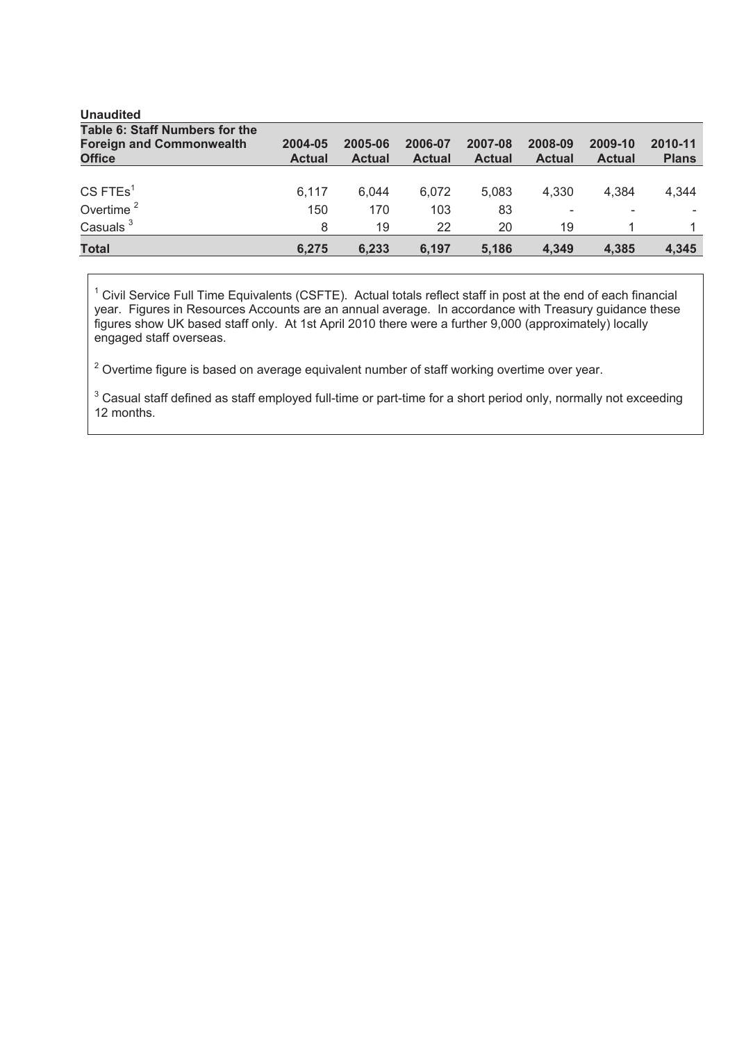**Unaudited**

| Table 6: Staff Numbers for the Foreign and Commonwealth Office | 2004-05 Actual | 2005-06 Actual | 2006-07 Actual | 2007-08 Actual | 2008-09 Actual | 2009-10 Actual | 2010-11 Plans |
|---|---|---|---|---|---|---|---|
| CS FTEs[1] | 6,117 | 6,044 | 6,072 | 5,083 | 4,330 | 4,384 | 4,344 |
| Overtime [2] | 150 | 170 | 103 | 83 | - | - | - |
| Casuals [3] | 8 | 19 | 22 | 20 | 19 | 1 | 1 |
| **Total** | **6,275** | **6,233** | **6,197** | **5,186** | **4,349** | **4,385** | **4,345** |

[1] Civil Service Full Time Equivalents (CSFTE). Actual totals reflect staff in post at the end of each financial year. Figures in Resources Accounts are an annual average. In accordance with Treasury guidance these figures show UK based staff only. At 1st April 2010 there were a further 9,000 (approximately) locally engaged staff overseas.

[2] Overtime figure is based on average equivalent number of staff working overtime over year.

[3] Casual staff defined as staff employed full-time or part-time for a short period only, normally not exceeding 12 months.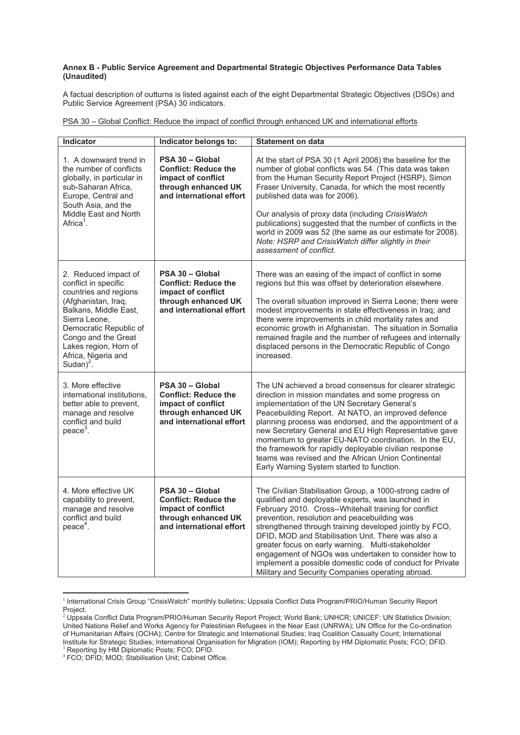**Annex B - Public Service Agreement and Departmental Strategic Objectives Performance Data Tables (Unaudited)**

A factual description of outturns is listed against each of the eight Departmental Strategic Objectives (DSOs) and Public Service Agreement (PSA) 30 indicators.

PSA 30 – Global Conflict: Reduce the impact of conflict through enhanced UK and international efforts

| Indicator | Indicator belongs to: | Statement on data |
|---|---|---|
| 1. A downward trend in the number of conflicts globally, in particular in sub-Saharan Africa, Europe, Central and South Asia, and the Middle East and North Africa[1]. | **PSA 30 – Global Conflict: Reduce the impact of conflict through enhanced UK and international effort** | At the start of PSA 30 (1 April 2008) the baseline for the number of global conflicts was 54. (This data was taken from the Human Security Report Project (HSRP), Simon Fraser University, Canada, for which the most recently published data was for 2006).<br><br>Our analysis of proxy data (including *CrisisWatch* publications) suggested that the number of conflicts in the world in 2009 was 52 (the same as our estimate for 2008). *Note: HSRP and CrisisWatch differ slightly in their assessment of conflict.* |
| 2. Reduced impact of conflict in specific countries and regions (Afghanistan, Iraq, Balkans, Middle East, Sierra Leone, Democratic Republic of Congo and the Great Lakes region, Horn of Africa, Nigeria and Sudan)[2]. | **PSA 30 – Global Conflict: Reduce the impact of conflict through enhanced UK and international effort** | There was an easing of the impact of conflict in some regions but this was offset by deterioration elsewhere.<br><br>The overall situation improved in Sierra Leone; there were modest improvements in state effectiveness in Iraq; and there were improvements in child mortality rates and economic growth in Afghanistan. The situation in Somalia remained fragile and the number of refugees and internally displaced persons in the Democratic Republic of Congo increased. |
| 3. More effective international institutions, better able to prevent, manage and resolve conflict and build peace[3]. | **PSA 30 – Global Conflict: Reduce the impact of conflict through enhanced UK and international effort** | The UN achieved a broad consensus for clearer strategic direction in mission mandates and some progress on implementation of the UN Secretary General's Peacebuilding Report. At NATO, an improved defence planning process was endorsed, and the appointment of a new Secretary General and EU High Representative gave momentum to greater EU-NATO coordination. In the EU, the framework for rapidly deployable civilian response teams was revised and the African Union Continental Early Warning System started to function. |
| 4. More effective UK capability to prevent, manage and resolve conflict and build peace[4]. | **PSA 30 – Global Conflict: Reduce the impact of conflict through enhanced UK and international effort** | The Civilian Stabilisation Group, a 1000-strong cadre of qualified and deployable experts, was launched in February 2010. Cross--Whitehall training for conflict prevention, resolution and peacebuilding was strengthened through training developed jointly by FCO, DFID, MOD and Stabilisation Unit. There was also a greater focus on early warning. Multi-stakeholder engagement of NGOs was undertaken to consider how to implement a possible domestic code of conduct for Private Military and Security Companies operating abroad. |

[1] International Crisis Group "CrisisWatch" monthly bulletins; Uppsala Conflict Data Program/PRIO/Human Security Report Project.

[2] Uppsala Conflict Data Program/PRIO/Human Security Report Project; World Bank; UNHCR; UNICEF: UN Statistics Division; United Nations Relief and Works Agency for Palestinian Refugees in the Near East (UNRWA); UN Office for the Co-ordination of Humanitarian Affairs (OCHA); Centre for Strategic and International Studies; Iraq Coalition Casualty Count; International Institute for Strategic Studies; International Organisation for Migration (IOM); Reporting by HM Diplomatic Posts; FCO; DFID.

[3] Reporting by HM Diplomatic Posts; FCO; DFID.

[4] FCO; DFID; MOD; Stabilisation Unit; Cabinet Office.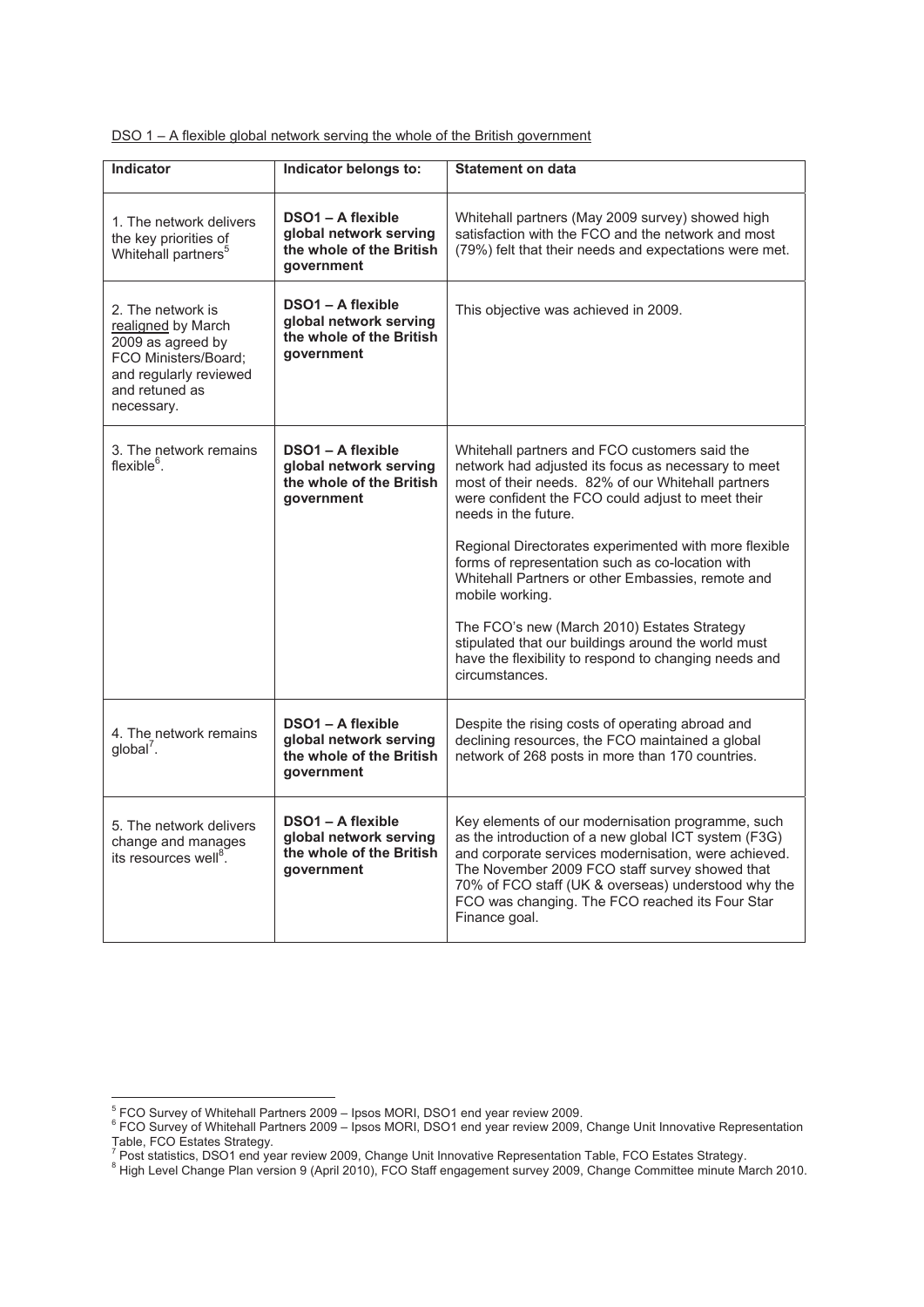DSO 1 – A flexible global network serving the whole of the British government

| Indicator | Indicator belongs to: | Statement on data |
|---|---|---|
| 1. The network delivers the key priorities of Whitehall partners[5] | **DSO1 – A flexible global network serving the whole of the British government** | Whitehall partners (May 2009 survey) showed high satisfaction with the FCO and the network and most (79%) felt that their needs and expectations were met. |
| 2. The network is realigned by March 2009 as agreed by FCO Ministers/Board; and regularly reviewed and retuned as necessary. | **DSO1 – A flexible global network serving the whole of the British government** | This objective was achieved in 2009. |
| 3. The network remains flexible[6]. | **DSO1 – A flexible global network serving the whole of the British government** | Whitehall partners and FCO customers said the network had adjusted its focus as necessary to meet most of their needs. 82% of our Whitehall partners were confident the FCO could adjust to meet their needs in the future.<br><br>Regional Directorates experimented with more flexible forms of representation such as co-location with Whitehall Partners or other Embassies, remote and mobile working.<br><br>The FCO's new (March 2010) Estates Strategy stipulated that our buildings around the world must have the flexibility to respond to changing needs and circumstances. |
| 4. The network remains global[7]. | **DSO1 – A flexible global network serving the whole of the British government** | Despite the rising costs of operating abroad and declining resources, the FCO maintained a global network of 268 posts in more than 170 countries. |
| 5. The network delivers change and manages its resources well[8]. | **DSO1 – A flexible global network serving the whole of the British government** | Key elements of our modernisation programme, such as the introduction of a new global ICT system (F3G) and corporate services modernisation, were achieved. The November 2009 FCO staff survey showed that 70% of FCO staff (UK & overseas) understood why the FCO was changing. The FCO reached its Four Star Finance goal. |

[5] FCO Survey of Whitehall Partners 2009 – Ipsos MORI, DSO1 end year review 2009.
[6] FCO Survey of Whitehall Partners 2009 – Ipsos MORI, DSO1 end year review 2009, Change Unit Innovative Representation Table, FCO Estates Strategy.
[7] Post statistics, DSO1 end year review 2009, Change Unit Innovative Representation Table, FCO Estates Strategy.
[8] High Level Change Plan version 9 (April 2010), FCO Staff engagement survey 2009, Change Committee minute March 2010.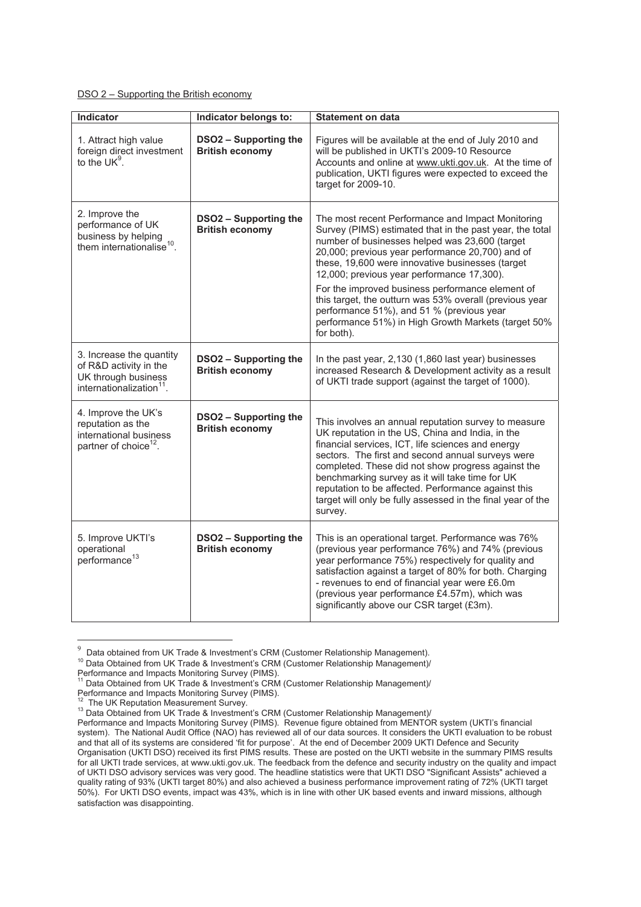DSO 2 – Supporting the British economy

| Indicator | Indicator belongs to: | Statement on data |
|---|---|---|
| 1. Attract high value foreign direct investment to the UK[9]. | **DSO2 – Supporting the British economy** | Figures will be available at the end of July 2010 and will be published in UKTI's 2009-10 Resource Accounts and online at www.ukti.gov.uk. At the time of publication, UKTI figures were expected to exceed the target for 2009-10. |
| 2. Improve the performance of UK business by helping them internationalise[10]. | **DSO2 – Supporting the British economy** | The most recent Performance and Impact Monitoring Survey (PIMS) estimated that in the past year, the total number of businesses helped was 23,600 (target 20,000; previous year performance 20,700) and of these, 19,600 were innovative businesses (target 12,000; previous year performance 17,300).<br><br>For the improved business performance element of this target, the outturn was 53% overall (previous year performance 51%), and 51 % (previous year performance 51%) in High Growth Markets (target 50% for both). |
| 3. Increase the quantity of R&D activity in the UK through business internationalization[11]. | **DSO2 – Supporting the British economy** | In the past year, 2,130 (1,860 last year) businesses increased Research & Development activity as a result of UKTI trade support (against the target of 1000). |
| 4. Improve the UK's reputation as the international business partner of choice[12]. | **DSO2 – Supporting the British economy** | This involves an annual reputation survey to measure UK reputation in the US, China and India, in the financial services, ICT, life sciences and energy sectors. The first and second annual surveys were completed. These did not show progress against the benchmarking survey as it will take time for UK reputation to be affected. Performance against this target will only be fully assessed in the final year of the survey. |
| 5. Improve UKTI's operational performance[13] | **DSO2 – Supporting the British economy** | This is an operational target. Performance was 76% (previous year performance 76%) and 74% (previous year performance 75%) respectively for quality and satisfaction against a target of 80% for both. Charging - revenues to end of financial year were £6.0m (previous year performance £4.57m), which was significantly above our CSR target (£3m). |

[9] Data obtained from UK Trade & Investment's CRM (Customer Relationship Management).

[10] Data Obtained from UK Trade & Investment's CRM (Customer Relationship Management)/ Performance and Impacts Monitoring Survey (PIMS).

[11] Data Obtained from UK Trade & Investment's CRM (Customer Relationship Management)/ Performance and Impacts Monitoring Survey (PIMS).

[12] The UK Reputation Measurement Survey.

[13] Data Obtained from UK Trade & Investment's CRM (Customer Relationship Management)/ Performance and Impacts Monitoring Survey (PIMS). Revenue figure obtained from MENTOR system (UKTI's financial system). The National Audit Office (NAO) has reviewed all of our data sources. It considers the UKTI evaluation to be robust and that all of its systems are considered 'fit for purpose'. At the end of December 2009 UKTI Defence and Security Organisation (UKTI DSO) received its first PIMS results. These are posted on the UKTI website in the summary PIMS results for all UKTI trade services, at www.ukti.gov.uk. The feedback from the defence and security industry on the quality and impact of UKTI DSO advisory services was very good. The headline statistics were that UKTI DSO "Significant Assists" achieved a quality rating of 93% (UKTI target 80%) and also achieved a business performance improvement rating of 72% (UKTI target 50%). For UKTI DSO events, impact was 43%, which is in line with other UK based events and inward missions, although satisfaction was disappointing.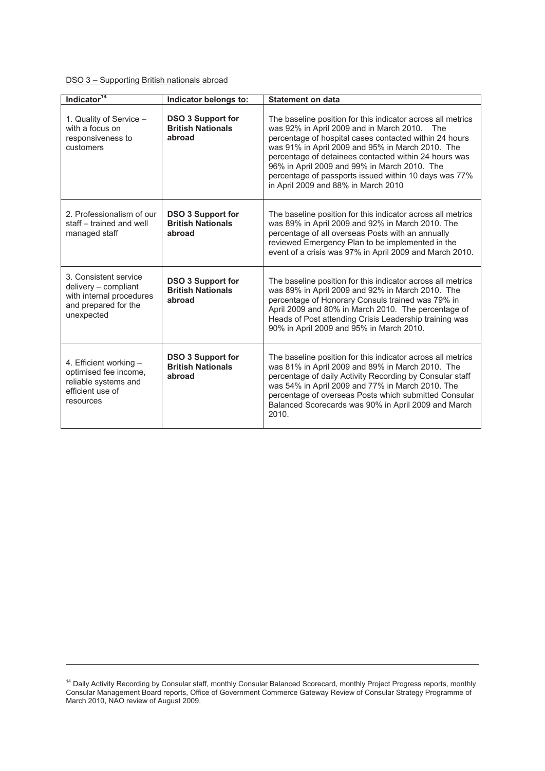DSO 3 – Supporting British nationals abroad

| Indicator[14] | Indicator belongs to: | Statement on data |
| --- | --- | --- |
| 1. Quality of Service – with a focus on responsiveness to customers | **DSO 3 Support for British Nationals abroad** | The baseline position for this indicator across all metrics was 92% in April 2009 and in March 2010. The percentage of hospital cases contacted within 24 hours was 91% in April 2009 and 95% in March 2010. The percentage of detainees contacted within 24 hours was 96% in April 2009 and 99% in March 2010. The percentage of passports issued within 10 days was 77% in April 2009 and 88% in March 2010 |
| 2. Professionalism of our staff – trained and well managed staff | **DSO 3 Support for British Nationals abroad** | The baseline position for this indicator across all metrics was 89% in April 2009 and 92% in March 2010. The percentage of all overseas Posts with an annually reviewed Emergency Plan to be implemented in the event of a crisis was 97% in April 2009 and March 2010. |
| 3. Consistent service delivery – compliant with internal procedures and prepared for the unexpected | **DSO 3 Support for British Nationals abroad** | The baseline position for this indicator across all metrics was 89% in April 2009 and 92% in March 2010. The percentage of Honorary Consuls trained was 79% in April 2009 and 80% in March 2010. The percentage of Heads of Post attending Crisis Leadership training was 90% in April 2009 and 95% in March 2010. |
| 4. Efficient working – optimised fee income, reliable systems and efficient use of resources | **DSO 3 Support for British Nationals abroad** | The baseline position for this indicator across all metrics was 81% in April 2009 and 89% in March 2010. The percentage of daily Activity Recording by Consular staff was 54% in April 2009 and 77% in March 2010. The percentage of overseas Posts which submitted Consular Balanced Scorecards was 90% in April 2009 and March 2010. |

[14] Daily Activity Recording by Consular staff, monthly Consular Balanced Scorecard, monthly Project Progress reports, monthly Consular Management Board reports, Office of Government Commerce Gateway Review of Consular Strategy Programme of March 2010, NAO review of August 2009.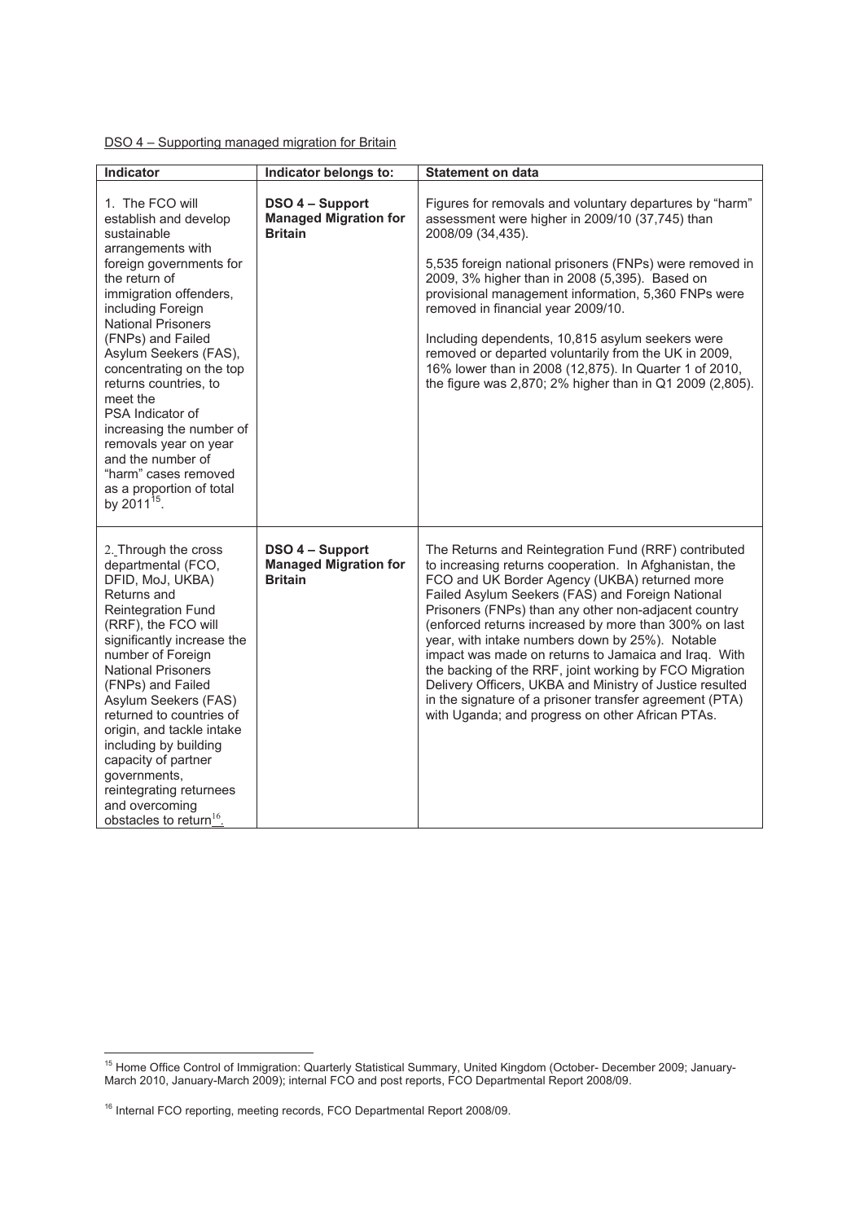DSO 4 – Supporting managed migration for Britain

| Indicator | Indicator belongs to: | Statement on data |
|---|---|---|
| 1. The FCO will establish and develop sustainable arrangements with foreign governments for the return of immigration offenders, including Foreign National Prisoners (FNPs) and Failed Asylum Seekers (FAS), concentrating on the top returns countries, to meet the PSA Indicator of increasing the number of removals year on year and the number of "harm" cases removed as a proportion of total by 2011[15]. | **DSO 4 – Support Managed Migration for Britain** | Figures for removals and voluntary departures by "harm" assessment were higher in 2009/10 (37,745) than 2008/09 (34,435).<br><br>5,535 foreign national prisoners (FNPs) were removed in 2009, 3% higher than in 2008 (5,395). Based on provisional management information, 5,360 FNPs were removed in financial year 2009/10.<br><br>Including dependents, 10,815 asylum seekers were removed or departed voluntarily from the UK in 2009, 16% lower than in 2008 (12,875). In Quarter 1 of 2010, the figure was 2,870; 2% higher than in Q1 2009 (2,805). |
| 2. Through the cross departmental (FCO, DFID, MoJ, UKBA) Returns and Reintegration Fund (RRF), the FCO will significantly increase the number of Foreign National Prisoners (FNPs) and Failed Asylum Seekers (FAS) returned to countries of origin, and tackle intake including by building capacity of partner governments, reintegrating returnees and overcoming obstacles to return[16]. | **DSO 4 – Support Managed Migration for Britain** | The Returns and Reintegration Fund (RRF) contributed to increasing returns cooperation. In Afghanistan, the FCO and UK Border Agency (UKBA) returned more Failed Asylum Seekers (FAS) and Foreign National Prisoners (FNPs) than any other non-adjacent country (enforced returns increased by more than 300% on last year, with intake numbers down by 25%). Notable impact was made on returns to Jamaica and Iraq. With the backing of the RRF, joint working by FCO Migration Delivery Officers, UKBA and Ministry of Justice resulted in the signature of a prisoner transfer agreement (PTA) with Uganda; and progress on other African PTAs. |

[15] Home Office Control of Immigration: Quarterly Statistical Summary, United Kingdom (October- December 2009; January-March 2010, January-March 2009); internal FCO and post reports, FCO Departmental Report 2008/09.

[16] Internal FCO reporting, meeting records, FCO Departmental Report 2008/09.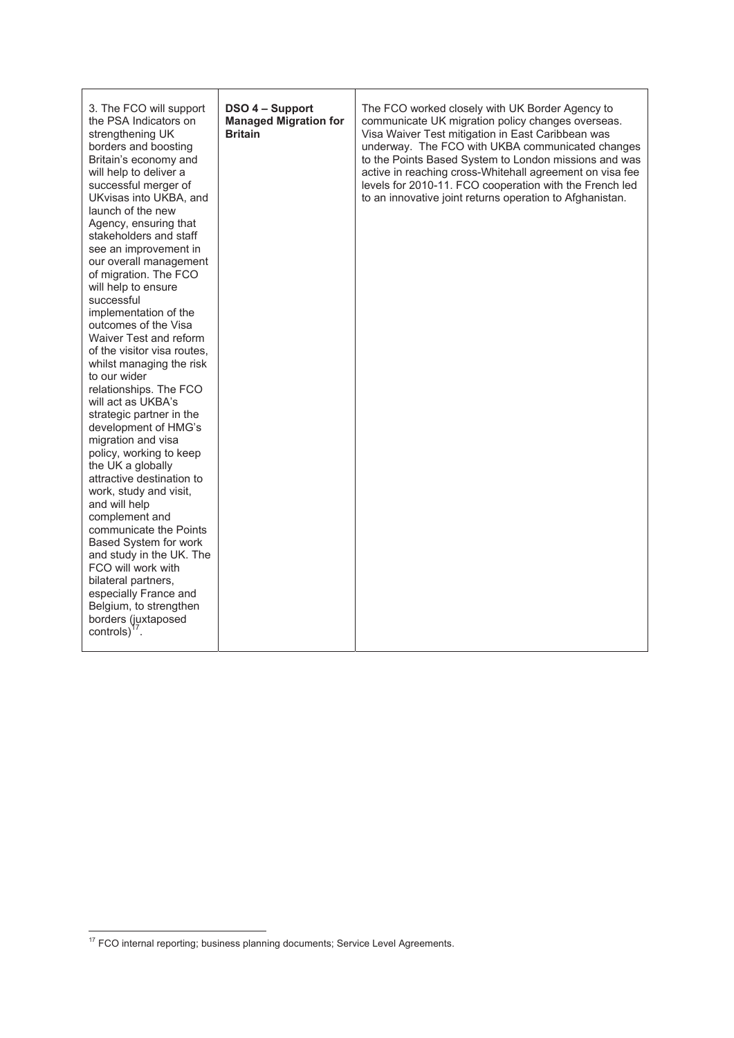| | | |
|---|---|---|
| 3. The FCO will support the PSA Indicators on strengthening UK borders and boosting Britain's economy and will help to deliver a successful merger of UKvisas into UKBA, and launch of the new Agency, ensuring that stakeholders and staff see an improvement in our overall management of migration. The FCO will help to ensure successful implementation of the outcomes of the Visa Waiver Test and reform of the visitor visa routes, whilst managing the risk to our wider relationships. The FCO will act as UKBA's strategic partner in the development of HMG's migration and visa policy, working to keep the UK a globally attractive destination to work, study and visit, and will help complement and communicate the Points Based System for work and study in the UK. The FCO will work with bilateral partners, especially France and Belgium, to strengthen borders (juxtaposed controls)[17]. | **DSO 4 – Support Managed Migration for Britain** | The FCO worked closely with UK Border Agency to communicate UK migration policy changes overseas. Visa Waiver Test mitigation in East Caribbean was underway. The FCO with UKBA communicated changes to the Points Based System to London missions and was active in reaching cross-Whitehall agreement on visa fee levels for 2010-11. FCO cooperation with the French led to an innovative joint returns operation to Afghanistan. |

[17] FCO internal reporting; business planning documents; Service Level Agreements.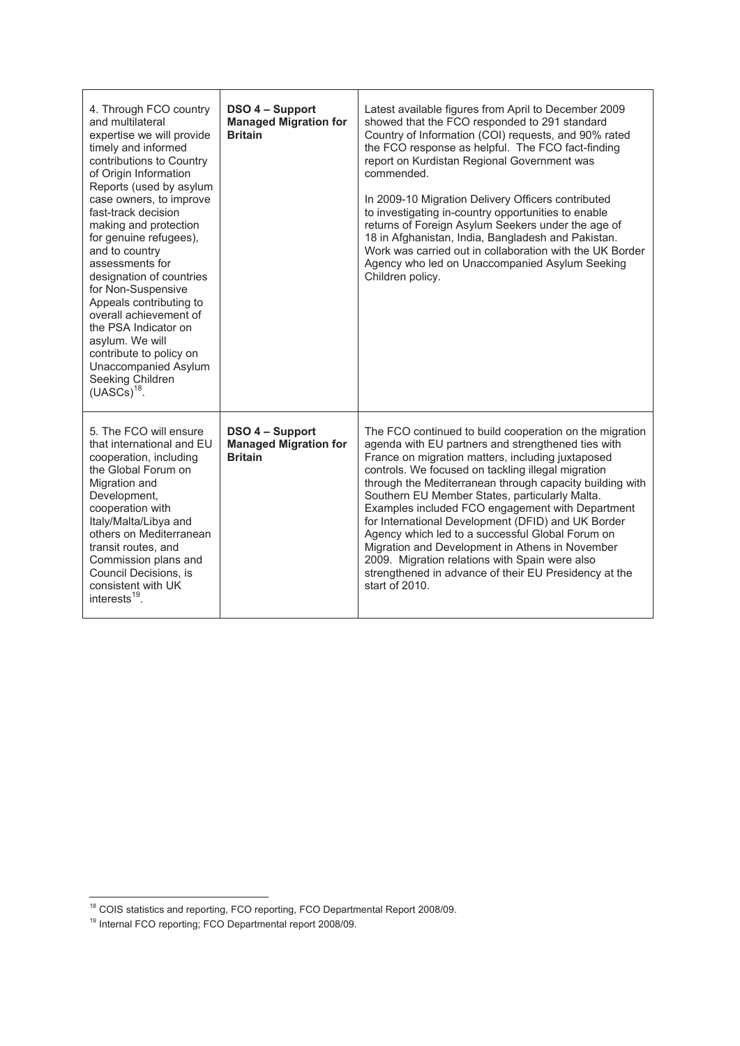| | | |
|---|---|---|
| 4. Through FCO country and multilateral expertise we will provide timely and informed contributions to Country of Origin Information Reports (used by asylum case owners, to improve fast-track decision making and protection for genuine refugees), and to country assessments for designation of countries for Non-Suspensive Appeals contributing to overall achievement of the PSA Indicator on asylum. We will contribute to policy on Unaccompanied Asylum Seeking Children (UASCs)[18]. | **DSO 4 – Support Managed Migration for Britain** | Latest available figures from April to December 2009 showed that the FCO responded to 291 standard Country of Information (COI) requests, and 90% rated the FCO response as helpful. The FCO fact-finding report on Kurdistan Regional Government was commended.<br><br>In 2009-10 Migration Delivery Officers contributed to investigating in-country opportunities to enable returns of Foreign Asylum Seekers under the age of 18 in Afghanistan, India, Bangladesh and Pakistan. Work was carried out in collaboration with the UK Border Agency who led on Unaccompanied Asylum Seeking Children policy. |
| 5. The FCO will ensure that international and EU cooperation, including the Global Forum on Migration and Development, cooperation with Italy/Malta/Libya and others on Mediterranean transit routes, and Commission plans and Council Decisions, is consistent with UK interests[19]. | **DSO 4 – Support Managed Migration for Britain** | The FCO continued to build cooperation on the migration agenda with EU partners and strengthened ties with France on migration matters, including juxtaposed controls. We focused on tackling illegal migration through the Mediterranean through capacity building with Southern EU Member States, particularly Malta. Examples included FCO engagement with Department for International Development (DFID) and UK Border Agency which led to a successful Global Forum on Migration and Development in Athens in November 2009. Migration relations with Spain were also strengthened in advance of their EU Presidency at the start of 2010. |

[18] COIS statistics and reporting, FCO reporting, FCO Departmental Report 2008/09.

[19] Internal FCO reporting; FCO Departmental report 2008/09.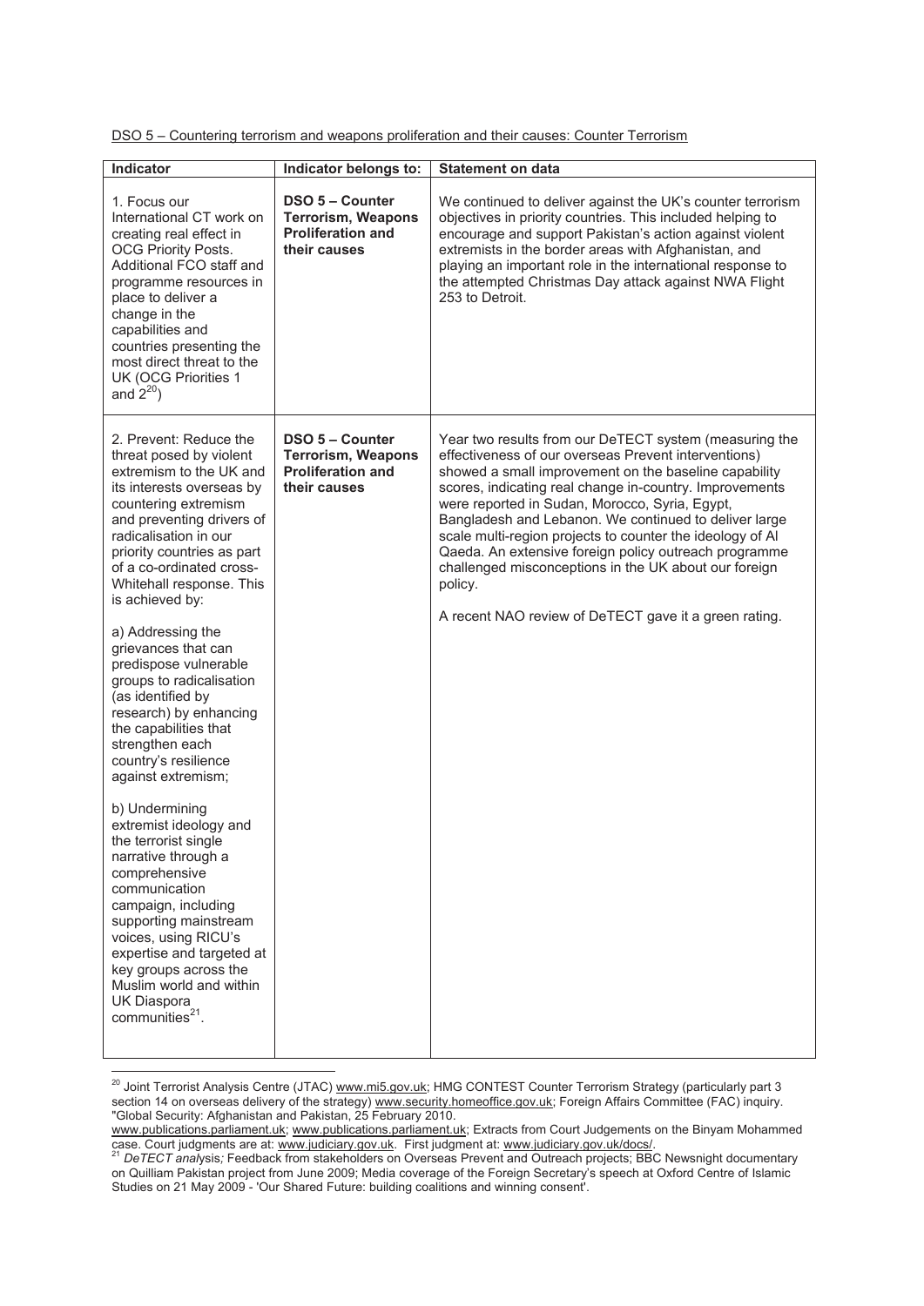DSO 5 – Countering terrorism and weapons proliferation and their causes: Counter Terrorism

| Indicator | Indicator belongs to: | Statement on data |
|---|---|---|
| 1. Focus our International CT work on creating real effect in OCG Priority Posts. Additional FCO staff and programme resources in place to deliver a change in the capabilities and countries presenting the most direct threat to the UK (OCG Priorities 1 and 2[20]) | **DSO 5 – Counter Terrorism, Weapons Proliferation and their causes** | We continued to deliver against the UK's counter terrorism objectives in priority countries. This included helping to encourage and support Pakistan's action against violent extremists in the border areas with Afghanistan, and playing an important role in the international response to the attempted Christmas Day attack against NWA Flight 253 to Detroit. |
| 2. Prevent: Reduce the threat posed by violent extremism to the UK and its interests overseas by countering extremism and preventing drivers of radicalisation in our priority countries as part of a co-ordinated cross-Whitehall response. This is achieved by:<br><br>a) Addressing the grievances that can predispose vulnerable groups to radicalisation (as identified by research) by enhancing the capabilities that strengthen each country's resilience against extremism;<br><br>b) Undermining extremist ideology and the terrorist single narrative through a comprehensive communication campaign, including supporting mainstream voices, using RICU's expertise and targeted at key groups across the Muslim world and within UK Diaspora communities[21]. | **DSO 5 – Counter Terrorism, Weapons Proliferation and their causes** | Year two results from our DeTECT system (measuring the effectiveness of our overseas Prevent interventions) showed a small improvement on the baseline capability scores, indicating real change in-country. Improvements were reported in Sudan, Morocco, Syria, Egypt, Bangladesh and Lebanon. We continued to deliver large scale multi-region projects to counter the ideology of Al Qaeda. An extensive foreign policy outreach programme challenged misconceptions in the UK about our foreign policy.<br><br>A recent NAO review of DeTECT gave it a green rating. |

[20] Joint Terrorist Analysis Centre (JTAC) www.mi5.gov.uk; HMG CONTEST Counter Terrorism Strategy (particularly part 3 section 14 on overseas delivery of the strategy) www.security.homeoffice.gov.uk; Foreign Affairs Committee (FAC) inquiry. "Global Security: Afghanistan and Pakistan, 25 February 2010. www.publications.parliament.uk; www.publications.parliament.uk; Extracts from Court Judgements on the Binyam Mohammed case. Court judgments are at: www.judiciary.gov.uk. First judgment at: www.judiciary.gov.uk/docs/.

[21] *DeTECT analysis;* Feedback from stakeholders on Overseas Prevent and Outreach projects; BBC Newsnight documentary on Quilliam Pakistan project from June 2009; Media coverage of the Foreign Secretary's speech at Oxford Centre of Islamic Studies on 21 May 2009 - 'Our Shared Future: building coalitions and winning consent'.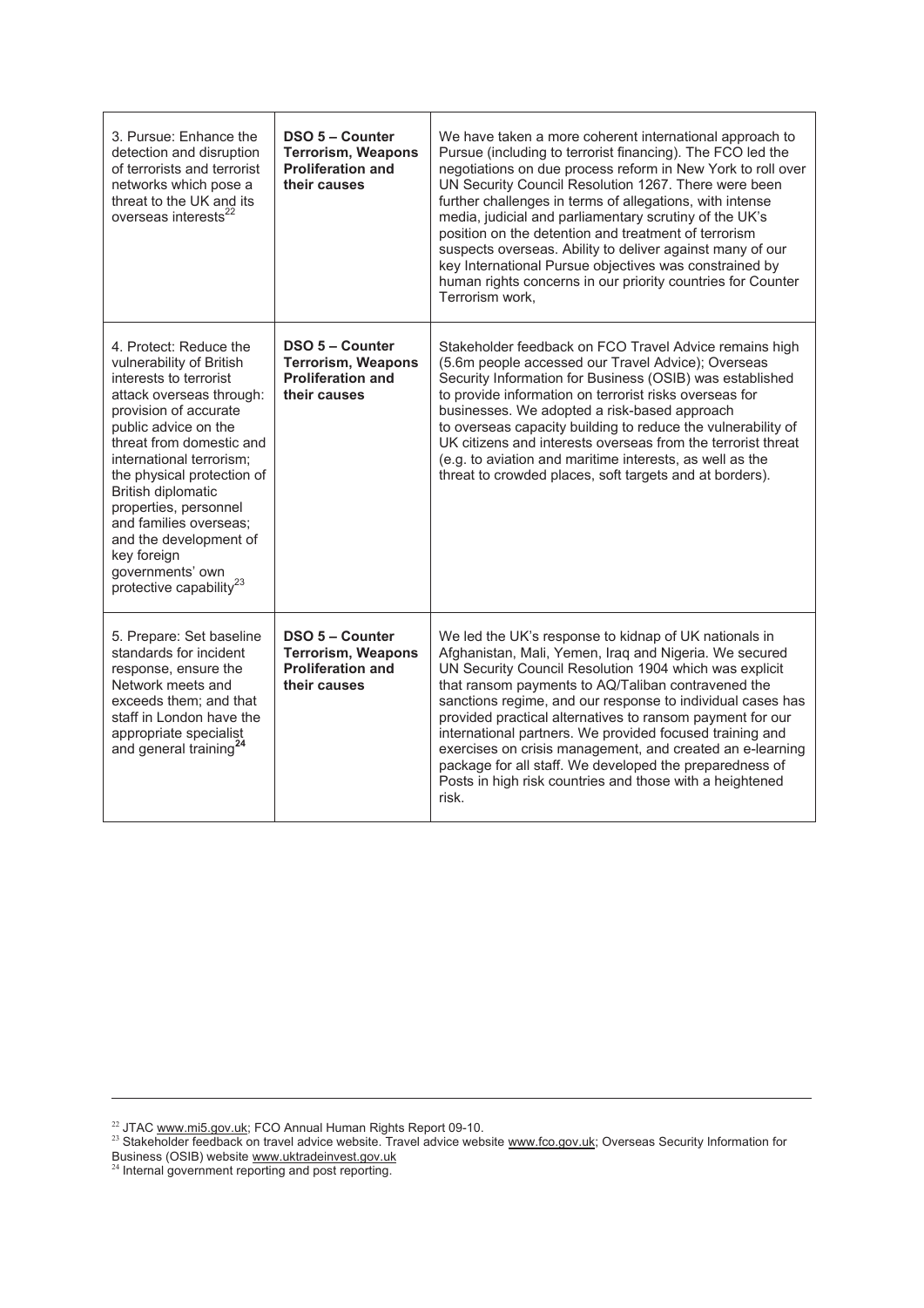| | | |
|---|---|---|
| 3. Pursue: Enhance the detection and disruption of terrorists and terrorist networks which pose a threat to the UK and its overseas interests[22] | **DSO 5 – Counter Terrorism, Weapons Proliferation and their causes** | We have taken a more coherent international approach to Pursue (including to terrorist financing). The FCO led the negotiations on due process reform in New York to roll over UN Security Council Resolution 1267. There were been further challenges in terms of allegations, with intense media, judicial and parliamentary scrutiny of the UK's position on the detention and treatment of terrorism suspects overseas. Ability to deliver against many of our key International Pursue objectives was constrained by human rights concerns in our priority countries for Counter Terrorism work, |
| 4. Protect: Reduce the vulnerability of British interests to terrorist attack overseas through: provision of accurate public advice on the threat from domestic and international terrorism; the physical protection of British diplomatic properties, personnel and families overseas; and the development of key foreign governments' own protective capability[23] | **DSO 5 – Counter Terrorism, Weapons Proliferation and their causes** | Stakeholder feedback on FCO Travel Advice remains high (5.6m people accessed our Travel Advice); Overseas Security Information for Business (OSIB) was established to provide information on terrorist risks overseas for businesses. We adopted a risk-based approach to overseas capacity building to reduce the vulnerability of UK citizens and interests overseas from the terrorist threat (e.g. to aviation and maritime interests, as well as the threat to crowded places, soft targets and at borders). |
| 5. Prepare: Set baseline standards for incident response, ensure the Network meets and exceeds them; and that staff in London have the appropriate specialist and general training[24] | **DSO 5 – Counter Terrorism, Weapons Proliferation and their causes** | We led the UK's response to kidnap of UK nationals in Afghanistan, Mali, Yemen, Iraq and Nigeria. We secured UN Security Council Resolution 1904 which was explicit that ransom payments to AQ/Taliban contravened the sanctions regime, and our response to individual cases has provided practical alternatives to ransom payment for our international partners. We provided focused training and exercises on crisis management, and created an e-learning package for all staff. We developed the preparedness of Posts in high risk countries and those with a heightened risk. |

[22] JTAC www.mi5.gov.uk; FCO Annual Human Rights Report 09-10.

[23] Stakeholder feedback on travel advice website. Travel advice website www.fco.gov.uk; Overseas Security Information for Business (OSIB) website www.uktradeinvest.gov.uk

[24] Internal government reporting and post reporting.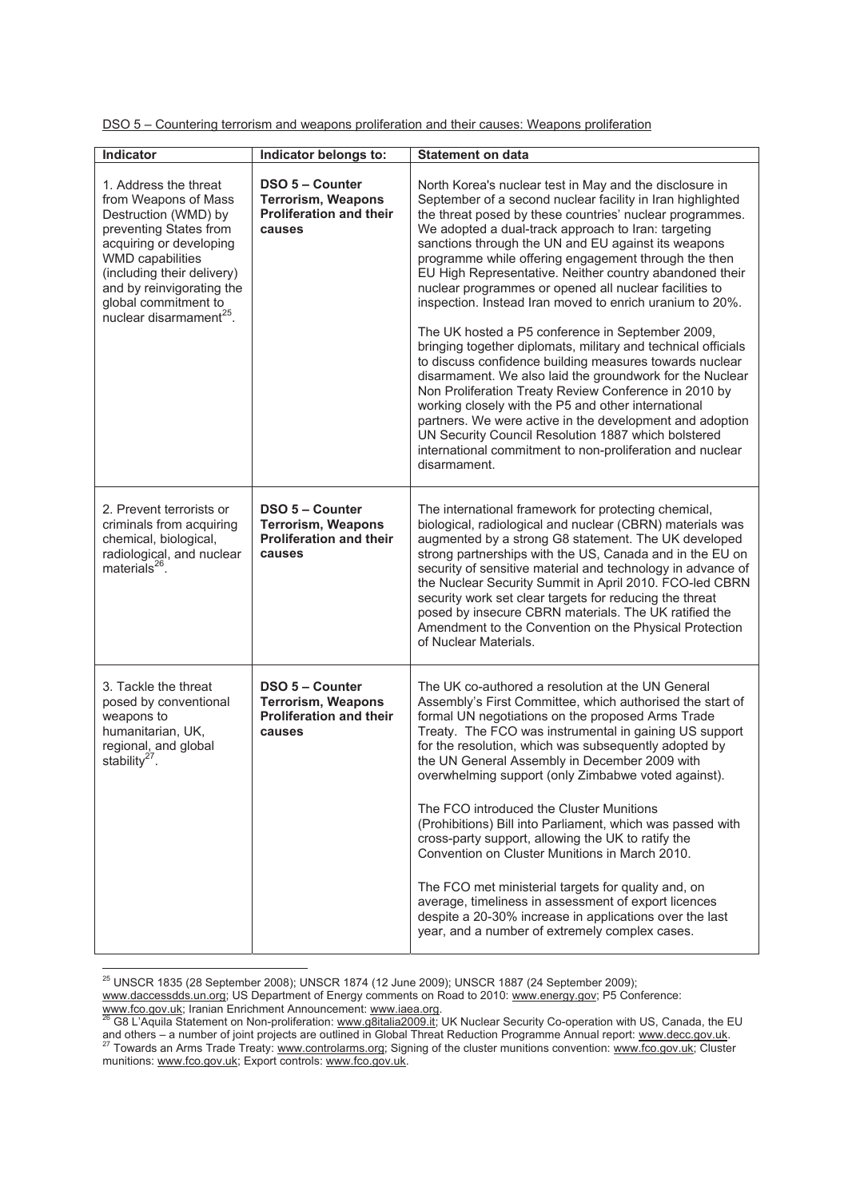DSO 5 – Countering terrorism and weapons proliferation and their causes: Weapons proliferation

| Indicator | Indicator belongs to: | Statement on data |
|---|---|---|
| 1. Address the threat from Weapons of Mass Destruction (WMD) by preventing States from acquiring or developing WMD capabilities (including their delivery) and by reinvigorating the global commitment to nuclear disarmament[25]. | **DSO 5 – Counter Terrorism, Weapons Proliferation and their causes** | North Korea's nuclear test in May and the disclosure in September of a second nuclear facility in Iran highlighted the threat posed by these countries' nuclear programmes. We adopted a dual-track approach to Iran: targeting sanctions through the UN and EU against its weapons programme while offering engagement through the then EU High Representative. Neither country abandoned their nuclear programmes or opened all nuclear facilities to inspection. Instead Iran moved to enrich uranium to 20%.<br><br>The UK hosted a P5 conference in September 2009, bringing together diplomats, military and technical officials to discuss confidence building measures towards nuclear disarmament. We also laid the groundwork for the Nuclear Non Proliferation Treaty Review Conference in 2010 by working closely with the P5 and other international partners. We were active in the development and adoption UN Security Council Resolution 1887 which bolstered international commitment to non-proliferation and nuclear disarmament. |
| 2. Prevent terrorists or criminals from acquiring chemical, biological, radiological, and nuclear materials[26]. | **DSO 5 – Counter Terrorism, Weapons Proliferation and their causes** | The international framework for protecting chemical, biological, radiological and nuclear (CBRN) materials was augmented by a strong G8 statement. The UK developed strong partnerships with the US, Canada and in the EU on security of sensitive material and technology in advance of the Nuclear Security Summit in April 2010. FCO-led CBRN security work set clear targets for reducing the threat posed by insecure CBRN materials. The UK ratified the Amendment to the Convention on the Physical Protection of Nuclear Materials. |
| 3. Tackle the threat posed by conventional weapons to humanitarian, UK, regional, and global stability[27]. | **DSO 5 – Counter Terrorism, Weapons Proliferation and their causes** | The UK co-authored a resolution at the UN General Assembly's First Committee, which authorised the start of formal UN negotiations on the proposed Arms Trade Treaty. The FCO was instrumental in gaining US support for the resolution, which was subsequently adopted by the UN General Assembly in December 2009 with overwhelming support (only Zimbabwe voted against).<br><br>The FCO introduced the Cluster Munitions (Prohibitions) Bill into Parliament, which was passed with cross-party support, allowing the UK to ratify the Convention on Cluster Munitions in March 2010.<br><br>The FCO met ministerial targets for quality and, on average, timeliness in assessment of export licences despite a 20-30% increase in applications over the last year, and a number of extremely complex cases. |

[25] UNSCR 1835 (28 September 2008); UNSCR 1874 (12 June 2009); UNSCR 1887 (24 September 2009); www.daccessdds.un.org; US Department of Energy comments on Road to 2010: www.energy.gov; P5 Conference: www.fco.gov.uk; Iranian Enrichment Announcement: www.iaea.org.

[26] G8 L'Aquila Statement on Non-proliferation: www.g8italia2009.it; UK Nuclear Security Co-operation with US, Canada, the EU and others – a number of joint projects are outlined in Global Threat Reduction Programme Annual report: www.decc.gov.uk.

[27] Towards an Arms Trade Treaty: www.controlarms.org; Signing of the cluster munitions convention: www.fco.gov.uk; Cluster munitions: www.fco.gov.uk; Export controls: www.fco.gov.uk.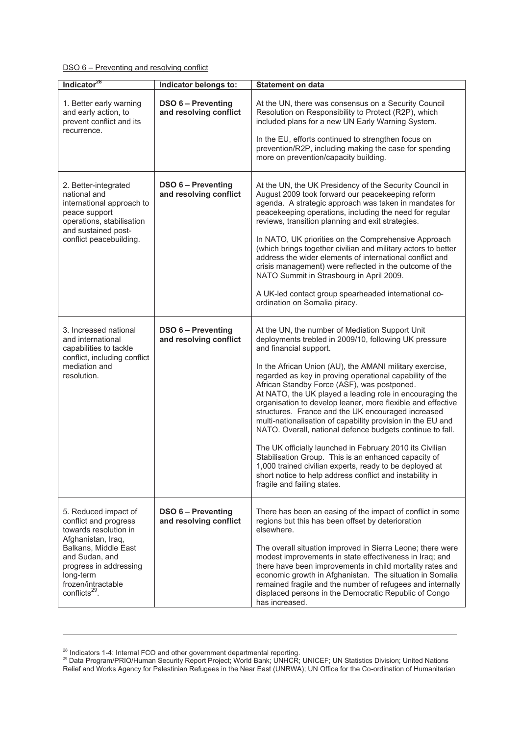DSO 6 – Preventing and resolving conflict

| Indicator[28] | Indicator belongs to: | Statement on data |
| --- | --- | --- |
| 1. Better early warning and early action, to prevent conflict and its recurrence. | **DSO 6 – Preventing and resolving conflict** | At the UN, there was consensus on a Security Council Resolution on Responsibility to Protect (R2P), which included plans for a new UN Early Warning System.<br><br>In the EU, efforts continued to strengthen focus on prevention/R2P, including making the case for spending more on prevention/capacity building. |
| 2. Better-integrated national and international approach to peace support operations, stabilisation and sustained post-conflict peacebuilding. | **DSO 6 – Preventing and resolving conflict** | At the UN, the UK Presidency of the Security Council in August 2009 took forward our peacekeeping reform agenda. A strategic approach was taken in mandates for peacekeeping operations, including the need for regular reviews, transition planning and exit strategies.<br><br>In NATO, UK priorities on the Comprehensive Approach (which brings together civilian and military actors to better address the wider elements of international conflict and crisis management) were reflected in the outcome of the NATO Summit in Strasbourg in April 2009.<br><br>A UK-led contact group spearheaded international co-ordination on Somalia piracy. |
| 3. Increased national and international capabilities to tackle conflict, including conflict mediation and resolution. | **DSO 6 – Preventing and resolving conflict** | At the UN, the number of Mediation Support Unit deployments trebled in 2009/10, following UK pressure and financial support.<br><br>In the African Union (AU), the AMANI military exercise, regarded as key in proving operational capability of the African Standby Force (ASF), was postponed.<br>At NATO, the UK played a leading role in encouraging the organisation to develop leaner, more flexible and effective structures. France and the UK encouraged increased multi-nationalisation of capability provision in the EU and NATO. Overall, national defence budgets continue to fall.<br><br>The UK officially launched in February 2010 its Civilian Stabilisation Group. This is an enhanced capacity of 1,000 trained civilian experts, ready to be deployed at short notice to help address conflict and instability in fragile and failing states. |
| 5. Reduced impact of conflict and progress towards resolution in Afghanistan, Iraq, Balkans, Middle East and Sudan, and progress in addressing long-term frozen/intractable conflicts[29]. | **DSO 6 – Preventing and resolving conflict** | There has been an easing of the impact of conflict in some regions but this has been offset by deterioration elsewhere.<br><br>The overall situation improved in Sierra Leone; there were modest improvements in state effectiveness in Iraq; and there have been improvements in child mortality rates and economic growth in Afghanistan. The situation in Somalia remained fragile and the number of refugees and internally displaced persons in the Democratic Republic of Congo has increased. |

[28] Indicators 1-4: Internal FCO and other government departmental reporting.
[29] Data Program/PRIO/Human Security Report Project; World Bank; UNHCR; UNICEF; UN Statistics Division; United Nations Relief and Works Agency for Palestinian Refugees in the Near East (UNRWA); UN Office for the Co-ordination of Humanitarian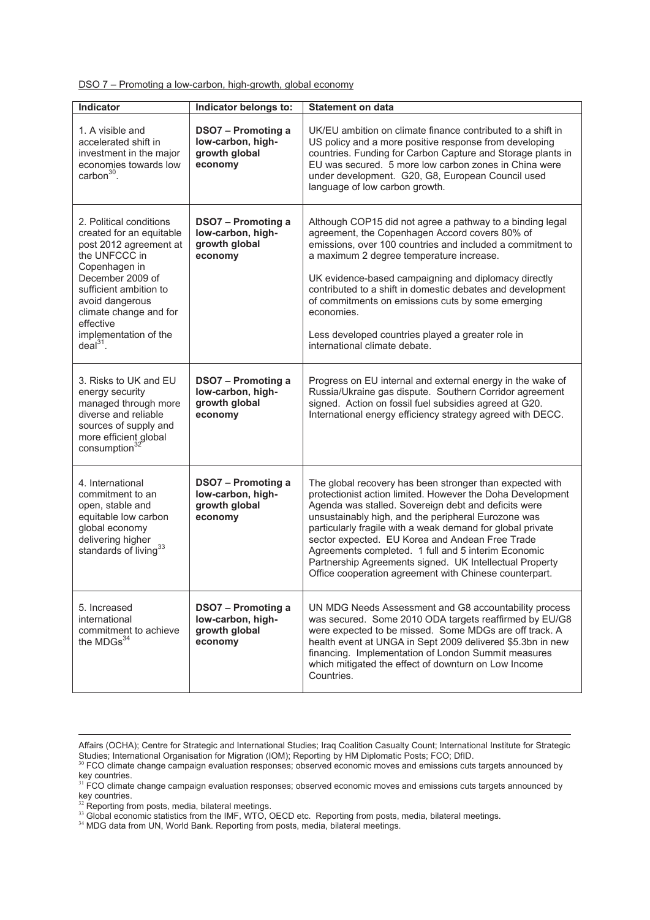DSO 7 – Promoting a low-carbon, high-growth, global economy

| Indicator | Indicator belongs to: | Statement on data |
|---|---|---|
| 1. A visible and accelerated shift in investment in the major economies towards low carbon[30]. | **DSO7 – Promoting a low-carbon, high-growth global economy** | UK/EU ambition on climate finance contributed to a shift in US policy and a more positive response from developing countries. Funding for Carbon Capture and Storage plants in EU was secured. 5 more low carbon zones in China were under development. G20, G8, European Council used language of low carbon growth. |
| 2. Political conditions created for an equitable post 2012 agreement at the UNFCCC in Copenhagen in December 2009 of sufficient ambition to avoid dangerous climate change and for effective implementation of the deal[31]. | **DSO7 – Promoting a low-carbon, high-growth global economy** | Although COP15 did not agree a pathway to a binding legal agreement, the Copenhagen Accord covers 80% of emissions, over 100 countries and included a commitment to a maximum 2 degree temperature increase.<br><br>UK evidence-based campaigning and diplomacy directly contributed to a shift in domestic debates and development of commitments on emissions cuts by some emerging economies.<br><br>Less developed countries played a greater role in international climate debate. |
| 3. Risks to UK and EU energy security managed through more diverse and reliable sources of supply and more efficient global consumption[32] | **DSO7 – Promoting a low-carbon, high-growth global economy** | Progress on EU internal and external energy in the wake of Russia/Ukraine gas dispute. Southern Corridor agreement signed. Action on fossil fuel subsidies agreed at G20. International energy efficiency strategy agreed with DECC. |
| 4. International commitment to an open, stable and equitable low carbon global economy delivering higher standards of living[33] | **DSO7 – Promoting a low-carbon, high-growth global economy** | The global recovery has been stronger than expected with protectionist action limited. However the Doha Development Agenda was stalled. Sovereign debt and deficits were unsustainably high, and the peripheral Eurozone was particularly fragile with a weak demand for global private sector expected. EU Korea and Andean Free Trade Agreements completed. 1 full and 5 interim Economic Partnership Agreements signed. UK Intellectual Property Office cooperation agreement with Chinese counterpart. |
| 5. Increased international commitment to achieve the MDGs[34] | **DSO7 – Promoting a low-carbon, high-growth global economy** | UN MDG Needs Assessment and G8 accountability process was secured. Some 2010 ODA targets reaffirmed by EU/G8 were expected to be missed. Some MDGs are off track. A health event at UNGA in Sept 2009 delivered $5.3bn in new financing. Implementation of London Summit measures which mitigated the effect of downturn on Low Income Countries. |

Affairs (OCHA); Centre for Strategic and International Studies; Iraq Coalition Casualty Count; International Institute for Strategic Studies; International Organisation for Migration (IOM); Reporting by HM Diplomatic Posts; FCO; DfID.

[30] FCO climate change campaign evaluation responses; observed economic moves and emissions cuts targets announced by key countries.

[31] FCO climate change campaign evaluation responses; observed economic moves and emissions cuts targets announced by key countries.

[32] Reporting from posts, media, bilateral meetings.

[33] Global economic statistics from the IMF, WTO, OECD etc. Reporting from posts, media, bilateral meetings.

[34] MDG data from UN, World Bank. Reporting from posts, media, bilateral meetings.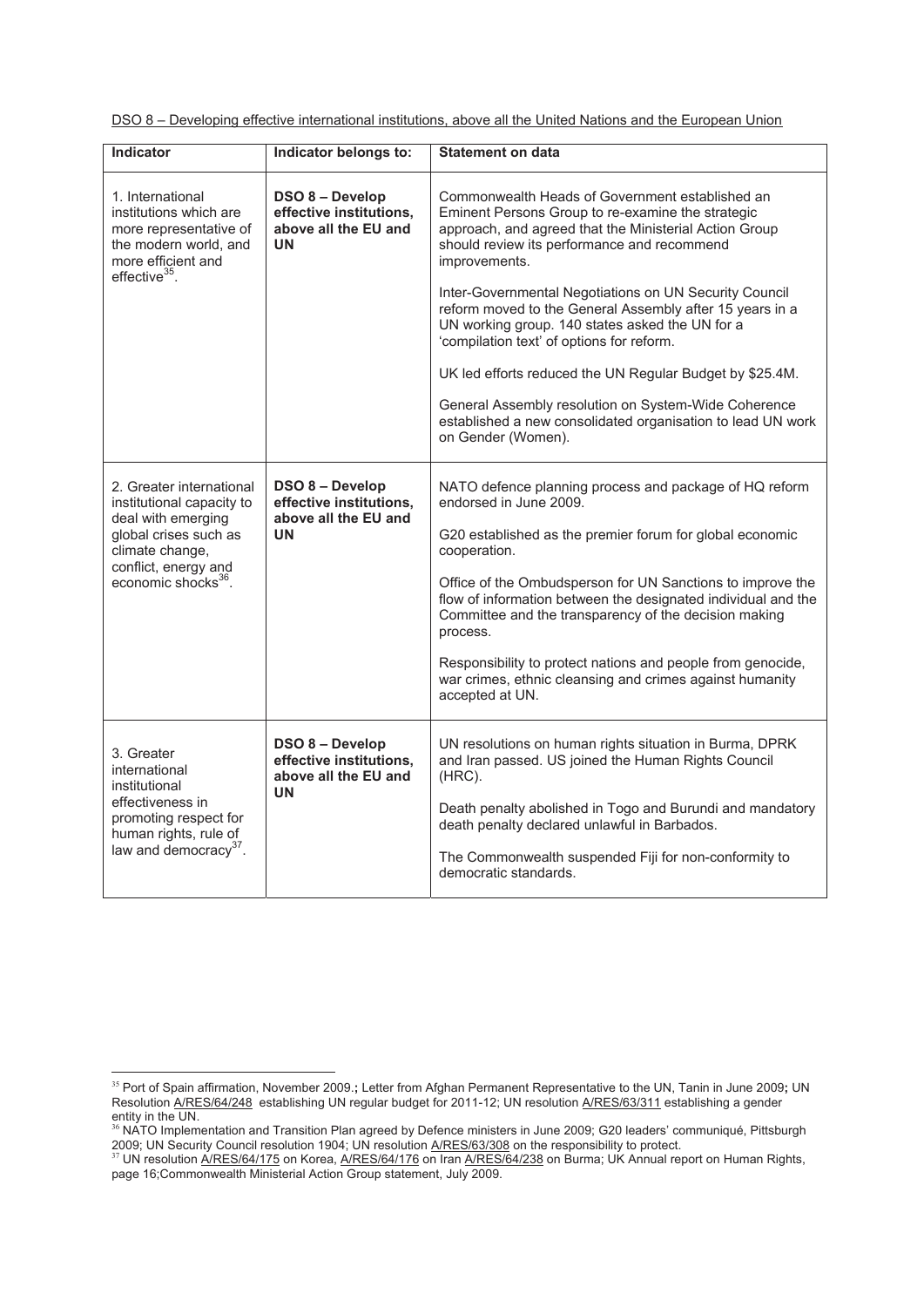DSO 8 – Developing effective international institutions, above all the United Nations and the European Union

| Indicator | Indicator belongs to: | Statement on data |
| --- | --- | --- |
| 1. International institutions which are more representative of the modern world, and more efficient and effective[35]. | **DSO 8 – Develop effective institutions, above all the EU and UN** | Commonwealth Heads of Government established an Eminent Persons Group to re-examine the strategic approach, and agreed that the Ministerial Action Group should review its performance and recommend improvements.<br><br>Inter-Governmental Negotiations on UN Security Council reform moved to the General Assembly after 15 years in a UN working group. 140 states asked the UN for a 'compilation text' of options for reform.<br><br>UK led efforts reduced the UN Regular Budget by $25.4M.<br><br>General Assembly resolution on System-Wide Coherence established a new consolidated organisation to lead UN work on Gender (Women). |
| 2. Greater international institutional capacity to deal with emerging global crises such as climate change, conflict, energy and economic shocks[36]. | **DSO 8 – Develop effective institutions, above all the EU and UN** | NATO defence planning process and package of HQ reform endorsed in June 2009.<br><br>G20 established as the premier forum for global economic cooperation.<br><br>Office of the Ombudsperson for UN Sanctions to improve the flow of information between the designated individual and the Committee and the transparency of the decision making process.<br><br>Responsibility to protect nations and people from genocide, war crimes, ethnic cleansing and crimes against humanity accepted at UN. |
| 3. Greater international institutional effectiveness in promoting respect for human rights, rule of law and democracy[37]. | **DSO 8 – Develop effective institutions, above all the EU and UN** | UN resolutions on human rights situation in Burma, DPRK and Iran passed. US joined the Human Rights Council (HRC).<br><br>Death penalty abolished in Togo and Burundi and mandatory death penalty declared unlawful in Barbados.<br><br>The Commonwealth suspended Fiji for non-conformity to democratic standards. |

[35] Port of Spain affirmation, November 2009.**;** Letter from Afghan Permanent Representative to the UN, Tanin in June 2009**;** UN Resolution A/RES/64/248 establishing UN regular budget for 2011-12; UN resolution A/RES/63/311 establishing a gender entity in the UN.

[36] NATO Implementation and Transition Plan agreed by Defence ministers in June 2009; G20 leaders' communiqué, Pittsburgh 2009; UN Security Council resolution 1904; UN resolution A/RES/63/308 on the responsibility to protect.

[37] UN resolution A/RES/64/175 on Korea, A/RES/64/176 on Iran A/RES/64/238 on Burma; UK Annual report on Human Rights, page 16;Commonwealth Ministerial Action Group statement, July 2009.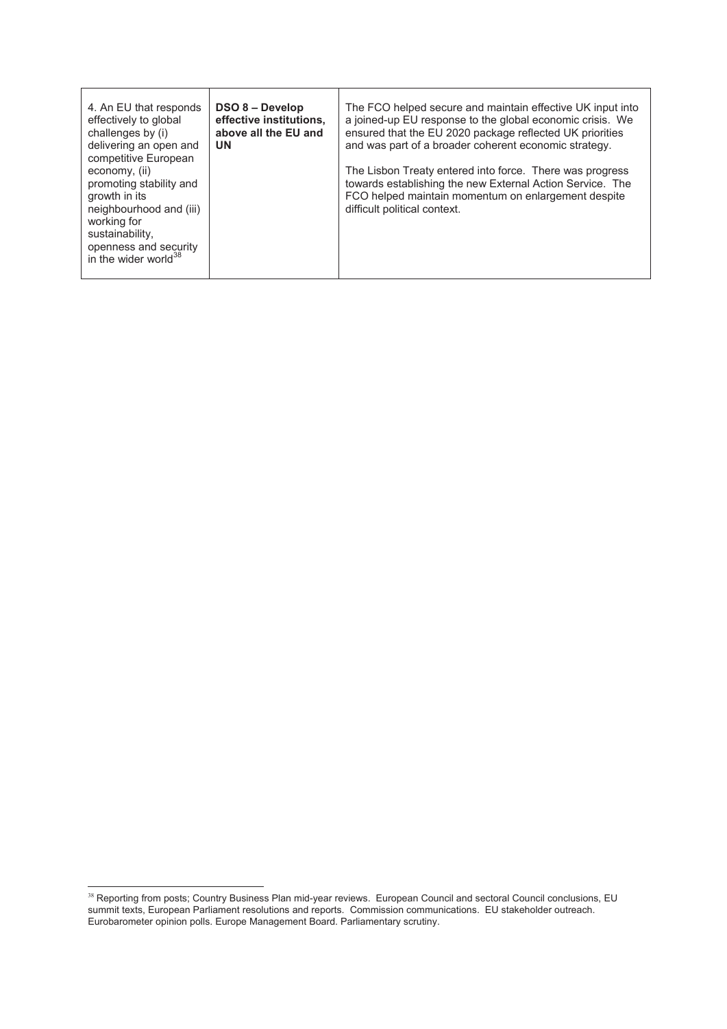| | | |
|---|---|---|
| 4. An EU that responds effectively to global challenges by (i) delivering an open and competitive European economy, (ii) promoting stability and growth in its neighbourhood and (iii) working for sustainability, openness and security in the wider world[38] | **DSO 8 – Develop effective institutions, above all the EU and UN** | The FCO helped secure and maintain effective UK input into a joined-up EU response to the global economic crisis. We ensured that the EU 2020 package reflected UK priorities and was part of a broader coherent economic strategy.<br><br>The Lisbon Treaty entered into force. There was progress towards establishing the new External Action Service. The FCO helped maintain momentum on enlargement despite difficult political context. |

[38] Reporting from posts; Country Business Plan mid-year reviews. European Council and sectoral Council conclusions, EU summit texts, European Parliament resolutions and reports. Commission communications. EU stakeholder outreach. Eurobarometer opinion polls. Europe Management Board. Parliamentary scrutiny.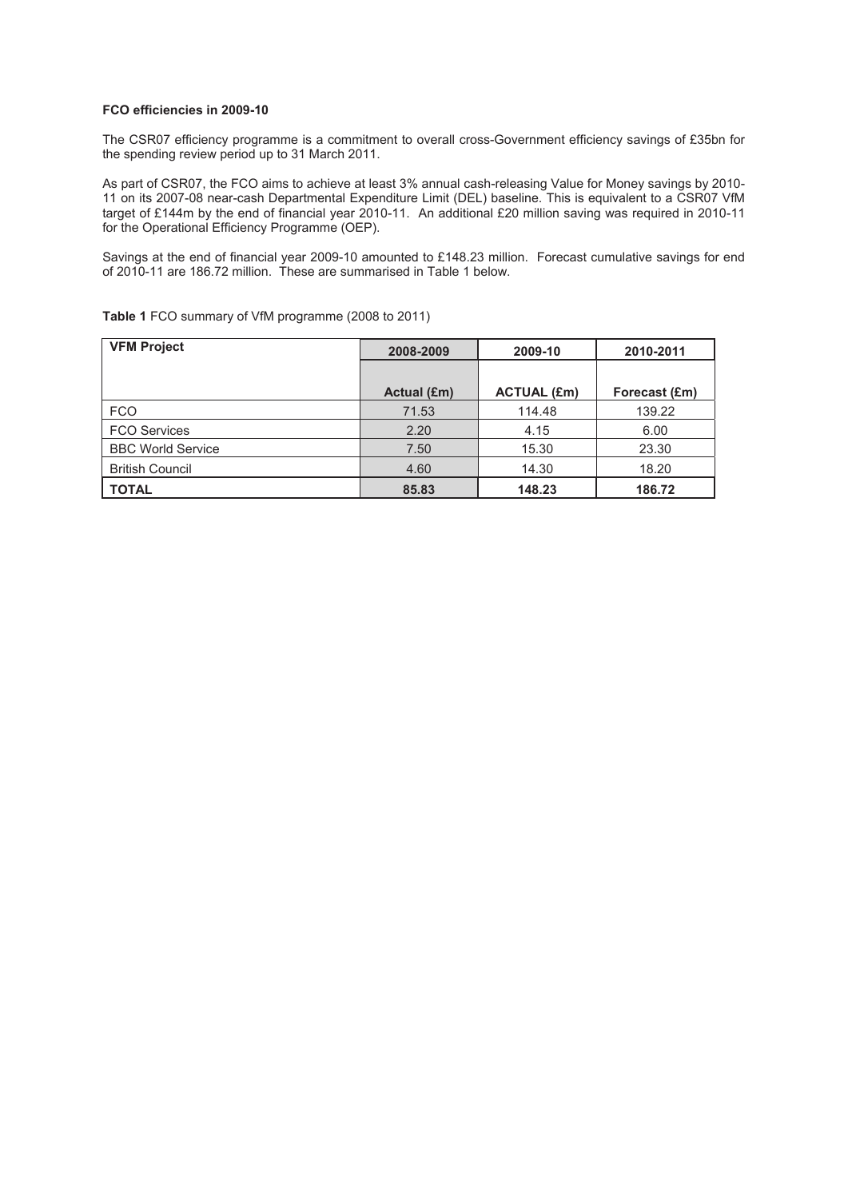**FCO efficiencies in 2009-10**

The CSR07 efficiency programme is a commitment to overall cross-Government efficiency savings of £35bn for the spending review period up to 31 March 2011.

As part of CSR07, the FCO aims to achieve at least 3% annual cash-releasing Value for Money savings by 2010-11 on its 2007-08 near-cash Departmental Expenditure Limit (DEL) baseline. This is equivalent to a CSR07 VfM target of £144m by the end of financial year 2010-11. An additional £20 million saving was required in 2010-11 for the Operational Efficiency Programme (OEP).

Savings at the end of financial year 2009-10 amounted to £148.23 million. Forecast cumulative savings for end of 2010-11 are 186.72 million. These are summarised in Table 1 below.

**Table 1** FCO summary of VfM programme (2008 to 2011)

| VFM Project | 2008-2009 | 2009-10 | 2010-2011 |
|---|---|---|---|
| | Actual (£m) | ACTUAL (£m) | Forecast (£m) |
| FCO | 71.53 | 114.48 | 139.22 |
| FCO Services | 2.20 | 4.15 | 6.00 |
| BBC World Service | 7.50 | 15.30 | 23.30 |
| British Council | 4.60 | 14.30 | 18.20 |
| **TOTAL** | **85.83** | **148.23** | **186.72** |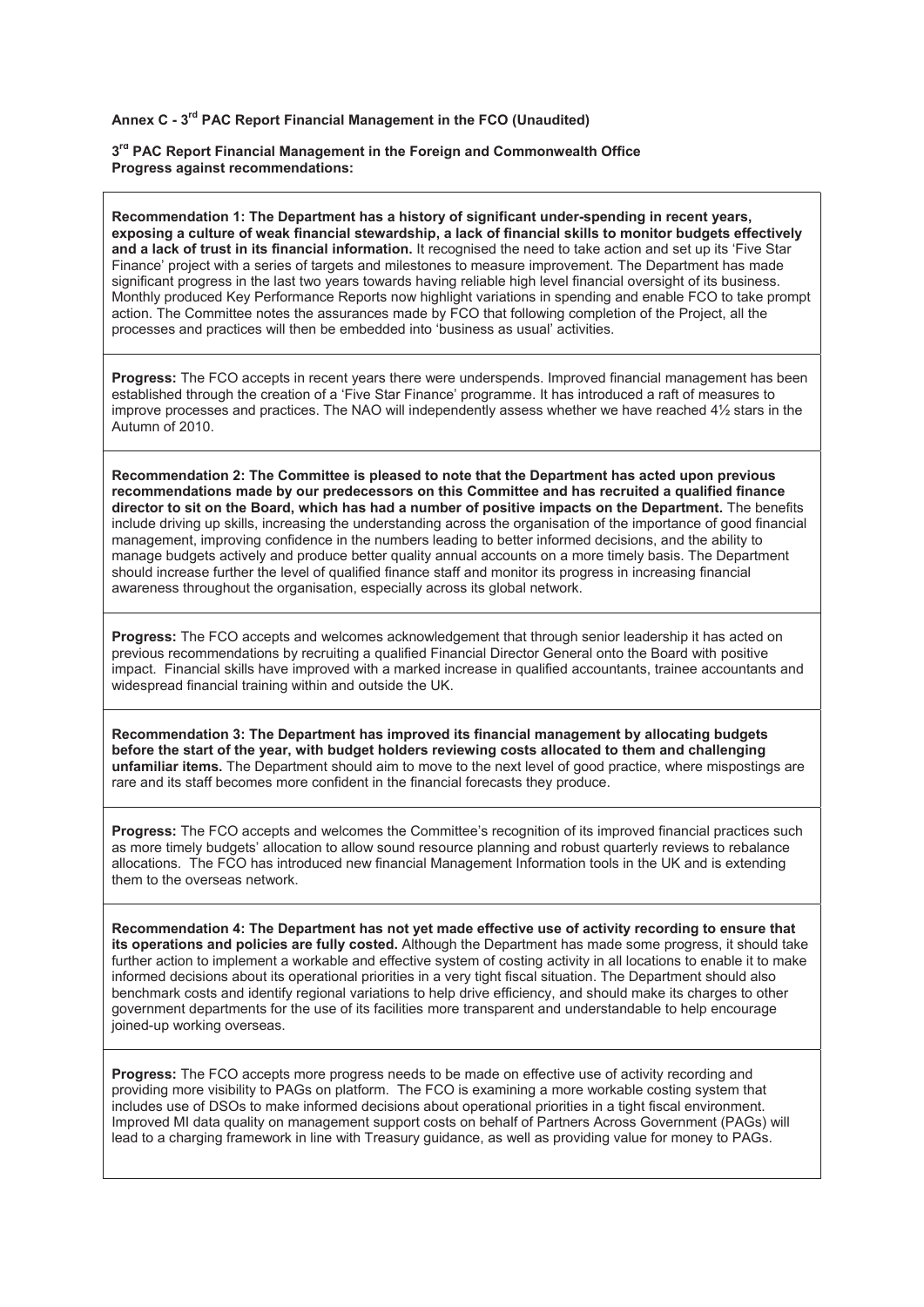**Annex C - 3rd PAC Report Financial Management in the FCO (Unaudited)**

**3rd PAC Report Financial Management in the Foreign and Commonwealth Office**
**Progress against recommendations:**

**Recommendation 1: The Department has a history of significant under-spending in recent years, exposing a culture of weak financial stewardship, a lack of financial skills to monitor budgets effectively and a lack of trust in its financial information.** It recognised the need to take action and set up its 'Five Star Finance' project with a series of targets and milestones to measure improvement. The Department has made significant progress in the last two years towards having reliable high level financial oversight of its business. Monthly produced Key Performance Reports now highlight variations in spending and enable FCO to take prompt action. The Committee notes the assurances made by FCO that following completion of the Project, all the processes and practices will then be embedded into 'business as usual' activities.

**Progress:** The FCO accepts in recent years there were underspends. Improved financial management has been established through the creation of a 'Five Star Finance' programme. It has introduced a raft of measures to improve processes and practices. The NAO will independently assess whether we have reached 4½ stars in the Autumn of 2010.

**Recommendation 2: The Committee is pleased to note that the Department has acted upon previous recommendations made by our predecessors on this Committee and has recruited a qualified finance director to sit on the Board, which has had a number of positive impacts on the Department.** The benefits include driving up skills, increasing the understanding across the organisation of the importance of good financial management, improving confidence in the numbers leading to better informed decisions, and the ability to manage budgets actively and produce better quality annual accounts on a more timely basis. The Department should increase further the level of qualified finance staff and monitor its progress in increasing financial awareness throughout the organisation, especially across its global network.

**Progress:** The FCO accepts and welcomes acknowledgement that through senior leadership it has acted on previous recommendations by recruiting a qualified Financial Director General onto the Board with positive impact. Financial skills have improved with a marked increase in qualified accountants, trainee accountants and widespread financial training within and outside the UK.

**Recommendation 3: The Department has improved its financial management by allocating budgets before the start of the year, with budget holders reviewing costs allocated to them and challenging unfamiliar items.** The Department should aim to move to the next level of good practice, where mispostings are rare and its staff becomes more confident in the financial forecasts they produce.

**Progress:** The FCO accepts and welcomes the Committee's recognition of its improved financial practices such as more timely budgets' allocation to allow sound resource planning and robust quarterly reviews to rebalance allocations. The FCO has introduced new financial Management Information tools in the UK and is extending them to the overseas network.

**Recommendation 4: The Department has not yet made effective use of activity recording to ensure that its operations and policies are fully costed.** Although the Department has made some progress, it should take further action to implement a workable and effective system of costing activity in all locations to enable it to make informed decisions about its operational priorities in a very tight fiscal situation. The Department should also benchmark costs and identify regional variations to help drive efficiency, and should make its charges to other government departments for the use of its facilities more transparent and understandable to help encourage joined-up working overseas.

**Progress:** The FCO accepts more progress needs to be made on effective use of activity recording and providing more visibility to PAGs on platform. The FCO is examining a more workable costing system that includes use of DSOs to make informed decisions about operational priorities in a tight fiscal environment. Improved MI data quality on management support costs on behalf of Partners Across Government (PAGs) will lead to a charging framework in line with Treasury guidance, as well as providing value for money to PAGs.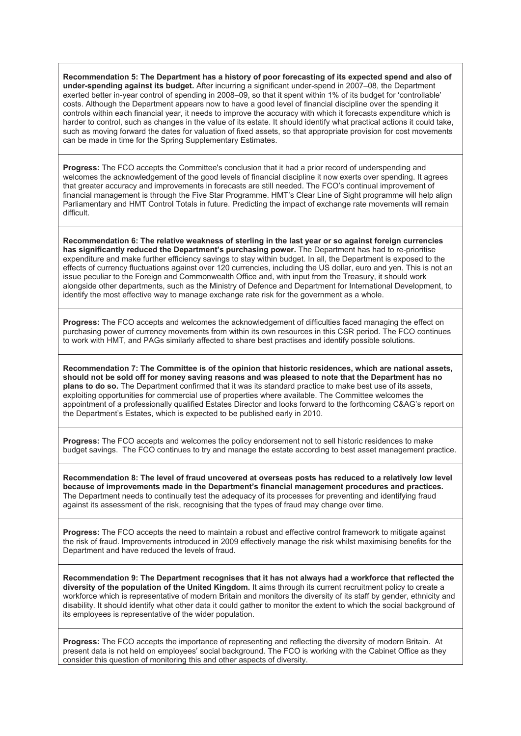**Recommendation 5: The Department has a history of poor forecasting of its expected spend and also of under-spending against its budget.** After incurring a significant under-spend in 2007–08, the Department exerted better in-year control of spending in 2008–09, so that it spent within 1% of its budget for 'controllable' costs. Although the Department appears now to have a good level of financial discipline over the spending it controls within each financial year, it needs to improve the accuracy with which it forecasts expenditure which is harder to control, such as changes in the value of its estate. It should identify what practical actions it could take, such as moving forward the dates for valuation of fixed assets, so that appropriate provision for cost movements can be made in time for the Spring Supplementary Estimates.

**Progress:** The FCO accepts the Committee's conclusion that it had a prior record of underspending and welcomes the acknowledgement of the good levels of financial discipline it now exerts over spending. It agrees that greater accuracy and improvements in forecasts are still needed. The FCO's continual improvement of financial management is through the Five Star Programme. HMT's Clear Line of Sight programme will help align Parliamentary and HMT Control Totals in future. Predicting the impact of exchange rate movements will remain difficult.

**Recommendation 6: The relative weakness of sterling in the last year or so against foreign currencies has significantly reduced the Department's purchasing power.** The Department has had to re-prioritise expenditure and make further efficiency savings to stay within budget. In all, the Department is exposed to the effects of currency fluctuations against over 120 currencies, including the US dollar, euro and yen. This is not an issue peculiar to the Foreign and Commonwealth Office and, with input from the Treasury, it should work alongside other departments, such as the Ministry of Defence and Department for International Development, to identify the most effective way to manage exchange rate risk for the government as a whole.

**Progress:** The FCO accepts and welcomes the acknowledgement of difficulties faced managing the effect on purchasing power of currency movements from within its own resources in this CSR period. The FCO continues to work with HMT, and PAGs similarly affected to share best practises and identify possible solutions.

**Recommendation 7: The Committee is of the opinion that historic residences, which are national assets, should not be sold off for money saving reasons and was pleased to note that the Department has no plans to do so.** The Department confirmed that it was its standard practice to make best use of its assets, exploiting opportunities for commercial use of properties where available. The Committee welcomes the appointment of a professionally qualified Estates Director and looks forward to the forthcoming C&AG's report on the Department's Estates, which is expected to be published early in 2010.

**Progress:** The FCO accepts and welcomes the policy endorsement not to sell historic residences to make budget savings. The FCO continues to try and manage the estate according to best asset management practice.

**Recommendation 8: The level of fraud uncovered at overseas posts has reduced to a relatively low level because of improvements made in the Department's financial management procedures and practices.** The Department needs to continually test the adequacy of its processes for preventing and identifying fraud against its assessment of the risk, recognising that the types of fraud may change over time.

**Progress:** The FCO accepts the need to maintain a robust and effective control framework to mitigate against the risk of fraud. Improvements introduced in 2009 effectively manage the risk whilst maximising benefits for the Department and have reduced the levels of fraud.

**Recommendation 9: The Department recognises that it has not always had a workforce that reflected the diversity of the population of the United Kingdom.** It aims through its current recruitment policy to create a workforce which is representative of modern Britain and monitors the diversity of its staff by gender, ethnicity and disability. It should identify what other data it could gather to monitor the extent to which the social background of its employees is representative of the wider population.

**Progress:** The FCO accepts the importance of representing and reflecting the diversity of modern Britain. At present data is not held on employees' social background. The FCO is working with the Cabinet Office as they consider this question of monitoring this and other aspects of diversity.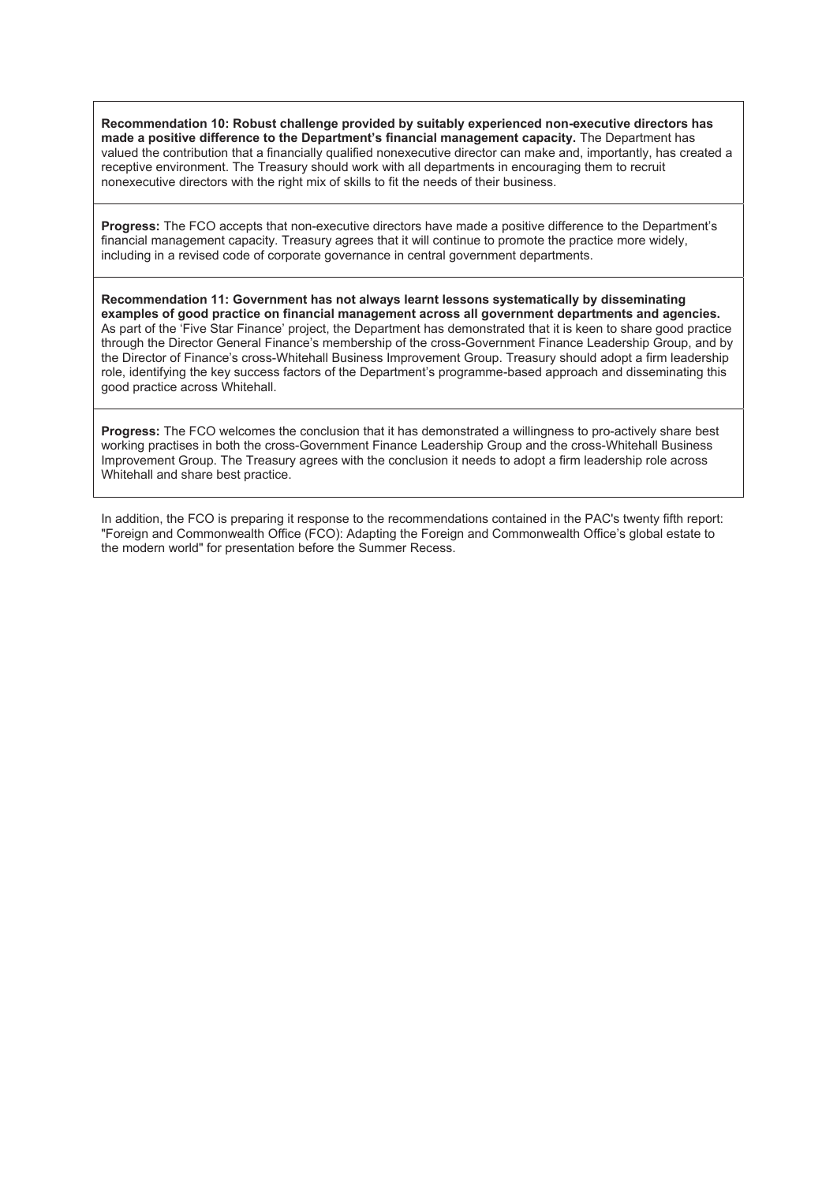**Recommendation 10: Robust challenge provided by suitably experienced non-executive directors has made a positive difference to the Department's financial management capacity.** The Department has valued the contribution that a financially qualified nonexecutive director can make and, importantly, has created a receptive environment. The Treasury should work with all departments in encouraging them to recruit nonexecutive directors with the right mix of skills to fit the needs of their business.

**Progress:** The FCO accepts that non-executive directors have made a positive difference to the Department's financial management capacity. Treasury agrees that it will continue to promote the practice more widely, including in a revised code of corporate governance in central government departments.

**Recommendation 11: Government has not always learnt lessons systematically by disseminating examples of good practice on financial management across all government departments and agencies.** As part of the 'Five Star Finance' project, the Department has demonstrated that it is keen to share good practice through the Director General Finance's membership of the cross-Government Finance Leadership Group, and by the Director of Finance's cross-Whitehall Business Improvement Group. Treasury should adopt a firm leadership role, identifying the key success factors of the Department's programme-based approach and disseminating this good practice across Whitehall.

**Progress:** The FCO welcomes the conclusion that it has demonstrated a willingness to pro-actively share best working practises in both the cross-Government Finance Leadership Group and the cross-Whitehall Business Improvement Group. The Treasury agrees with the conclusion it needs to adopt a firm leadership role across Whitehall and share best practice.

In addition, the FCO is preparing it response to the recommendations contained in the PAC's twenty fifth report: "Foreign and Commonwealth Office (FCO): Adapting the Foreign and Commonwealth Office's global estate to the modern world" for presentation before the Summer Recess.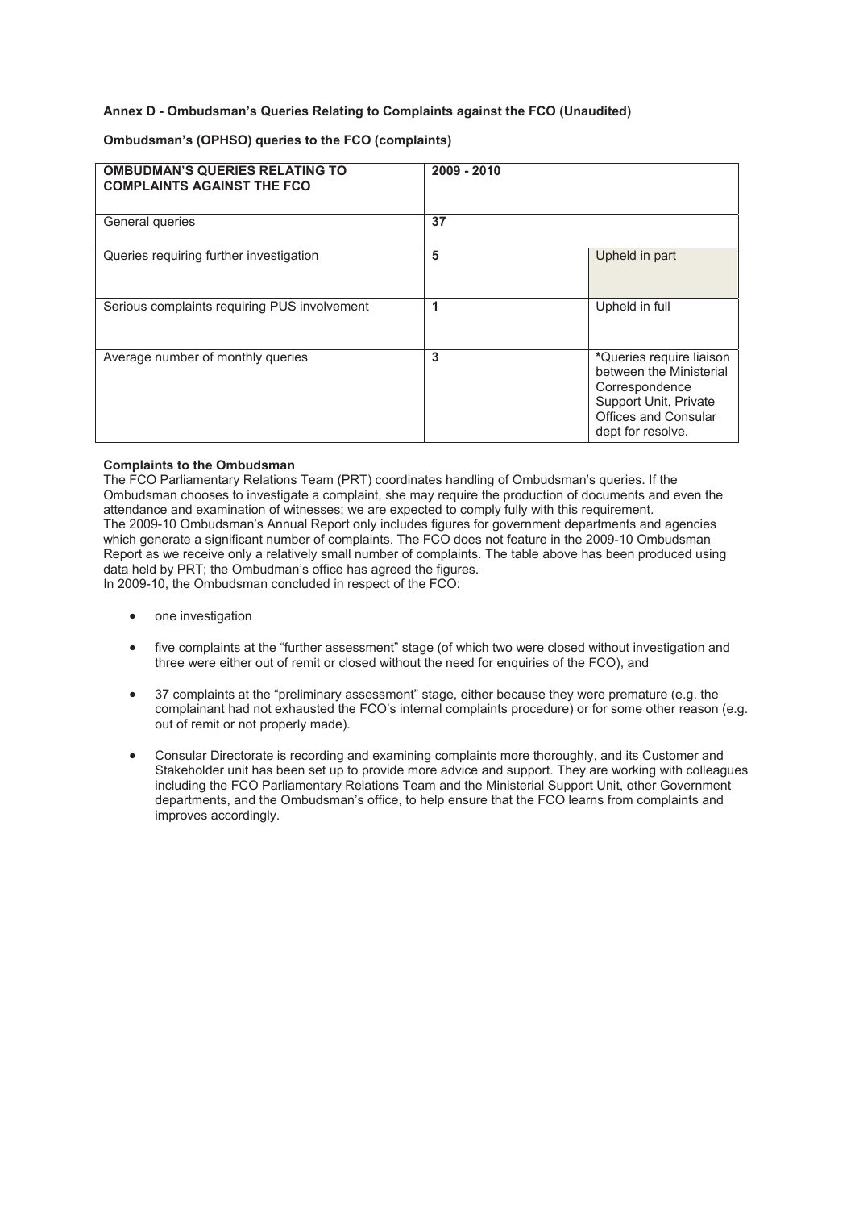**Annex D - Ombudsman's Queries Relating to Complaints against the FCO (Unaudited)**

**Ombudsman's (OPHSO) queries to the FCO (complaints)**

| OMBUDSMAN'S QUERIES RELATING TO COMPLAINTS AGAINST THE FCO | 2009 - 2010 | |
|---|---|---|
| General queries | **37** | |
| Queries requiring further investigation | **5** | Upheld in part |
| Serious complaints requiring PUS involvement | **1** | Upheld in full |
| Average number of monthly queries | **3** | ***Queries require liaison between the Ministerial Correspondence Support Unit, Private Offices and Consular dept for resolve. |

**Complaints to the Ombudsman**

The FCO Parliamentary Relations Team (PRT) coordinates handling of Ombudsman's queries. If the Ombudsman chooses to investigate a complaint, she may require the production of documents and even the attendance and examination of witnesses; we are expected to comply fully with this requirement.

The 2009-10 Ombudsman's Annual Report only includes figures for government departments and agencies which generate a significant number of complaints. The FCO does not feature in the 2009-10 Ombudsman Report as we receive only a relatively small number of complaints. The table above has been produced using data held by PRT; the Ombudman's office has agreed the figures.

In 2009-10, the Ombudsman concluded in respect of the FCO:

- one investigation
- five complaints at the "further assessment" stage (of which two were closed without investigation and three were either out of remit or closed without the need for enquiries of the FCO), and
- 37 complaints at the "preliminary assessment" stage, either because they were premature (e.g. the complainant had not exhausted the FCO's internal complaints procedure) or for some other reason (e.g. out of remit or not properly made).
- Consular Directorate is recording and examining complaints more thoroughly, and its Customer and Stakeholder unit has been set up to provide more advice and support. They are working with colleagues including the FCO Parliamentary Relations Team and the Ministerial Support Unit, other Government departments, and the Ombudsman's office, to help ensure that the FCO learns from complaints and improves accordingly.